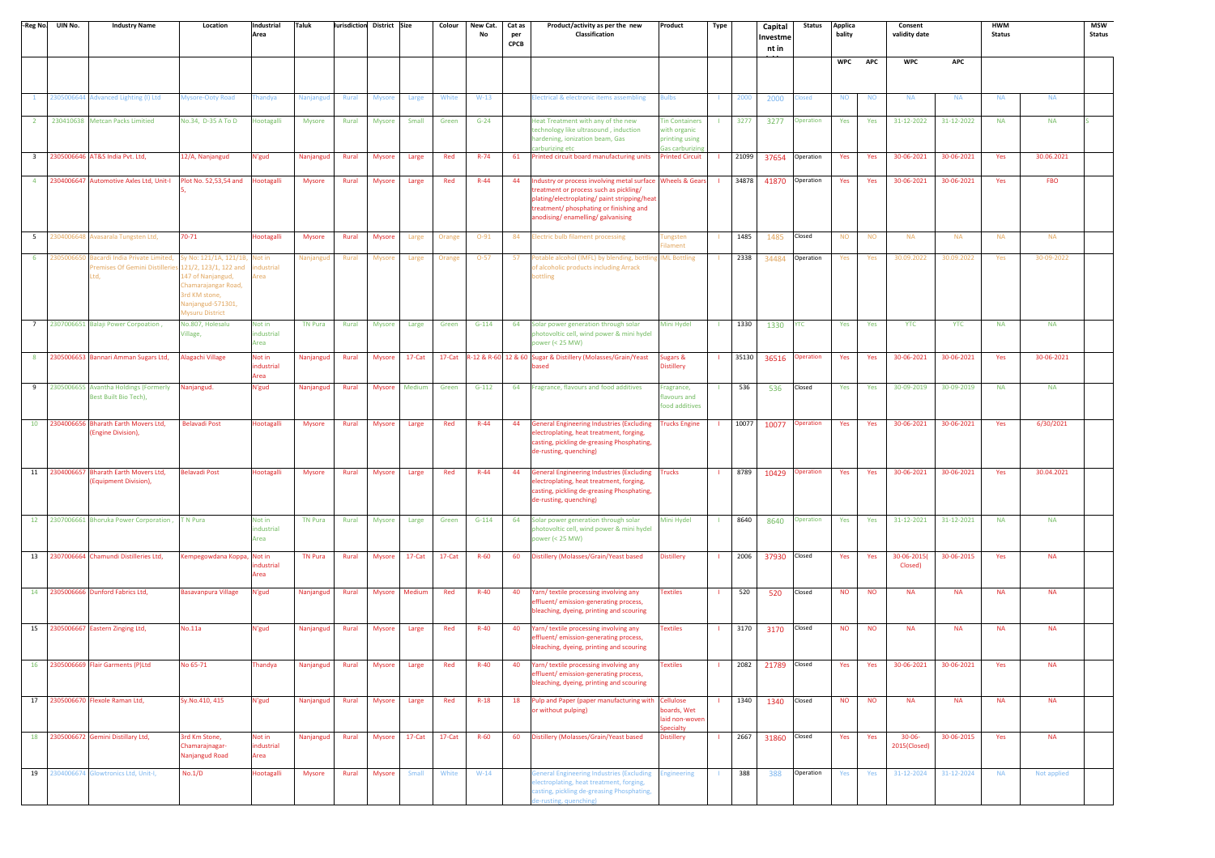| -Reg No. | UIN No. | Industry Name | Location | Industrial Area | Taluk | Jurisdiction | District | Size | Colour | New Cat. No | Cat as per CPCB | Product/activity as per the new Classification | Product | Type | | Capital Investment in | Status | Applicability | | Consent validity date | | HWM Status | | MSW Status |
|---|---|---|---|---|---|---|---|---|---|---|---|---|---|---|---|---|---|---|---|---|---|---|---|---|
| | | | | | | | | | | | | | | | | | | WPC | APC | WPC | APC | | | |
| 1 | 2305006644 | Advanced Lighting (I) Ltd | Mysore-Ooty Road | Thandya | Nanjangud | Rural | Mysore | Large | White | W-13 | | Electrical & electronic items assembling | Bulbs | I | 2000 | 2000 | Closed | NO | NO | NA | NA | NA | NA | |
| 2 | 230410638 | Metcan Packs Limited | No.34, D-35 A To D | Hootagalli | Mysore | Rural | Mysore | Small | Green | G-24 | | Heat Treatment with any of the new technology like ultrasound , induction hardening, ionization beam, Gas carburizing etc | Tin Containers with organic printing using Gas carburizing | I | 3277 | 3277 | Operation | Yes | Yes | 31-12-2022 | 31-12-2022 | NA | NA | S |
| 3 | 2305006646 | AT&S India Pvt. Ltd, | 12/A, Nanjangud | N'gud | Nanjangud | Rural | Mysore | Large | Red | R-74 | 61 | Printed circuit board manufacturing units | Printed Circuit | I | 21099 | 37654 | Operation | Yes | Yes | 30-06-2021 | 30-06-2021 | Yes | 30.06.2021 | |
| 4 | 2304006647 | Automotive Axles Ltd, Unit-I | Plot No. 52,53,54 and 5, | Hootagalli | Mysore | Rural | Mysore | Large | Red | R-44 | 44 | Industry or process involving metal surface treatment or process such as pickling/ plating/electroplating/ paint stripping/heat treatment/ phosphating or finishing and anodising/ enamelling/ galvanising | Wheels & Gears | I | 34878 | 41870 | Operation | Yes | Yes | 30-06-2021 | 30-06-2021 | Yes | FBO | |
| 5 | 2304006648 | Avasarala Tungsten Ltd, | 70-71 | Hootagalli | Mysore | Rural | Mysore | Large | Orange | O-91 | 84 | Electric bulb filament processing | Tungsten Filament | I | 1485 | 1485 | Closed | NO | NO | NA | NA | NA | NA | |
| 6 | 2305006650 | Bacardi India Private Limited, Premises Of Gemini Distilleries Ltd, | Sy No. 121/1A, 121/1B, 121/2, 123/1, 122 and 147 of Nanjangud, Chamarajangar Road, 3rd KM stone, Nanjangud-571301, Mysuru District | Not in industrial Area | Nanjangud | Rural | Mysore | Large | Orange | O-57 | 57 | Potable alcohol (IMFL) by blending, bottling of alcoholic products including Arrack bottling | IML Bottling | I | 2338 | 34484 | Operation | Yes | Yes | 30.09.2022 | 30.09.2022 | Yes | 30-09-2022 | |
| 7 | 2307006651 | Balaji Power Corpoation , | No.807, Holesalu Village, | Not in industrial Area | TN Pura | Rural | Mysore | Large | Green | G-114 | 64 | Solar power generation through solar photovoltic cell, wind power & mini hydel power (< 25 MW) | Mini Hydel | I | 1330 | 1330 | YTC | Yes | Yes | YTC | YTC | NA | NA | |
| 8 | 2305006653 | Bannari Amman Sugars Ltd, | Alagachi Village | Not in industrial Area | Nanjangud | Rural | Mysore | 17-Cat | 17-Cat | R-12 & R-60 | 12 & 60 | Sugar & Distillery (Molasses/Grain/Yeast based | Sugars & Distillery | I | 35130 | 36516 | Operation | Yes | Yes | 30-06-2021 | 30-06-2021 | Yes | 30-06-2021 | |
| 9 | 2305006655 | Avantha Holdings (Formerly Best Built Bio Tech), | Nanjangud. | N'gud | Nanjangud | Rural | Mysore | Medium | Green | G-112 | 64 | Fragrance, flavours and food additives | Fragrance, flavours and food additives | I | 536 | 536 | Closed | Yes | Yes | 30-09-2019 | 30-09-2019 | NA | NA | |
| 10 | 2304006656 | Bharath Earth Movers Ltd, (Engine Division), | Belavadi Post | Hootagalli | Mysore | Rural | Mysore | Large | Red | R-44 | 44 | General Engineering Industries (Excluding electroplating, heat treatment, forging, casting, pickling de-greasing Phosphating, de-rusting, quenching) | Trucks Engine | I | 10077 | 10077 | Operation | Yes | Yes | 30-06-2021 | 30-06-2021 | Yes | 6/30/2021 | |
| 11 | 2304006657 | Bharath Earth Movers Ltd, (Equipment Division), | Belavadi Post | Hootagalli | Mysore | Rural | Mysore | Large | Red | R-44 | 44 | General Engineering Industries (Excluding electroplating, heat treatment, forging, casting, pickling de-greasing Phosphating, de-rusting, quenching) | Trucks | I | 8789 | 10429 | Operation | Yes | Yes | 30-06-2021 | 30-06-2021 | Yes | 30.04.2021 | |
| 12 | 2307006661 | Bhoruka Power Corporation , | T N Pura | Not in industrial Area | TN Pura | Rural | Mysore | Large | Green | G-114 | 64 | Solar power generation through solar photovoltic cell, wind power & mini hydel power (< 25 MW) | Mini Hydel | I | 8640 | 8640 | Operation | Yes | Yes | 31-12-2021 | 31-12-2021 | NA | NA | |
| 13 | 2307006664 | Chamundi Distilleries Ltd, | Kempegowdana Koppa, | Not in industrial Area | TN Pura | Rural | Mysore | 17-Cat | 17-Cat | R-60 | 60 | Distillery (Molasses/Grain/Yeast based | Distillery | I | 2006 | 37930 | Closed | Yes | Yes | 30-06-2015( Closed) | 30-06-2015 | Yes | NA | |
| 14 | 2305006666 | Dunford Fabrics Ltd, | Basavanpura Village | N'gud | Nanjangud | Rural | Mysore | Medium | Red | R-40 | 40 | Yarn/ textile processing involving any effluent/ emission-generating process, bleaching, dyeing, printing and scouring | Textiles | I | 520 | 520 | Closed | NO | NO | NA | NA | NA | NA | |
| 15 | 2305006667 | Eastern Zinging Ltd, | No.11a | N'gud | Nanjangud | Rural | Mysore | Large | Red | R-40 | 40 | Yarn/ textile processing involving any effluent/ emission-generating process, bleaching, dyeing, printing and scouring | Textiles | I | 3170 | 3170 | Closed | NO | NO | NA | NA | NA | NA | |
| 16 | 2305006669 | Flair Garments (P)Ltd | No 65-71 | Thandya | Nanjangud | Rural | Mysore | Large | Red | R-40 | 40 | Yarn/ textile processing involving any effluent/ emission-generating process, bleaching, dyeing, printing and scouring | Textiles | I | 2082 | 21789 | Closed | Yes | Yes | 30-06-2021 | 30-06-2021 | Yes | NA | |
| 17 | 2305006670 | Flexole Raman Ltd, | Sy.No.410, 415 | N'gud | Nanjangud | Rural | Mysore | Large | Red | R-18 | 18 | Pulp and Paper (paper manufacturing with or without pulping) | Cellulose boards, Wet laid non-woven Specialty | I | 1340 | 1340 | Closed | NO | NO | NA | NA | NA | NA | |
| 18 | 2305006672 | Gemini Distillary Ltd, | 3rd Km Stone, Chamarajnagar-Nanjangud Road | Not in industrial Area | Nanjangud | Rural | Mysore | 17-Cat | 17-Cat | R-60 | 60 | Distillery (Molasses/Grain/Yeast based | Distillery | I | 2667 | 31860 | Closed | Yes | Yes | 30-06-2015(Closed) | 30-06-2015 | Yes | NA | |
| 19 | 2304006674 | Glowtronics Ltd, Unit-I, | No.1/D | Hootagalli | Mysore | Rural | Mysore | Small | White | W-14 | | General Engineering Industries (Excluding electroplating, heat treatment, forging, casting, pickling de-greasing Phosphating, de-rusting, quenching) | Engineering | I | 388 | 388 | Operation | Yes | Yes | 31-12-2024 | 31-12-2024 | NA | Not applied | |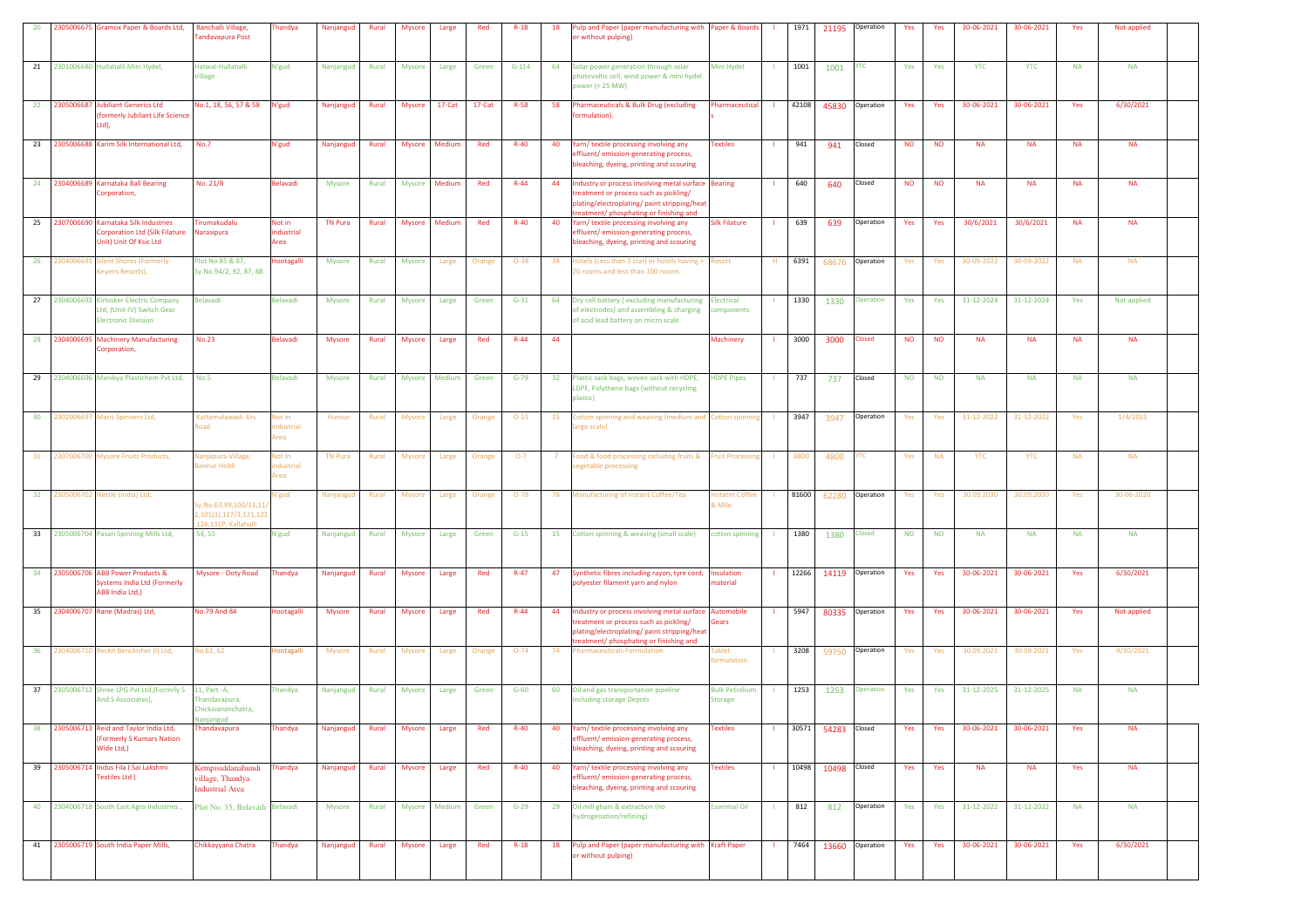| 20 | 2305006675 | Gramox Paper & Boards Ltd, | Banchalli Village, Tandavapura Post | Thandya | Nanjangud | Rural | Mysore | Large | Red | R-18 | 18 | Pulp and Paper (paper manufacturing with or without pulping) | Paper & Boards | I | 1971 | 21195 | Operation | Yes | Yes | 30-06-2021 | 30-06-2021 | Yes | Not applied | |
|---|---|---|---|---|---|---|---|---|---|---|---|---|---|---|---|---|---|---|---|---|---|---|---|---|
| 21 | 2301006680 | Hullahalli Mini Hydel, | Hatwal-Hullahalli Village | N'gud | Nanjangud | Rural | Mysore | Large | Green | G-114 | 64 | Solar power generation through solar photovoltic cell, wind power & mini hydel power (< 25 MW) | Mini Hydel | I | 1001 | 1001 | YTC | Yes | Yes | YTC | YTC | NA | NA | |
| 22 | 2305006687 | Jubiliant Generics Ltd (formerly Jubilant Life Science Ltd), | No.1, 18, 56, 57 & 58 | N'gud | Nanjangud | Rural | Mysore | 17-Cat | 17-Cat | R-58 | 58 | Pharmaceuticals & Bulk Drug (excluding formulation). | Pharmaceuticals | I | 42108 | 45830 | Operation | Yes | Yes | 30-06-2021 | 30-06-2021 | Yes | 6/30/2021 | |
| 23 | 2305006688 | Karim Silk International Ltd, | No.7 | N'gud | Nanjangud | Rural | Mysore | Medium | Red | R-40 | 40 | Yarn/ textile processing involving any effluent/ emission-generating process, bleaching, dyeing, printing and scouring | Textiles | I | 941 | 941 | Closed | NO | NO | NA | NA | NA | NA | |
| 24 | 2304006689 | Karnataka Ball Bearing Corporation, | No. 21/B | Belavadi | Mysore | Rural | Mysore | Medium | Red | R-44 | 44 | Industry or process involving metal surface treatment or process such as pickling/ plating/electroplating/ paint stripping/heat treatment/ phosphating or finishing and | Bearing | I | 640 | 640 | Closed | NO | NO | NA | NA | NA | NA | |
| 25 | 2307006690 | Karnataka Silk Industries Corporation Ltd (Silk Filature Unit) Unit Of Ksic Ltd | Tirumakudalu Narasipura | Not in industrial Area | TN Pura | Rural | Mysore | Medium | Red | R-40 | 40 | Yarn/ textile processing involving any effluent/ emission-generating process, bleaching, dyeing, printing and scouring | Silk Filature | I | 639 | 639 | Operation | Yes | Yes | 30/6/2021 | 30/6/2021 | NA | NA | |
| 26 | 2304006691 | Silent Shores (Formerly Keyens Resorts), | Plot No.85 & 87, Sy.No.94/2, 92, 87, 88 | Hootagalli | Mysore | Rural | Mysore | Large | Orange | O-38 | 38 | Hotels (Less than 3 star) or hotels having > 20 rooms and less than 100 rooms. | Resort | H | 6391 | 68676 | Operation | Yes | Yes | 30-09-2022 | 30-09-2022 | NA | NA | |
| 27 | 2304006692 | Kirloskar Electric Company Ltd, (Unit-IV) Switch Gear Electronic Division | Belavadi | Belavadi | Mysore | Rural | Mysore | Large | Green | G-31 | 64 | Dry cell battery ( excluding manufacturing of electrodes) and assembling & charging of acid lead battery on micro scale | Electrical components | I | 1330 | 1330 | Operation | Yes | Yes | 31-12-2024 | 31-12-2024 | Yes | Not applied | |
| 28 | 2304006695 | Machinery Manufacturing Corporation, | No.23 | Belavadi | Mysore | Rural | Mysore | Large | Red | R-44 | 44 | | Machinery | I | 3000 | 3000 | Closed | NO | NO | NA | NA | NA | NA | |
| 29 | 2304006696 | Manikya Plastichem Pvt Ltd, | No.5 | Belavadi | Mysore | Rural | Mysore | Medium | Green | G-79 | 32 | Plastic sack bags, woven sack with HDPE, LDPE, Polythene bags (without recycling plastic) | HDPE Pipes | I | 737 | 737 | Closed | NO | NO | NA | NA | NA | NA | |
| 30 | 2302006697 | Maris Spinners Ltd, | Kattemalawadi Krs Road | Not in industrial Area | Hunsur | Rural | Mysore | Large | Orange | O-15 | 15 | Cotton spinning and weaving (medium and large scale) | Cotton spinning | I | 3947 | 3947 | Operation | Yes | Yes | 31-12-2022 | 31-12-2022 | Yes | 1/4/2025 | |
| 31 | 2307006700 | Mysore Fruits Products, | Nanjapura Village, Bannur Hobli | Not in industrial Area | TN Pura | Rural | Mysore | Large | Orange | O-7 | 7 | Food & food processing including fruits & vegetable processing | Fruit Processing | I | 4800 | 4800 | YTC | Yes | NA | YTC | YTC | NA | NA | |
| 32 | 2305006702 | Nestle (India) Ltd, | Sy.No.63,99,100/11,11/2,101(1),117/3,121,122,124,131P, Kallahalli | N'gud | Nanjangud | Rural | Mysore | Large | Orange | O-78 | 78 | Manufacturing of Instant Coffee/Tea | Instatnt Coffee & Milo | I | 81600 | 62280 | Operation | Yes | Yes | 30.09.2030 | 30.09.2030 | Yes | 30-06-2020 | |
| 33 | 2305006704 | Pasari Spinning Mills Ltd, | 54, 55 | N'gud | Nanjangud | Rural | Mysore | Large | Green | G-15 | 15 | Cotton spinning & weaving (small scale) | cotton spinning | I | 1380 | 1380 | Closed | NO | NO | NA | NA | NA | NA | |
| 34 | 2305006706 | ABB Power Products & Systems India Ltd (Formerly ABB India Ltd,) | Mysore - Ooty Road | Thandya | Nanjangud | Rural | Mysore | Large | Red | R-47 | 47 | Synthetic fibres including rayon, tyre cord, polyester filament yarn and nylon | Insulation material | I | 12266 | 14119 | Operation | Yes | Yes | 30-06-2021 | 30-06-2021 | Yes | 6/30/2021 | |
| 35 | 2304006707 | Rane (Madras) Ltd, | No.79 And 84 | Hootagalli | Mysore | Rural | Mysore | Large | Red | R-44 | 44 | Industry or process involving metal surface treatment or process such as pickling/ plating/electroplating/ paint stripping/heat treatment/ phosphating or finishing and | Automobile Gears | I | 5947 | 80335 | Operation | Yes | Yes | 30-06-2021 | 30-06-2021 | Yes | Not applied | |
| 36 | 2304006710 | Reckit Benckisher (I) Ltd, | No.61, 62 | Hootagalli | Mysore | Rural | Mysore | Large | Orange | O-74 | 74 | Pharmaceuticals Formulation | Tablet formulation | I | 3208 | 59750 | Operation | Yes | Yes | 30.09.2021 | 30.09.2021 | Yes | 9/30/2021 | |
| 37 | 2305006712 | Shree LPG Pvt Ltd,(Formrly S And S Associates), | 11, Part -A, Thandavapura, Chickaiananchatra, Nanjangud | Thandya | Nanjangud | Rural | Mysore | Large | Green | G-60 | 60 | Oil and gas transportation pipeline including storage Depots | Bulk Petrolium Storage | I | 1253 | 1253 | Operation | Yes | Yes | 31-12-2025 | 31-12-2025 | NA | NA | |
| 38 | 2305006713 | Reid and Taylor India Ltd, (Formerly S Kumars Nation Wide Ltd,) | Thandavapura | Thandya | Nanjangud | Rural | Mysore | Large | Red | R-40 | 40 | Yarn/ textile processing involving any effluent/ emission-generating process, bleaching, dyeing, printing and scouring | Textiles | I | 30571 | 54283 | Closed | Yes | Yes | 30-06-2021 | 30-06-2021 | Yes | NA | |
| 39 | 2305006714 | Indus Fila ( Sai Lakshmi Textiles Ltd ) | Kempisiddanahundi village, Thandya Industrial Area | Thandya | Nanjangud | Rural | Mysore | Large | Red | R-40 | 40 | Yarn/ textile processing involving any effluent/ emission-generating process, bleaching, dyeing, printing and scouring | Textiles | I | 10498 | 10498 | Closed | Yes | Yes | NA | NA | Yes | NA | |
| 40 | 2304006718 | South East Agro Industries , | Plot No. 35, Belavadi | Belavadi | Mysore | Rural | Mysore | Medium | Green | G-29 | 29 | Oil mill ghani & extraction (no hydrogenation/refining) | Essential Oil | I | 812 | 812 | Operation | Yes | Yes | 31-12-2022 | 31-12-2022 | NA | NA | |
| 41 | 2305006719 | South India Paper Mills, | Chikkayyana Chatra | Thandya | Nanjangud | Rural | Mysore | Large | Red | R-18 | 18 | Pulp and Paper (paper manufacturing with or without pulping) | Kraft Paper | I | 7464 | 13660 | Operation | Yes | Yes | 30-06-2021 | 30-06-2021 | Yes | 6/30/2021 | |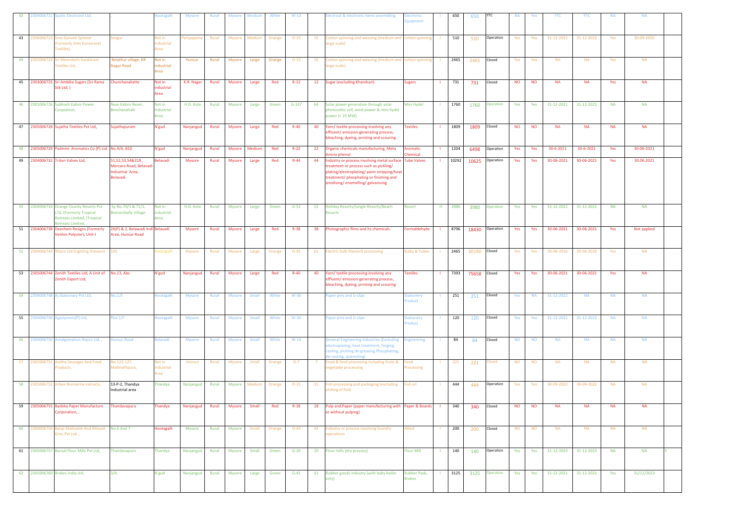| 42 | 2304006721 | Spatic Electronic Ltd, | . | Hootagalli | Mysore | Rural | Mysore | Medium | White | W-13 | | Electrical & electronic items assembling | Electronic Equipment | I | 650 | 650 | YTC | NA | Yes | YTC | YTC | NA | NA | |
|---|---|---|---|---|---|---|---|---|---|---|---|---|---|---|---|---|---|---|---|---|---|---|---|---|
| 43 | 2306006723 | Sree Ganesh Spinner (Formerly Sree Kumaravel Textiles), | Seegur | Not in industrial Area | Periyapatna | Rural | Mysore | Medium | Orange | O-15 | 15 | Cotton spinning and weaving (medium and large scale) | cotton spinning | I | 510 | 510 | Operation | Yes | Yes | 31-12-2022 | 31-12-2022 | Yes | 30-09-2020 | |
| 44 | 2302006724 | Sri Meenakshi Sundaram Textiles Ltd, | Belathur village, KR Nagar Road | Not in industrial Area | Hunsur | Rural | Mysore | Large | Orange | O-15 | 15 | Cotton spinning and weaving (medium and large scale) | cotton spinning | I | 2465 | 2465 | Closed | Yes | Yes | NA | NA | Yes | NA | |
| 45 | 2303006725 | Sri Ambika Sugars (Sri Rama Ssk Ltd, ) | Chunchanakatte | Not in industrial Area | K.R. Nagar | Rural | Mysore | Large | Red | R-12 | 12 | Sugar (excluding Khandsari) | Sugars | I | 731 | 731 | Closed | NO | NO | NA | NA | Yes | NA | |
| 46 | 2301006726 | Subhash Kabini Power Corpoation, | Near Kabini Rever, Beechanahalli | Not in industrial Area | H.D. Kote | Rural | Mysore | Large | Green | G-147 | 64 | Solar power generation through solar photovoltic cell, wind power & mini hydel power (< 25 MW) | Mini Hydel | I | 1760 | 1760 | Operation | Yes | Yes | 31-12-2021 | 31-12-2021 | NA | NA | |
| 47 | 2305006728 | Sujatha Textiles Pvt Ltd, | Sujathapuram | N'gud | Nanjangud | Rural | Mysore | Large | Red | R-40 | 40 | Yarn/ textile processing involving any effluent/ emission-generating process, bleaching, dyeing, printing and scouring | Textiles | I | 1809 | 1809 | Closed | NO | NO | NA | NA | NA | NA | |
| 48 | 2305006729 | Padmini Aromatics Co (P) Ltd | No.9/A, B10 | N'gud | Nanjangud | Rural | Mysore | Medium | Red | R-22 | 22 | Organic chemicals manufacturing, Meta Amino phenol | Aromatic Chemical | I | 1204 | 6498 | Operation | Yes | Yes | 30-6-2021 | 30-6-2021 | Yes | 30-06-2021 | |
| 49 | 2304006732 | Triton Valves Ltd, | 51,52,53,54&318, Mercara Road, Belavadi Industrial Area, Belavadi | Belavadi | Mysore | Rural | Mysore | Large | Red | R-44 | 44 | Industry or process involving metal surface treatment or process such as pickling/ plating/electroplating/ paint stripping/heat treatment/ phosphating or finishing and anodising/ enamelling/ galvanising | Tube Valves | I | 10292 | 10625 | Operation | Yes | Yes | 30-06-2021 | 30-06-2021 | Yes | 30.06.2021 | |
| 50 | 2304006734 | Orange County Resorts Pvt LTd, (Formerly Tropical Retreats Limited, )Tropical Retreats Limited, | Sy.No.70/1 & 71/1, Beerambally Village | Not in industrial Area | H.D. Kote | Rural | Mysore | Large | Green | G-52 | 52 | Holiday Resorts/Jungle Resorts/Beach Resorts | Resort | H | 3980 | 3980 | Operation | Yes | Yes | 31-12-2022 | 31-12-2022 | NA | NA | |
| 51 | 2304006738 | Deechem Resigns (Formerly Venlon Polyster), Unit-I | 26(P) & 2, Belawadi Indl Area, Hunsur Road | Belavadi | Mysore | Rural | Mysore | Large | Red | R-38 | 38 | Photographic films and its chemicals | Formaldehyde | I | 8796 | 18430 | Operation | Yes | Yes | 30-06-2021 | 30-06-2021 | Yes | Not applied | |
| 52 | 2304006742 | Wipro Ltd (Lighting Division) | 105 | Hootagalli | Mysore | Rural | Mysore | Large | Orange | O-91 | 61 | Electric bulb filament processing | Bulbs & Tubes | I | 2465 | 30190 | Closed | Yes | Yes | 30-06-2016 | 30-06-2016 | Yes | NA | |
| 53 | 2305006744 | Zenith Textiles Ltd, A Unit of Zenith Export Ltd, | No.13, Abc | N'gud | Nanjangud | Rural | Mysore | Large | Red | R-40 | 40 | Yarn/ textile processing involving any effluent/ emission-generating process, bleaching, dyeing, printing and scouring | Textiles | I | 7393 | 75658 | Closed | Yes | Yes | 30-06-2021 | 30-06-2021 | Yes | NA | |
| 54 | 2304006748 | Aj Stationary Pvt LtD, | No.1/E | Hootagalli | Mysore | Rural | Mysore | Small | White | W-30 | | Paper pins and U-clips | Stationery Product | I | 251 | 251 | Closed | Yes | NA | 31-12-2022 | NA | NA | NA | |
| 55 | 2304006749 | Ajpolymers(P) Ltd, | Plot 1/F | Hootagalli | Mysore | Rural | Mysore | Small | White | W-30 | | Paper pins and U-clips | Stationery Product | I | 120 | 120 | Closed | Yes | Yes | 31-12-2022 | 31-12-2022 | NA | NA | |
| 56 | 2304006750 | Amalgamation Repco Ltd, , | Hunsur Road | Belavadi | Mysore | Rural | Mysore | Small | White | W-14 | | General Engineering Industries (Excluding electroplating, heat treatment, forging, casting, pickling de-greasing Phosphating, de-rusting, quenching) | Engineering | I | 84 | 84 | Closed | NO | NO | NA | NA | NA | NA | |
| 57 | 2302006751 | Anitha Sausages And Food Products, | No.122-127, Mallinathpura, | Not in industrial Area | Hunsur | Rural | Mysore | Small | Orange | O-7 | 7 | Food & food processing including fruits & vegetable processing | Food Processing | I | 221 | 221 | Closed | NO | NO | NA | NA | NA | NA | |
| 58 | 2305006752 | Arbee Biomarine extracts, | 13-P-2, Thandya Industrial area | Thandya | Nanjangud | Rural | Mysore | Medium | Orange | O-31 | 31 | Fish processing and packaging (excluding chilling of fish) | Fish oil | I | 444 | 444 | Operation | Yes | Yes | 30-09-2022 | 30-09-2022 | NA | NA | |
| 59 | 2305006755 | Badeka Paper Manufacture Corporation, , | Thandavapura | Thandya | Nanjangud | Rural | Mysore | Small | Red | R-18 | 18 | Pulp and Paper (paper manufacturing with or without pulping) | Paper & Boards | I | 340 | 340 | Closed | NO | NO | NA | NA | NA | NA | |
| 60 | 2304006756 | Balaji Malleable And Alloyed Grey Pvt Ltd, , | No.6 And 7 | Hootagalli | Mysore | Rural | Mysore | Small | Orange | O-42 | 42 | Industry or process involving foundry operations | Allied | I | 200 | 200 | Closed | NO | NO | NA | NA | NA | NA | |
| 61 | 2305006757 | Bansal Flour Mills Pvt Ltd, | Thandavapura | Thandya | Nanjangud | Rural | Mysore | Small | Green | G-20 | 20 | Flour mills (dry process) | Flour Mill | I | 140 | 140 | Operation | Yes | Yes | 31-12-2023 | 31-12-2023 | NA | NA | 5 |
| 62 | 2305006760 | Brakes India Ltd, | 3/A | N'gud | Nanjangud | Rural | Mysore | Large | Green | G-41 | 41 | Rubber goods industry (with baby boiler only) | Rubber Pads, Brakes | I | 3125 | 3125 | Operation | Yes | Yes | 31-12-2021 | 31-12-2021 | Yes | 31/12/2023 | |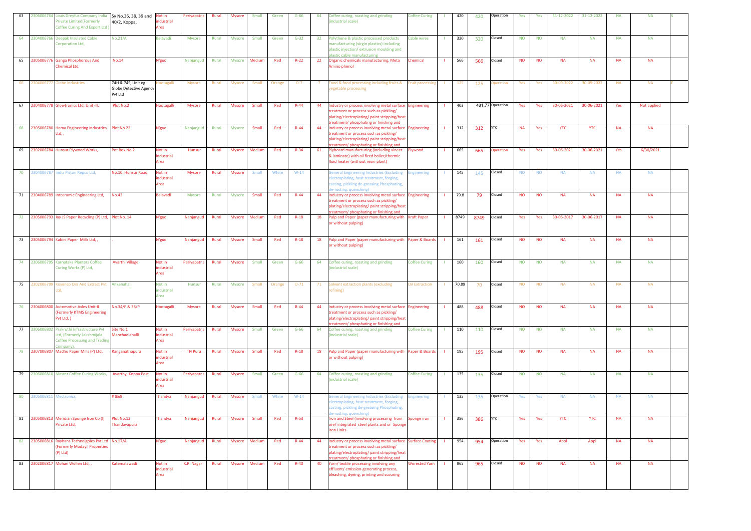| 63 | 2306006764 | Louis Dreyfus Company India Private Limited(Formerly Coffee Curing And Export Ltd ) | Sy No.36, 38, 39 and 40/2, Koppa, | Not in industrial Area | Periyapatna | Rural | Mysore | Small | Green | G-66 | 64 | Coffee curing, roasting and grinding (industrial scale) | Coffee Curing | I | 420 | 420 | Operation | Yes | Yes | 31-12-2022 | 31-12-2022 | NA | NA | S |
|---|---|---|---|---|---|---|---|---|---|---|---|---|---|---|---|---|---|---|---|---|---|---|---|---|
| 64 | 2304006766 | Deepak Insulated Cable Corporation Ltd, | No.21/A | Belavadi | Mysore | Rural | Mysore | Small | Green | G-32 | 32 | Polythene & plastic processed products manufacturing (virgin plastics) including plastic injection/ extrusion moulding and plastic cable manufacturing | Cable wires | I | 320 | 320 | Closed | NO | NO | NA | NA | NA | NA | |
| 65 | 2305006776 | Ganga Phosphorous And Chemical Ltd, | No.14 | N'gud | Nanjangud | Rural | Mysore | Medium | Red | R-22 | 22 | Organic chemicals manufacturing, Meta Amino phenol | Chemical | I | 566 | 566 | Closed | NO | NO | NA | NA | NA | NA | |
| 66 | 2304006777 | Globe Industries | 74H & 74S, Unit og Globe Detective Agency Pvt Ltd | Hootagalli | Mysore | Rural | Mysore | Small | Orange | O-7 | 7 | Food & food processing including fruits & vegetable processing | Fruit processing | I | 125 | 125 | Operation | Yes | Yes | 30-09-2022 | 30-09-2022 | NA | NA | E |
| 67 | 2304006778 | Glowtronics Ltd, Unit -II, | Plot No.2 | Hootagalli | Mysore | Rural | Mysore | Small | Red | R-44 | 44 | Industry or process involving metal surface treatment or process such as pickling/ plating/electroplating/ paint stripping/heat treatment/ phosphating or finishing and | Engineering | I | 403 | 481.77 | Operation | Yes | Yes | 30-06-2021 | 30-06-2021 | Yes | Not applied | |
| 68 | 2305006780 | Hema Engineering Industries Ltd, , | Plot No.22 | N'gud | Nanjangud | Rural | Mysore | Small | Red | R-44 | 44 | Industry or process involving metal surface treatment or process such as pickling/ plating/electroplating/ paint stripping/heat treatment/ phosphating or finishing and | Engineering | I | 312 | 312 | YTC | NA | Yes | YTC | YTC | NA | NA | |
| 69 | 2302006784 | Hunsur Plywood Works, | Pot Box No.2 | Not in industrial Area | Hunsur | Rural | Mysore | Medium | Red | R-34 | 61 | Plyboard manufacturing (including vineer & laminate) with oil fired boiler/thermic fluid heater (without resin plant) | Plywood | I | 665 | 665 | Operation | Yes | Yes | 30-06-2021 | 30-06-2021 | Yes | 6/30/2021 | |
| 70 | 2304006787 | India Piston Repco Ltd, | No.10, Hunsur Road, | Not in industrial Area | Mysore | Rural | Mysore | Small | White | W-14 | | General Engineering Industries (Excluding electroplating, heat treatment, forging, casting, pickling de-greasing Phosphating, de-rusting, quenching) | Engineering | I | 145 | 145 | Closed | NO | NO | NA | NA | NA | NA | |
| 71 | 2304006789 | Intceramic Engineering Ltd, | No.43 | Belavadi | Mysore | Rural | Mysore | Small | Red | R-44 | 44 | Industry or process involving metal surface treatment or process such as pickling/ plating/electroplating/ paint stripping/heat treatment/ phosphating or finishing and | Engineering | I | 79.8 | 79 | Closed | NO | NO | NA | NA | NA | NA | |
| 72 | 2305006793 | Jay JS Paper Recycling (P) Ltd, | Plot No. 14 | N'gud | Nanjangud | Rural | Mysore | Medium | Red | R-18 | 18 | Pulp and Paper (paper manufacturing with or without pulping) | Kraft Paper | I | 8749 | 8749 | Closed | Yes | Yes | 30-06-2017 | 30-06-2017 | NA | NA | |
| 73 | 2305006794 | Kabini Paper Mills Ltd, , | . | N'gud | Nanjangud | Rural | Mysore | Small | Red | R-18 | 18 | Pulp and Paper (paper manufacturing with or without pulping) | Paper & Boards | I | 161 | 161 | Closed | NO | NO | NA | NA | NA | NA | |
| 74 | 2306006795 | Karnataka Planters Coffee Curing Works (P) Ltd, | Avarthi Village | Not in industrial Area | Periyapatna | Rural | Mysore | Small | Green | G-66 | 64 | Coffee curing, roasting and grinding (industrial scale) | Coffee Curing | I | 160 | 160 | Closed | NO | NO | NA | NA | NA | NA | |
| 75 | 2302006799 | Koyenco Oils And Extract Pvt Ltd, | Ankanahalli | Not in industrial Area | Hunsur | Rural | Mysore | Small | Orange | O-71 | 71 | Solvent extraction plants (excluding refining) | Oil Extraction | I | 70.89 | 70 | Closed | NO | NO | NA | NA | NA | NA | |
| 76 | 2304006800 | Automotive Axles Unit-II (Formerly KTMS Engineering Pvt Ltd, ) | No.34/P & 35/P | Hootagalli | Mysore | Rural | Mysore | Small | Red | R-44 | 44 | Industry or process involving metal surface treatment or process such as pickling/ plating/electroplating/ paint stripping/heat treatment/ phosphating or finishing and | Engineering | I | 488 | 488 | Closed | NO | NO | NA | NA | NA | NA | |
| 77 | 2306006802 | Prakruthi Infrastructure Pvt Ltd, (Formerly Lakshmijala Coffee Processing and Trading Company), | Site No.1 Manchaelahalli | Not in industrial Area | Periyapatna | Rural | Mysore | Small | Green | G-66 | 64 | Coffee curing, roasting and grinding (industrial scale) | Coffee Curing | I | 110 | 110 | Closed | NO | NO | NA | NA | NA | NA | |
| 78 | 2307006807 | Madhu Paper Mills (P) Ltd, | Ranganathapura | Not in industrial Area | TN Pura | Rural | Mysore | Small | Red | R-18 | 18 | Pulp and Paper (paper manufacturing with or without pulping) | Paper & Boards | I | 195 | 195 | Closed | NO | NO | NA | NA | NA | NA | |
| 79 | 2306006810 | Master Coffee Curing Works, | Avarthy, Koppa Post | Not in industrial Area | Periyapatna | Rural | Mysore | Small | Green | G-66 | 64 | Coffee curing, roasting and grinding (industrial scale) | Coffee Curing | I | 135 | 135 | Closed | NO | NO | NA | NA | NA | NA | |
| 80 | 2305006811 | Mectronics, | # 8&9 | Thandya | Nanjangud | Rural | Mysore | Small | White | W-14 | | General Engineering Industries (Excluding electroplating, heat treatment, forging, casting, pickling de-greasing Phosphating, de-rusting, quenching) | Engineering | I | 135 | 135 | Operation | Yes | Yes | NA | NA | NA | NA | |
| 81 | 2305006813 | Meridian Sponge Iron Co (I) Private Ltd, | Plot No.12 Thandavapura | Thandya | Nanjangud | Rural | Mysore | Small | Red | R-53 | | Iron and Steel (involving processing from ore/ integrated steel plants and or Sponge Iron Units | Sponge iron | I | 386 | 386 | YTC | Yes | Yes | YTC | YTC | NA | NA | |
| 82 | 2305006816 | Rayhans Technolgoies Pvt Ltd (Formerly Modayil Properties (P) Ltd) | No.17/A | N'gud | Nanjangud | Rural | Mysore | Medium | Red | R-44 | 44 | Industry or process involving metal surface treatment or process such as pickling/ plating/electroplating/ paint stripping/heat treatment/ phosphating or finishing and | Surface Coating | I | 954 | 954 | Operation | Yes | Yes | Appl | Appl | NA | NA | |
| 83 | 2302006817 | Mohan Wollen Ltd, , | Katemalawadi | Not in industrial Area | K.R. Nagar | Rural | Mysore | Medium | Red | R-40 | 40 | Yarn/ textile processing involving any effluent/ emission-generating process, bleaching, dyeing, printing and scouring | Worested Yarn | I | 965 | 965 | Closed | NO | NO | NA | NA | NA | NA | |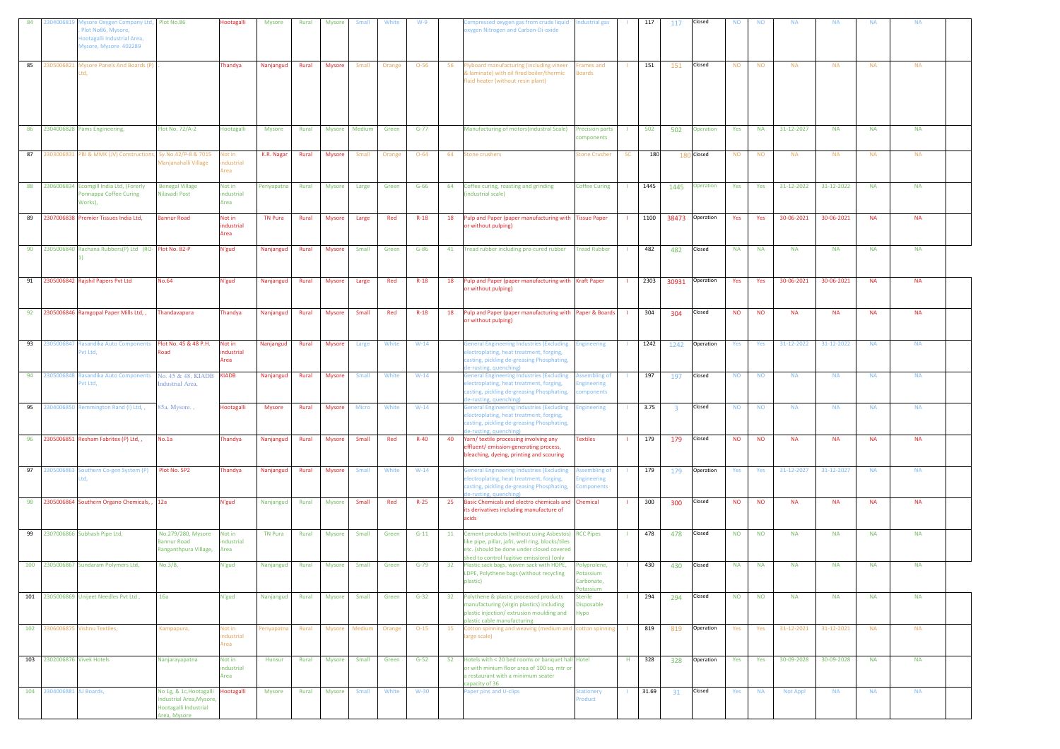| 84 | 2304006819 | Mysore Oxygen Company Ltd, , Plot No86, Mysore, Hootagalli Industrial Area, Mysore, Mysore 402289 | Plot No.86 | Hootagalli | Mysore | Rural | Mysore | Small | White | W-9 | | Compressed oxygen gas from crude liquid oxygen Nitrogen and Carbon-Di-oxide | Industrial gas | I | 117 | 117 | Closed | NO | NO | NA | NA | NA | NA | |
|---|---|---|---|---|---|---|---|---|---|---|---|---|---|---|---|---|---|---|---|---|---|---|---|---|
| 85 | 2305006821 | Mysore Panels And Boards (P) Ltd, | , | Thandya | Nanjangud | Rural | Mysore | Small | Orange | O-56 | 56 | Plyboard manufacturing (including vineer & laminate) with oil fired boiler/thermic fluid heater (without resin plant) | Frames and Boards | I | 151 | 151 | Closed | NO | NO | NA | NA | NA | NA | |
| 86 | 2304006828 | Pams Engineering, | Plot No. 72/A-2 | Hootagalli | Mysore | Rural | Mysore | Medium | Green | G-77 | | Manufacturing of motors(industral Scale) | Precision parts components | I | 502 | 502 | Operation | Yes | NA | 31-12-2027 | NA | NA | NA | |
| 87 | 2303006831 | PBI & MMK (JV) Constructions, | Sy.No.42/P-8 & 7015 Manjanahalli Village | Not in industrial Area | K.R. Nagar | Rural | Mysore | Small | Orange | O-64 | 64 | Stone crushers | Stone Crusher | SC | 180 | 180 | Closed | NO | NO | NA | NA | NA | NA | |
| 88 | 2306006834 | Ecomgill India Ltd, (Forerly Ponnappa Coffee Curing Works), | Benegal Village Nilavadi Post | Not in industrial Area | Periyapatna | Rural | Mysore | Large | Green | G-66 | 64 | Coffee curing, roasting and grinding (industrial scale) | Coffee Curing | I | 1445 | 1445 | Operation | Yes | Yes | 31-12-2022 | 31-12-2022 | NA | NA | |
| 89 | 2307006838 | Premier Tissues India Ltd, | Bannur Road | Not in industrial Area | TN Pura | Rural | Mysore | Large | Red | R-18 | 18 | Pulp and Paper (paper manufacturing with or without pulping) | Tissue Paper | I | 1100 | 38473 | Operation | Yes | Yes | 30-06-2021 | 30-06-2021 | NA | NA | |
| 90 | 2305006840 | Rachana Rubbers(P) Ltd (RO-1) | Plot No. 82-P | N'gud | Nanjangud | Rural | Mysore | Small | Green | G-86 | 41 | Tread rubber including pre-cured rubber | Tread Rubber | I | 482 | 482 | Closed | NA | NA | NA | NA | NA | NA | |
| 91 | 2305006842 | Rajshil Papers Pvt Ltd | No.64 | N'gud | Nanjangud | Rural | Mysore | Large | Red | R-18 | 18 | Pulp and Paper (paper manufacturing with or without pulping) | Kraft Paper | I | 2303 | 30931 | Operation | Yes | Yes | 30-06-2021 | 30-06-2021 | NA | NA | |
| 92 | 2305006846 | Ramgopal Paper Mills Ltd, , | Thandavapura | Thandya | Nanjangud | Rural | Mysore | Small | Red | R-18 | 18 | Pulp and Paper (paper manufacturing with or without pulping) | Paper & Boards | I | 304 | 304 | Closed | NO | NO | NA | NA | NA | NA | |
| 93 | 2305006847 | Rasandika Auto Components Pvt Ltd, | Plot No. 45 & 48 P.H, Road | Not in industrial Area | Nanjangud | Rural | Mysore | Large | White | W-14 | | General Engineering Industries (Excluding electroplating, heat treatment, forging, casting, pickling de-greasing Phosphating, de-rusting, quenching) | Engineering | I | 1242 | 1242 | Operation | Yes | Yes | 31-12-2022 | 31-12-2022 | NA | NA | |
| 94 | 2305006848 | Rasandika Auto Components Pvt Ltd, | No. 45 & 48, KIADB Industrial Area, | KIADB | Nanjangud | Rural | Mysore | Small | White | W-14 | | General Engineering Industries (Excluding electroplating, heat treatment, forging, casting, pickling de-greasing Phosphating, de-rusting, quenching) | Assembling of Engineering components | I | 197 | 197 | Closed | NO | NO | NA | NA | NA | NA | |
| 95 | 2304006850 | Remmington Rand (I) Ltd, , | 85a. Mysore. , | Hootagalli | Mysore | Rural | Mysore | Micro | White | W-14 | | General Engineering Industries (Excluding electroplating, heat treatment, forging, casting, pickling de-greasing Phosphating, de-rusting, quenching) | Engineering | I | 3.75 | 3 | Closed | NO | NO | NA | NA | NA | NA | |
| 96 | 2305006851 | Resham Fabritex (P) Ltd, , | No.1a | Thandya | Nanjangud | Rural | Mysore | Small | Red | R-40 | 40 | Yarn/ textile processing involving any effluent/ emission-generating process, bleaching, dyeing, printing and scouring | Textiles | I | 179 | 179 | Closed | NO | NO | NA | NA | NA | NA | |
| 97 | 2305006863 | Southern Co-gen System (P) Ltd, | Plot No. 5P2 | Thandya | Nanjangud | Rural | Mysore | Small | White | W-14 | | General Engineering Industries (Excluding electroplating, heat treatment, forging, casting, pickling de-greasing Phosphating, de-rusting, quenching) | Assembling of Engineering Components | I | 179 | 179 | Operation | Yes | Yes | 31-12-2027 | 31-12-2027 | NA | NA | |
| 98 | 2305006864 | Southern Organo Chemicals, , | 12a | N'gud | Nanjangud | Rural | Mysore | Small | Red | R-25 | 25 | Basic Chemicals and electro chemicals and its derivatives including manufacture of acids | Chemical | I | 300 | 300 | Closed | NO | NO | NA | NA | NA | NA | |
| 99 | 2307006866 | Subhash Pipe Ltd, | No.279/280, Mysore Bannur Road Ranganthpura Village, | Not in industrial Area | TN Pura | Rural | Mysore | Small | Green | G-11 | 11 | Cement products (without using Asbestos) like pipe, pillar, jafri, well ring, blocks/tiles etc. (should be done under closed covered shed to control fugitive emissions) (only | RCC Pipes | I | 478 | 478 | Closed | NO | NO | NA | NA | NA | NA | |
| 100 | 2305006867 | Sundaram Polymers Ltd, | No.3/B, | N'gud | Nanjangud | Rural | Mysore | Small | Green | G-79 | 32 | Plastic sack bags, woven sack with HDPE, LDPE, Polythene bags (without recycling plastic) | Polyprolene, Potassium Carbonate, Potassium | I | 430 | 430 | Closed | NA | NA | NA | NA | NA | NA | |
| 101 | 2305006869 | Unijeet Needles Pvt Ltd , | 16a | N'gud | Nanjangud | Rural | Mysore | Small | Green | G-32 | 32 | Polythene & plastic processed products manufacturing (virgin plastics) including plastic injection/ extrusion moulding and plastic cable manufacturing | Sterile Disposable Hypo | I | 294 | 294 | Closed | NO | NO | NA | NA | NA | NA | |
| 102 | 2306006875 | Vishnu Textiles, | Kampapura, | Not in industrial Area | Periyapatna | Rural | Mysore | Medium | Orange | O-15 | 15 | Cotton spinning and weaving (medium and large scale) | cotton spinning | I | 819 | 819 | Operation | Yes | Yes | 31-12-2021 | 31-12-2021 | NA | NA | |
| 103 | 2302006876 | Vivek Hotels | Nanjarayapatna | Not in industrial Area | Hunsur | Rural | Mysore | Small | Green | G-52 | 52 | Hotels with < 20 bed rooms or banquet hall or with minium floor area of 100 sq. mtr or a restaurant with a minimum seater capacity of 36 | Hotel | H | 328 | 328 | Operation | Yes | Yes | 30-09-2028 | 30-09-2028 | NA | NA | |
| 104 | 2304006881 | AJ Boards, | No 1g, & 1c,Hootagalli Industrial Area,Mysore, Hootagalli Industrial Area, Mysore | Hootagalli | Mysore | Rural | Mysore | Small | White | W-30 | | Paper pins and U-clips | Stationery Product | I | 31.69 | 31 | Closed | Yes | NA | Not Appl | NA | NA | NA | |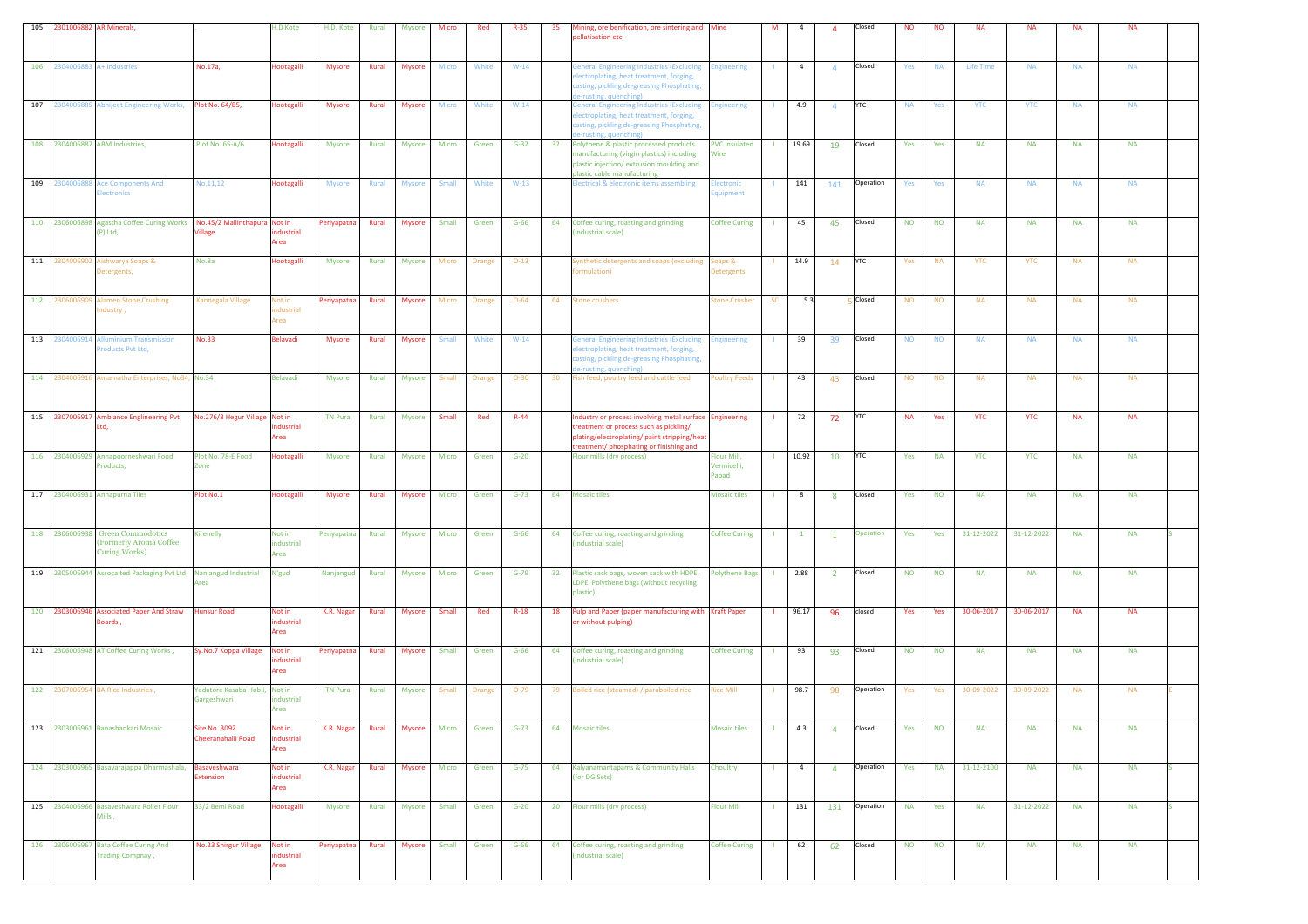| 105 | 2301006882 | AR Minerals, | . | H.D Kote | H.D. Kote | Rural | Mysore | Micro | Red | R-35 | 35 | Mining, ore benification, ore sintering and pellatisation etc. | Mine | M | 4 | 4 | Closed | NO | NO | NA | NA | NA | NA | |
|---|---|---|---|---|---|---|---|---|---|---|---|---|---|---|---|---|---|---|---|---|---|---|---|---|
| 106 | 2304006883 | A+ Industries | No.17a, | Hootagalli | Mysore | Rural | Mysore | Micro | White | W-14 | | General Engineering Industries (Excluding electroplating, heat treatment, forging, casting, pickling de-greasing Phosphating, de-rusting, quenching) | Engineering | I | 4 | 4 | Closed | Yes | NA | Life Time | NA | NA | NA | |
| 107 | 2304006885 | Abhijeet Engineering Works, | Plot No. 64/B5, | Hootagalli | Mysore | Rural | Mysore | Micro | White | W-14 | | General Engineering Industries (Excluding electroplating, heat treatment, forging, casting, pickling de-greasing Phosphating, de-rusting, quenching) | Engineering | I | 4.9 | 4 | YTC | NA | Yes | YTC | YTC | NA | NA | |
| 108 | 2304006887 | ABM Industries, | Plot No. 65-A/6 | Hootagalli | Mysore | Rural | Mysore | Micro | Green | G-32 | 32 | Polythene & plastic processed products manufacturing (virgin plastics) including plastic injection/ extrusion moulding and plastic cable manufacturing | PVC Insulated Wire | I | 19.69 | 19 | Closed | Yes | Yes | NA | NA | NA | NA | |
| 109 | 2304006888 | Ace Components And Electronics | No.11,12 | Hootagalli | Mysore | Rural | Mysore | Small | White | W-13 | | Electrical & electronic items assembling | Electronic Equipment | I | 141 | 141 | Operation | Yes | Yes | NA | NA | NA | NA | |
| 110 | 2306006898 | Agastha Coffee Curing Works (P) Ltd, | No.45/2 Mallinthapura Village | Not in industrial Area | Periyapatna | Rural | Mysore | Small | Green | G-66 | 64 | Coffee curing, roasting and grinding (industrial scale) | Coffee Curing | I | 45 | 45 | Closed | NO | NO | NA | NA | NA | NA | |
| 111 | 2304006902 | Aishwarya Soaps & Detergents, | No.8a | Hootagalli | Mysore | Rural | Mysore | Micro | Orange | O-13 | | Synthetic detergents and soaps (excluding formulation) | Soaps & Detergents | I | 14.9 | 14 | YTC | Yes | NA | YTC | YTC | NA | NA | |
| 112 | 2306006909 | Alamen Stone Crushing Industry , | Kannegala Village | Not In Industrial Area | Periyapatna | Rural | Mysore | Micro | Orange | O-64 | 64 | Stone crushers | Stone Crusher | SC | 5.3 | 5 | Closed | NO | NO | NA | NA | NA | NA | |
| 113 | 2304006914 | Alluminium Transmission Products Pvt Ltd, | No.33 | Belavadi | Mysore | Rural | Mysore | Small | White | W-14 | | General Engineering Industries (Excluding electroplating, heat treatment, forging, casting, pickling de-greasing Phosphating, de-rusting, quenching) | Engineering | I | 39 | 39 | Closed | NO | NO | NA | NA | NA | NA | |
| 114 | 2304006916 | Amarnatha Enterprises, No34, | No.34 | Belavadi | Mysore | Rural | Mysore | Small | Orange | O-30 | 30 | Fish feed, poultry feed and cattle feed | Poultry Feeds | I | 43 | 43 | Closed | NO | NO | NA | NA | NA | NA | |
| 115 | 2307006917 | Ambiance Englineering Pvt Ltd, | No.276/8 Hegur Village | Not in industrial Area | TN Pura | Rural | Mysore | Small | Red | R-44 | | Industry or process involving metal surface treatment or process such as pickling/ plating/electroplating/ paint stripping/heat treatment/ phosphating or finishing and | Engineering | I | 72 | 72 | YTC | NA | Yes | YTC | YTC | NA | NA | |
| 116 | 2304006929 | Annapoorneshwari Food Products, | Plot No. 78-E Food Zone | Hootagalli | Mysore | Rural | Mysore | Micro | Green | G-20 | | Flour mills (dry process) | Flour Mill, Vermicelli, Papad | I | 10.92 | 10 | YTC | Yes | NA | YTC | YTC | NA | NA | |
| 117 | 2304006931 | Annapurna Tiles | Plot No.1 | Hootagalli | Mysore | Rural | Mysore | Micro | Green | G-73 | 64 | Mosaic tiles | Mosaic tiles | I | 8 | 8 | Closed | Yes | NO | NA | NA | NA | NA | |
| 118 | 2306006938 | Green Commodotics (Formerly Aroma Coffee Curing Works) | Kirenelly | Not in industrial Area | Periyapatna | Rural | Mysore | Micro | Green | G-66 | 64 | Coffee curing, roasting and grinding (industrial scale) | Coffee Curing | I | 1 | 1 | Operation | Yes | Yes | 31-12-2022 | 31-12-2022 | NA | NA | S |
| 119 | 2305006944 | Assocaited Packaging Pvt Ltd, | Nanjangud Industrial Area | N'gud | Nanjangud | Rural | Mysore | Micro | Green | G-79 | 32 | Plastic sack bags, woven sack with HDPE, LDPE, Polythene bags (without recycling plastic) | Polythene Bags | I | 2.88 | 2 | Closed | NO | NO | NA | NA | NA | NA | |
| 120 | 2303006946 | Associated Paper And Straw Boards , | Hunsur Road | Not in industrial Area | K.R. Nagar | Rural | Mysore | Small | Red | R-18 | 18 | Pulp and Paper (paper manufacturing with or without pulping) | Kraft Paper | I | 96.17 | 96 | closed | Yes | Yes | 30-06-2017 | 30-06-2017 | NA | NA | |
| 121 | 2306006948 | AT Coffee Curing Works , | Sy.No.7 Koppa Village | Not in industrial Area | Periyapatna | Rural | Mysore | Small | Green | G-66 | 64 | Coffee curing, roasting and grinding (industrial scale) | Coffee Curing | I | 93 | 93 | Closed | NO | NO | NA | NA | NA | NA | |
| 122 | 2307006954 | BA Rice Industries , | Yedatore Kasaba Hobli, Gargeshwari | Not in industrial Area | TN Pura | Rural | Mysore | Small | Orange | O-79 | 79 | Boiled rice (steamed) / paraboiled rice | Rice Mill | I | 98.7 | 98 | Operation | Yes | Yes | 30-09-2022 | 30-09-2022 | NA | NA | E |
| 123 | 2303006961 | Banashankari Mosaic | Site No. 3092 Cheeranahalli Road | Not in industrial Area | K.R. Nagar | Rural | Mysore | Micro | Green | G-73 | 64 | Mosaic tiles | Mosaic tiles | I | 4.3 | 4 | Closed | Yes | NO | NA | NA | NA | NA | |
| 124 | 2303006965 | Basavarajappa Dharmashala, | Basaveshwara Extension | Not in industrial Area | K.R. Nagar | Rural | Mysore | Micro | Green | G-75 | 64 | Kalyanamantapams & Community Halls (for DG Sets) | Choultry | I | 4 | 4 | Operation | Yes | NA | 31-12-2100 | NA | NA | NA | S |
| 125 | 2304006966 | Basaveshwara Roller Flour Mills , | 33/2 Beml Road | Hootagalli | Mysore | Rural | Mysore | Small | Green | G-20 | 20 | Flour mills (dry process) | Flour Mill | I | 131 | 131 | Operation | NA | Yes | NA | 31-12-2022 | NA | NA | S |
| 126 | 2306006967 | Bata Coffee Curing And Trading Compnay , | No.23 Shirgur Village | Not in industrial Area | Periyapatna | Rural | Mysore | Small | Green | G-66 | 64 | Coffee curing, roasting and grinding (industrial scale) | Coffee Curing | I | 62 | 62 | Closed | NO | NO | NA | NA | NA | NA | |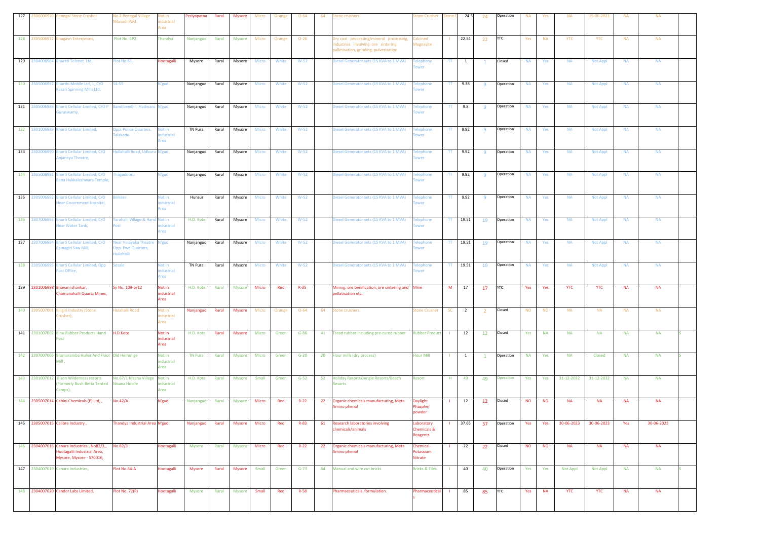| 127 | 2306006970 | Benegal Stone Crusher | No.2 Benegal Village Nilavadi Post | Not in industrial Area | Periyapatna | Rural | Mysore | Micro | Orange | O-64 | 64 | Stone crushers | Stone Crusher | Stone C | 24.5 | 24 | Operation | NA | Yes | NA | 15-06-2021 | NA | NA | |
|---|---|---|---|---|---|---|---|---|---|---|---|---|---|---|---|---|---|---|---|---|---|---|---|---|
| 128 | 2305006972 | Bhagavn Enterprises, | Plot No. 4P2 | Thandya | Nanjangud | Rural | Mysore | Micro | Orange | O-26 | | Dry coal processing/mineral processing, industries involving ore sintering, palletisation, grinding, pulverization | Calcined Magnasite | I | 22.54 | 22 | YTC | Yes | NA | YTC | YTC | NA | NA | |
| 129 | 2304006984 | Bharati Telenet Ltd, | Plot No.61 | Hootagalli | Mysore | Rural | Mysore | Micro | White | W-52 | | Diesel Generator sets (15 KVA to 1 MVA) | Telephone Tower | TT | 1 | 1 | Closed | NA | Yes | NA | Not Appl | NA | NA | |
| 130 | 2305006987 | Bharthi Mobile Ltd, 1, C/O Pasari Spinning Mills Ltd, | 54-55 | N'gud | Nanjangud | Rural | Mysore | Micro | White | W-52 | | Diesel Generator sets (15 KVA to 1 MVA) | Telephone Tower | TT | 9.38 | 9 | Operation | NA | Yes | NA | Not Appl | NA | NA | |
| 131 | 2305006988 | Bharti Cellular Limited, C/O P Guruswamy, | Bandibeedhi, Hadinaru | N'gud | Nanjangud | Rural | Mysore | Micro | White | W-52 | | Diesel Generator sets (15 KVA to 1 MVA) | Telephone Tower | TT | 9.8 | 9 | Operation | NA | Yes | NA | Not Appl | NA | NA | |
| 132 | 2301006989 | Bharti Cellular Limited, | Opp. Police Quarters, Talakadu | Not in industrial Area | TN Pura | Rural | Mysore | Micro | White | W-52 | | Diesel Generator sets (15 KVA to 1 MVA) | Telephone Tower | TT | 9.92 | 9 | Operation | NA | Yes | NA | Not Appl | NA | NA | |
| 133 | 2302006990 | Bharti Cellular Limited, C/O Anjaneya Theatre, | Hullahalli Road, Udburu | N'gud | Nanjangud | Rural | Mysore | Micro | White | W-52 | | Diesel Generator sets (15 KVA to 1 MVA) | Telephone Tower | TT | 9.92 | 9 | Operation | NA | Yes | NA | Not Appl | NA | NA | |
| 134 | 2305006991 | Bharti Cellular Limited, C/O Bena Hukkaleshwara Temple, | Thagadooru | N'gud | Nanjangud | Rural | Mysore | Micro | White | W-52 | | Diesel Generator sets (15 KVA to 1 MVA) | Telephone Tower | TT | 9.92 | 9 | Operation | NA | Yes | NA | Not Appl | NA | NA | |
| 135 | 2305006992 | Bharti Cellular Limited, C/O Near Government Hospital, | Bilikere | Not in industrial Area | Hunsur | Rural | Mysore | Micro | White | W-52 | | Diesel Generator sets (15 KVA to 1 MVA) | Telephone Tower | TT | 9.92 | 9 | Operation | NA | Yes | NA | Not Appl | NA | NA | |
| 136 | 2307006993 | Bharti Cellular Limited, C/O Near Water Tank, | Yarahalli Village & Hand Post | Not in industrial Area | H.D. Kote | Rural | Mysore | Micro | White | W-52 | | Diesel Generator sets (15 KVA to 1 MVA) | Telephone Tower | TT | 19.51 | 19 | Operation | NA | Yes | NA | Not Appl | NA | NA | |
| 137 | 2307006994 | Bharti Cellular Limited, C/O Ramagiri Saw Mill, | Near Vinayaka Theatre Opp. Pwd Quarters, Hullahalli | N'gud | Nanjangud | Rural | Mysore | Micro | White | W-52 | | Diesel Generator sets (15 KVA to 1 MVA) | Telephone Tower | TT | 19.51 | 19 | Operation | NA | Yes | NA | Not Appl | NA | NA | |
| 138 | 2305006995 | Bharti Cellular Limited, Opp Post Office, | Sosale | Not in industrial Area | TN Pura | Rural | Mysore | Micro | White | W-52 | | Diesel Generator sets (15 KVA to 1 MVA) | Telephone Tower | TT | 19.51 | 19 | Operation | NA | Yes | NA | Not Appl | NA | NA | |
| 139 | 2301006998 | Bhavani shankar, Chamanahalli Quartz Mines, | Sy No. 109-p/12 | Not in industrial Area | H.D. Kote | Rural | Mysore | Micro | Red | R-35 | | Mining, ore benification, ore sintering and pellatisation etc. | Mine | M | 17 | 17 | YTC | Yes | Yes | YTC | YTC | NA | NA | |
| 140 | 2305007001 | Biligiri Industry (Stone Crusher), | Hulahalli Road | Not in industrial Area | Nanjangud | Rural | Mysore | Micro | Orange | O-64 | 64 | Stone crushers | Stone Crusher | SC | 2 | 2 | Closed | NO | NO | NA | NA | NA | NA | |
| 141 | 2301007002 | Binu Rubber Products Hand Post | H.D.Kote | Not in industrial Area | H.D. Kote | Rural | Mysore | Micro | Green | G-86 | 41 | Tread rubber including pre-cured rubber | Rubber Product | I | 12 | 12 | Closed | Yes | NA | NA | NA | NA | NA | S |
| 142 | 2307007005 | Bramaramba Huller And Floor Mill , | Old Hemmige | Not in industrial Area | TN Pura | Rural | Mysore | Micro | Green | G-20 | 20 | Flour mills (dry process) | Flour Mill | I | 1 | 1 | Operation | NA | Yes | NA | Closed | NA | NA | S |
| 143 | 2301007012 | Bison Wilderness resorts (Formerly Bush Betta Tented Camps), | No.67/1 Nisana Village Nisana Hobile | Not in industrial Area | H.D. Kote | Rural | Mysore | Small | Green | G-52 | 52 | Holiday Resorts/Jungle Resorts/Beach Resorts | Resort | H | 49 | 49 | Operation | Yes | Yes | 31-12-2032 | 31-12-2032 | NA | NA | |
| 144 | 2305007014 | Cabini Chemicals (P) Ltd, , | No.42/A | N'gud | Nanjangud | Rural | Mysore | Micro | Red | R-22 | 22 | Organic chemicals manufacturing, Meta Amino phenol | Daylight Phaspher powder | I | 12 | 12 | Closed | NO | NO | NA | NA | NA | NA | |
| 145 | 2305007015 | Calibre Industry , | Thandya Industrial Area | N'gud | Nanjangud | Rural | Mysore | Micro | Red | R-83 | 61 | Research laboratories involving chemicals/animals | Laboratory Chemicals & Reagents | I | 37.65 | 37 | Operation | Yes | Yes | 30-06-2023 | 30-06-2023 | Yes | 30-06-2023 | |
| 146 | 2304007018 | Canara Industries , No82/3,, Hootagalli Industrial Area, Mysore, Mysore - 570016, | No.82/3 | Hootagalli | Mysore | Rural | Mysore | Micro | Red | R-22 | 22 | Organic chemicals manufacturing, Meta Amino phenol | Chemical- Potassium Nitrate | I | 22 | 22 | Closed | NO | NO | NA | NA | NA | NA | |
| 147 | 2304007019 | Canara Industries, | Plot No.64-A | Hootagalli | Mysore | Rural | Mysore | Small | Green | G-73 | 64 | Manual and wire cut bricks | Bricks & Tiles | I | 40 | 40 | Operation | Yes | Yes | Not Appl | Not Appl | NA | NA | S |
| 148 | 2304007020 | Candor Labs Limited, | Plot No. 72(P) | Hootagalli | Mysore | Rural | Mysore | Small | Red | R-58 | | Pharmaceuticals formulation. | Pharmaceuticals | I | 85 | 85 | YTC | Yes | NA | YTC | YTC | NA | NA | |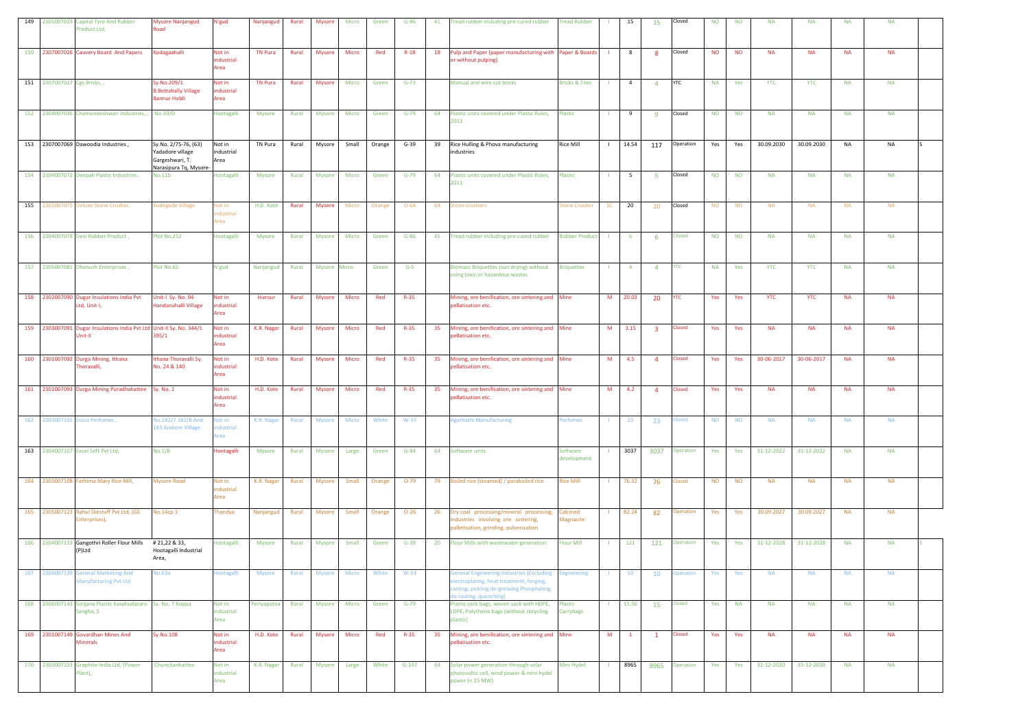| 149 | 2305007023 | Capital Tyre And Rubber Product Ltd, | Mysore Nanjangud Road | N'gud | Nanjangud | Rural | Mysore | Micro | Green | G-86 | 41 | Tread rubber including pre-cured rubber | Tread Rubber | I | 15 | 15 | Closed | NO | NO | NA | NA | NA | NA | |
|---|---|---|---|---|---|---|---|---|---|---|---|---|---|---|---|---|---|---|---|---|---|---|---|---|
| 150 | 2307007026 | Cauvery Board And Papers | Kodagaahalli | Not in industrial Area | TN Pura | Rural | Mysore | Micro | Red | R-18 | 18 | Pulp and Paper (paper manufacturing with or without pulping) | Paper & Boards | I | 8 | 8 | Closed | NO | NO | NA | NA | NA | NA | |
| 151 | 2307007027 | Cgs Bricks, , | Sy.No.209/1 B.Bettahally Village Bannur Hobli | Not in industrial Area | TN Pura | Rural | Mysore | Micro | Green | G-73 | | Manual and wire cut bricks | Bricks & Tiles | I | 4 | 4 | YTC | NA | Yes | YTC | YTC | NA | NA | |
| 152 | 2304007035 | Chamundeshwari Industries, , | No.39/D | Hootagalli | Mysore | Rural | Mysore | Micro | Green | G-79 | 64 | Plastic units covered under Plastic Rules, 2011 | Plastic | I | 9 | 9 | Closed | NO | NO | NA | NA | NA | NA | |
| 153 | 2307007069 | Dawoodia Industries , | Sy.No. 2/75-76, (63) Yadadore village Gargeshwari, T. Narasipura Tq, Mysore- | Not in industrial Area | TN Pura | Rural | Mysore | Small | Orange | G-39 | 39 | Rice Hulling & Phova manufacturing industries | Rice Mill | I | 14.54 | 117 | Operation | Yes | Yes | 30.09.2030 | 30.09.2030 | NA | NA | S |
| 154 | 2304007072 | Deepak Plastic Industries , | No.11b | Hootagalli | Mysore | Rural | Mysore | Micro | Green | G-79 | 64 | Plastic units covered under Plastic Rules, 2011 | Plastic | I | 5 | 5 | Closed | NO | NO | NA | NA | NA | NA | |
| 155 | 2301007075 | Deluxe Stone Crusher, | Kudegude Village | Not in industrial Area | H.D. Kote | Rural | Mysore | Micro | Orange | O-64 | 64 | Stone crushers | Stone Crusher | SC | 20 | 20 | Closed | NO | NO | NA | NA | NA | NA | |
| 156 | 2304007078 | Devi Rubber Product , | Plot No.252 | Hootagalli | Mysore | Rural | Mysore | Micro | Green | G-86 | 41 | Tread rubber including pre-cured rubber | Rubber Product | I | 6 | 6 | Closed | NO | NO | NA | NA | NA | NA | |
| 157 | 2305007081 | Dhanush Enterprises , | Plot No.65 | N'gud | Nanjangud | Rural | Mysore | Micro | Green | G-5 | | Biomass Briquettes (sun drying) without using toxic or hazardous wastes | Briquettes | I | 4 | 4 | YTC | NA | Yes | YTC | YTC | NA | NA | |
| 158 | 2302007090 | Dugar Insulations India Pvt Ltd, Unit-I, | Unit-I Sy. No. 94 Handanahalli Village | Not in industrial Area | Hunsur | Rural | Mysore | Micro | Red | R-35 | | Mining, ore benification, ore sintering and pellatisation etc. | Mine | M | 20.03 | 20 | YTC | Yes | Yes | YTC | YTC | NA | NA | |
| 159 | 2303007091 | Dugar Insulations India Pvt Ltd Unit-II | Unit-II Sy. No. 344/1 395/1 | Not in industrial Area | K.R. Nagar | Rural | Mysore | Micro | Red | R-35 | 35 | Mining, ore benification, ore sintering and pellatisation etc. | Mine | M | 3.15 | 3 | Closed | Yes | Yes | NA | NA | NA | NA | |
| 160 | 2301007092 | Durga Mining, Ithana Thoravalli, | Ithana Thoravalli Sy. No. 24 & 140 | Not in industrial Area | H.D. Kote | Rural | Mysore | Micro | Red | R-35 | 35 | Mining, ore benification, ore sintering and pellatisation etc. | Mine | M | 4.5 | 4 | Closed | Yes | Yes | 30-06-2017 | 30-06-2017 | NA | NA | |
| 161 | 2301007093 | Durga Mining Puradhakattee | Sy. No. 1 | Not in industrial Area | H.D. Kote | Rural | Mysore | Micro | Red | R-35 | 35 | Mining, ore benification, ore sintering and pellatisation etc. | Mine | M | 4.2 | 4 | Closed | Yes | Yes | NA | NA | NA | NA | |
| 162 | 2303007101 | Essco Perfumes , | No.182/7 182/8 And 183 Arakere Village | Not in industrial Area | K.R. Nagar | Rural | Mysore | Micro | White | W-37 | | Agarbathi Manufacturing | Perfumes | I | 23 | 23 | Closed | NO | NO | NA | NA | NA | NA | |
| 163 | 2304007107 | Excel Soft Pvt Ltd, | No.1/B | Hootagalli | Mysore | Rural | Mysore | Large | Green | G-84 | 64 | Software units | Software development | I | 3037 | 3037 | Operation | Yes | Yes | 31-12-2022 | 31-12-2022 | NA | NA | |
| 164 | 2303007108 | Fathima Mary Rice Mill, | Mysore Road | Not in industrial Area | K.R. Nagar | Rural | Mysore | Small | Orange | O-79 | 79 | Boiled rice (steamed) / paraboiled rice | Rice Mill | I | 76.32 | 76 | Closed | NO | NO | NA | NA | NA | NA | |
| 165 | 2305007123 | Rahul Diestuff Pvt Ltd, (GS Enterprises), | No.14cp 1 | Thandya | Nanjangud | Rural | Mysore | Small | Orange | O-26 | 26 | Dry coal processing/mineral processing, industries involving ore sintering, palletisation, grinding, pulverization | Calcined Magnasite | I | 82.24 | 82 | Operation | Yes | Yes | 30.09.2027 | 30.09.2027 | NA | NA | |
| 166 | 2304007133 | Gangothri Roller Flour Mills (P)Ltd | # 21,22 & 33, Hootagalli Industrial Area, | Hootagalli | Mysore | Rural | Mysore | Small | Green | G-39 | 20 | Flour Mills with wastewater generation | Flour Mill | I | 121 | 121 | Operation | Yes | Yes | 31-12-2028 | 31-12-2028 | NA | NA | S |
| 167 | 2304007139 | General Marketing And Manufacturing Pvt Ltd | No.63a | Hootagalli | Mysore | Rural | Mysore | Micro | White | W-14 | | General Engineering Industries (Excluding electroplating, heat treatment, forging, casting, pickling de-greasing Phosphating, de-rusting, quenching) | Engineering | I | 10 | 10 | Operation | Yes | Yes | NA | NA | NA | NA | |
| 168 | 2306007143 | Girijana Plastic Kasabudarara Sangha, S | Sy. No. 7 Koppa | Not in industrial Area | Periyapatna | Rural | Mysore | Micro | Green | G-79 | | Plastic sack bags, woven sack with HDPE, LDPE, Polythene bags (without recycling plastic) | Plastic Carrybags | I | 15.56 | 15 | closed | Yes | NA | NA | NA | NA | NA | |
| 169 | 2301007149 | Govardhan Mines And Minerals | Sy.No.108 | Not in industrial Area | H.D. Kote | Rural | Mysore | Micro | Red | R-35 | 35 | Mining, ore benification, ore sintering and pellatisation etc. | Mine | M | 1 | 1 | Closed | Yes | Yes | NA | NA | NA | NA | |
| 170 | 2303007153 | Graphite India Ltd, (Power Plant), | Chunchankattee | Not in industrial Area | K.R. Nagar | Rural | Mysore | Large | White | G-147 | 64 | Solar power generation through solar photovoltic cell, wind power & mini hydel power (< 25 MW) | Mini Hydel | I | 8965 | 8965 | Operation | Yes | Yes | 31-12-2020 | 31-12-2020 | NA | NA | |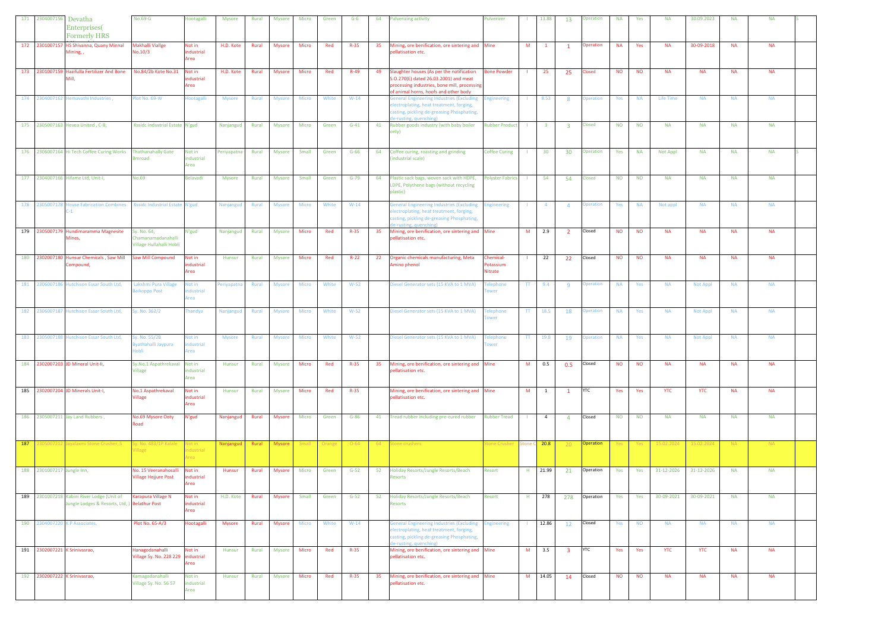| 171 | 2304007156 | Devatha Enterprises( Formerly HRS | No.69-G | Hootagalli | Mysore | Rural | Mysore | Micro | Green | G-6 | 64 | Pulverizing activity | Pulverizer | I | 13.88 | 13 | Operation | NA | Yes | NA | 30.09.2023 | NA | NA | S |
|---|---|---|---|---|---|---|---|---|---|---|---|---|---|---|---|---|---|---|---|---|---|---|---|---|
| 172 | 2301007157 | HS Shivanna, Quany Minnal Mining, , | Makhalli Viallge No.10/3 | Not in industrial Area | H.D. Kote | Rural | Mysore | Micro | Red | R-35 | 35 | Mining, ore benification, ore sintering and pellatisation etc. | Mine | M | 1 | 1 | Operation | NA | Yes | NA | 30-09-2018 | NA | NA | |
| 173 | 2301007159 | Hazifulla Fertilizer And Bone Mill, | No.84/2b Kote No.31 | Not in industrial Area | H.D. Kote | Rural | Mysore | Micro | Red | R-49 | 49 | Slaughter houses (As per the notification S.O.270(E) dated 26.03.2001) and meat processing industries, bone mill, processing of animal horns, hoofs and other body | Bone Powder | I | 25 | 25 | Closed | NO | NO | NA | NA | NA | NA | |
| 174 | 2304007162 | Hemavathi Industries , | Plot No. 69-W | Hootagalli | Mysore | Rural | Mysore | Micro | White | W-14 | | General Engineering Industries (Excluding electroplating, heat treatment, forging, casting, pickling de-greasing Phosphating, de-rusting, quenching) | Engineering | I | 8.53 | 8 | Operation | Yes | NA | Life Time | NA | NA | NA | |
| 175 | 2305007163 | Hevea United , C-8, | Kssidc Industrial Estate | N'gud | Nanjangud | Rural | Mysore | Micro | Green | G-41 | 41 | Rubber goods industry (with baby boiler only) | Rubber Product | I | 3 | 3 | Closed | NO | NO | NA | NA | NA | NA | |
| 176 | 2306007164 | Hi Tech Coffee Curing Works | Thathanahally Gate Bmroad | Not in industrial Area | Periyapatna | Rural | Mysore | Small | Green | G-66 | 64 | Coffee curing, roasting and grinding (industrial scale) | Coffee Curing | I | 30 | 30 | Operation | Yes | NA | Not Appl | NA | NA | NA | S |
| 177 | 2304007166 | Hifame Ltd, Unit-I, | No.69 | Belavadi | Mysore | Rural | Mysore | Small | Green | G-79 | 64 | Plastic sack bags, woven sack with HDPE, LDPE, Polythene bags (without recycling plastic) | Polyster Fabrics | I | 54 | 54 | Closed | NO | NO | NA | NA | NA | NA | |
| 178 | 2305007178 | House Fabrication Combines C-1 | Kssidc Industrial Estate | N'gud | Nanjangud | Rural | Mysore | Micro | White | W-14 | | General Engineering Industries (Excluding electroplating, heat treatment, forging, casting, pickling de-greasing Phosphating, de-rusting, quenching) | Engineering | I | 4 | 4 | Operation | Yes | NA | Not appl | NA | NA | NA | |
| 179 | 2305007179 | Hundimaramma Magnesite Mines, | Sy. No. 64, Chamanamadanahalli Village Hullahalli Hobli | N'gud | Nanjangud | Rural | Mysore | Micro | Red | R-35 | 35 | Mining, ore benification, ore sintering and pellatisation etc. | Mine | M | 2.9 | 2 | Closed | NO | NO | NA | NA | NA | NA | |
| 180 | 2302007180 | Hunsur Chemicals , Saw Mill Compound, | Saw Mill Compound | Not in industrial Area | Hunsur | Rural | Mysore | Micro | Red | R-22 | 22 | Organic chemicals manufacturing, Meta Amino phenol | Chemical-Potassium Nitrate | I | 22 | 22 | Closed | NO | NO | NA | NA | NA | NA | |
| 181 | 2306007186 | Hutchison Essar South Ltd, | Lakshmi Pura Village Baikoppa Post | Not in industrial Area | Periyapatna | Rural | Mysore | Micro | White | W-52 | | Diesel Generator sets (15 KVA to 1 MVA) | Telephone Tower | TT | 9.4 | 9 | Operation | NA | Yes | NA | Not Appl | NA | NA | |
| 182 | 2306007187 | Hutchison Essar South Ltd, | Sy. No. 362/2 | Thandya | Nanjangud | Rural | Mysore | Micro | White | W-52 | | Diesel Generator sets (15 KVA to 1 MVA) | Telephone Tower | TT | 18.5 | 18 | Operation | NA | Yes | NA | Not Appl | NA | NA | |
| 183 | 2305007188 | Hutchison Essar South Ltd, | Sy. No. 55/2B Byathahalli Jaypura Hobli | Not in industrial Area | Mysore | Rural | Mysore | Micro | White | W-52 | | Diesel Generator sets (15 KVA to 1 MVA) | Telephone Tower | TT | 19.8 | 19 | Operation | NA | Yes | NA | Not Appl | NA | NA | |
| 184 | 2302007203 | JD Mineral Unit-Ii, | Sy.No.1 Aspathrekaval Village | Not in industrial Area | Hunsur | Rural | Mysore | Micro | Red | R-35 | 35 | Mining, ore benification, ore sintering and pellatisation etc. | Mine | M | 0.5 | 0.5 | Closed | NO | NO | NA | NA | NA | NA | |
| 185 | 2302007204 | JD Minerals Unit-I, | No.1 Aspathrekaval Village | Not in industrial Area | Hunsur | Rural | Mysore | Micro | Red | R-35 | | Mining, ore benification, ore sintering and pellatisation etc. | Mine | M | 1 | 1 | YTC | Yes | Yes | YTC | YTC | NA | NA | |
| 186 | 2305007211 | Jay Land Rubbers , | No.69 Mysore Ooty Road | N'gud | Nanjangud | Rural | Mysore | Micro | Green | G-86 | 41 | Tread rubber including pre-cured rubber | Rubber Tread | I | 4 | 4 | Closed | NO | NO | NA | NA | NA | NA | |
| 187 | 2305007212 | Jayalaxmi Stone Crusher, S | Sy. No. 483/1P Kalale Village | Not in industrial Area | Nanjangud | Rural | Mysore | Small | Orange | O-64 | 64 | Stone crushers | Stone Crusher | Stone C | 20.8 | 20 | Operation | Yes | Yes | 15.02.2024 | 15.02.2024 | NA | NA | |
| 188 | 2301007217 | Jungle Inn, | No. 15 Veeranahosalli Village Hejjure Post | Not in industrial Area | Hunsur | Rural | Mysore | Micro | Green | G-52 | 52 | Holiday Resorts/Jungle Resorts/Beach Resorts | Resort | H | 21.99 | 21 | Operation | Yes | Yes | 31-12-2026 | 31-12-2026 | NA | NA | |
| 189 | 2301007218 | Kabini River Lodge (Unit of Jungle Lodges & Resorts, Ltd, ) | Karapura Village N Belathur Post | Not in industrial Area | H.D. Kote | Rural | Mysore | Small | Green | G-52 | 52 | Holiday Resorts/Jungle Resorts/Beach Resorts | Resort | H | 278 | 278 | Operation | Yes | Yes | 30-09-2021 | 30-09-2021 | NA | NA | |
| 190 | 2304007220 | K P Associates, | Plot No. 65-A/3 | Hootagalli | Mysore | Rural | Mysore | Micro | White | W-14 | | General Engineering Industries (Excluding electroplating, heat treatment, forging, casting, pickling de-greasing Phosphating, de-rusting, quenching) | Engineering | I | 12.86 | 12 | Closed | Yes | NO | NA | NA | NA | NA | |
| 191 | 2302007221 | K Srinivasrao, | Hanagodanahalli Village Sy. No. 228 229 | Not in industrial Area | Hunsur | Rural | Mysore | Micro | Red | R-35 | | Mining, ore benification, ore sintering and pellatisation etc. | Mine | M | 3.5 | 3 | YTC | Yes | Yes | YTC | YTC | NA | NA | |
| 192 | 2302007222 | K Srinivasrao, | Kamagodanahalli Village Sy. No. 56 57 | Not in industrial Area | Hunsur | Rural | Mysore | Micro | Red | R-35 | 35 | Mining, ore benification, ore sintering and pellatisation etc. | Mine | M | 14.05 | 14 | Closed | NO | NO | NA | NA | NA | NA | |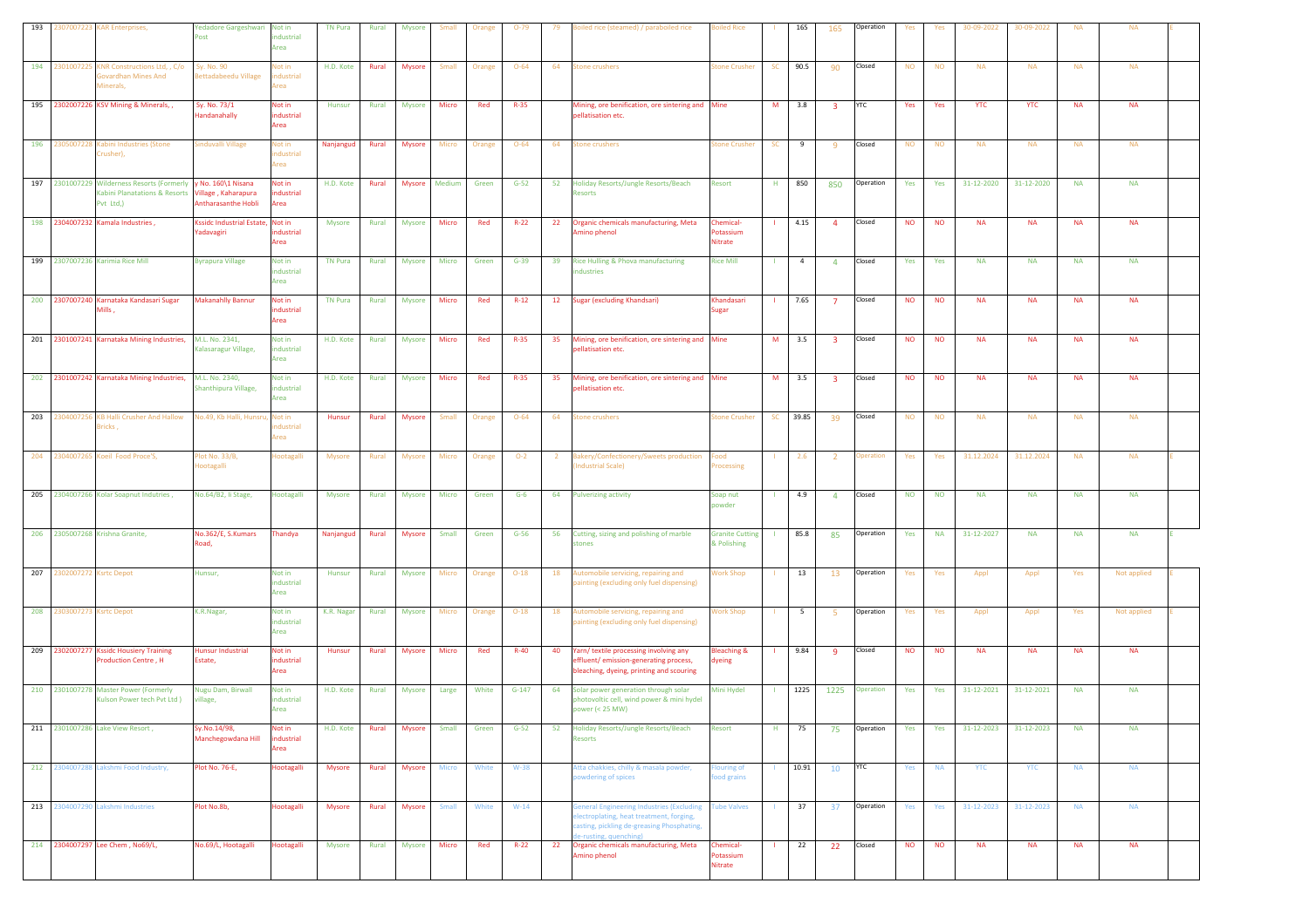| 193 | 2307007223 | KAR Enterprises, | Yedadore Gargeshwari Post | Not in industrial Area | TN Pura | Rural | Mysore | Small | Orange | O-79 | 79 | Boiled rice (steamed) / paraboiled rice | Boiled Rice | I | 165 | 165 | Operation | Yes | Yes | 30-09-2022 | 30-09-2022 | NA | NA | E |
|---|---|---|---|---|---|---|---|---|---|---|---|---|---|---|---|---|---|---|---|---|---|---|---|---|
| 194 | 2301007225 | KNR Constructions Ltd, , C/o Govardhan Mines And Minerals, | Sy. No. 90 Bettadabeedu Village | Not in industrial Area | H.D. Kote | Rural | Mysore | Small | Orange | O-64 | 64 | Stone crushers | Stone Crusher | SC | 90.5 | 90 | Closed | NO | NO | NA | NA | NA | NA | |
| 195 | 2302007226 | KSV Mining & Minerals, , | Sy. No. 73/1 Handanahally | Not in industrial Area | Hunsur | Rural | Mysore | Micro | Red | R-35 | | Mining, ore benification, ore sintering and pellatisation etc. | Mine | M | 3.8 | 3 | YTC | Yes | Yes | YTC | YTC | NA | NA | |
| 196 | 2305007228 | Kabini Industries (Stone Crusher), | Sinduvalli Village | Not in industrial Area | Nanjangud | Rural | Mysore | Micro | Orange | O-64 | 64 | Stone crushers | Stone Crusher | SC | 9 | 9 | Closed | NO | NO | NA | NA | NA | NA | |
| 197 | 2301007229 | Wilderness Resorts (Formerly Kabini Planatations & Resorts Pvt Ltd,) | y No. 160\1 Nisana Village , Kaharapura Antharasanthe Hobli | Not in industrial Area | H.D. Kote | Rural | Mysore | Medium | Green | G-52 | 52 | Holiday Resorts/Jungle Resorts/Beach Resorts | Resort | H | 850 | 850 | Operation | Yes | Yes | 31-12-2020 | 31-12-2020 | NA | NA | |
| 198 | 2304007232 | Kamala Industries , | Kssidc Industrial Estate, Yadavagiri | Not in industrial Area | Mysore | Rural | Mysore | Micro | Red | R-22 | 22 | Organic chemicals manufacturing, Meta Amino phenol | Chemical-Potassium Nitrate | I | 4.15 | 4 | Closed | NO | NO | NA | NA | NA | NA | |
| 199 | 2307007236 | Karimia Rice Mill | Byrapura Village | Not in industrial Area | TN Pura | Rural | Mysore | Micro | Green | G-39 | 39 | Rice Hulling & Phova manufacturing industries | Rice Mill | I | 4 | 4 | Closed | Yes | Yes | NA | NA | NA | NA | |
| 200 | 2307007240 | Karnataka Kandasari Sugar Mills , | Makanahlly Bannur | Not in industrial Area | TN Pura | Rural | Mysore | Micro | Red | R-12 | 12 | Sugar (excluding Khandsari) | Khandasari Sugar | I | 7.65 | 7 | Closed | NO | NO | NA | NA | NA | NA | |
| 201 | 2301007241 | Karnataka Mining Industries, | M.L. No. 2341, Kalasaragur Village, | Not in industrial Area | H.D. Kote | Rural | Mysore | Micro | Red | R-35 | 35 | Mining, ore benification, ore sintering and pellatisation etc. | Mine | M | 3.5 | 3 | Closed | NO | NO | NA | NA | NA | NA | |
| 202 | 2301007242 | Karnataka Mining Industries, | M.L. No. 2340, Shanthipura Village, | Not in industrial Area | H.D. Kote | Rural | Mysore | Micro | Red | R-35 | 35 | Mining, ore benification, ore sintering and pellatisation etc. | Mine | M | 3.5 | 3 | Closed | NO | NO | NA | NA | NA | NA | |
| 203 | 2304007256 | KB Halli Crusher And Hallow Bricks , | No.49, Kb Halli, Hunsru, | Not in industrial Area | Hunsur | Rural | Mysore | Small | Orange | O-64 | 64 | Stone crushers | Stone Crusher | SC | 39.85 | 39 | Closed | NO | NO | NA | NA | NA | NA | |
| 204 | 2304007265 | Koeil Food Proce'S, | Plot No. 33/B, Hootagalli | Hootagalli | Mysore | Rural | Mysore | Micro | Orange | O-2 | 2 | Bakery/Confectionery/Sweets production (Industrial Scale) | Food Processing | I | 2.6 | 2 | Operation | Yes | Yes | 31.12.2024 | 31.12.2024 | NA | NA | E |
| 205 | 2304007266 | Kolar Soapnut Indutries , | No.64/B2, Ii Stage, | Hootagalli | Mysore | Rural | Mysore | Micro | Green | G-6 | 64 | Pulverizing activity | Soap nut powder | I | 4.9 | 4 | Closed | NO | NO | NA | NA | NA | NA | |
| 206 | 2305007268 | Krishna Granite, | No.362/E, S.Kumars Road, | Thandya | Nanjangud | Rural | Mysore | Small | Green | G-56 | 56 | Cutting, sizing and polishing of marble stones | Granite Cutting & Polishing | I | 85.8 | 85 | Operation | Yes | NA | 31-12-2027 | NA | NA | NA | E |
| 207 | 2302007272 | Ksrtc Depot | Hunsur, | Not in industrial Area | Hunsur | Rural | Mysore | Micro | Orange | O-18 | 18 | Automobile servicing, repairing and painting (excluding only fuel dispensing) | Work Shop | I | 13 | 13 | Operation | Yes | Yes | Appl | Appl | Yes | Not applied | E |
| 208 | 2303007273 | Ksrtc Depot | K.R.Nagar, | Not in industrial Area | K.R. Nagar | Rural | Mysore | Micro | Orange | O-18 | 18 | Automobile servicing, repairing and painting (excluding only fuel dispensing) | Work Shop | I | 5 | 5 | Operation | Yes | Yes | Appl | Appl | Yes | Not applied | E |
| 209 | 2302007277 | Kssidc Housiery Training Production Centre , H | Hunsur Industrial Estate, | Not in industrial Area | Hunsur | Rural | Mysore | Micro | Red | R-40 | 40 | Yarn/ textile processing involving any effluent/ emission-generating process, bleaching, dyeing, printing and scouring | Bleaching & dyeing | I | 9.84 | 9 | Closed | NO | NO | NA | NA | NA | NA | |
| 210 | 2301007278 | Master Power (Formerly Kulson Power tech Pvt Ltd ) | Nugu Dam, Birwall village, | Not in industrial Area | H.D. Kote | Rural | Mysore | Large | White | G-147 | 64 | Solar power generation through solar photovoltic cell, wind power & mini hydel power (< 25 MW) | Mini Hydel | I | 1225 | 1225 | Operation | Yes | Yes | 31-12-2021 | 31-12-2021 | NA | NA | |
| 211 | 2301007286 | Lake View Resort , | Sy.No.14/98, Manchegowdana Hill | Not in industrial Area | H.D. Kote | Rural | Mysore | Small | Green | G-52 | 52 | Holiday Resorts/Jungle Resorts/Beach Resorts | Resort | H | 75 | 75 | Operation | Yes | Yes | 31-12-2023 | 31-12-2023 | NA | NA | |
| 212 | 2304007288 | Lakshmi Food Industry, | Plot No. 76-E, | Hootagalli | Mysore | Rural | Mysore | Micro | White | W-38 | | Atta chakkies, chilly & masala powder, powdering of spices | Flouring of food grains | I | 10.91 | 10 | YTC | Yes | NA | YTC | YTC | NA | NA | |
| 213 | 2304007290 | Lakshmi Industries | Plot No.8b, | Hootagalli | Mysore | Rural | Mysore | Small | White | W-14 | | General Engineering Industries (Excluding electroplating, heat treatment, forging, casting, pickling de-greasing Phosphating, de-rusting, quenching) | Tube Valves | I | 37 | 37 | Operation | Yes | Yes | 31-12-2023 | 31-12-2023 | NA | NA | |
| 214 | 2304007297 | Lee Chem , No69/L, | No.69/L, Hootagalli | Hootagalli | Mysore | Rural | Mysore | Micro | Red | R-22 | 22 | Organic chemicals manufacturing, Meta Amino phenol | Chemical-Potassium Nitrate | I | 22 | 22 | Closed | NO | NO | NA | NA | NA | NA | |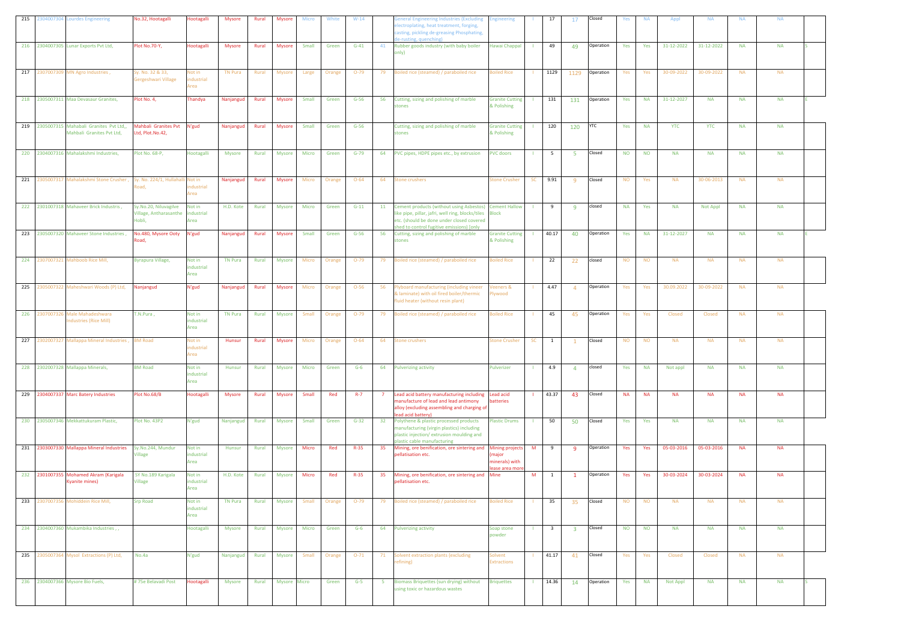| 215 | 2304007304 | Lourdes Engineering | No.32, Hootagalli | Hootagalli | Mysore | Rural | Mysore | Micro | White | W-14 | | General Engineering Industries (Excluding electroplating, heat treatment, forging, casting, pickling de-greasing Phosphating, de-rusting, quenching) | Engineering | I | 17 | 17 | Closed | Yes | NA | Appl | NA | NA | NA | |
|---|---|---|---|---|---|---|---|---|---|---|---|---|---|---|---|---|---|---|---|---|---|---|---|---|
| 216 | 2304007305 | Lunar Exports Pvt Ltd, | Plot No.70-Y, | Hootagalli | Mysore | Rural | Mysore | Small | Green | G-41 | 41 | Rubber goods industry (with baby boiler only) | Hawai Chappal | I | 49 | 49 | Operation | Yes | Yes | 31-12-2022 | 31-12-2022 | NA | NA | S |
| 217 | 2307007309 | MN Agro Industries , | Sy. No. 32 & 33, Gergeshwari Village | Not in industrial Area | TN Pura | Rural | Mysore | Large | Orange | O-79 | 79 | Boiled rice (steamed) / paraboiled rice | Boiled Rice | I | 1129 | 1129 | Operation | Yes | Yes | 30-09-2022 | 30-09-2022 | NA | NA | |
| 218 | 2305007311 | Maa Devasaur Granites, | Plot No. 4, | Thandya | Nanjangud | Rural | Mysore | Small | Green | G-56 | 56 | Cutting, sizing and polishing of marble stones | Granite Cutting & Polishing | I | 131 | 131 | Operation | Yes | NA | 31-12-2027 | NA | NA | NA | E |
| 219 | 2305007315 | Mahabali Granites Pvt Ltd,, Mahbali Granites Pvt Ltd, | Mahbali Granites Pvt Ltd, Plot.No.42, | N'gud | Nanjangud | Rural | Mysore | Small | Green | G-56 | | Cutting, sizing and polishing of marble stones | Granite Cutting & Polishing | I | 120 | 120 | YTC | Yes | NA | YTC | YTC | NA | NA | |
| 220 | 2304007316 | Mahalakshmi Industries, | Plot No. 68-P, | Hootagalli | Mysore | Rural | Mysore | Micro | Green | G-79 | 64 | PVC pipes, HDPE pipes etc., by extrusion | PVC doors | I | 5 | 5 | Closed | NO | NO | NA | NA | NA | NA | |
| 221 | 2305007317 | Mahalakshmi Stone Crusher , | Sy. No. 224/1, Hullahalli Road, | Not in industrial Area | Nanjangud | Rural | Mysore | Micro | Orange | O-64 | 64 | Stone crushers | Stone Crusher | SC | 9.91 | 9 | Closed | NO | Yes | NA | 30-06-2013 | NA | NA | |
| 222 | 2301007318 | Mahaveer Brick Industris , | Sy.No.20, Niluvagilve Village, Antharasanthe Hobli, | Not in industrial Area | H.D. Kote | Rural | Mysore | Micro | Green | G-11 | 11 | Cement products (without using Asbestos) like pipe, pillar, jafri, well ring, blocks/tiles etc. (should be done under closed covered shed to control fugitive emissions) [only | Cement Hallow Block | I | 9 | 9 | closed | NA | Yes | NA | Not Appl | NA | NA | |
| 223 | 2305007320 | Mahaveer Stone Industries , | No.480, Mysore Ooty Road, | N'gud | Nanjangud | Rural | Mysore | Small | Green | G-56 | 56 | Cutting, sizing and polishing of marble stones | Granite Cutting & Polishing | I | 40.17 | 40 | Operation | Yes | NA | 31-12-2027 | NA | NA | NA | E |
| 224 | 2307007321 | Mahboob Rice Mill, | Byrapura Village, | Not in industrial Area | TN Pura | Rural | Mysore | Micro | Orange | O-79 | 79 | Boiled rice (steamed) / paraboiled rice | Boiled Rice | I | 22 | 22 | closed | NO | NO | NA | NA | NA | NA | |
| 225 | 2305007322 | Maheshwari Woods (P) Ltd, | Nanjangud | N'gud | Nanjangud | Rural | Mysore | Micro | Orange | O-56 | 56 | Plyboard manufacturing (including vineer & laminate) with oil fired boiler/thermic fluid heater (without resin plant) | Veeners & Plywood | I | 4.47 | 4 | Operation | Yes | Yes | 30.09.2022 | 30-09-2022 | NA | NA | |
| 226 | 2307007326 | Male Mahadeshwara Industries (Rice Mill) | T.N.Pura , | Not in industrial Area | TN Pura | Rural | Mysore | Small | Orange | O-79 | 79 | Boiled rice (steamed) / paraboiled rice | Boiled Rice | I | 45 | 45 | Operation | Yes | Yes | Closed | Closed | NA | NA | |
| 227 | 2302007327 | Mallappa Mineral Industries , | BM Road | Not in industrial Area | Hunsur | Rural | Mysore | Micro | Orange | O-64 | 64 | Stone crushers | Stone Crusher | SC | 1 | 1 | Closed | NO | NO | NA | NA | NA | NA | |
| 228 | 2302007328 | Mallappa Minerals, | BM Road | Not in industrial Area | Hunsur | Rural | Mysore | Micro | Green | G-6 | 64 | Pulverizing activity | Pulverizer | I | 4.9 | 4 | closed | Yes | NA | Not appl | NA | NA | NA | |
| 229 | 2304007337 | Marc Batery Industries | Plot No.68/B | Hootagalli | Mysore | Rural | Mysore | Small | Red | R-7 | 7 | Lead acid battery manufacturing including manufacture of lead and lead antimony alloy (excluding assembling and charging of lead acid battery) | Lead acid batteries | I | 43.37 | 43 | Closed | NA | NA | NA | NA | NA | NA | |
| 230 | 2305007346 | Mekkattukuram Plastic, | Plot No. 43P2 | N'gud | Nanjangud | Rural | Mysore | Small | Green | G-32 | 32 | Polythene & plastic processed products manufacturing (virgin plastics) including plastic injection/ extrusion moulding and plastic cable manufacturing | Plastic Drums | I | 50 | 50 | Closed | Yes | Yes | NA | NA | NA | NA | |
| 231 | 2303007330 | Mallappa Mineral Industries | Sy.No.244, Mundur Village | Not in industrial Area | Hunsur | Rural | Mysore | Micro | Red | R-35 | 35 | Mining, ore benification, ore sintering and pellatisation etc. | Mining projects (major minerals) with lease area more | M | 9 | 9 | Operation | Yes | Yes | 05-03-2016 | 05-03-2016 | NA | NA | |
| 232 | 2301007355 | Mohamed Akram (Karigala Kyanite mines) | SY No.189 Karigala Village | Not in industrial Area | H.D. Kote | Rural | Mysore | Micro | Red | R-35 | 35 | Mining, ore benification, ore sintering and pellatisation etc. | Mine | M | 1 | 1 | Operation | Yes | Yes | 30-03-2024 | 30-03-2024 | NA | NA | |
| 233 | 2307007356 | Mohiddein Rice Mill, | Srp Road | Not in industrial Area | TN Pura | Rural | Mysore | Small | Orange | O-79 | 79 | Boiled rice (steamed) / paraboiled rice | Boiled Rice | I | 35 | 35 | Closed | NO | NO | NA | NA | NA | NA | |
| 234 | 2304007360 | Mukambika Industries , , | . | Hootagalli | Mysore | Rural | Mysore | Micro | Green | G-6 | 64 | Pulverizing activity | Soap stone powder | I | 3 | 3 | Closed | NO | NO | NA | NA | NA | NA | |
| 235 | 2305007364 | Mysol Extractions (P) Ltd, | No.4a | N'gud | Nanjangud | Rural | Mysore | Small | Orange | O-71 | 71 | Solvent extraction plants (excluding refining) | Solvent Extractions | I | 41.17 | 41 | Closed | Yes | Yes | Closed | Closed | NA | NA | |
| 236 | 2304007366 | Mysore Bio Fuels, | # 75e Belavadi Post | Hootagalli | Mysore | Rural | Mysore | Micro | Green | G-5 | 5 | Biomass Briquettes (sun drying) without using toxic or hazardous wastes | Briquettes | I | 14.36 | 14 | Operation | Yes | NA | Not Appl | NA | NA | NA | S |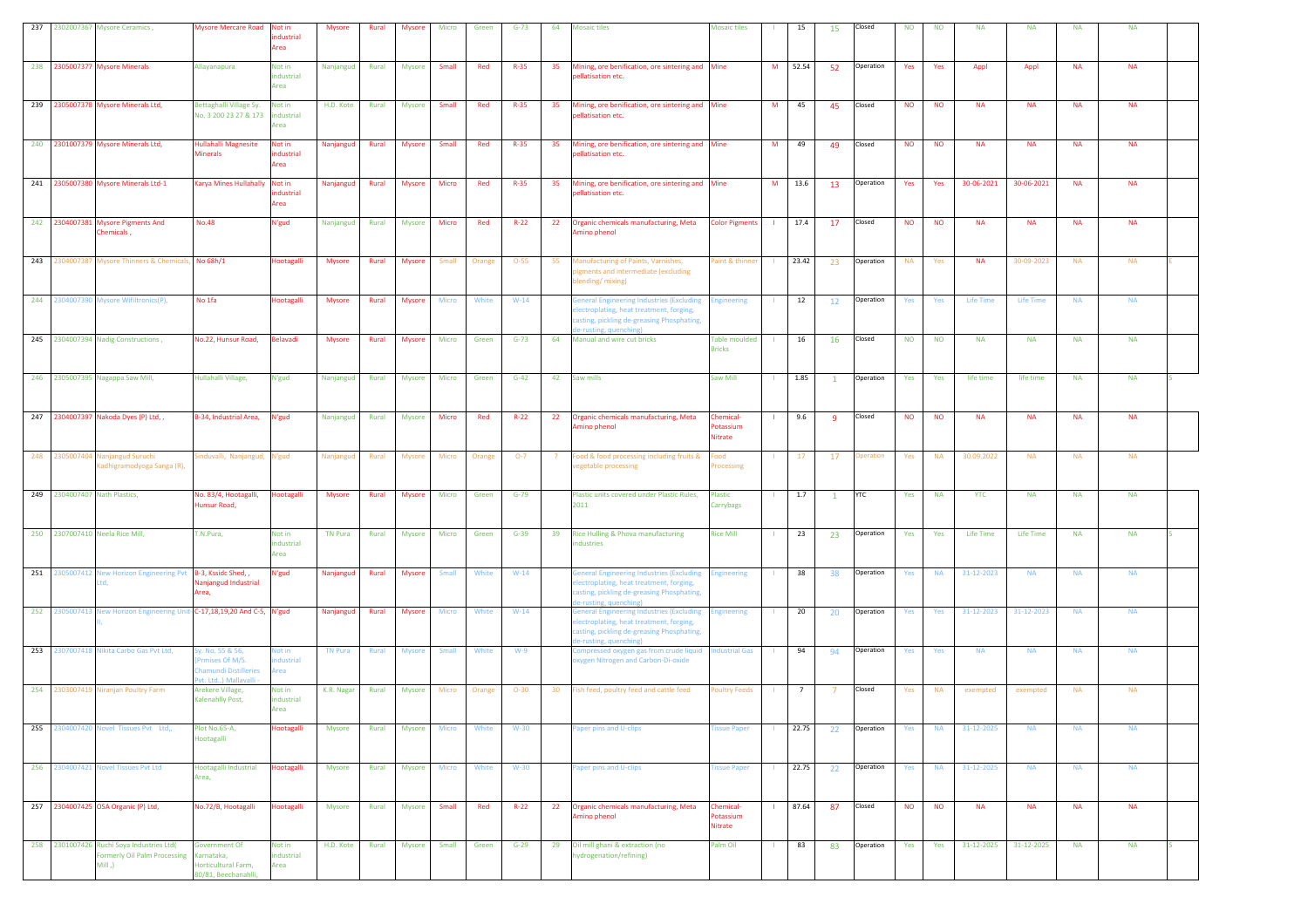| | | | | | | | | | | | | | | | | | | | | | | | | | |
|---|---|---|---|---|---|---|---|---|---|---|---|---|---|---|---|---|---|---|---|---|---|---|---|---|---|
| 237 | 2302007367 | Mysore Ceramics , | Mysore Mercare Road | Not in industrial Area | Mysore | Rural | Mysore | Micro | Green | G-73 | 64 | Mosaic tiles | Mosaic tiles | I | 15 | 15 | Closed | NO | NO | NA | NA | NA | NA | |
| 238 | 2305007377 | Mysore Minerals | Allayanapura | Not in industrial Area | Nanjangud | Rural | Mysore | Small | Red | R-35 | 35 | Mining, ore benification, ore sintering and pellatisation etc. | Mine | M | 52.54 | 52 | Operation | Yes | Yes | Appl | Appl | NA | NA | |
| 239 | 2305007378 | Mysore Minerals Ltd, | Bettaghalli Village Sy. No. 3 200 23 27 & 173 | Not in industrial Area | H.D. Kote | Rural | Mysore | Small | Red | R-35 | 35 | Mining, ore benification, ore sintering and pellatisation etc. | Mine | M | 45 | 45 | Closed | NO | NO | NA | NA | NA | NA | |
| 240 | 2301007379 | Mysore Minerals Ltd, | Hullahalli Magnesite Minerals | Not in industrial Area | Nanjangud | Rural | Mysore | Small | Red | R-35 | 35 | Mining, ore benification, ore sintering and pellatisation etc. | Mine | M | 49 | 49 | Closed | NO | NO | NA | NA | NA | NA | |
| 241 | 2305007380 | Mysore Minerals Ltd-1 | Karya Mines Hullahally | Not in industrial Area | Nanjangud | Rural | Mysore | Micro | Red | R-35 | 35 | Mining, ore benification, ore sintering and pellatisation etc. | Mine | M | 13.6 | 13 | Operation | Yes | Yes | 30-06-2021 | 30-06-2021 | NA | NA | |
| 242 | 2304007381 | Mysore Pigments And Chemicals , | No.48 | N'gud | Nanjangud | Rural | Mysore | Micro | Red | R-22 | 22 | Organic chemicals manufacturing, Meta Amino phenol | Color Pigments | I | 17.4 | 17 | Closed | NO | NO | NA | NA | NA | NA | |
| 243 | 2304007387 | Mysore Thinners & Chemicals, | No 68h/1 | Hootagalli | Mysore | Rural | Mysore | Small | Orange | O-55 | 55 | Manufacturing of Paints, Varnishes, pigments and intermediate (excluding blending/ mixing) | Paint & thinner | I | 23.42 | 23 | Operation | NA | Yes | NA | 30-09-2023 | NA | NA | E |
| 244 | 2304007390 | Mysore Wifiltronics(P), | No 1fa | Hootagalli | Mysore | Rural | Mysore | Micro | White | W-14 | | General Engineering Industries (Excluding electroplating, heat treatment, forging, casting, pickling de-greasing Phosphating, de-rusting, quenching) | Engineering | I | 12 | 12 | Operation | Yes | Yes | Life Time | Life Time | NA | NA | |
| 245 | 2304007394 | Nadig Constructions , | No.22, Hunsur Road, | Belavadi | Mysore | Rural | Mysore | Micro | Green | G-73 | 64 | Manual and wire cut bricks | Table moulded Bricks | I | 16 | 16 | Closed | NO | NO | NA | NA | NA | NA | |
| 246 | 2305007395 | Nagappa Saw Mill, | Hullahalli Village, | N'gud | Nanjangud | Rural | Mysore | Micro | Green | G-42 | 42 | Saw mills | Saw Mill | I | 1.85 | 1 | Operation | Yes | Yes | life time | life time | NA | NA | S |
| 247 | 2304007397 | Nakoda Dyes (P) Ltd, , | B-34, Industrial Area, | N'gud | Nanjangud | Rural | Mysore | Micro | Red | R-22 | 22 | Organic chemicals manufacturing, Meta Amino phenol | Chemical-Potassium Nitrate | I | 9.6 | 9 | Closed | NO | NO | NA | NA | NA | NA | |
| 248 | 2305007404 | Nanjangud Suruchi Kadhigramodyoga Sanga (R), | Sinduvalli, Nanjangud, | N'gud | Nanjangud | Rural | Mysore | Micro | Orange | O-7 | 7 | Food & food processing including fruits & vegetable processing | Food Processing | I | 17 | 17 | Operation | Yes | NA | 30.09.2022 | NA | NA | NA | |
| 249 | 2304007407 | Nath Plastics, | No. 83/4, Hootagalli, Hunsur Road, | Hootagalli | Mysore | Rural | Mysore | Micro | Green | G-79 | | Plastic units covered under Plastic Rules, 2011 | Plastic Carrybags | I | 1.7 | 1 | YTC | Yes | NA | YTC | NA | NA | NA | |
| 250 | 2307007410 | Neela Rice Mill, | T.N.Pura, | Not in industrial Area | TN Pura | Rural | Mysore | Micro | Green | G-39 | 39 | Rice Hulling & Phova manufacturing industries | Rice Mill | I | 23 | 23 | Operation | Yes | Yes | Life Time | Life Time | NA | NA | S |
| 251 | 2305007412 | New Horizon Engineering Pvt Ltd, | B-3, Kssidc Shed, , Nanjangud Industrial Area, | N'gud | Nanjangud | Rural | Mysore | Small | White | W-14 | | General Engineering Industries (Excluding electroplating, heat treatment, forging, casting, pickling de-greasing Phosphating, de-rusting, quenching) | Engineering | I | 38 | 38 | Operation | Yes | NA | 31-12-2023 | NA | NA | NA | |
| 252 | 2305007413 | New Horizon Engineering Unit-II, | C-17,18,19,20 And C-5, | N'gud | Nanjangud | Rural | Mysore | Micro | White | W-14 | | General Engineering Industries (Excluding electroplating, heat treatment, forging, casting, pickling de-greasing Phosphating, de-rusting, quenching) | Engineering | I | 20 | 20 | Operation | Yes | Yes | 31-12-2023 | 31-12-2023 | NA | NA | |
| 253 | 2307007418 | Nikita Carbo Gas Pvt Ltd, | Sy. No. 55 & 56, (Prmises Of M/S. Chamundi Distilleries Pvt. Ltd.,) Mallavalli - | Not in industrial Area | TN Pura | Rural | Mysore | Small | White | W-9 | | Compressed oxygen gas from crude liquid oxygen Nitrogen and Carbon-Di-oxide | Industrial Gas | I | 94 | 94 | Operation | Yes | Yes | NA | NA | NA | NA | |
| 254 | 2303007419 | Niranjan Poultry Farm | Arekere Village, Kalenahlly Post, | Not in industrial Area | K.R. Nagar | Rural | Mysore | Micro | Orange | O-30 | 30 | Fish feed, poultry feed and cattle feed | Poultry Feeds | I | 7 | 7 | Closed | Yes | NA | exempted | exempted | NA | NA | |
| 255 | 2304007420 | Novel Tissues Pvt Ltd,, | Plot No.65-A, Hootagalli | Hootagalli | Mysore | Rural | Mysore | Micro | White | W-30 | | Paper pins and U-clips | Tissue Paper | I | 22.75 | 22 | Operation | Yes | NA | 31-12-2025 | NA | NA | NA | |
| 256 | 2304007421 | Novel Tissues Pvt Ltd | Hootagalli Industrial Area, | Hootagalli | Mysore | Rural | Mysore | Micro | White | W-30 | | Paper pins and U-clips | Tissue Paper | I | 22.75 | 22 | Operation | Yes | NA | 31-12-2025 | NA | NA | NA | |
| 257 | 2304007425 | OSA Organic (P) Ltd, | No.72/B, Hootagalli | Hootagalli | Mysore | Rural | Mysore | Small | Red | R-22 | 22 | Organic chemicals manufacturing, Meta Amino phenol | Chemical-Potassium Nitrate | I | 87.64 | 87 | Closed | NO | NO | NA | NA | NA | NA | |
| 258 | 2301007426 | Ruchi Soya Industries Ltd( Formerly Oil Palm Processing Mill ,) | Government Of Karnataka, Horticultural Farm, 80/81, Beechanahlli, | Not in industrial Area | H.D. Kote | Rural | Mysore | Small | Green | G-29 | 29 | Oil mill ghani & extraction (no hydrogenation/refining) | Palm Oil | I | 83 | 83 | Operation | Yes | Yes | 31-12-2025 | 31-12-2025 | NA | NA | S |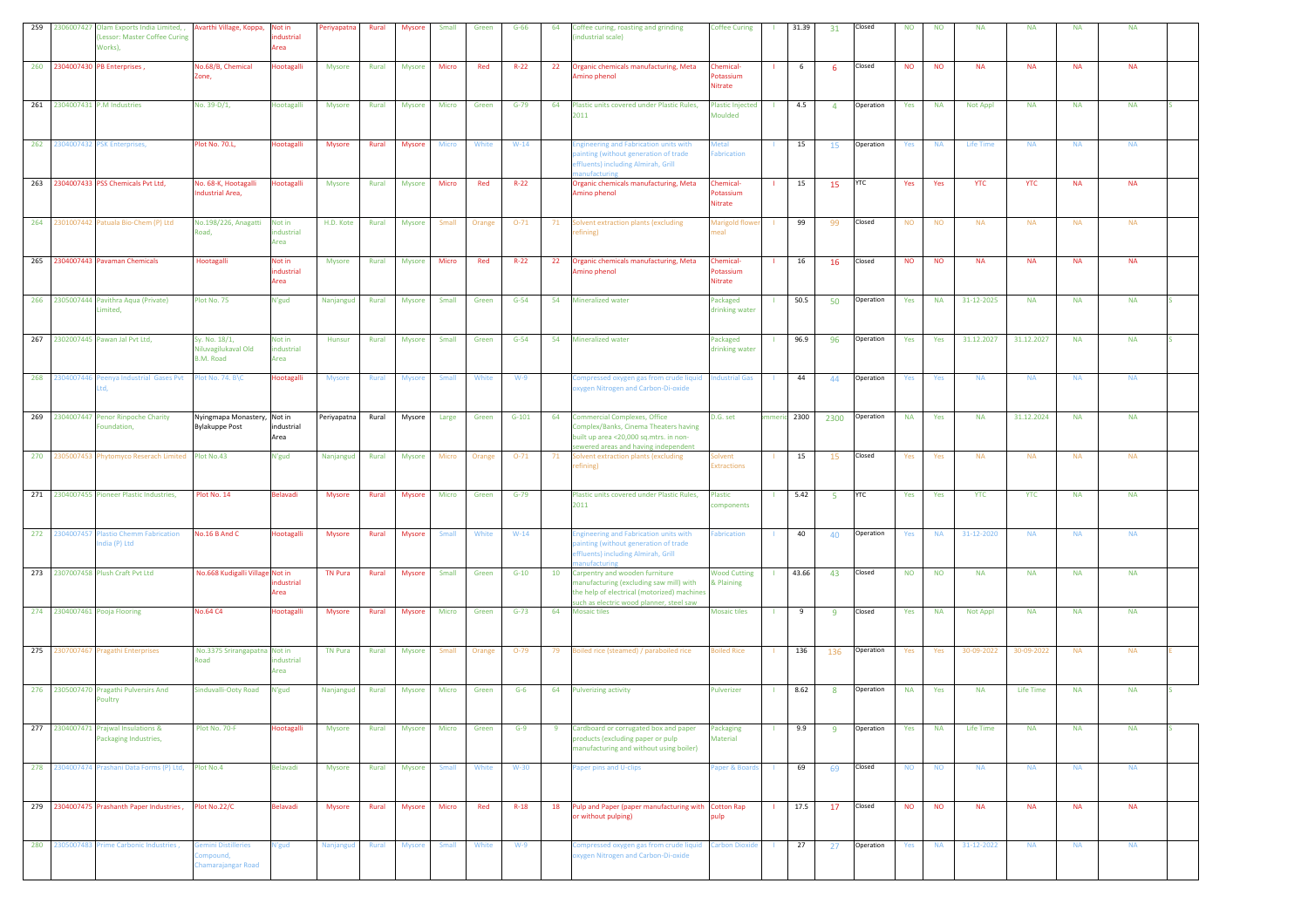| 259 | 2306007427 | Olam Exports India Limited, , (Lessor: Master Coffee Curing Works), | Avarthi Village, Koppa, | Not in industrial Area | Periyapatna | Rural | Mysore | Small | Green | G-66 | 64 | Coffee curing, roasting and grinding (industrial scale) | Coffee Curing | I | 31.39 | 31 | Closed | NO | NO | NA | NA | NA | NA | |
|---|---|---|---|---|---|---|---|---|---|---|---|---|---|---|---|---|---|---|---|---|---|---|---|---|
| 260 | 2304007430 | PB Enterprises , | No.68/B, Chemical Zone, | Hootagalli | Mysore | Rural | Mysore | Micro | Red | R-22 | 22 | Organic chemicals manufacturing, Meta Amino phenol | Chemical-Potassium Nitrate | I | 6 | 6 | Closed | NO | NO | NA | NA | NA | NA | |
| 261 | 2304007431 | P.M Industries | No. 39-D/1, | Hootagalli | Mysore | Rural | Mysore | Micro | Green | G-79 | 64 | Plastic units covered under Plastic Rules, 2011 | Plastic Injected Moulded | I | 4.5 | 4 | Operation | Yes | NA | Not Appl | NA | NA | NA | S |
| 262 | 2304007432 | PSK Enterprises, | Plot No. 70.L, | Hootagalli | Mysore | Rural | Mysore | Micro | White | W-14 | | Engineering and Fabrication units with painting (without generation of trade effluents) including Almirah, Grill manufacturing | Metal Fabrication | I | 15 | 15 | Operation | Yes | NA | Life Time | NA | NA | NA | |
| 263 | 2304007433 | PSS Chemicals Pvt Ltd, | No. 68-K, Hootagalli Industrial Area, | Hootagalli | Mysore | Rural | Mysore | Micro | Red | R-22 | | Organic chemicals manufacturing, Meta Amino phenol | Chemical-Potassium Nitrate | I | 15 | 15 | YTC | Yes | Yes | YTC | YTC | NA | NA | |
| 264 | 2301007442 | Patuala Bio-Chem (P) Ltd | No.198/226, Anagatti Road, | Not in industrial Area | H.D. Kote | Rural | Mysore | Small | Orange | O-71 | 71 | Solvent extraction plants (excluding refining) | Marigold flower meal | I | 99 | 99 | Closed | NO | NO | NA | NA | NA | NA | |
| 265 | 2304007443 | Pavaman Chemicals | Hootagalli | Not in industrial Area | Mysore | Rural | Mysore | Micro | Red | R-22 | 22 | Organic chemicals manufacturing, Meta Amino phenol | Chemical-Potassium Nitrate | I | 16 | 16 | Closed | NO | NO | NA | NA | NA | NA | |
| 266 | 2305007444 | Pavithra Aqua (Private) Limited, | Plot No. 75 | N'gud | Nanjangud | Rural | Mysore | Small | Green | G-54 | 54 | Mineralized water | Packaged drinking water | I | 50.5 | 50 | Operation | Yes | NA | 31-12-2025 | NA | NA | NA | S |
| 267 | 2302007445 | Pawan Jal Pvt Ltd, | Sy. No. 18/1, Niluvagilukaval Old B.M. Road | Not in industrial Area | Hunsur | Rural | Mysore | Small | Green | G-54 | 54 | Mineralized water | Packaged drinking water | I | 96.9 | 96 | Operation | Yes | Yes | 31.12.2027 | 31.12.2027 | NA | NA | S |
| 268 | 2304007446 | Peenya Industrial Gases Pvt Ltd, | Plot No. 74. B\C | Hootagalli | Mysore | Rural | Mysore | Small | White | W-9 | | Compressed oxygen gas from crude liquid oxygen Nitrogen and Carbon-Di-oxide | Industrial Gas | I | 44 | 44 | Operation | Yes | Yes | NA | NA | NA | NA | |
| 269 | 2304007447 | Penor Rinpoche Charity Foundation, | Nyingmapa Monastery, Bylakuppe Post | Not in industrial Area | Periyapatna | Rural | Mysore | Large | Green | G-101 | 64 | Commercial Complexes, Office Complex/Banks, Cinema Theaters having built up area <20,000 sq.mtrs. in non-sewered areas and having independent | D.G. set | mmerci | 2300 | 2300 | Operation | NA | Yes | NA | 31.12.2024 | NA | NA | |
| 270 | 2305007453 | Phytomyco Reserach Limited | Plot No.43 | N'gud | Nanjangud | Rural | Mysore | Micro | Orange | O-71 | 71 | Solvent extraction plants (excluding refining) | Solvent Extractions | I | 15 | 15 | Closed | Yes | Yes | NA | NA | NA | NA | |
| 271 | 2304007455 | Pioneer Plastic Industries, | Plot No. 14 | Belavadi | Mysore | Rural | Mysore | Micro | Green | G-79 | | Plastic units covered under Plastic Rules, 2011 | Plastic components | I | 5.42 | 5 | YTC | Yes | Yes | YTC | YTC | NA | NA | |
| 272 | 2304007457 | Plastio Chemm Fabrication India (P) Ltd | No.16 B And C | Hootagalli | Mysore | Rural | Mysore | Small | White | W-14 | | Engineering and Fabrication units with painting (without generation of trade effluents) including Almirah, Grill manufacturing | Fabrication | I | 40 | 40 | Operation | Yes | NA | 31-12-2020 | NA | NA | NA | |
| 273 | 2307007458 | Plush Craft Pvt Ltd | No.668 Kudigalli Village | Not in industrial Area | TN Pura | Rural | Mysore | Small | Green | G-10 | 10 | Carpentry and wooden furniture manufacturing (excluding saw mill) with the help of electrical (motorized) machines such as electric wood planner, steel saw | Wood Cutting & Plaining | I | 43.66 | 43 | Closed | NO | NO | NA | NA | NA | NA | |
| 274 | 2304007461 | Pooja Flooring | No.64 C4 | Hootagalli | Mysore | Rural | Mysore | Micro | Green | G-73 | 64 | Mosaic tiles | Mosaic tiles | I | 9 | 9 | Closed | Yes | NA | Not Appl | NA | NA | NA | |
| 275 | 2307007467 | Pragathi Enterprises | No.3375 Srirangapatna Road | Not in industrial Area | TN Pura | Rural | Mysore | Small | Orange | O-79 | 79 | Boiled rice (steamed) / paraboiled rice | Boiled Rice | I | 136 | 136 | Operation | Yes | Yes | 30-09-2022 | 30-09-2022 | NA | NA | E |
| 276 | 2305007470 | Pragathi Pulversirs And Poultry | Sinduvalli-Ooty Road | N'gud | Nanjangud | Rural | Mysore | Micro | Green | G-6 | 64 | Pulverizing activity | Pulverizer | I | 8.62 | 8 | Operation | NA | Yes | NA | Life Time | NA | NA | S |
| 277 | 2304007471 | Prajwal Insulations & Packaging Industries, | Plot No. 70-F | Hootagalli | Mysore | Rural | Mysore | Micro | Green | G-9 | 9 | Cardboard or corrugated box and paper products (excluding paper or pulp manufacturing and without using boiler) | Packaging Material | I | 9.9 | 9 | Operation | Yes | NA | Life Time | NA | NA | NA | S |
| 278 | 2304007474 | Prashani Data Forms (P) Ltd, | Plot No.4 | Belavadi | Mysore | Rural | Mysore | Small | White | W-30 | | Paper pins and U-clips | Paper & Boards | I | 69 | 69 | Closed | NO | NO | NA | NA | NA | NA | |
| 279 | 2304007475 | Prashanth Paper Industries , | Plot No.22/C | Belavadi | Mysore | Rural | Mysore | Micro | Red | R-18 | 18 | Pulp and Paper (paper manufacturing with or without pulping) | Cotton Rap pulp | I | 17.5 | 17 | Closed | NO | NO | NA | NA | NA | NA | |
| 280 | 2305007483 | Prime Carbonic Industries , | Gemini Distilleries Compound, Chamarajangar Road | N'gud | Nanjangud | Rural | Mysore | Small | White | W-9 | | Compressed oxygen gas from crude liquid oxygen Nitrogen and Carbon-Di-oxide | Carbon Dioxide | I | 27 | 27 | Operation | Yes | NA | 31-12-2022 | NA | NA | NA | |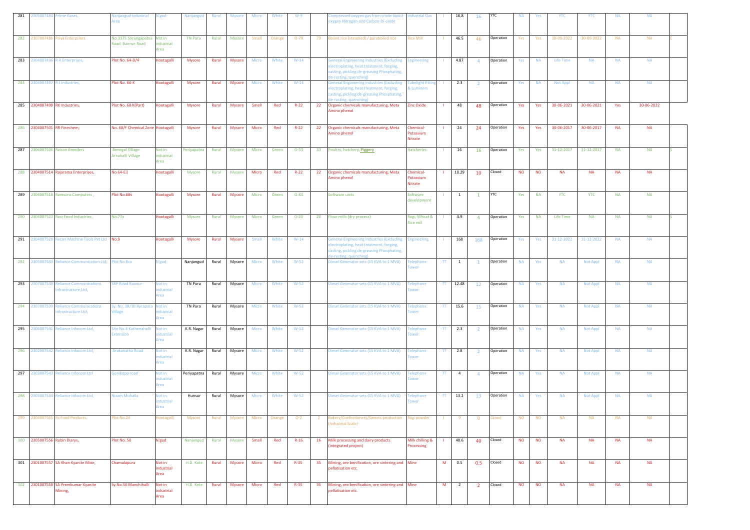| 281 | 2305007484 | Prime Gases, | Nanjangud Industrial Area | N'gud | Nanjangud | Rural | Mysore | Micro | White | W-9 | | Compressed oxygen gas from crude liquid oxygen Nitrogen and Carbon-Di-oxide | Industrial Gas | I | 16.8 | 16 | YTC | NA | Yes | YTC | YTC | NA | NA | |
|---|---|---|---|---|---|---|---|---|---|---|---|---|---|---|---|---|---|---|---|---|---|---|---|---|
| 282 | 2307007486 | Priya Enterprises | No.2375 Srirangapatna Road Bannur Road | Not in industrial Area | TN Pura | Rural | Mysore | Small | Orange | O-79 | 79 | Boiled rice (steamed) / paraboiled rice | Rice Mill | I | 46.5 | 46 | Operation | Yes | Yes | 30-09-2022 | 30-09-2022 | NA | NA | E |
| 283 | 2304007496 | R R Enterprises, | Plot No. 64-D/4 | Hootagalli | Mysore | Rural | Mysore | Micro | White | W-14 | | General Engineering Industries (Excluding electroplating, heat treatment, forging, casting, pickling de-greasing Phosphating, de-rusting, quenching) | Engineering | I | 4.87 | 4 | Operation | Yes | NA | Life Time | NA | NA | NA | |
| 284 | 2304007497 | R J Industries, | Plot No. 66-K | Hootagalli | Mysore | Rural | Mysore | Micro | White | W-14 | | General Engineering Industries (Excluding electroplating, heat treatment, forging, casting, pickling de-greasing Phosphating, de-rusting, quenching) | Tubelight Fitting & Luminers | I | 2.3 | 2 | Operation | Yes | NA | Not Appl | NA | NA | NA | |
| 285 | 2304007499 | RK Industries, | Plot No. 68 K(Part) | Hootagalli | Mysore | Rural | Mysore | Small | Red | R-22 | 22 | Organic chemicals manufacturing, Meta Amino phenol | Zinc Oxide | I | 48 | 48 | Operation | Yes | Yes | 30-06-2021 | 30-06-2021 | Yes | 30-06-2022 | |
| 286 | 2304007501 | RR Finechem, | No. 68/F Chemical Zone | Hootagalli | Mysore | Rural | Mysore | Micro | Red | R-22 | 22 | Organic chemicals manufacturing, Meta Amino phenol | Chemical-Potassium Nitrate | I | 24 | 24 | Operation | Yes | Yes | 30-06-2017 | 30-06-2017 | NA | NA | |
| 287 | 2306007506 | Raison Breeders | Benegal Village Arnahalli Village | Not in industrial Area | Periyapatna | Rural | Mysore | Micro | Green | G-33 | 33 | Poultry, hatchery, Piggery | Hatcheries | I | 16 | 16 | Operation | Yes | Yes | 31-12-2017 | 31-12-2017 | NA | NA | S |
| 288 | 2304007514 | Rajarama Enterprises, | No 64-E3 | Hootagalli | Mysore | Rural | Mysore | Micro | Red | R-22 | 22 | Organic chemicals manufacturing, Meta Amino phenol | Chemical-Potassium Nitrate | I | 10.29 | 10 | Closed | NO | NO | NA | NA | NA | NA | |
| 289 | 2304007518 | Ramsons Computers , | Plot No.68v | Hootagalli | Mysore | Rural | Mysore | Micro | Green | G-84 | | Software units | Software development | I | 1 | 1 | YTC | Yes | NA | YTC | YTC | NA | NA | |
| 290 | 2304007523 | Ravi Food Industries , | No.77x | Hootagalli | Mysore | Rural | Mysore | Micro | Green | G-20 | 20 | Flour mills (dry process) | Ragi, Wheat & Rice mill | I | 4.9 | 4 | Operation | Yes | NA | Life Time | NA | NA | NA | S |
| 291 | 2304007528 | Recon Machine Tools Pvt Ltd | No.9 | Hootagalli | Mysore | Rural | Mysore | Small | White | W-14 | | General Engineering Industries (Excluding electroplating, heat treatment, forging, casting, pickling de-greasing Phosphating, de-rusting, quenching) | Engineering | I | 168 | 168 | Operation | Yes | Yes | 31-12-2022 | 31-12-2022 | NA | NA | |
| 292 | 2305007533 | Reliance Communication Ltd, | Plot No.8ca | N'gud | Nanjangud | Rural | Mysore | Micro | White | W-52 | | Diesel Generator sets (15 KVA to 1 MVA) | Telephone Tower | TT | 1 | 1 | Operation | NA | Yes | NA | Not Appl | NA | NA | |
| 293 | 2307007538 | Reliance Communications Infrastructure Ltd, | SRP Road Bannur | Not in industrial Area | TN Pura | Rural | Mysore | Micro | White | W-52 | | Diesel Generator sets (15 KVA to 1 MVA) | Telephone Tower | TT | 12.48 | 12 | Operation | NA | Yes | NA | Not Appl | NA | NA | |
| 294 | 2307007539 | Reliance Communications Infrastructure Ltd, | Sy. No. 38/1B Byrapura Village | Not in industrial Area | TN Pura | Rural | Mysore | Micro | White | W-52 | | Diesel Generator sets (15 KVA to 1 MVA) | Telephone Tower | TT | 15.6 | 15 | Operation | NA | Yes | NA | Not Appl | NA | NA | |
| 295 | 2306007541 | Reliance Infocom Ltd, | Site No.4 Kathenahalli Extension | Not in industrial Area | K.R. Nagar | Rural | Mysore | Micro | White | W-52 | | Diesel Generator sets (15 KVA to 1 MVA) | Telephone Tower | TT | 2.3 | 2 | Operation | NA | Yes | NA | Not Appl | NA | NA | |
| 296 | 2302007542 | Reliance Infocom Ltd, | Arakanatha Road | Not in industrial Area | K.R. Nagar | Rural | Mysore | Micro | White | W-52 | | Diesel Generator sets (15 KVA to 1 MVA) | Telephone Tower | TT | 2.8 | 2 | Operation | NA | Yes | NA | Not Appl | NA | NA | |
| 297 | 2303007543 | Reliance Infocom Ltd | Gonikopp road | Not in industrial Area | Periyapatna | Rural | Mysore | Micro | White | W-52 | | Diesel Generator sets (15 KVA to 1 MVA) | Telephone Tower | TT | 4 | 4 | Operation | NA | Yes | NA | Not Appl | NA | NA | |
| 298 | 2303007544 | Reliance Infocom Ltd, | Nizam Mohalla | Not in industrial Area | Hunsur | Rural | Mysore | Micro | White | W-52 | | Diesel Generator sets (15 KVA to 1 MVA) | Telephone Tower | TT | 13.2 | 13 | Operation | NA | Yes | NA | Not Appl | NA | NA | |
| 299 | 2304007555 | Rs Food Products, | Plot No.24 | Hootagalli | Mysore | Rural | Mysore | Micro | Orange | O-2 | 2 | Bakery/Confectionery/Sweets production (Industrial Scale) | Ragi powder | I | 9 | 9 | Closed | NO | NO | NA | NA | NA | NA | |
| 300 | 2305007556 | Rubin Diarys, | Plot No. 50 | N'gud | Nanjangud | Rural | Mysore | Small | Red | R-16 | 16 | Milk processing and dairy products (integrated project) | Milk chilling & Processing | I | 40.6 | 40 | Closed | NO | NO | NA | NA | NA | NA | |
| 301 | 2301007557 | SA Khan Kyanite Mine, | Chamalapura | Not in industrial Area | H.D. Kote | Rural | Mysore | Micro | Red | R-35 | 35 | Mining, ore benification, ore sintering and pellatisation etc. | Mine | M | 0.5 | 0.5 | Closed | NO | NO | NA | NA | NA | NA | |
| 302 | 2301007558 | SA Premkumar Kyanite Mining, | Sy.No.56 Manchihalli | Not in industrial Area | H.D. Kote | Rural | Mysore | Micro | Red | R-35 | 35 | Mining, ore benification, ore sintering and pellatisation etc. | Mine | M | 2 | 2 | Closed | NO | NO | NA | NA | NA | NA | |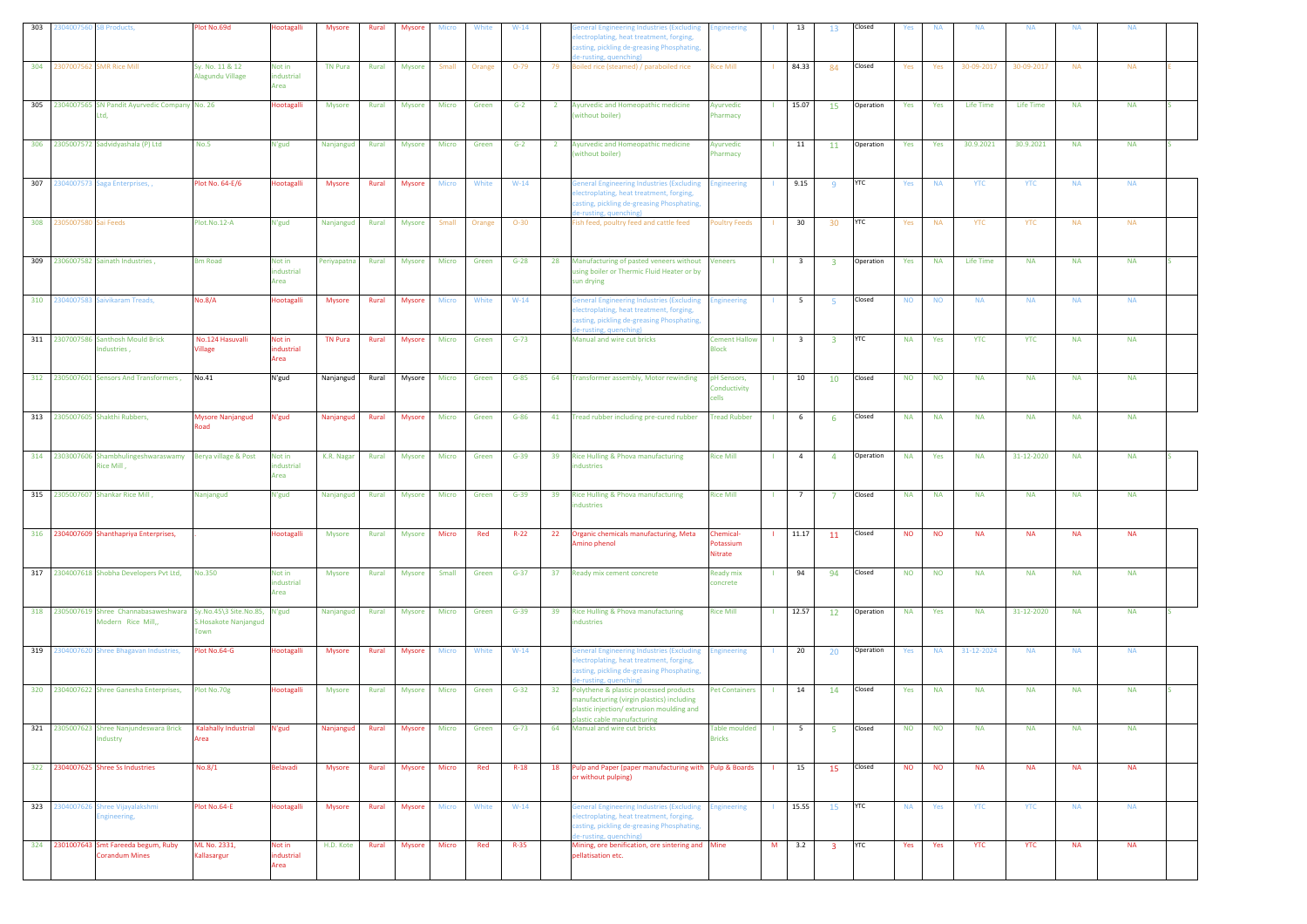| 303 | 2304007560 | SB Products, | Plot No.69d | Hootagalli | Mysore | Rural | Mysore | Micro | White | W-14 | | General Engineering Industries (Excluding electroplating, heat treatment, forging, casting, pickling de-greasing Phosphating, de-rusting, quenching) | Engineering | I | 13 | 13 | Closed | Yes | NA | NA | NA | NA | NA | |
|---|---|---|---|---|---|---|---|---|---|---|---|---|---|---|---|---|---|---|---|---|---|---|---|---|
| 304 | 2307007562 | SMR Rice Mill | Sy. No. 11 & 12 Alagundu Village | Not in industrial Area | TN Pura | Rural | Mysore | Small | Orange | O-79 | 79 | Boiled rice (steamed) / paraboiled rice | Rice Mill | I | 84.33 | 84 | Closed | Yes | Yes | 30-09-2017 | 30-09-2017 | NA | NA | E |
| 305 | 2304007565 | SN Pandit Ayurvedic Company Ltd, | No. 26 | Hootagalli | Mysore | Rural | Mysore | Micro | Green | G-2 | 2 | Ayurvedic and Homeopathic medicine (without boiler) | Ayurvedic Pharmacy | I | 15.07 | 15 | Operation | Yes | Yes | Life Time | Life Time | NA | NA | S |
| 306 | 2305007572 | Sadvidyashala (P) Ltd | No.5 | N'gud | Nanjangud | Rural | Mysore | Micro | Green | G-2 | 2 | Ayurvedic and Homeopathic medicine (without boiler) | Ayurvedic Pharmacy | I | 11 | 11 | Operation | Yes | Yes | 30.9.2021 | 30.9.2021 | NA | NA | S |
| 307 | 2304007573 | Saga Enterprises, , | Plot No. 64-E/6 | Hootagalli | Mysore | Rural | Mysore | Micro | White | W-14 | | General Engineering Industries (Excluding electroplating, heat treatment, forging, casting, pickling de-greasing Phosphating, de-rusting, quenching) | Engineering | I | 9.15 | 9 | YTC | Yes | NA | YTC | YTC | NA | NA | |
| 308 | 2305007580 | Sai Feeds | Plot.No.12-A | N'gud | Nanjangud | Rural | Mysore | Small | Orange | O-30 | | Fish feed, poultry feed and cattle feed | Poultry Feeds | I | 30 | 30 | YTC | Yes | NA | YTC | YTC | NA | NA | |
| 309 | 2306007582 | Sainath Industries , | Bm Road | Not in industrial Area | Periyapatna | Rural | Mysore | Micro | Green | G-28 | 28 | Manufacturing of pasted veneers without using boiler or Thermic Fluid Heater or by sun drying | Veneers | I | 3 | 3 | Operation | Yes | NA | Life Time | NA | NA | NA | S |
| 310 | 2304007583 | Saivikaram Treads, | No.8/A | Hootagalli | Mysore | Rural | Mysore | Micro | White | W-14 | | General Engineering Industries (Excluding electroplating, heat treatment, forging, casting, pickling de-greasing Phosphating, de-rusting, quenching) | Engineering | I | 5 | 5 | Closed | NO | NO | NA | NA | NA | NA | |
| 311 | 2307007586 | Santhosh Mould Brick Industries , | No.124 Hasuvalli Village | Not in industrial Area | TN Pura | Rural | Mysore | Micro | Green | G-73 | | Manual and wire cut bricks | Cement Hallow Block | I | 3 | 3 | YTC | NA | Yes | YTC | YTC | NA | NA | |
| 312 | 2305007601 | Sensors And Transformers , | No.41 | N'gud | Nanjangud | Rural | Mysore | Micro | Green | G-85 | 64 | Transformer assembly, Motor rewinding | pH Sensors, Conductivity cells | I | 10 | 10 | Closed | NO | NO | NA | NA | NA | NA | |
| 313 | 2305007605 | Shakthi Rubbers, | Mysore Nanjangud Road | N'gud | Nanjangud | Rural | Mysore | Micro | Green | G-86 | 41 | Tread rubber including pre-cured rubber | Tread Rubber | I | 6 | 6 | Closed | NA | NA | NA | NA | NA | NA | |
| 314 | 2303007606 | Shambhulingeshwaraswamy Rice Mill , | Berya village & Post | Not in industrial Area | K.R. Nagar | Rural | Mysore | Micro | Green | G-39 | 39 | Rice Hulling & Phova manufacturing industries | Rice Mill | I | 4 | 4 | Operation | NA | Yes | NA | 31-12-2020 | NA | NA | S |
| 315 | 2305007607 | Shankar Rice Mill , | Nanjangud | N'gud | Nanjangud | Rural | Mysore | Micro | Green | G-39 | 39 | Rice Hulling & Phova manufacturing industries | Rice Mill | I | 7 | 7 | Closed | NA | NA | NA | NA | NA | NA | |
| 316 | 2304007609 | Shanthapriya Enterprises, | . | Hootagalli | Mysore | Rural | Mysore | Micro | Red | R-22 | 22 | Organic chemicals manufacturing, Meta Amino phenol | Chemical-Potassium Nitrate | I | 11.17 | 11 | Closed | NO | NO | NA | NA | NA | NA | |
| 317 | 2304007618 | Shobha Developers Pvt Ltd, | No.350 | Not in industrial Area | Mysore | Rural | Mysore | Small | Green | G-37 | 37 | Ready mix cement concrete | Ready mix concrete | I | 94 | 94 | Closed | NO | NO | NA | NA | NA | NA | |
| 318 | 2305007619 | Shree Channabasaweshwara Modern Rice Mill,, | Sy.No.45\3 Site.No.85, S.Hosakote Nanjangud Town | N'gud | Nanjangud | Rural | Mysore | Micro | Green | G-39 | 39 | Rice Hulling & Phova manufacturing industries | Rice Mill | I | 12.57 | 12 | Operation | NA | Yes | NA | 31-12-2020 | NA | NA | S |
| 319 | 2304007620 | Shree Bhagavan Industries, | Plot No.64-G | Hootagalli | Mysore | Rural | Mysore | Micro | White | W-14 | | General Engineering Industries (Excluding electroplating, heat treatment, forging, casting, pickling de-greasing Phosphating, de-rusting, quenching) | Engineering | I | 20 | 20 | Operation | Yes | NA | 31-12-2024 | NA | NA | NA | |
| 320 | 2304007622 | Shree Ganesha Enterprises, | Plot No.70g | Hootagalli | Mysore | Rural | Mysore | Micro | Green | G-32 | 32 | Polythene & plastic processed products manufacturing (virgin plastics) including plastic injection/ extrusion moulding and plastic cable manufacturing | Pet Containers | I | 14 | 14 | Closed | Yes | NA | NA | NA | NA | NA | S |
| 321 | 2305007623 | Shree Nanjundeswara Brick Industry | Kalahally Industrial Area | N'gud | Nanjangud | Rural | Mysore | Micro | Green | G-73 | 64 | Manual and wire cut bricks | Table moulded Bricks | I | 5 | 5 | Closed | NO | NO | NA | NA | NA | NA | |
| 322 | 2304007625 | Shree Ss Industries | No.8/1 | Belavadi | Mysore | Rural | Mysore | Micro | Red | R-18 | 18 | Pulp and Paper (paper manufacturing with or without pulping) | Pulp & Boards | I | 15 | 15 | Closed | NO | NO | NA | NA | NA | NA | |
| 323 | 2304007626 | Shree Vijayalakshmi Engineering, | Plot No.64-E | Hootagalli | Mysore | Rural | Mysore | Micro | White | W-14 | | General Engineering Industries (Excluding electroplating, heat treatment, forging, casting, pickling de-greasing Phosphating, de-rusting, quenching) | Engineering | I | 15.55 | 15 | YTC | NA | Yes | YTC | YTC | NA | NA | |
| 324 | 2301007643 | Smt Fareeda begum, Ruby Corandum Mines | ML No. 2331, Kallasargur | Not in industrial Area | H.D. Kote | Rural | Mysore | Micro | Red | R-35 | | Mining, ore benification, ore sintering and pellatisation etc. | Mine | M | 3.2 | 3 | YTC | Yes | Yes | YTC | YTC | NA | NA | |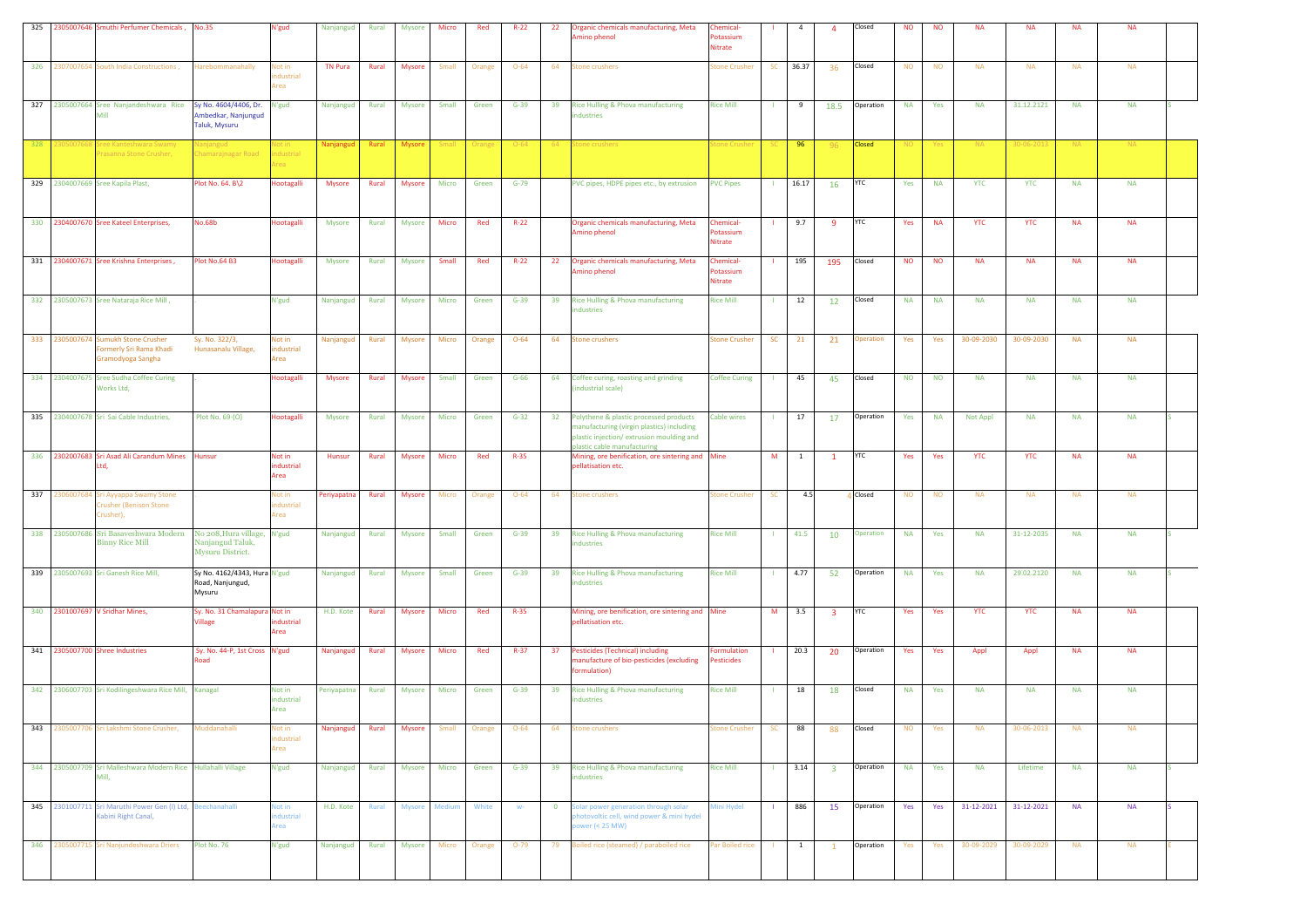| 325 | 2305007646 | Smuthi Perfumer Chemicals , | No.35 | N'gud | Nanjangud | Rural | Mysore | Micro | Red | R-22 | 22 | Organic chemicals manufacturing, Meta Amino phenol | Chemical-Potassium Nitrate | I | 4 | 4 | Closed | NO | NO | NA | NA | NA | NA | |
|---|---|---|---|---|---|---|---|---|---|---|---|---|---|---|---|---|---|---|---|---|---|---|---|---|
| 326 | 2307007654 | South India Constructions , | Harebommanahally | Not in industrial Area | TN Pura | Rural | Mysore | Small | Orange | O-64 | 64 | Stone crushers | Stone Crusher | SC | 36.37 | 36 | Closed | NO | NO | NA | NA | NA | NA | |
| 327 | 2305007664 | Sree Nanjandeshwara Rice Mill | Sy No. 4604/4406, Dr. Ambedkar, Nanjungud Taluk, Mysuru | N'gud | Nanjangud | Rural | Mysore | Small | Green | G-39 | 39 | Rice Hulling & Phova manufacturing industries | Rice Mill | I | 9 | 18.5 | Operation | NA | Yes | NA | 31.12.2121 | NA | NA | S |
| 328 | 2305007668 | Sree Kanteshwara Swamy Prasanna Stone Crusher, | Nanjagud Chamarajnagar Road | Not in industrial Area | Nanjangud | Rural | Mysore | Small | Orange | O-64 | 64 | Stone crushers | Stone Crusher | SC | 96 | 96 | Closed | NO | Yes | NA | 30-06-2013 | NA | NA | |
| 329 | 2304007669 | Sree Kapila Plast, | Plot No. 64. B\2 | Hootagalli | Mysore | Rural | Mysore | Micro | Green | G-79 | | PVC pipes, HDPE pipes etc., by extrusion | PVC Pipes | I | 16.17 | 16 | YTC | Yes | NA | YTC | YTC | NA | NA | |
| 330 | 2304007670 | Sree Kateel Enterprises, | No.68b | Hootagalli | Mysore | Rural | Mysore | Micro | Red | R-22 | | Organic chemicals manufacturing, Meta Amino phenol | Chemical-Potassium Nitrate | I | 9.7 | 9 | YTC | Yes | NA | YTC | YTC | NA | NA | |
| 331 | 2304007671 | Sree Krishna Enterprises , | Plot No.64 B3 | Hootagalli | Mysore | Rural | Mysore | Small | Red | R-22 | 22 | Organic chemicals manufacturing, Meta Amino phenol | Chemical-Potassium Nitrate | I | 195 | 195 | Closed | NO | NO | NA | NA | NA | NA | |
| 332 | 2305007673 | Sree Nataraja Rice Mill , | . | N'gud | Nanjangud | Rural | Mysore | Micro | Green | G-39 | 39 | Rice Hulling & Phova manufacturing industries | Rice Mill | I | 12 | 12 | Closed | NA | NA | NA | NA | NA | NA | |
| 333 | 2305007674 | Sumukh Stone Crusher Formerly Sri Rama Khadi Gramodyoga Sangha | Sy. No. 322/3, Hunasanalu Village, | Not in industrial Area | Nanjangud | Rural | Mysore | Micro | Orange | O-64 | 64 | Stone crushers | Stone Crusher | SC | 21 | 21 | Operation | Yes | Yes | 30-09-2030 | 30-09-2030 | NA | NA | |
| 334 | 2304007675 | Sree Sudha Coffee Curing Works Ltd, | . | Hootagalli | Mysore | Rural | Mysore | Small | Green | G-66 | 64 | Coffee curing, roasting and grinding (industrial scale) | Coffee Curing | I | 45 | 45 | Closed | NO | NO | NA | NA | NA | NA | |
| 335 | 2304007678 | Sri Sai Cable Industries, | Plot No. 69-(O) | Hootagalli | Mysore | Rural | Mysore | Micro | Green | G-32 | 32 | Polythene & plastic processed products manufacturing (virgin plastics) including plastic injection/ extrusion moulding and plastic cable manufacturing | Cable wires | I | 17 | 17 | Operation | Yes | NA | Not Appl | NA | NA | NA | S |
| 336 | 2302007683 | Sri Asad Ali Carandum Mines Ltd, | Hunsur | Not in industrial Area | Hunsur | Rural | Mysore | Micro | Red | R-35 | | Mining, ore benification, ore sintering and pellatisation etc. | Mine | M | 1 | 1 | YTC | Yes | Yes | YTC | YTC | NA | NA | |
| 337 | 2306007684 | Sri Ayyappa Swamy Stone Crusher (Benison Stone Crusher), | | Not in industrial Area | Periyapatna | Rural | Mysore | Micro | Orange | O-64 | 64 | Stone crushers | Stone Crusher | SC | 4.5 | 4 | Closed | NO | NO | NA | NA | NA | NA | |
| 338 | 2305007686 | Sri Basaveshwara Modern Binny Rice Mill | No 208,Hura village, Nanjangud Taluk, Mysuru District. | N'gud | Nanjangud | Rural | Mysore | Small | Green | G-39 | 39 | Rice Hulling & Phova manufacturing industries | Rice Mill | I | 41.5 | 10 | Operation | NA | Yes | NA | 31-12-2035 | NA | NA | S |
| 339 | 2305007693 | Sri Ganesh Rice Mill, | Sy No. 4162/4343, Hura Road, Nanjungud, Mysuru | N'gud | Nanjangud | Rural | Mysore | Small | Green | G-39 | 39 | Rice Hulling & Phova manufacturing industries | Rice Mill | I | 4.77 | 52 | Operation | NA | Yes | NA | 29.02.2120 | NA | NA | S |
| 340 | 2301007697 | V Sridhar Mines, | Sy. No. 31 Chamalapura Village | Not in industrial Area | H.D. Kote | Rural | Mysore | Micro | Red | R-35 | | Mining, ore benification, ore sintering and pellatisation etc. | Mine | M | 3.5 | 3 | YTC | Yes | Yes | YTC | YTC | NA | NA | |
| 341 | 2305007700 | Shree Industries | Sy. No. 44-P, 1st Cross Road | N'gud | Nanjangud | Rural | Mysore | Micro | Red | R-37 | 37 | Pesticides (Technical) including manufacture of bio-pesticides (excluding formulation) | Formulation Pesticides | I | 20.3 | 20 | Operation | Yes | Yes | Appl | Appl | NA | NA | |
| 342 | 2306007703 | Sri Kodilingeshwara Rice Mill, | Kanagal | Not in industrial Area | Periyapatna | Rural | Mysore | Micro | Green | G-39 | 39 | Rice Hulling & Phova manufacturing industries | Rice Mill | I | 18 | 18 | Closed | NA | Yes | NA | NA | NA | NA | |
| 343 | 2305007706 | Sri Lakshmi Stone Crusher, | Muddanahalli | Not in industrial Area | Nanjangud | Rural | Mysore | Small | Orange | O-64 | 64 | Stone crushers | Stone Crusher | SC | 88 | 88 | Closed | NO | Yes | NA | 30-06-2013 | NA | NA | |
| 344 | 2305007709 | Sri Malleshwara Modern Rice Mill, | Hullahalli Village | N'gud | Nanjangud | Rural | Mysore | Micro | Green | G-39 | 39 | Rice Hulling & Phova manufacturing industries | Rice Mill | I | 3.14 | 3 | Operation | NA | Yes | NA | Lifetime | NA | NA | S |
| 345 | 2301007711 | Sri Maruthi Power Gen (I) Ltd, Kabini Right Canal, | Beechanahalli | Not in industrial Area | H.D. Kote | Rural | Mysore | Medium | White | W- | 0 | Solar power generation through solar photovoltic cell, wind power & mini hydel power (< 25 MW) | Mini Hydel | I | 886 | 15 | Operation | Yes | Yes | 31-12-2021 | 31-12-2021 | NA | NA | S |
| 346 | 2305007715 | Sri Nanjundeshwara Driers | Plot No. 76 | N'gud | Nanjangud | Rural | Mysore | Micro | Orange | O-79 | 79 | Boiled rice (steamed) / paraboiled rice | Par Boiled rice | I | 1 | 1 | Operation | Yes | Yes | 30-09-2029 | 30-09-2029 | NA | NA | E |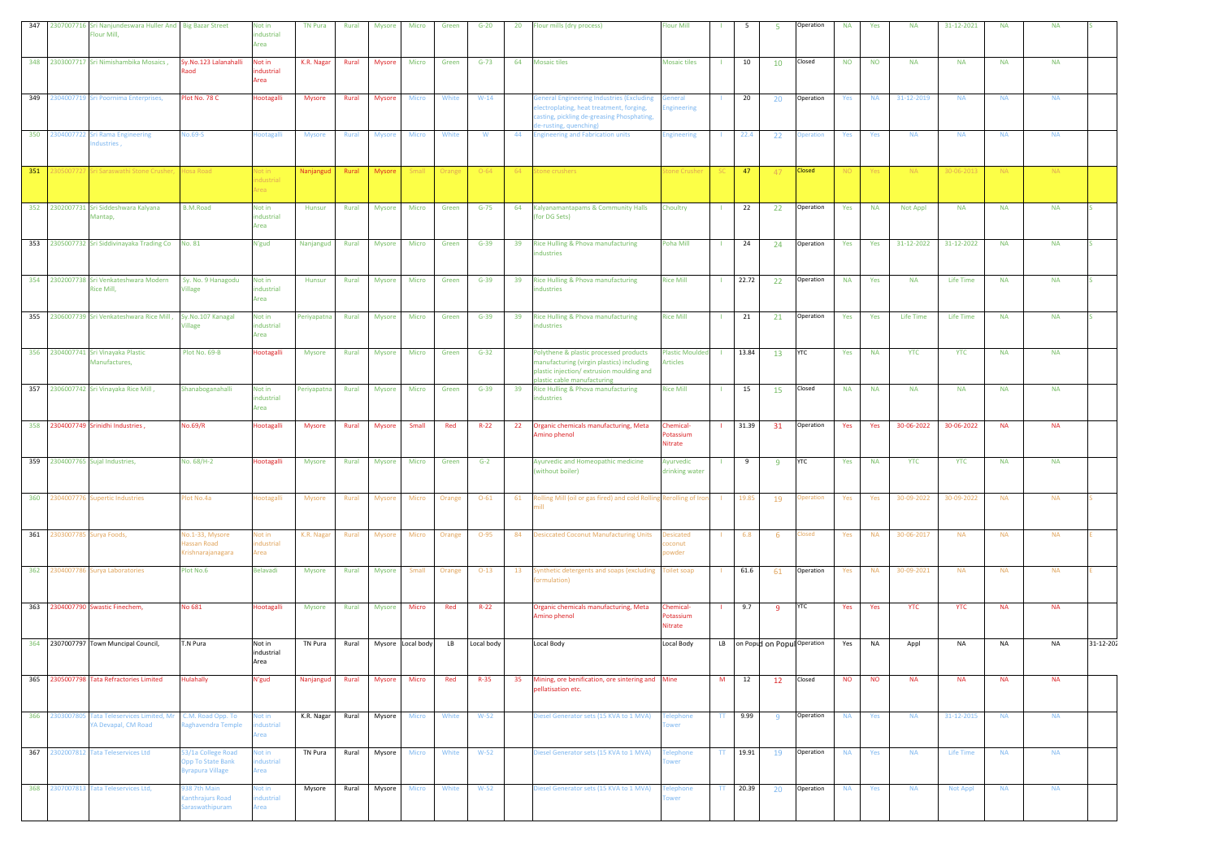| 347 | 2307007716 | Sri Nanjundeswara Huller And Flour Mill, | Big Bazar Street | Not in industrial Area | TN Pura | Rural | Mysore | Micro | Green | G-20 | 20 | Flour mills (dry process) | Flour Mill | I | 5 | 5 | Operation | NA | Yes | NA | 31-12-2021 | NA | NA | S |
|---|---|---|---|---|---|---|---|---|---|---|---|---|---|---|---|---|---|---|---|---|---|---|---|---|
| 348 | 2303007717 | Sri Nimishambika Mosaics , | Sy.No.123 Lalanahalli Raod | Not in industrial Area | K.R. Nagar | Rural | Mysore | Micro | Green | G-73 | 64 | Mosaic tiles | Mosaic tiles | I | 10 | 10 | Closed | NO | NO | NA | NA | NA | NA | |
| 349 | 2304007719 | Sri Poornima Enterprises, | Plot No. 78 C | Hootagalli | Mysore | Rural | Mysore | Micro | White | W-14 | | General Engineering Industries (Excluding electroplating, heat treatment, forging, casting, pickling de-greasing Phosphating, de-rusting, quenching) | General Engineering | I | 20 | 20 | Operation | Yes | NA | 31-12-2019 | NA | NA | NA | |
| 350 | 2304007722 | Sri Rama Engineering Industries , | No.69-S | Hootagalli | Mysore | Rural | Mysore | Micro | White | W | 44 | Engineering and Fabrication units | Engineering | I | 22.4 | 22 | Operation | Yes | Yes | NA | NA | NA | NA | |
| 351 | 2305007727 | Sri Saraswathi Stone Crusher, | Hosa Road | Not in industrial Area | Nanjangud | Rural | Mysore | Small | Orange | O-64 | 64 | Stone crushers | Stone Crusher | SC | 47 | 47 | Closed | NO | Yes | NA | 30-06-2013 | NA | NA | |
| 352 | 2302007731 | Sri Siddeshwara Kalyana Mantap, | B.M.Road | Not in industrial Area | Hunsur | Rural | Mysore | Micro | Green | G-75 | 64 | Kalyanamantapams & Community Halls (for DG Sets) | Choultry | I | 22 | 22 | Operation | Yes | NA | Not Appl | NA | NA | NA | S |
| 353 | 2305007732 | Sri Siddivinayaka Trading Co | No. 81 | N'gud | Nanjangud | Rural | Mysore | Micro | Green | G-39 | 39 | Rice Hulling & Phova manufacturing industries | Poha Mill | I | 24 | 24 | Operation | Yes | Yes | 31-12-2022 | 31-12-2022 | NA | NA | S |
| 354 | 2302007738 | Sri Venkateshwara Modern Rice Mill, | Sy. No. 9 Hanagodu Village | Not in industrial Area | Hunsur | Rural | Mysore | Micro | Green | G-39 | 39 | Rice Hulling & Phova manufacturing industries | Rice Mill | I | 22.72 | 22 | Operation | NA | Yes | NA | Life Time | NA | NA | S |
| 355 | 2306007739 | Sri Venkateshwara Rice Mill , | Sy.No.107 Kanagal Village | Not in industrial Area | Periyapatna | Rural | Mysore | Micro | Green | G-39 | 39 | Rice Hulling & Phova manufacturing industries | Rice Mill | I | 21 | 21 | Operation | Yes | Yes | Life Time | Life Time | NA | NA | S |
| 356 | 2304007741 | Sri Vinayaka Plastic Manufactures, | Plot No. 69-B | Hootagalli | Mysore | Rural | Mysore | Micro | Green | G-32 | | Polythene & plastic processed products manufacturing (virgin plastics) including plastic injection/ extrusion moulding and plastic cable manufacturing | Plastic Moulded Articles | I | 13.84 | 13 | YTC | Yes | NA | YTC | YTC | NA | NA | |
| 357 | 2306007742 | Sri Vinayaka Rice Mill , | Shanaboganahalli | Not in industrial Area | Periyapatna | Rural | Mysore | Micro | Green | G-39 | 39 | Rice Hulling & Phova manufacturing industries | Rice Mill | I | 15 | 15 | Closed | NA | NA | NA | NA | NA | NA | |
| 358 | 2304007749 | Srinidhi Industries , | No.69/R | Hootagalli | Mysore | Rural | Mysore | Small | Red | R-22 | 22 | Organic chemicals manufacturing, Meta Amino phenol | Chemical-Potassium Nitrate | I | 31.39 | 31 | Operation | Yes | Yes | 30-06-2022 | 30-06-2022 | NA | NA | |
| 359 | 2304007765 | Sujal Industries, | No. 68/H-2 | Hootagalli | Mysore | Rural | Mysore | Micro | Green | G-2 | | Ayurvedic and Homeopathic medicine (without boiler) | Ayurvedic drinking water | I | 9 | 9 | YTC | Yes | NA | YTC | YTC | NA | NA | |
| 360 | 2304007776 | Supertic Industries | Plot No.4a | Hootagalli | Mysore | Rural | Mysore | Micro | Orange | O-61 | 61 | Rolling Mill (oil or gas fired) and cold Rolling mill | Rerolling of Iron | I | 19.85 | 19 | Operation | Yes | Yes | 30-09-2022 | 30-09-2022 | NA | NA | S |
| 361 | 2303007785 | Surya Foods, | No.1-33, Mysore Hassan Road Krishnarajanagara | Not in industrial Area | K.R. Nagar | Rural | Mysore | Micro | Orange | O-95 | 84 | Desiccated Coconut Manufacturing Units | Desicated coconut powder | I | 6.8 | 6 | Closed | Yes | NA | 30-06-2017 | NA | NA | NA | E |
| 362 | 2304007786 | Surya Laboratories | Plot No.6 | Belavadi | Mysore | Rural | Mysore | Small | Orange | O-13 | 13 | Synthetic detergents and soaps (excluding formulation) | Toilet soap | I | 61.6 | 61 | Operation | Yes | NA | 30-09-2021 | NA | NA | NA | E |
| 363 | 2304007790 | Swastic Finechem, | No 681 | Hootagalli | Mysore | Rural | Mysore | Micro | Red | R-22 | | Organic chemicals manufacturing, Meta Amino phenol | Chemical-Potassium Nitrate | I | 9.7 | 9 | YTC | Yes | Yes | YTC | YTC | NA | NA | |
| 364 | 2307007797 | Town Muncipal Council, | T.N Pura | Not in industrial Area | TN Pura | Rural | Mysore | Local body | LB | Local body | | Local Body | Local Body | LB | on Popul | on Popul | Operation | Yes | NA | Appl | NA | NA | NA | 31-12-202 |
| 365 | 2305007798 | Tata Refractories Limited | Hulahally | N'gud | Nanjangud | Rural | Mysore | Micro | Red | R-35 | 35 | Mining, ore benification, ore sintering and pellatisation etc. | Mine | M | 12 | 12 | Closed | NO | NO | NA | NA | NA | NA | |
| 366 | 2303007805 | Tata Teleservices Limited, Mr YA Devapal, CM Road | C.M. Road Opp. To Raghavendra Temple | Not in industrial Area | K.R. Nagar | Rural | Mysore | Micro | White | W-52 | | Diesel Generator sets (15 KVA to 1 MVA) | Telephone Tower | TT | 9.99 | 9 | Operation | NA | Yes | NA | 31-12-2015 | NA | NA | |
| 367 | 2302007812 | Tata Teleservices Ltd | 53/1a College Road Opp To State Bank Byrapura Village | Not in industrial Area | TN Pura | Rural | Mysore | Micro | White | W-52 | | Diesel Generator sets (15 KVA to 1 MVA) | Telephone Tower | TT | 19.91 | 19 | Operation | NA | Yes | NA | Life Time | NA | NA | |
| 368 | 2307007813 | Tata Teleservices Ltd, | 938 7th Main Kanthrajurs Road Saraswathipuram | Not in industrial Area | Mysore | Rural | Mysore | Micro | White | W-52 | | Diesel Generator sets (15 KVA to 1 MVA) | Telephone Tower | TT | 20.39 | 20 | Operation | NA | Yes | NA | Not Appl | NA | NA | |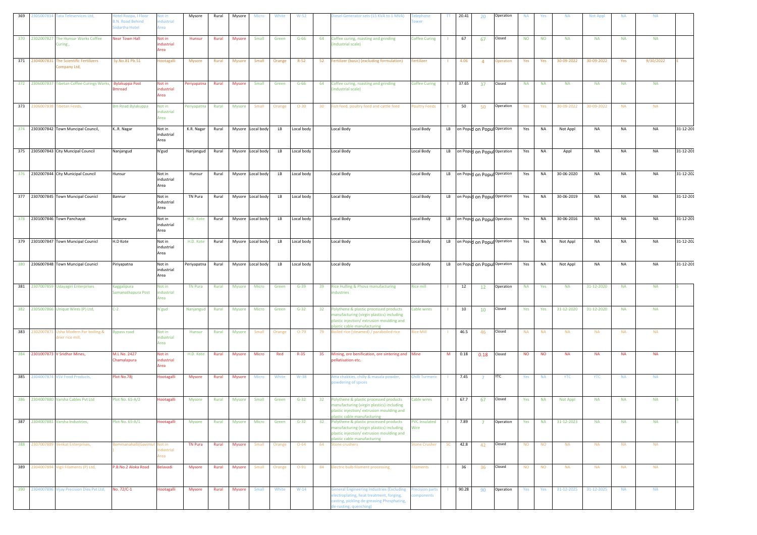| 369 | 2305007814 | Tata Teleservices Ltd, | Hotel Roopa, I Floor B.N. Road Behind Siidartha Hotel | Not in industrial Area | Mysore | Rural | Mysore | Micro | White | W-52 | | Diesel Generator sets (15 KVA to 1 MVA) | Telephone Tower | TT | 20.41 | 20 | Operation | NA | Yes | NA | Not Appl | NA | NA | |
|---|---|---|---|---|---|---|---|---|---|---|---|---|---|---|---|---|---|---|---|---|---|---|---|---|
| 370 | 2302007827 | The Hunsur Works Coffee Curing , | Near Town Hall | Not in industrial Area | Hunsur | Rural | Mysore | Small | Green | G-66 | 64 | Coffee curing, roasting and grinding (industrial scale) | Coffee Curing | I | 67 | 67 | Closed | NO | NO | NA | NA | NA | NA | |
| 371 | 2304007831 | The Scientific Fertilizers Company Ltd, | Sy.No.81 Pb.51 | Hootagalli | Mysore | Rural | Mysore | Small | Orange | R-52 | 52 | Fertilizer (basic) (excluding formulation) | Fertilizer | I | 4.06 | 4 | Operation | Yes | Yes | 30-09-2022 | 30-09-2022 | Yes | 9/30/2022 | E |
| 372 | 2306007837 | Tibetan Coffee Curings Works, | Bylakuppa Post Bmroad | Not in industrial Area | Periyapatna | Rural | Mysore | Small | Green | G-66 | 64 | Coffee curing, roasting and grinding (industrial scale) | Coffee Curing | I | 37.65 | 37 | Closed | NA | NA | NA | NA | NA | NA | |
| 373 | 2306007838 | Tibetan Feeds, | Bm Road Bylakuppa | Not in industrial Area | Periyapatna | Rural | Mysore | Small | Orange | O-30 | 30 | Fish feed, poultry feed and cattle feed | Poultry Feeds | I | 50 | 50 | Operation | Yes | Yes | 30-09-2022 | 30-09-2022 | NA | NA | |
| 374 | 2303007842 | Town Muncipal Council, | K..R. Nagar | Not in industrial Area | K.R. Nagar | Rural | Mysore | Local body | LB | Local body | | Local Body | Local Body | LB | on Popu | on Popul | Operation | Yes | NA | Not Appl | NA | NA | NA | 31-12-201 |
| 375 | 2305007843 | City Muncipal Council | Nanjangud | N'gud | Nanjangud | Rural | Mysore | Local body | LB | Local body | | Local Body | Local Body | LB | on Popu | on Popul | Operation | Yes | NA | Appl | NA | NA | NA | 31-12-201 |
| 376 | 2302007844 | City Municipal Council | Hunsur | Not in industrial Area | Hunsur | Rural | Mysore | Local body | LB | Local body | | Local Body | Local Body | LB | on Popu | on Popul | Operation | Yes | NA | 30-06-2020 | NA | NA | NA | 31-12-202 |
| 377 | 2307007845 | Town Muncipal Counicl | Bannur | Not in industrial Area | TN Pura | Rural | Mysore | Local body | LB | Local body | | Local Body | Local Body | LB | on Popu | on Popul | Operation | Yes | NA | 30-06-2019 | NA | NA | NA | 31-12-201 |
| 378 | 2301007846 | Town Panchayat | Sarguru | Not in industrial Area | H.D. Kote | Rural | Mysore | Local body | LB | Local body | | Local Body | Local Body | LB | on Popu | on Popul | Operation | Yes | NA | 30-06-2016 | NA | NA | NA | 31-12-201 |
| 379 | 2301007847 | Town Muncipal Counicl | H.D Kote | Not in industrial Area | H.D. Kote | Rural | Mysore | Local body | LB | Local body | | Local Body | Local Body | LB | on Popu | on Popul | Operation | Yes | NA | Not Appl | NA | NA | NA | 31-12-202 |
| 380 | 2306007848 | Town Muncipal Counicl | Piriyapatna | Not in industrial Area | Periyapatna | Rural | Mysore | Local body | LB | Local body | | Local Body | Local Body | LB | on Popu | on Popul | Operation | Yes | NA | Not Appl | NA | NA | NA | 31-12-201 |
| 381 | 2307007859 | Udayagiri Enterprises | Kaggalipura Samanathapura Post | Not in industrial Area | TN Pura | Rural | Mysore | Micro | Green | G-39 | 39 | Rice Hulling & Phova manufacturing industries | Rice mill | I | 12 | 12 | Operation | NA | Yes | NA | 31-12-2020 | NA | NA | S |
| 382 | 2305007866 | Unique Wires (P) Ltd, | C-2 | N'gud | Nanjangud | Rural | Mysore | Micro | Green | G-32 | 32 | Polythene & plastic processed products manufacturing (virgin plastics) including plastic injection/ extrusion moulding and plastic cable manufacturing | Cable wires | I | 10 | 10 | Closed | Yes | Yes | 31-12-2020 | 31-12-2020 | NA | NA | |
| 383 | 2302007871 | Usha Modern Par boiling & drier rice mill, | Bypass road | Not in industrial Area | Hunsur | Rural | Mysore | Small | Orange | O-79 | 79 | Boiled rice (steamed) / paraboiled rice | Rice Mill | I | 46.5 | 46 | Closed | NA | NA | NA | NA | NA | NA | |
| 384 | 2301007873 | V Sridhar Mines, | M.L No. 2427 Chamalapura | Not in industrial Area | H.D. Kote | Rural | Mysore | Micro | Red | R-35 | 35 | Mining, ore benification, ore sintering and pellatisation etc. | Mine | M | 0.18 | 0.18 | Closed | NO | NO | NA | NA | NA | NA | |
| 385 | 2304007874 | VSV Food Products, | Plot No.78j | Hootagalli | Mysore | Rural | Mysore | Micro | White | W-38 | | Atta chakkies, chilly & masala powder, powdering of spices | Chilli Turmeric | I | 7.45 | 7 | YTC | Yes | NA | YTC | YTC | NA | NA | |
| 386 | 2304007880 | Varsha Cables Pvt Ltd | Plot No. 65-A/2 | Hootagalli | Mysore | Rural | Mysore | Small | Green | G-32 | 32 | Polythene & plastic processed products manufacturing (virgin plastics) including plastic injection/ extrusion moulding and plastic cable manufacturing | Cable wires | I | 67.7 | 67 | Closed | Yes | NA | Not Appl | NA | NA | NA | S |
| 387 | 2304007881 | Varsha Industries, | Plot No. 65-A/1 | Hootagalli | Mysore | Rural | Mysore | Micro | Green | G-32 | 32 | Polythene & plastic processed products manufacturing (virgin plastics) including plastic injection/ extrusion moulding and plastic cable manufacturing | PVC Insulated Wire | I | 7.89 | 7 | Operation | Yes | NA | 31-12-2023 | NA | NA | NA | S |
| 388 | 2307007889 | Venkat Enterprises, | Bommanahalli(Gavimut) | Not in industrial Area | TN Pura | Rural | Mysore | Small | Orange | O-64 | 64 | Stone crushers | Stone Crusher | SC | 42.8 | 42 | Closed | NO | NO | NA | NA | NA | NA | |
| 389 | 2304007894 | Vigil Filaments (P) Ltd, | P.B.No.2 Aloka Road | Belavadi | Mysore | Rural | Mysore | Small | Orange | O-91 | 84 | Electric bulb filament processing | Filaments | I | 36 | 36 | Closed | NO | NO | NA | NA | NA | NA | |
| 390 | 2304007896 | Vijay Precision Dies Pvt Ltd, | No. 72/C-1 | Hootagalli | Mysore | Rural | Mysore | Small | White | W-14 | | General Engineering Industries (Excluding electroplating, heat treatment, forging, casting, pickling de-greasing Phosphating, de-rusting, quenching) | Precision parts components | I | 90.28 | 90 | Operation | Yes | Yes | 31-12-2025 | 31-12-2025 | NA | NA | |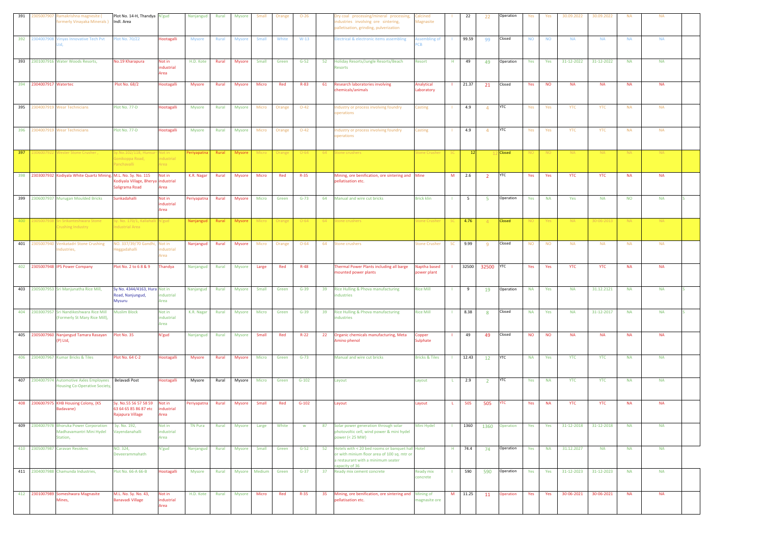| 391 | 2305007907 | Ramakrishna magnesite ( formerly Vinayaka Minerals ) | Plot No. 14-H, Thandya Indl. Area | N'gud | Nanjangud | Rural | Mysore | Small | Orange | O-26 | | Dry coal processing/mineral processing, industries involving ore sintering, palletisation, grinding, pulverization | Calcined Magnasite | I | 22 | 22 | Operation | Yes | Yes | 30.09.2022 | 30.09.2022 | NA | NA | |
|---|---|---|---|---|---|---|---|---|---|---|---|---|---|---|---|---|---|---|---|---|---|---|---|---|
| 392 | 2304007908 | Vinyas Innovative Tech Pvt Ltd, | Plot No. 70/22 | Hootagalli | Mysore | Rural | Mysore | Small | White | W-13 | | Electrical & electronic items assembling | Assembling of PCB | I | 99.59 | 99 | Closed | NO | NO | NA | NA | NA | NA | |
| 393 | 2301007916 | Water Woods Resorts, | No.19 Kharapura | Not in industrial Area | H.D. Kote | Rural | Mysore | Small | Green | G-52 | 52 | Holiday Resorts/Jungle Resorts/Beach Resorts | Resort | H | 49 | 49 | Operation | Yes | Yes | 31-12-2022 | 31-12-2022 | NA | NA | |
| 394 | 2304007917 | Watertec | Plot No. 68/2 | Hootagalli | Mysore | Rural | Mysore | Micro | Red | R-83 | 61 | Research laboratories involving chemicals/animals | Analytical Laboratory | I | 21.37 | 21 | Closed | Yes | NO | NA | NA | NA | NA | |
| 395 | 2304007919 | Wear Technicians | Plot No. 77-D | Hootagalli | Mysore | Rural | Mysore | Micro | Orange | O-42 | | Industry or process involving foundry operations | Casting | I | 4.9 | 4 | YTC | Yes | Yes | YTC | YTC | NA | NA | |
| 396 | 2304007919 | Wear Technicians | Plot No. 77-D | Hootagalli | Mysore | Rural | Mysore | Micro | Orange | O-42 | | Industry or process involving foundry operations | Casting | I | 4.9 | 4 | YTC | Yes | Yes | YTC | YTC | NA | NA | |
| 397 | 2306007922 | Wester Stone Crusher , | Sy.No.102/118, Hunsur-Gonikoppa Road, Panchavalli | Not in industrial Area | Periyapatna | Rural | Mysore | Micro | Orange | O-64 | 64 | Stone crushers | Stone Crusher | SC | 12 | 12 | Closed | NO | NO | NA | NA | NA | NA | |
| 398 | 2303007932 | Kodiyala White Quartz Mining, | M.L. No. Sy. No. 115 Kodiyala Village, Bherya Saligrama Road | Not in industrial Area | K.R. Nagar | Rural | Mysore | Micro | Red | R-35 | | Mining, ore benification, ore sintering and pellatisation etc. | Mine | M | 2.6 | 2 | YTC | Yes | Yes | YTC | YTC | NA | NA | |
| 399 | 2306007937 | Murugan Moulded Bricks | Sunkadahalli | Not in industrial Area | Periyapatna | Rural | Mysore | Micro | Green | G-73 | 64 | Manual and wire cut bricks | Brick klin | I | 5 | 5 | Operation | Yes | NA | Yes | NA | NO | NA | S |
| 400 | 2305007938 | Sri Srikanteshwara Stone Crushing Industry | Sy. No. 170/1, Kallahalli Industrial Area | N'gud | Nanjangud | Rural | Mysore | Micro | Orange | O-64 | 64 | Stone crushers | Stone Crusher | SC | 4.76 | 4 | Closed | NO | Yes | NA | 30-06-2013 | NA | NA | |
| 401 | 2305007940 | Venkatadri Stone Crushing Industries, | NO. 337/39/70 Gandhi, Heggadahalli | Not in industrial Area | Nanjangud | Rural | Mysore | Micro | Orange | O-64 | 64 | Stone crushers | Stone Crusher | SC | 9.99 | 9 | Closed | NO | NO | NA | NA | NA | NA | |
| 402 | 2305007948 | IPS Power Company | Plot No. 2 to 6 8 & 9 | Thandya | Nanjangud | Rural | Mysore | Large | Red | R-48 | | Thermal Power Plants including all barge mounted power plants | Naptha based power plant | I | 32500 | 32500 | YTC | Yes | Yes | YTC | YTC | NA | NA | |
| 403 | 2305007953 | Sri Manjunatha Rice Mill, | Sy No. 4344/4163, Hura Road, Nanjungud, Mysuru | Not in industrial Area | Nanjangud | Rural | Mysore | Small | Green | G-39 | 39 | Rice Hulling & Phova manufacturing industries | Rice Mill | I | 9 | 19 | Operation | NA | Yes | NA | 31.12.2121 | NA | NA | S |
| 404 | 2303007957 | Sri Nandikeshwara Rice Mill (Formerly St Mary Rice Mill), | Muslim Block | Not in industrial Area | K.R. Nagar | Rural | Mysore | Micro | Green | G-39 | 39 | Rice Hulling & Phova manufacturing industries | Rice Mill | I | 8.38 | 8 | Closed | NA | Yes | NA | 31-12-2017 | NA | NA | S |
| 405 | 2305007960 | Nanjangud Tamara Rasayan (P) Ltd, | Plot No. 35 | N'gud | Nanjangud | Rural | Mysore | Small | Red | R-22 | 22 | Organic chemicals manufacturing, Meta Amino phenol | Copper Sulphate | I | 49 | 49 | Closed | NO | NO | NA | NA | NA | NA | |
| 406 | 2304007967 | Kumar Bricks & Tiles | Plot No. 64 C-2 | Hootagalli | Mysore | Rural | Mysore | Micro | Green | G-73 | | Manual and wire cut bricks | Bricks & Tiles | I | 12.43 | 12 | YTC | NA | Yes | YTC | YTC | NA | NA | |
| 407 | 2304007974 | Automotive Axles Employees Housing Co-Operative Society, | Belavadi Post | Hootagalli | Mysore | Rural | Mysore | Micro | Green | G-102 | | Layout | Layout | L | 2.9 | 2 | YTC | Yes | NA | YTC | YTC | NA | NA | |
| 408 | 2306007975 | KHB Housing Colony, (KS Badavane) | Sy. No.55 56 57 58 59 63 64 65 85 86 87 etc Rajapura Village | Not in industrial Area | Periyapatna | Rural | Mysore | Small | Red | G-102 | | Layout | Layout | L | 505 | 505 | YTC | Yes | NA | YTC | YTC | NA | NA | |
| 409 | 2304007978 | Bhoruka Power Corporation Madhavamantri Mini Hydel Station, | Sy. No. 192, Vayendanahalli | Not in industrial Area | TN Pura | Rural | Mysore | Large | White | W | 87 | Solar power generation through solar photovoltic cell, wind power & mini hydel power (< 25 MW) | Mini Hydel | I | 1360 | 1360 | Operation | Yes | Yes | 31-12-2018 | 31-12-2018 | NA | NA | |
| 410 | 2305007987 | Caravan Residenc | NO. 324, Deveerammahath | N'gud | Nanjangud | Rural | Mysore | Small | Green | G-52 | 52 | Hotels with < 20 bed rooms or banquet hall or with minium floor area of 100 sq. mtr or a restaurant with a minimum seater capacity of 36 | Hotel | H | 74.4 | 74 | Operation | Yes | NA | 31.12.2027 | NA | NA | NA | |
| 411 | 2304007988 | Chamunda Industries, | Plot No. 66-A 66-B | Hootagalli | Mysore | Rural | Mysore | Medium | Green | G-37 | 37 | Ready mix cement concrete | Ready mix concrete | I | 590 | 590 | Operation | Yes | Yes | 31-12-2023 | 31-12-2023 | NA | NA | |
| 412 | 2301007989 | Someshwara Magnasite Mines, | M.L. No. Sy. No. 43, Banavadi Village | Not in industrial Area | H.D. Kote | Rural | Mysore | Micro | Red | R-35 | 35 | Mining, ore benification, ore sintering and pellatisation etc. | Mining of magnasite ore | M | 11.25 | 11 | Operation | Yes | Yes | 30-06-2021 | 30-06-2021 | NA | NA | |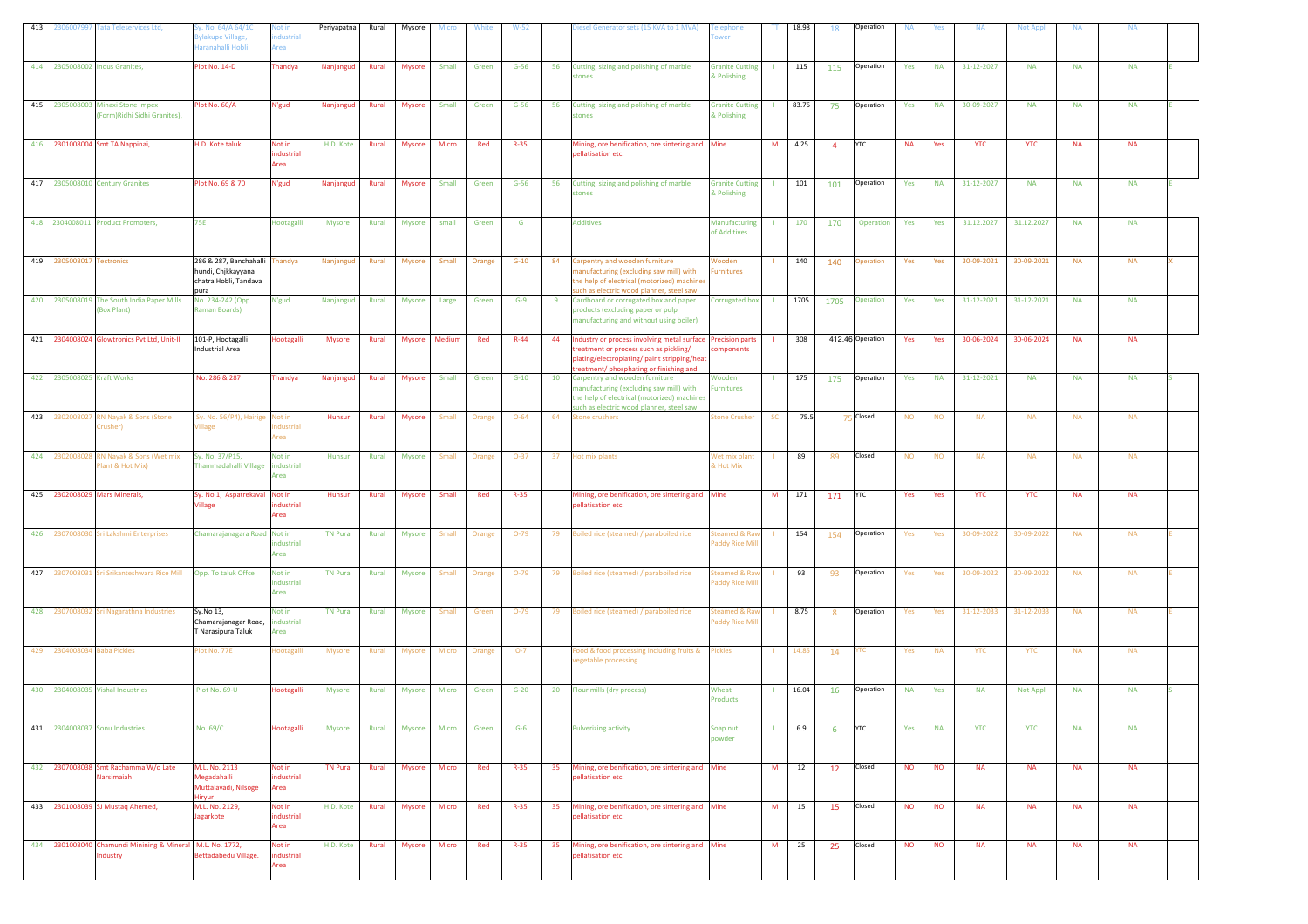| 413 | 2306007997 | Tata Teleservices Ltd, | Sy. No. 64/A 64/1C Bylakupe Village, Haranahalli Hobli | Not in industrial Area | Periyapatna | Rural | Mysore | Micro | White | W-52 | | Diesel Generator sets (15 KVA to 1 MVA) | Telephone Tower | TT | 18.98 | 18 | Operation | NA | Yes | NA | Not Appl | NA | NA | |
|---|---|---|---|---|---|---|---|---|---|---|---|---|---|---|---|---|---|---|---|---|---|---|---|---|
| 414 | 2305008002 | Indus Granites, | Plot No. 14-D | Thandya | Nanjangud | Rural | Mysore | Small | Green | G-56 | 56 | Cutting, sizing and polishing of marble stones | Granite Cutting & Polishing | I | 115 | 115 | Operation | Yes | NA | 31-12-2027 | NA | NA | NA | E |
| 415 | 2305008003 | Minaxi Stone Impex (Form)Ridhi Sidhi Granites), | Plot No. 60/A | N'gud | Nanjangud | Rural | Mysore | Small | Green | G-56 | 56 | Cutting, sizing and polishing of marble stones | Granite Cutting & Polishing | I | 83.76 | 75 | Operation | Yes | NA | 30-09-2027 | NA | NA | NA | E |
| 416 | 2301008004 | Smt TA Nappinai, | H.D. Kote taluk | Not in industrial Area | H.D. Kote | Rural | Mysore | Micro | Red | R-35 | | Mining, ore benification, ore sintering and pellatisation etc. | Mine | M | 4.25 | 4 | YTC | NA | Yes | YTC | YTC | NA | NA | |
| 417 | 2305008010 | Century Granites | Plot No. 69 & 70 | N'gud | Nanjangud | Rural | Mysore | Small | Green | G-56 | 56 | Cutting, sizing and polishing of marble stones | Granite Cutting & Polishing | I | 101 | 101 | Operation | Yes | NA | 31-12-2027 | NA | NA | NA | E |
| 418 | 2304008011 | Product Promoters, | 75E | Hootagalli | Mysore | Rural | Mysore | small | Green | G | | Additives | Manufacturing of Additives | I | 170 | 170 | Operation | Yes | Yes | 31.12.2027 | 31.12.2027 | NA | NA | |
| 419 | 2305008017 | Tectronics | 286 & 287, Banchahalli hundi, Chjkkayyana chatra Hobli, Tandava pura | Thandya | Nanjangud | Rural | Mysore | Small | Orange | G-10 | 84 | Carpentry and wooden furniture manufacturing (excluding saw mill) with the help of electrical (motorized) machines such as electric wood planner, steel saw | Wooden Furnitures | I | 140 | 140 | Operation | Yes | Yes | 30-09-2021 | 30-09-2021 | NA | NA | X |
| 420 | 2305008019 | The South India Paper Mills (Box Plant) | No. 234-242 (Opp. Raman Boards) | N'gud | Nanjangud | Rural | Mysore | Large | Green | G-9 | 9 | Cardboard or corrugated box and paper products (excluding paper or pulp manufacturing and without using boiler) | Corrugated box | I | 1705 | 1705 | Operation | Yes | Yes | 31-12-2021 | 31-12-2021 | NA | NA | |
| 421 | 2304008024 | Glowtronics Pvt Ltd, Unit-III | 101-P, Hootagalli Industrial Area | Hootagalli | Mysore | Rural | Mysore | Medium | Red | R-44 | 44 | Industry or process involving metal surface treatment or process such as pickling/ plating/electroplating/ paint stripping/heat treatment/ phosphating or finishing and | Precision parts components | I | 308 | 412.46 | Operation | Yes | Yes | 30-06-2024 | 30-06-2024 | NA | NA | |
| 422 | 2305008025 | Kraft Works | No. 286 & 287 | Thandya | Nanjangud | Rural | Mysore | Small | Green | G-10 | 10 | Carpentry and wooden furniture manufacturing (excluding saw mill) with the help of electrical (motorized) machines such as electric wood planner, steel saw | Wooden Furnitures | I | 175 | 175 | Operation | Yes | NA | 31-12-2021 | NA | NA | NA | S |
| 423 | 2302008027 | RN Nayak & Sons (Stone Crusher) | Sy. No. 56/P4), Hairige Village | Not in industrial Area | Hunsur | Rural | Mysore | Small | Orange | O-64 | 64 | Stone crushers | Stone Crusher | SC | 75.5 | 75 | Closed | NO | NO | NA | NA | NA | NA | |
| 424 | 2302008028 | RN Nayak & Sons (Wet mix Plant & Hot Mix) | Sy. No. 37/P15, Thammadahalli Village | Not in industrial Area | Hunsur | Rural | Mysore | Small | Orange | O-37 | 37 | Hot mix plants | Wet mix plant & Hot Mix | I | 89 | 89 | Closed | NO | NO | NA | NA | NA | NA | |
| 425 | 2302008029 | Mars Minerals, | Sy. No.1, Aspatrekaval Village | Not in industrial Area | Hunsur | Rural | Mysore | Small | Red | R-35 | | Mining, ore benification, ore sintering and pellatisation etc. | Mine | M | 171 | 171 | YTC | Yes | Yes | YTC | YTC | NA | NA | |
| 426 | 2307008030 | Sri Lakshmi Enterprises | Chamarajanagara Road | Not in industrial Area | TN Pura | Rural | Mysore | Small | Orange | O-79 | 79 | Boiled rice (steamed) / paraboiled rice | Steamed & Raw Paddy Rice Mill | I | 154 | 154 | Operation | Yes | Yes | 30-09-2022 | 30-09-2022 | NA | NA | E |
| 427 | 2307008031 | Sri Srikanteshwara Rice Mill | Opp. To taluk Offce | Not in industrial Area | TN Pura | Rural | Mysore | Small | Orange | O-79 | 79 | Boiled rice (steamed) / paraboiled rice | Steamed & Raw Paddy Rice Mill | I | 93 | 93 | Operation | Yes | Yes | 30-09-2022 | 30-09-2022 | NA | NA | E |
| 428 | 2307008032 | Sri Nagarathna Industries | Sy.No 13, Chamarajanagar Road, T Narasipura Taluk | Not in industrial Area | TN Pura | Rural | Mysore | Small | Green | O-79 | 79 | Boiled rice (steamed) / paraboiled rice | Steamed & Raw Paddy Rice Mill | I | 8.75 | 8 | Operation | Yes | Yes | 31-12-2033 | 31-12-2033 | NA | NA | E |
| 429 | 2304008034 | Baba Pickles | Plot No. 77E | Hootagalli | Mysore | Rural | Mysore | Micro | Orange | O-7 | | Food & food processing including fruits & vegetable processing | Pickles | I | 14.85 | 14 | YTC | Yes | NA | YTC | YTC | NA | NA | |
| 430 | 2304008035 | Vishal Industries | Plot No. 69-U | Hootagalli | Mysore | Rural | Mysore | Micro | Green | G-20 | 20 | Flour mills (dry process) | Wheat Products | I | 16.04 | 16 | Operation | NA | Yes | NA | Not Appl | NA | NA | S |
| 431 | 2304008037 | Sonu Industries | No. 69/C | Hootagalli | Mysore | Rural | Mysore | Micro | Green | G-6 | | Pulverizing activity | Soap nut powder | I | 6.9 | 6 | YTC | Yes | NA | YTC | YTC | NA | NA | |
| 432 | 2307008038 | Smt Rachamma W/o Late Narsimaiah | M.L. No. 2113 Megadahalli Muttalavadi, Nilsoge Hiryur | Not in industrial Area | TN Pura | Rural | Mysore | Micro | Red | R-35 | 35 | Mining, ore benification, ore sintering and pellatisation etc. | Mine | M | 12 | 12 | Closed | NO | NO | NA | NA | NA | NA | |
| 433 | 2301008039 | SJ Mustaq Ahemed, | M.L. No. 2129, Jagarkote | Not in industrial Area | H.D. Kote | Rural | Mysore | Micro | Red | R-35 | 35 | Mining, ore benification, ore sintering and pellatisation etc. | Mine | M | 15 | 15 | Closed | NO | NO | NA | NA | NA | NA | |
| 434 | 2301008040 | Chamundi Minining & Mineral Industry | M.L. No. 1772, Bettadabedu Village. | Not in industrial Area | H.D. Kote | Rural | Mysore | Micro | Red | R-35 | 35 | Mining, ore benification, ore sintering and pellatisation etc. | Mine | M | 25 | 25 | Closed | NO | NO | NA | NA | NA | NA | |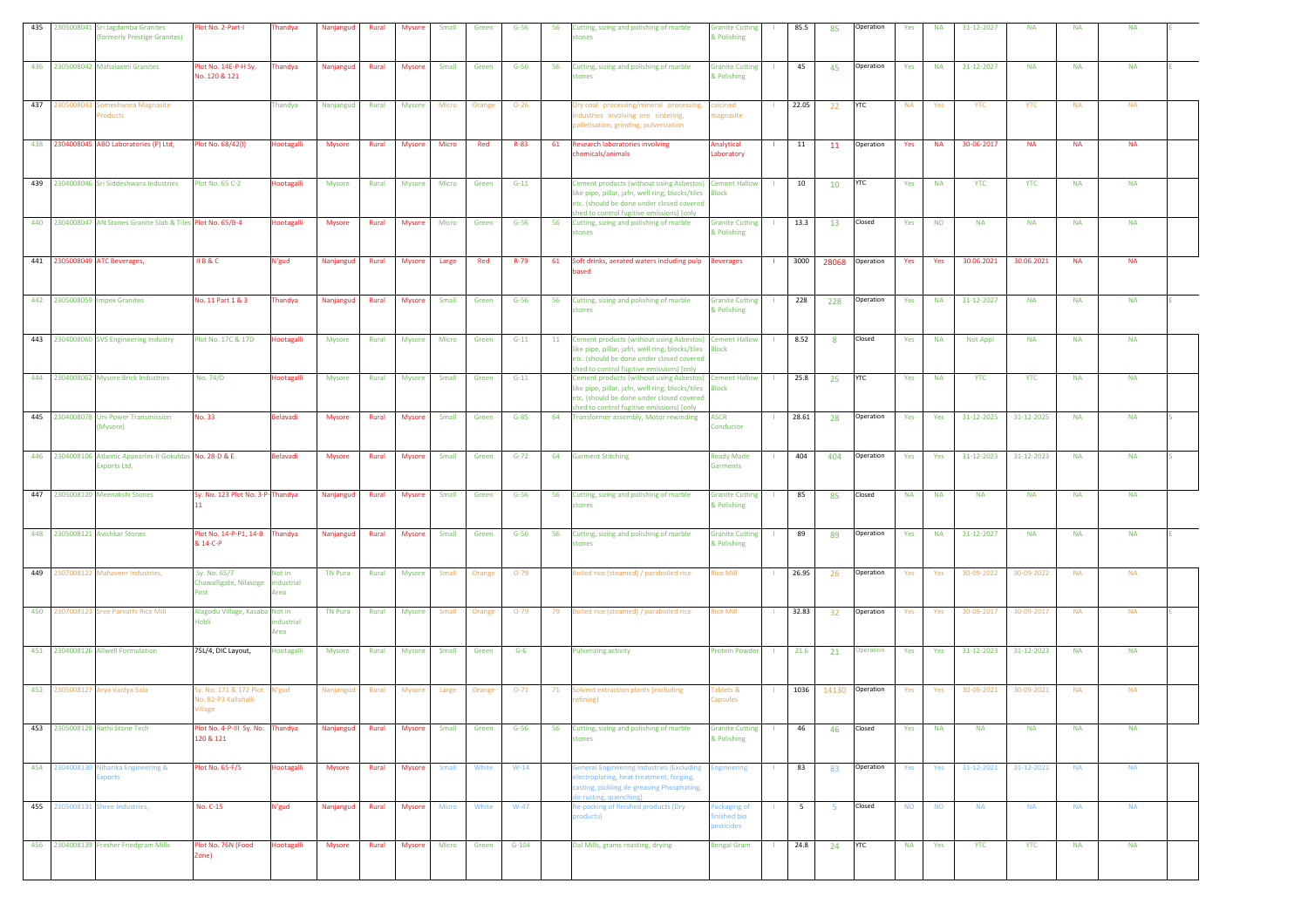| 435 | 2305008041 | Sri Jagdamba Granites (formerly Prestige Granites) | Plot No. 2-Part-I | Thandya | Nanjangud | Rural | Mysore | Small | Green | G-56 | 56 | Cutting, sizing and polishing of marble stones | Granite Cutting & Polishing | I | 85.5 | 85 | Operation | Yes | NA | 31-12-2027 | NA | NA | NA | E |
|---|---|---|---|---|---|---|---|---|---|---|---|---|---|---|---|---|---|---|---|---|---|---|---|---|
| 436 | 2305008042 | Mahalaxmi Granites | Plot No. 14E-P-H Sy. No. 120 & 121 | Thandya | Nanjangud | Rural | Mysore | Small | Green | G-56 | 56 | Cutting, sizing and polishing of marble stones | Granite Cutting & Polishing | I | 45 | 45 | Operation | Yes | NA | 31-12-2027 | NA | NA | NA | E |
| 437 | 2305008043 | Someshwara Magnasite Products | | Thandya | Nanjangud | Rural | Mysore | Micro | Orange | O-26 | | Dry coal processing/mineral processing, industries involving ore sintering, palletisation, grinding, pulverization | calcined magnasite | I | 22.05 | 22 | YTC | NA | Yes | YTC | YTC | NA | NA | |
| 438 | 2304008045 | ABD Laboratories (P) Ltd, | Plot No. 68/42(I) | Hootagalli | Mysore | Rural | Mysore | Micro | Red | R-83 | 61 | Research laboratories involving chemicals/animals | Analytical Laboratory | I | 11 | 11 | Operation | Yes | NA | 30-06-2017 | NA | NA | NA | |
| 439 | 2304008046 | Sri Siddeshwara Industries | Plot No. 65 C-2 | Hootagalli | Mysore | Rural | Mysore | Micro | Green | G-11 | | Cement products (without using Asbestos) like pipe, pillar, jafri, well ring, blocks/tiles etc. (should be done under closed covered shed to control fugitive emissions) (only | Cement Hallow Block | I | 10 | 10 | YTC | Yes | NA | YTC | YTC | NA | NA | |
| 440 | 2304008047 | AN Stones Granite Slab & Tiles | Plot No. 65/B-4 | Hootagalli | Mysore | Rural | Mysore | Micro | Green | G-56 | 56 | Cutting, sizing and polishing of marble stones | Granite Cutting & Polishing | I | 13.3 | 13 | Closed | Yes | NO | NA | NA | NA | NA | |
| 441 | 2305008049 | ATC Beverages, | II B & C | N'gud | Nanjangud | Rural | Mysore | Large | Red | R-79 | 61 | Soft drinks, aerated waters including pulp based | Beverages | I | 3000 | 28068 | Operation | Yes | Yes | 30.06.2021 | 30.06.2021 | NA | NA | |
| 442 | 2305008059 | Impex Granites | No. 11 Part 1 & 3 | Thandya | Nanjangud | Rural | Mysore | Small | Green | G-56 | 56 | Cutting, sizing and polishing of marble stones | Granite Cutting & Polishing | I | 228 | 228 | Operation | Yes | NA | 31-12-2027 | NA | NA | NA | E |
| 443 | 2304008060 | SVS Engineering Industry | Plot No. 17C & 17D | Hootagalli | Mysore | Rural | Mysore | Micro | Green | G-11 | 11 | Cement products (without using Asbestos) like pipe, pillar, jafri, well ring, blocks/tiles etc. (should be done under closed covered shed to control fugitive emissions) (only | Cement Hallow Block | I | 8.52 | 8 | Closed | Yes | NA | Not Appl | NA | NA | NA | |
| 444 | 2304008062 | Mysore Brick Industries | No. 74/D | Hootagalli | Mysore | Rural | Mysore | Small | Green | G-11 | | Cement products (without using Asbestos) like pipe, pillar, jafri, well ring, blocks/tiles etc. (should be done under closed covered shed to control fugitive emissions) (only | Cement Hallow Block | I | 25.8 | 25 | YTC | Yes | NA | YTC | YTC | NA | NA | |
| 445 | 2304008078 | Uni Power Transmission (Mysore) | No. 33 | Belavadi | Mysore | Rural | Mysore | Small | Green | G-85 | 64 | Transformer assembly, Motor rewinding | ASCR Conductor | I | 28.61 | 28 | Operation | Yes | Yes | 31-12-2025 | 31-12-2025 | NA | NA | S |
| 446 | 2304008106 | Atlantic Appearles-II Gokuldas Exports Ltd, | No. 28-D & E | Belavadi | Mysore | Rural | Mysore | Small | Green | G-72 | 64 | Garment Stitching | Ready Made Garments | I | 404 | 404 | Operation | Yes | Yes | 31-12-2023 | 31-12-2023 | NA | NA | S |
| 447 | 2305008120 | Meenakshi Stones | Sy. No. 123 Plot No. 3-P-11 | Thandya | Nanjangud | Rural | Mysore | Small | Green | G-56 | 56 | Cutting, sizing and polishing of marble stones | Granite Cutting & Polishing | I | 85 | 85 | Closed | NA | NA | NA | NA | NA | NA | |
| 448 | 2305008121 | Avishkar Stones | Plot No. 14-P-P1, 14-B & 14-C-P | Thandya | Nanjangud | Rural | Mysore | Small | Green | G-56 | 56 | Cutting, sizing and polishing of marble stones | Granite Cutting & Polishing | I | 89 | 89 | Operation | Yes | NA | 31-12-2027 | NA | NA | NA | E |
| 449 | 2307008122 | Mahaveer Industries, | Sy. No. 65/7 Chawalligate, Nilasoge Post | Not in Industrial Area | TN Pura | Rural | Mysore | Small | Orange | O-79 | | Boiled rice (steamed) / paraboiled rice | Rice Mill | I | 26.95 | 26 | Operation | Yes | Yes | 30-09-2022 | 30-09-2022 | NA | NA | |
| 450 | 2307008123 | Sree Parvathi Rice Mill | Alagodu Village, Kasaba Hobli | Not in Industrial Area | TN Pura | Rural | Mysore | Small | Orange | O-79 | 79 | Boiled rice (steamed) / paraboiled rice | Rice Mill | I | 32.83 | 32 | Operation | Yes | Yes | 30-09-2017 | 30-09-2017 | NA | NA | E |
| 451 | 2304008126 | Allwell Formulation | 75L/4, DIC Layout, | Hootagalli | Mysore | Rural | Mysore | Small | Green | G-6 | | Pulverizing activity | Protein Powder | I | 21.6 | 21 | Operation | Yes | Yes | 31-12-2023 | 31-12-2023 | NA | NA | |
| 452 | 2305008127 | Arya Vaidya Sala | Sy. No. 171 & 172 Plot No. 82-P3 Kallahalli Village | N'gud | Nanjangud | Rural | Mysore | Large | Orange | O-71 | 71 | Solvent extraction plants (excluding refining) | Tablets & Capsules | I | 1036 | 14130 | Operation | Yes | Yes | 30-09-2021 | 30-09-2021 | NA | NA | |
| 453 | 2305008128 | Rathi Stone Tech | Plot No. 4-P-III Sy. No. 120 & 121 | Thandya | Nanjangud | Rural | Mysore | Small | Green | G-56 | 56 | Cutting, sizing and polishing of marble stones | Granite Cutting & Polishing | I | 46 | 46 | Closed | Yes | NA | NA | NA | NA | NA | |
| 454 | 2304008130 | Niharika Engineering & Exports | Plot No. 65-F/5 | Hootagalli | Mysore | Rural | Mysore | Small | White | W-14 | | General Engineering Industries (Excluding electroplating, heat treatment, forging, casting, pickling de-greasing Phosphating, de-rusting, quenching) | Engineering | I | 83 | 83 | Operation | Yes | Yes | 31-12-2021 | 31-12-2021 | NA | NA | |
| 455 | 2305008131 | Shree Industries, | No. C-15 | N'gud | Nanjangud | Rural | Mysore | Micro | White | W-47 | | Re-packing of finished products (Dry products) | Packaging of finished bio pesticides | I | 5 | 5 | Closed | NO | NO | NA | NA | NA | NA | |
| 456 | 2304008139 | Fresher Friedgram Mills | Plot No. 76N (Food Zone) | Hootagalli | Mysore | Rural | Mysore | Micro | Green | G-104 | | Dal Mills, grams roasting, drying | Bengal Gram | I | 24.8 | 24 | YTC | NA | Yes | YTC | YTC | NA | NA | |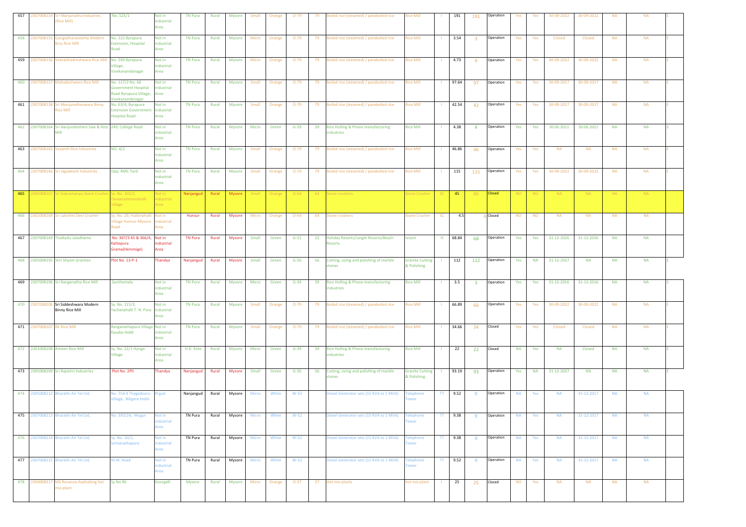| 457 | 2307008154 | Sri Manjunatha Industries (Rice Mill) | No. 525/1 | Not in industrial Area | TN Pura | Rural | Mysore | Small | Orange | O-79 | 79 | Boiled rice (steamed) / paraboiled rice | Rice Mill | I | 191 | 191 | Operation | Yes | Yes | 30-09-2022 | 30-09-2022 | NA | NA | E |
|---|---|---|---|---|---|---|---|---|---|---|---|---|---|---|---|---|---|---|---|---|---|---|---|---|
| 458 | 2307008155 | Gangadharaswamy Modern Biny Rice Mill | No. 222 Byrapura Extension, Hospital Road | Not in industrial Area | TN Pura | Rural | Mysore | Micro | Orange | O-79 | 79 | Boiled rice (steamed) / paraboiled rice | Rice Mill | I | 3.54 | 3 | Operation | Yes | Yes | Closed | Closed | NA | NA | E |
| 459 | 2307008156 | Veerabhadreshwara Rice Mill | No. 590 Byrapura Village, Vivekanandanagar | Not in industrial Area | TN Pura | Rural | Mysore | Micro | Orange | O-79 | 79 | Boiled rice (steamed) / paraboiled rice | Rice Mill | I | 4.73 | 4 | Operation | Yes | Yes | 30-09-2022 | 30-09-2022 | NA | NA | E |
| 460 | 2307008157 | Mahadeshwara Rice Mill | No. 127/2 No. 66 Government Hospital Road Byrapura Village, Vivekanandanagar | Not in industrial Area | TN Pura | Rural | Mysore | Small | Orange | O-79 | 79 | Boiled rice (steamed) / paraboiled rice | Rice Mill | I | 97.64 | 97 | Operation | Yes | Yes | 30-09-2017 | 30-09-2017 | NA | NA | E |
| 461 | 2307008158 | Sri Manjunatheswara Binny Rice Mill | No. 63/4, Byrapura Extension Government Hospital Road | Not in industrial Area | TN Pura | Rural | Mysore | Small | Orange | O-79 | 79 | Boiled rice (steamed) / paraboiled rice | Rice Mill | I | 42.54 | 42 | Operation | Yes | Yes | 30-09-2017 | 30-09-2017 | NA | NA | E |
| 462 | 2307008164 | Sri Nanjundeshara Saw & Rice Mill | 249, College Road | Not in industrial Area | TN Pura | Rural | Mysore | Micro | Green | G-39 | 39 | Rice Hulling & Phova manufacturing industries | Rice Mill | I | 4.38 | 4 | Operation | Yes | Yes | 30.06.2021 | 30.06.2021 | NA | NA | S |
| 463 | 2307008165 | Vasanth Rice Industries | NO. 4/2 | Not in industrial Area | TN Pura | Rural | Mysore | Small | Orange | O-79 | 79 | Boiled rice (steamed) / paraboiled rice | Rice Mill | I | 46.86 | 46 | Operation | Yes | Yes | NA | NA | NA | NA | E |
| 464 | 2307008166 | Sri Jagadeesh Industries | Opp. RMC Yard | Not in industrial Area | TN Pura | Rural | Mysore | Small | Orange | O-79 | 79 | Boiled rice (steamed) / paraboiled rice | Rice Mill | I | 115 | 115 | Operation | Yes | Yes | 30-09-2022 | 30-09-2022 | NA | NA | E |
| 465 | 2305008167 | Sri Subramanya Stone Crusher | Sy. No. 105/2, Deveerammanahalli Village | Not in industrial Area | Nanjangud | Rural | Mysore | Small | Orange | O-64 | 64 | Stone crushers | Stone Crusher | SC | 45 | 45 | Closed | NO | NO | NA | NA | NA | NA | |
| 466 | 2302008168 | Sri Lakshmi Devi Crusher | Sy. No. 29, Hullenahalli Village Hunsur-Mysore Road | Not in industrial Area | Hunsur | Rural | Mysore | Micro | Orange | O-64 | 64 | Stone crushers | Stone Crusher | SC | 4.5 | 4 | Closed | NO | NO | NA | NA | NA | NA | |
| 467 | 2307008169 | Thalkadu Jaladhama | No. 367/3 45 & 366/4, Kattepura Grama(Hemmige) | Not in industrial Area | TN Pura | Rural | Mysore | Small | Green | G-52 | 52 | Holiday Resorts/Jungle Resorts/Beach Resorts | resort | H | 68.84 | 68 | Operation | Yes | Yes | 31-12-2026 | 31-12-2026 | NA | NA | |
| 468 | 2305008195 | Shri Shyam Granites | Plot No. 13-P-1 | Thandya | Nanjangud | Rural | Mysore | Small | Green | G-56 | 56 | Cutting, sizing and polishing of marble stones | Granite Cutting & Polishing | I | 112 | 112 | Operation | Yes | NA | 31-12-2027 | NA | NA | NA | E |
| 469 | 2307008196 | Sri Ranganatha Rice Mill | Santhemala | Not in industrial Area | TN Pura | Rural | Mysore | Micro | Green | G-39 | 39 | Rice Hulling & Phova manufacturing industries | Rice Mill | I | 3.5 | 3 | Operation | Yes | Yes | 31-12-2016 | 31-12-2016 | NA | NA | S |
| 470 | 2307008206 | Sri Siddeshwara Modern Binny Rice Mill | Sy. No. 115/3, Yachanahalli T. N. Pura | Not in industrial Area | TN Pura | Rural | Mysore | Small | Orange | O-79 | 79 | Boiled rice (steamed) / paraboiled rice | Rice Mill | I | 66.89 | 66 | Operation | Yes | Yes | 30-09-2022 | 30-09-2022 | NA | NA | E |
| 471 | 2307008207 | RK Rice Mill | Ranganathapura Village Kasaba Hobli | Not in industrial Area | TN Pura | Rural | Mysore | Small | Orange | O-79 | 79 | Boiled rice (steamed) / paraboiled rice | Rice Mill | I | 34.66 | 34 | Closed | Yes | Yes | Closed | Closed | NA | NA | E |
| 472 | 2301008208 | Ameen Rice Mill | Sy. No. 22/1 Hyrige Village | Not in industrial Area | H.D. Kote | Rural | Mysore | Micro | Green | G-39 | 39 | Rice Hulling & Phova manufacturing industries | Rice Mill | I | 22 | 22 | Closed | NA | Yes | NA | Closed | NA | NA | S |
| 473 | 2305008209 | Sri Rajashri Industries | Plot No. 2PII | Thandya | Nanjangud | Rural | Mysore | Small | Green | G-56 | 56 | Cutting, sizing and polishing of marble stones | Granite Cutting & Polishing | I | 93.19 | 93 | Operation | Yes | NA | 31-12-2027 | NA | NA | NA | E |
| 474 | 2305008212 | Bharathi Air Tel Ltd, | No. 754:4 Thagadooru Village, Biligere Hobli | N'gud | Nanjangud | Rural | Mysore | Micro | White | W-52 | | Diesel Generator sets (15 KVA to 1 MVA) | Telephone Tower | TT | 9.52 | 9 | Operation | NA | Yes | NA | 31-12-2017 | NA | NA | |
| 475 | 2307008213 | Bharathi Air Tel Ltd, | No. 393/2A, Mugur | Not in industrial Area | TN Pura | Rural | Mysore | Micro | White | W-52 | | Diesel Generator sets (15 KVA to 1 MVA) | Telephone Tower | TT | 9.38 | 9 | Operation | NA | Yes | NA | 31-12-2017 | NA | NA | |
| 476 | 2307008214 | Bharathi Air Tel Ltd, | Sy. No. 10/2, Somanathapura | Not in industrial Area | TN Pura | Rural | Mysore | Micro | White | W-52 | | Diesel Generator sets (15 KVA to 1 MVA) | Telephone Tower | TT | 9.38 | 9 | Operation | NA | Yes | NA | 31-12-2017 | NA | NA | |
| 477 | 2307008215 | Bharathi Air Tel Ltd, | M.M. Road | Not in industrial Area | TN Pura | Rural | Mysore | Micro | White | W-52 | | Diesel Generator sets (15 KVA to 1 MVA) | Telephone Tower | TT | 9.52 | 9 | Operation | NA | Yes | NA | 31-12-2017 | NA | NA | |
| 478 | 2304008217 | MS Revanna Asphalting hot mix plant | Sy No 96 | Koorgalli | Mysore | Rural | Mysore | Micro | Orange | O-37 | 37 | Hot mix plants | hot mix plant | I | 25 | 25 | Closed | NO | Yes | NA | NA | NA | NA | |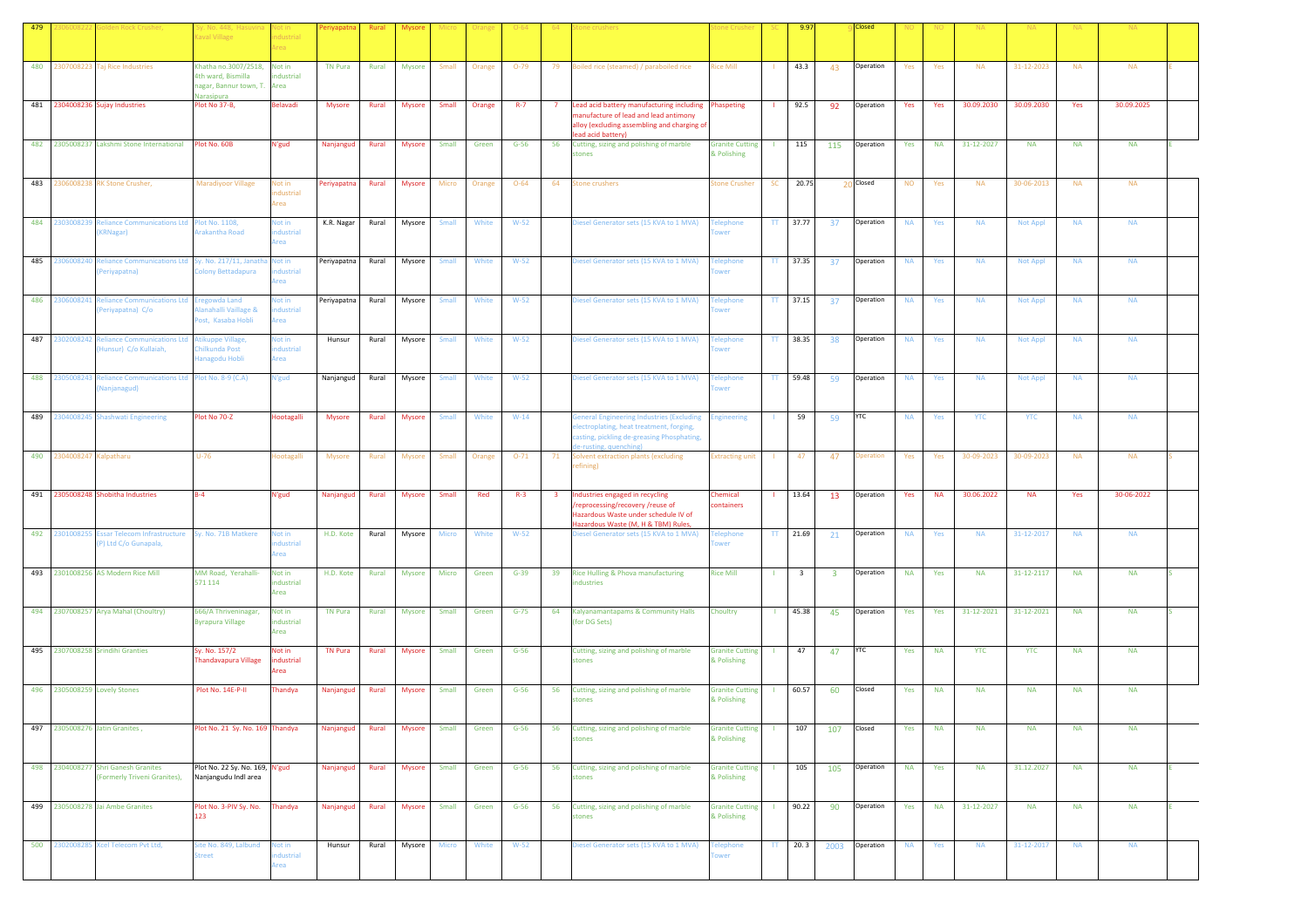| 479 | 2306008222 | Golden Rock Crusher, | Sy. No. 448, Hasuvina Kaval Village | Not in industrial Area | Periyapatna | Rural | Mysore | Micro | Orange | O-64 | 64 | Stone crushers | Stone Crusher | SC | 9.97 | 9 | Closed | NO | NO | NA | NA | NA | NA | |
|---|---|---|---|---|---|---|---|---|---|---|---|---|---|---|---|---|---|---|---|---|---|---|---|---|
| 480 | 2307008223 | Taj Rice Industries | Khatha no.3007/2518, 4th ward, Bismilla nagar, Bannur town, T. Narasipura | Not in industrial Area | TN Pura | Rural | Mysore | Small | Orange | O-79 | 79 | Boiled rice (steamed) / paraboiled rice | Rice Mill | I | 43.3 | 43 | Operation | Yes | Yes | NA | 31-12-2023 | NA | NA | E |
| 481 | 2304008236 | Sujay Industries | Plot No 37-B, | Belavadi | Mysore | Rural | Mysore | Small | Orange | R-7 | 7 | Lead acid battery manufacturing including manufacture of lead and lead antimony alloy (excluding assembling and charging of lead acid battery) | Phaspeting | I | 92.5 | 92 | Operation | Yes | Yes | 30.09.2030 | 30.09.2030 | Yes | 30.09.2025 | |
| 482 | 2305008237 | Lakshmi Stone International | Plot No. 60B | N'gud | Nanjangud | Rural | Mysore | Small | Green | G-56 | 56 | Cutting, sizing and polishing of marble stones | Granite Cutting & Polishing | I | 115 | 115 | Operation | Yes | NA | 31-12-2027 | NA | NA | NA | E |
| 483 | 2306008238 | RK Stone Crusher, | Maradiyoor Village | Not in industrial Area | Periyapatna | Rural | Mysore | Micro | Orange | O-64 | 64 | Stone crushers | Stone Crusher | SC | 20.75 | 20 | Closed | NO | Yes | NA | 30-06-2013 | NA | NA | |
| 484 | 2303008239 | Reliance Communications Ltd (KRNagar) | Plot No. 1108, Arakantha Road | Not in industrial Area | K.R. Nagar | Rural | Mysore | Small | White | W-52 | | Diesel Generator sets (15 KVA to 1 MVA) | Telephone Tower | TT | 37.77 | 37 | Operation | NA | Yes | NA | Not Appl | NA | NA | |
| 485 | 2306008240 | Reliance Communications Ltd (Periyapatna) | Sy. No. 217/11, Janatha Colony Bettadapura | Not in industrial Area | Periyapatna | Rural | Mysore | Small | White | W-52 | | Diesel Generator sets (15 KVA to 1 MVA) | Telephone Tower | TT | 37.35 | 37 | Operation | NA | Yes | NA | Not Appl | NA | NA | |
| 486 | 2306008241 | Reliance Communications Ltd (Periyapatna) C/o | Eregowda Land Alanahalli Vaillage & Post, Kasaba Hobli | Not in industrial Area | Periyapatna | Rural | Mysore | Small | White | W-52 | | Diesel Generator sets (15 KVA to 1 MVA) | Telephone Tower | TT | 37.15 | 37 | Operation | NA | Yes | NA | Not Appl | NA | NA | |
| 487 | 2302008242 | Reliance Communications Ltd (Hunsur) C/o Kullaiah, | Atikuppe Village, Chilkunda Post Hanagodu Hobli | Not in industrial Area | Hunsur | Rural | Mysore | Small | White | W-52 | | Diesel Generator sets (15 KVA to 1 MVA) | Telephone Tower | TT | 38.35 | 38 | Operation | NA | Yes | NA | Not Appl | NA | NA | |
| 488 | 2305008243 | Reliance Communications Ltd (Nanjanagud) | Plot No. 8-9 (C.A) | N'gud | Nanjangud | Rural | Mysore | Small | White | W-52 | | Diesel Generator sets (15 KVA to 1 MVA) | Telephone Tower | TT | 59.48 | 59 | Operation | NA | Yes | NA | Not Appl | NA | NA | |
| 489 | 2304008245 | Shashwati Engineering | Plot No 70-Z | Hootagalli | Mysore | Rural | Mysore | Small | White | W-14 | | General Engineering Industries (Excluding electroplating, heat treatment, forging, casting, pickling de-greasing Phosphating, de-rusting, quenching) | Engineering | I | 59 | 59 | YTC | NA | Yes | YTC | YTC | NA | NA | |
| 490 | 2304008247 | Kalpatharu | U-76 | Hootagalli | Mysore | Rural | Mysore | Small | Orange | O-71 | 71 | Solvent extraction plants (excluding refining) | Extracting unit | I | 47 | 47 | Operation | Yes | Yes | 30-09-2023 | 30-09-2023 | NA | NA | S |
| 491 | 2305008248 | Shobitha Industries | B-4 | N'gud | Nanjangud | Rural | Mysore | Small | Red | R-3 | 3 | Industries engaged in recycling /reprocessing/recovery /reuse of Hazardous Waste under schedule IV of Hazardous Waste (M, H & TBM) Rules, | Chemical containers | I | 13.64 | 13 | Operation | Yes | NA | 30.06.2022 | NA | Yes | 30-06-2022 | |
| 492 | 2301008255 | Essar Telecom Infrastructure (P) Ltd C/o Gunapala, | Sy. No. 71B Matkere | Not in industrial Area | H.D. Kote | Rural | Mysore | Micro | White | W-52 | | Diesel Generator sets (15 KVA to 1 MVA) | Telephone Tower | TT | 21.69 | 21 | Operation | NA | Yes | NA | 31-12-2017 | NA | NA | |
| 493 | 2301008256 | AS Modern Rice Mill | MM Road, Yerahalli-571 114 | Not in industrial Area | H.D. Kote | Rural | Mysore | Micro | Green | G-39 | 39 | Rice Hulling & Phova manufacturing industries | Rice Mill | I | 3 | 3 | Operation | NA | Yes | NA | 31-12-2117 | NA | NA | S |
| 494 | 2307008257 | Arya Mahal (Choultry) | 666/A Thriveninagar, Byrapura Village | Not in industrial Area | TN Pura | Rural | Mysore | Small | Green | G-75 | 64 | Kalyanamantapams & Community Halls (for DG Sets) | Choultry | I | 45.38 | 45 | Operation | Yes | Yes | 31-12-2021 | 31-12-2021 | NA | NA | S |
| 495 | 2307008258 | Srinidhi Granties | Sy. No. 157/2 Thandavapura Village | Not in industrial Area | TN Pura | Rural | Mysore | Small | Green | G-56 | | Cutting, sizing and polishing of marble stones | Granite Cutting & Polishing | I | 47 | 47 | YTC | Yes | NA | YTC | YTC | NA | NA | |
| 496 | 2305008259 | Lovely Stones | Plot No. 14E-P-II | Thandya | Nanjangud | Rural | Mysore | Small | Green | G-56 | 56 | Cutting, sizing and polishing of marble stones | Granite Cutting & Polishing | I | 60.57 | 60 | Closed | Yes | NA | NA | NA | NA | NA | |
| 497 | 2305008276 | Jatin Granites , | Plot No. 21 Sy. No. 169 | Thandya | Nanjangud | Rural | Mysore | Small | Green | G-56 | 56 | Cutting, sizing and polishing of marble stones | Granite Cutting & Polishing | I | 107 | 107 | Closed | Yes | NA | NA | NA | NA | NA | |
| 498 | 2304008277 | Shri Ganesh Granites (Formerly Triveni Granites), | Plot No. 22 Sy. No. 169, Nanjangudu Indl area | N'gud | Nanjangud | Rural | Mysore | Small | Green | G-56 | 56 | Cutting, sizing and polishing of marble stones | Granite Cutting & Polishing | I | 105 | 105 | Operation | NA | Yes | NA | 31.12.2027 | NA | NA | E |
| 499 | 2305008278 | Jai Ambe Granites | Plot No. 3-PIV Sy. No. 123 | Thandya | Nanjangud | Rural | Mysore | Small | Green | G-56 | 56 | Cutting, sizing and polishing of marble stones | Granite Cutting & Polishing | I | 90.22 | 90 | Operation | Yes | NA | 31-12-2027 | NA | NA | NA | E |
| 500 | 2302008285 | Xcel Telecom Pvt Ltd, | Site No. 849, Lalbund Street | Not in industrial Area | Hunsur | Rural | Mysore | Micro | White | W-52 | | Diesel Generator sets (15 KVA to 1 MVA) | Telephone Tower | TT | 20. 3 | 2003 | Operation | NA | Yes | NA | 31-12-2017 | NA | NA | |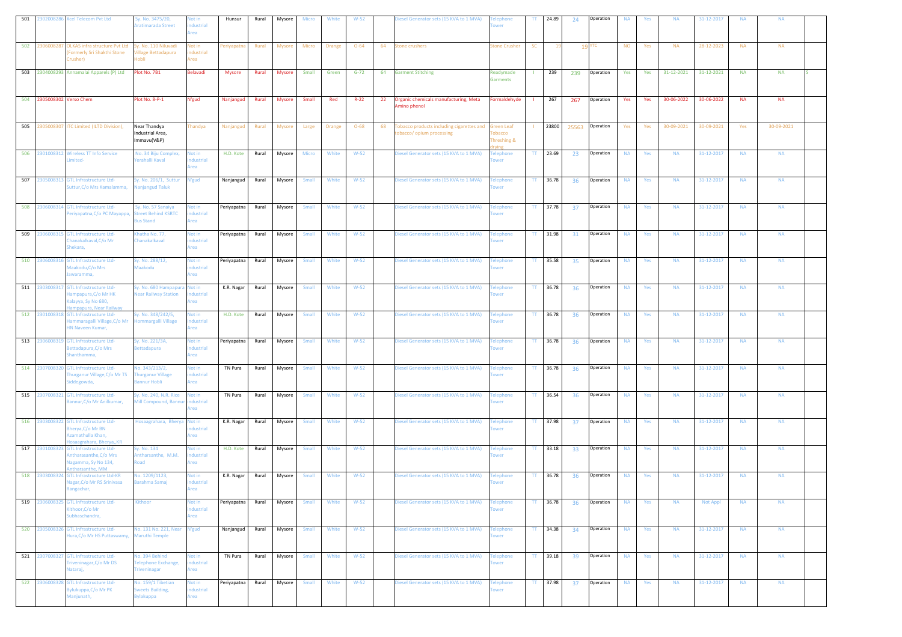| 501 | 2302008286 | Xcel Telecom Pvt Ltd | Sy. No. 3475/20, Aratimarada Street | Not in industrial Area | Hunsur | Rural | Mysore | Micro | White | W-52 | | Diesel Generator sets (15 KVA to 1 MVA) | Telephone Tower | TT | 24.89 | 24 | Operation | NA | Yes | NA | 31-12-2017 | NA | NA | |
|---|---|---|---|---|---|---|---|---|---|---|---|---|---|---|---|---|---|---|---|---|---|---|---|---|
| 502 | 2306008287 | OLKAS infra structure Pvt Ltd (Formerly Sri Shakthi Stone Crusher) | Sy. No. 110 Niluvadi Village Bettadapura Hobli | Not in industrial Area | Periyapatna | Rural | Mysore | Micro | Orange | O-64 | 64 | Stone crushers | Stone Crusher | SC | 19 | 19 | YTC | NO | Yes | NA | 28-12-2023 | NA | NA | |
| 503 | 2304008293 | Annamalai Apparels (P) Ltd | Plot No. 781 | Belavadi | Mysore | Rural | Mysore | Small | Green | G-72 | 64 | Garment Stitching | Readymade Garments | I | 239 | 239 | Operation | Yes | Yes | 31-12-2021 | 31-12-2021 | NA | NA | S |
| 504 | 2305008302 | Verso Chem | Plot No. 8-P-1 | N'gud | Nanjangud | Rural | Mysore | Small | Red | R-22 | 22 | Organic chemicals manufacturing, Meta Amino phenol | Formaldehyde | I | 267 | 267 | Operation | Yes | Yes | 30-06-2022 | 30-06-2022 | NA | NA | |
| 505 | 2305008307 | ITC Limited (ILTD Division), | Near Thandya Industrial Area, Immavu(V&P) | Thandya | Nanjangud | Rural | Mysore | Large | Orange | O-68 | 68 | Tobacco products including cigarettes and tobacco/ opium processing | Green Leaf Tobacco Threshing & drying | I | 23800 | 25563 | Operation | Yes | Yes | 30-09-2021 | 30-09-2021 | Yes | 30-09-2021 | |
| 506 | 2301008312 | Wireless TT Info Service Limited- | No. 34 Biju Complex, Yerahalli Kaval | Not in industrial Area | H.D. Kote | Rural | Mysore | Micro | White | W-52 | | Diesel Generator sets (15 KVA to 1 MVA) | Telephone Tower | TT | 23.69 | 23 | Operation | NA | Yes | NA | 31-12-2017 | NA | NA | |
| 507 | 2305008313 | GTL Infrastructure Ltd-Suttur,C/o Mrs Kamalamma, | Sy. No. 206/1, Suttur Nanjangud Taluk | N'gud | Nanjangud | Rural | Mysore | Small | White | W-52 | | Diesel Generator sets (15 KVA to 1 MVA) | Telephone Tower | TT | 36.78 | 36 | Operation | NA | Yes | NA | 31-12-2017 | NA | NA | |
| 508 | 2306008314 | GTL Infrastructure Ltd-Periyapatna,C/o PC Mayappa, | Sy. No. 57 Sanaiya Street Behind KSRTC Bus Stand | Not in industrial Area | Periyapatna | Rural | Mysore | Small | White | W-52 | | Diesel Generator sets (15 KVA to 1 MVA) | Telephone Tower | TT | 37.78 | 37 | Operation | NA | Yes | NA | 31-12-2017 | NA | NA | |
| 509 | 2306008315 | GTL Infrastructure Ltd-Chanakalkaval,C/o Mr Shekara, | Khatha No. 77, Chanakalkaval | Not in industrial Area | Periyapatna | Rural | Mysore | Small | White | W-52 | | Diesel Generator sets (15 KVA to 1 MVA) | Telephone Tower | TT | 31.98 | 31 | Operation | NA | Yes | NA | 31-12-2017 | NA | NA | |
| 510 | 2306008316 | GTL Infrastructure Ltd-Maakodu,C/o Mrs Jawaramma, | Sy. No. 288/12, Maakodu | Not in industrial Area | Periyapatna | Rural | Mysore | Small | White | W-52 | | Diesel Generator sets (15 KVA to 1 MVA) | Telephone Tower | TT | 35.58 | 35 | Operation | NA | Yes | NA | 31-12-2017 | NA | NA | |
| 511 | 2303008317 | GTL Infrastructure Ltd-Hampapura,C/o Mr HK Kalayya, Sy No 680, Hampapura, Near Railway | Sy. No. 680 Hampapura Near Railway Station | Not in industrial Area | K.R. Nagar | Rural | Mysore | Small | White | W-52 | | Diesel Generator sets (15 KVA to 1 MVA) | Telephone Tower | TT | 36.78 | 36 | Operation | NA | Yes | NA | 31-12-2017 | NA | NA | |
| 512 | 2301008318 | GTL Infrastructure Ltd-Hammaragalli Village,C/o Mr HN Naveen Kumar, | Sy. No. 348/242/5, Hommargalli Village | Not in industrial Area | H.D. Kote | Rural | Mysore | Small | White | W-52 | | Diesel Generator sets (15 KVA to 1 MVA) | Telephone Tower | TT | 36.78 | 36 | Operation | NA | Yes | NA | 31-12-2017 | NA | NA | |
| 513 | 2306008319 | GTL Infrastructure Ltd-Bettadapura,C/o Mrs Shanthamma, | Sy. No. 221/3A, Bettadapura | Not in industrial Area | Periyapatna | Rural | Mysore | Small | White | W-52 | | Diesel Generator sets (15 KVA to 1 MVA) | Telephone Tower | TT | 36.78 | 36 | Operation | NA | Yes | NA | 31-12-2017 | NA | NA | |
| 514 | 2307008320 | GTL Infrastructure Ltd-Thurganur Village,C/o Mr TS Siddegowda, | No. 343/213/2, Thurganur Village Bannur Hobli | Not in industrial Area | TN Pura | Rural | Mysore | Small | White | W-52 | | Diesel Generator sets (15 KVA to 1 MVA) | Telephone Tower | TT | 36.78 | 36 | Operation | NA | Yes | NA | 31-12-2017 | NA | NA | |
| 515 | 2307008321 | GTL Infrastructure Ltd-Bannur,C/o Mr Anilkumar, | Sy. No. 240, N.R. Rice Mill Compound, Bannur | Not in industrial Area | TN Pura | Rural | Mysore | Small | White | W-52 | | Diesel Generator sets (15 KVA to 1 MVA) | Telephone Tower | TT | 36.54 | 36 | Operation | NA | Yes | NA | 31-12-2017 | NA | NA | |
| 516 | 2303008322 | GTL Infrastructure Ltd-Bherya,C/o Mr BN Azamathulla Khan, Hosaagrahara, Bherya,,KR | Hosaagrahara, Bherya | Not in industrial Area | K.R. Nagar | Rural | Mysore | Small | White | W-52 | | Diesel Generator sets (15 KVA to 1 MVA) | Telephone Tower | TT | 37.98 | 37 | Operation | NA | Yes | NA | 31-12-2017 | NA | NA | |
| 517 | 2301008323 | GTL Infrastructure Ltd-Antharasanthe,C/o Mrs Nagamma, Sy No 134, Antharsanthe, MM | Sy. No. 134 Antharsanthe, M.M. Road | Not in industrial Area | H.D. Kote | Rural | Mysore | Small | White | W-52 | | Diesel Generator sets (15 KVA to 1 MVA) | Telephone Tower | TT | 33.18 | 33 | Operation | NA | Yes | NA | 31-12-2017 | NA | NA | |
| 518 | 2303008324 | GTL Infrastructure Ltd-KR Nagar,C/o Mr RS Srinivasa Rangachar, | No. 1209/1123, Barahma Samaj | Not in industrial Area | K.R. Nagar | Rural | Mysore | Small | White | W-52 | | Diesel Generator sets (15 KVA to 1 MVA) | Telephone Tower | TT | 36.78 | 36 | Operation | NA | Yes | NA | 31-12-2017 | NA | NA | |
| 519 | 2306008325 | GTL Infrastructure Ltd-Kithoor,C/o Mr Subhaschandra, | Kithoor | Not in industrial Area | Periyapatna | Rural | Mysore | Small | White | W-52 | | Diesel Generator sets (15 KVA to 1 MVA) | Telephone Tower | TT | 36.78 | 36 | Operation | NA | Yes | NA | Not Appl | NA | NA | |
| 520 | 2305008326 | GTL Infrastructure Ltd-Hura,C/o Mr HS Puttaswamy, | No. 131 No. 221, Near Maruthi Temple | N'gud | Nanjangud | Rural | Mysore | Small | White | W-52 | | Diesel Generator sets (15 KVA to 1 MVA) | Telephone Tower | TT | 34.38 | 34 | Operation | NA | Yes | NA | 31-12-2017 | NA | NA | |
| 521 | 2307008327 | GTL Infrastructure Ltd-Triveninagar,C/o Mr DS Nataraj, | No. 394 Behind Telephone Exchange, Triveninagar | Not in industrial Area | TN Pura | Rural | Mysore | Small | White | W-52 | | Diesel Generator sets (15 KVA to 1 MVA) | Telephone Tower | TT | 39.18 | 39 | Operation | NA | Yes | NA | 31-12-2017 | NA | NA | |
| 522 | 2306008328 | GTL Infrastructure Ltd-Bylukuppa,C/o Mr PK Manjunath, | No. 159/1 Tibetian Sweets Building, Bylakuppa | Not in industrial Area | Periyapatna | Rural | Mysore | Small | White | W-52 | | Diesel Generator sets (15 KVA to 1 MVA) | Telephone Tower | TT | 37.98 | 37 | Operation | NA | Yes | NA | 31-12-2017 | NA | NA | |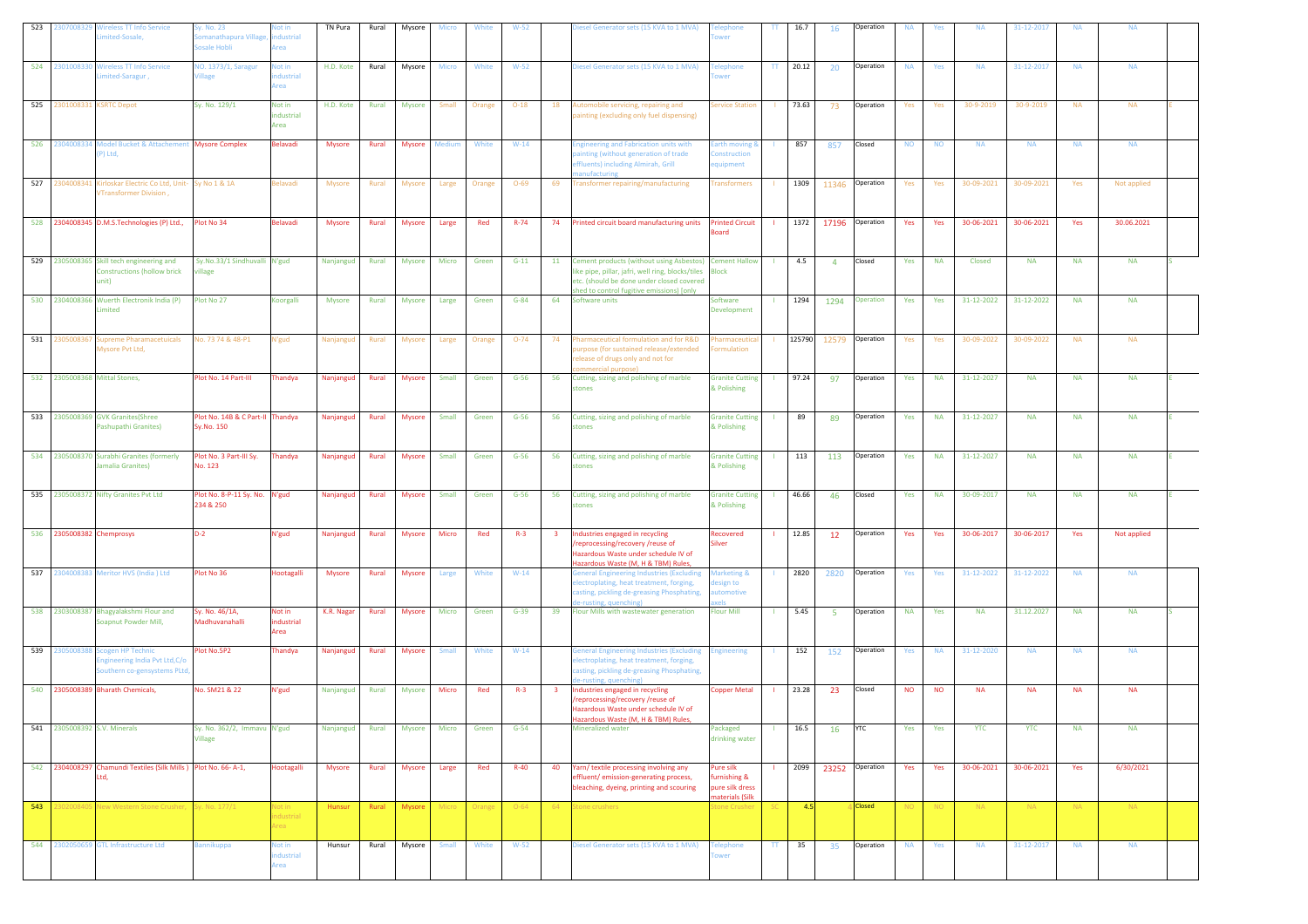| 523 | 2307008329 | Wireless TT Info Service Limited-Sosale, | Sy. No. 23 Somanathapura Village, Sosale Hobli | Not in industrial Area | TN Pura | Rural | Mysore | Micro | White | W-52 | | Diesel Generator sets (15 KVA to 1 MVA) | Telephone Tower | TT | 16.7 | 16 | Operation | NA | Yes | NA | 31-12-2017 | NA | NA | |
|---|---|---|---|---|---|---|---|---|---|---|---|---|---|---|---|---|---|---|---|---|---|---|---|---|
| 524 | 2301008330 | Wireless TT Info Service Limited-Saragur , | NO. 1373/1, Saragur Village | Not in industrial Area | H.D. Kote | Rural | Mysore | Micro | White | W-52 | | Diesel Generator sets (15 KVA to 1 MVA) | Telephone Tower | TT | 20.12 | 20 | Operation | NA | Yes | NA | 31-12-2017 | NA | NA | |
| 525 | 2301008331 | KSRTC Depot | Sy. No. 129/1 | Not in industrial Area | H.D. Kote | Rural | Mysore | Small | Orange | O-18 | 18 | Automobile servicing, repairing and painting (excluding only fuel dispensing) | Service Station | I | 73.63 | 73 | Operation | Yes | Yes | 30-9-2019 | 30-9-2019 | NA | NA | E |
| 526 | 2304008334 | Model Bucket & Attachement (P) Ltd, | Mysore Complex | Belavadi | Mysore | Rural | Mysore | Medium | White | W-14 | | Engineering and Fabrication units with painting (without generation of trade effluents) including Almirah, Grill manufacturing | Earth moving & Construction equipment | I | 857 | 857 | Closed | NO | NO | NA | NA | NA | NA | |
| 527 | 2304008341 | Kirloskar Electric Co Ltd, Unit-VTransformer Division , | Sy No 1 & 1A | Belavadi | Mysore | Rural | Mysore | Large | Orange | O-69 | 69 | Transformer repairing/manufacturing | Transformers | I | 1309 | 11346 | Operation | Yes | Yes | 30-09-2021 | 30-09-2021 | Yes | Not applied | |
| 528 | 2304008345 | D.M.S.Technologies (P) Ltd., | Plot No 34 | Belavadi | Mysore | Rural | Mysore | Large | Red | R-74 | 74 | Printed circuit board manufacturing units | Printed Circuit Board | I | 1372 | 17196 | Operation | Yes | Yes | 30-06-2021 | 30-06-2021 | Yes | 30.06.2021 | |
| 529 | 2305008365 | Skill tech engineering and Constructions (hollow brick unit) | Sy.No.33/1 Sindhuvalli village | N'gud | Nanjangud | Rural | Mysore | Micro | Green | G-11 | 11 | Cement products (without using Asbestos) like pipe, pillar, jafri, well ring, blocks/tiles etc. (should be done under closed covered shed to control fugitive emissions) [only | Cement Hallow Block | I | 4.5 | 4 | Closed | Yes | NA | Closed | NA | NA | NA | S |
| 530 | 2304008366 | Wuerth Electronik India (P) Limited | Plot No 27 | Koorgalli | Mysore | Rural | Mysore | Large | Green | G-84 | 64 | Software units | Software Development | I | 1294 | 1294 | Operation | Yes | Yes | 31-12-2022 | 31-12-2022 | NA | NA | |
| 531 | 2305008367 | Supreme Pharamacetuicals Mysore Pvt Ltd, | No. 73 74 & 48-P1 | N'gud | Nanjangud | Rural | Mysore | Large | Orange | O-74 | 74 | Pharmaceutical formulation and for R&D purpose (for sustained release/extended release of drugs only and not for commercial purpose) | Pharmaceutical Formulation | I | 125790 | 12579 | Operation | Yes | Yes | 30-09-2022 | 30-09-2022 | NA | NA | |
| 532 | 2305008368 | Mittal Stones, | Plot No. 14 Part-III | Thandya | Nanjangud | Rural | Mysore | Small | Green | G-56 | 56 | Cutting, sizing and polishing of marble stones | Granite Cutting & Polishing | I | 97.24 | 97 | Operation | Yes | NA | 31-12-2027 | NA | NA | NA | E |
| 533 | 2305008369 | GVK Granites(Shree Pashupathi Granites) | Plot No. 14B & C Part-II Sy.No. 150 | Thandya | Nanjangud | Rural | Mysore | Small | Green | G-56 | 56 | Cutting, sizing and polishing of marble stones | Granite Cutting & Polishing | I | 89 | 89 | Operation | Yes | NA | 31-12-2027 | NA | NA | NA | E |
| 534 | 2305008370 | Surabhi Granites (formerly Jamalia Granites) | Plot No. 3 Part-III Sy. No. 123 | Thandya | Nanjangud | Rural | Mysore | Small | Green | G-56 | 56 | Cutting, sizing and polishing of marble stones | Granite Cutting & Polishing | I | 113 | 113 | Operation | Yes | NA | 31-12-2027 | NA | NA | NA | E |
| 535 | 2305008372 | Nifty Granites Pvt Ltd | Plot No. 8-P-11 Sy. No. 234 & 250 | N'gud | Nanjangud | Rural | Mysore | Small | Green | G-56 | 56 | Cutting, sizing and polishing of marble stones | Granite Cutting & Polishing | I | 46.66 | 46 | Closed | Yes | NA | 30-09-2017 | NA | NA | NA | E |
| 536 | 2305008382 | Chemprosys | D-2 | N'gud | Nanjangud | Rural | Mysore | Micro | Red | R-3 | 3 | Industries engaged in recycling /reprocessing/recovery /reuse of Hazardous Waste under schedule IV of Hazardous Waste (M, H & TBM) Rules, | Recovered Silver | I | 12.85 | 12 | Operation | Yes | Yes | 30-06-2017 | 30-06-2017 | Yes | Not applied | |
| 537 | 2304008383 | Meritor HVS (India ) Ltd | Plot No 36 | Hootagalli | Mysore | Rural | Mysore | Large | White | W-14 | | General Engineering Industries (Excluding electroplating, heat treatment, forging, casting, pickling de-greasing Phosphating, de-rusting, quenching) | Marketing & design to automotive axels | I | 2820 | 2820 | Operation | Yes | Yes | 31-12-2022 | 31-12-2022 | NA | NA | |
| 538 | 2303008387 | Bhagyalakshmi Flour and Soapnut Powder Mill, | Sy. No. 46/1A, Madhuvanahalli | Not in industrial Area | K.R. Nagar | Rural | Mysore | Micro | Green | G-39 | 39 | Flour Mills with wastewater generation | Flour Mill | I | 5.45 | 5 | Operation | NA | Yes | NA | 31.12.2027 | NA | NA | S |
| 539 | 2305008388 | Scogen HP Technic Engineering India Pvt Ltd,C/o Southern co-gensystems PLtd, | Plot No.5P2 | Thandya | Nanjangud | Rural | Mysore | Small | White | W-14 | | General Engineering Industries (Excluding electroplating, heat treatment, forging, casting, pickling de-greasing Phosphating, de-rusting, quenching) | Engineering | I | 152 | 152 | Operation | Yes | NA | 31-12-2020 | NA | NA | NA | |
| 540 | 2305008389 | Bharath Chemicals, | No. SM21 & 22 | N'gud | Nanjangud | Rural | Mysore | Micro | Red | R-3 | 3 | Industries engaged in recycling /reprocessing/recovery /reuse of Hazardous Waste under schedule IV of Hazardous Waste (M, H & TBM) Rules, | Copper Metal | I | 23.28 | 23 | Closed | NO | NO | NA | NA | NA | NA | |
| 541 | 2305008392 | S.V. Minerals | Sy. No. 362/2, Immavu Village | N'gud | Nanjangud | Rural | Mysore | Micro | Green | G-54 | | Mineralized water | Packaged drinking water | I | 16.5 | 16 | YTC | Yes | Yes | YTC | YTC | NA | NA | |
| 542 | 2304008297 | Chamundi Textiles (Silk Mills ) Ltd, | Plot No. 66- A-1, | Hootagalli | Mysore | Rural | Mysore | Large | Red | R-40 | 40 | Yarn/ textile processing involving any effluent/ emission-generating process, bleaching, dyeing, printing and scouring | Pure silk furnishing & pure silk dress materials (Silk | I | 2099 | 23252 | Operation | Yes | Yes | 30-06-2021 | 30-06-2021 | Yes | 6/30/2021 | |
| 543 | 2302008405 | New Western Stone Crusher, | Sy. No. 177/1 | Not in industrial Area | Hunsur | Rural | Mysore | Micro | Orange | O-64 | 64 | Stone crushers | Stone Crusher | SC | 4.5 | 4 | Closed | NO | NO | NA | NA | NA | NA | |
| 544 | 2302050659 | GTL Infrastructure Ltd | Bannikuppa | Not in industrial Area | Hunsur | Rural | Mysore | Small | White | W-52 | | Diesel Generator sets (15 KVA to 1 MVA) | Telephone Tower | TT | 35 | 35 | Operation | NA | Yes | NA | 31-12-2017 | NA | NA | |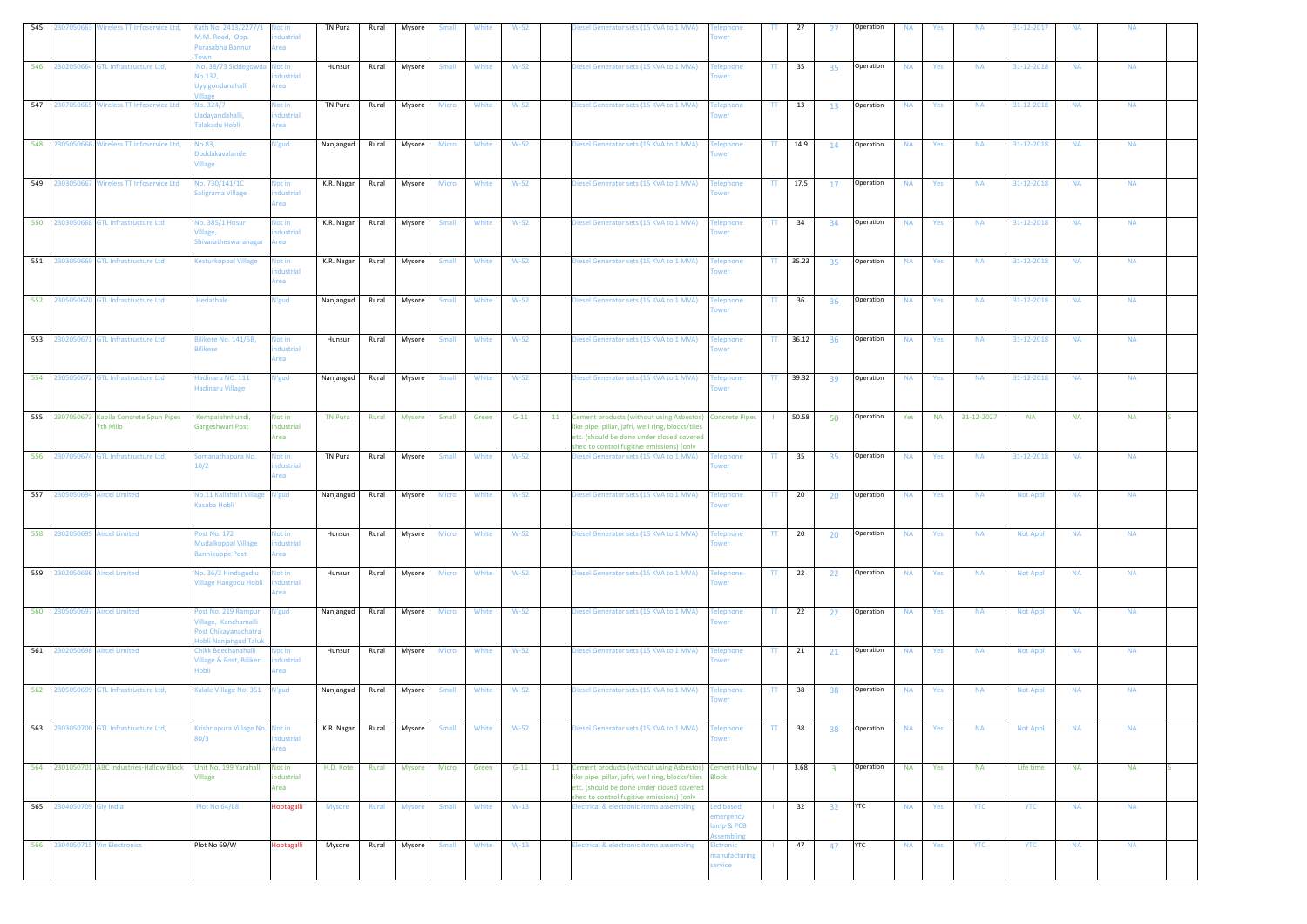| 545 | 2307050663 | Wireless TT Infoservice Ltd, | Kath No. 2413/2277/1 M.M. Road, Opp. Purasabha Bannur Town | Not in industrial Area | TN Pura | Rural | Mysore | Small | White | W-52 | | Diesel Generator sets (15 KVA to 1 MVA) | Telephone Tower | TT | 27 | 27 | Operation | NA | Yes | NA | 31-12-2017 | NA | NA | |
|---|---|---|---|---|---|---|---|---|---|---|---|---|---|---|---|---|---|---|---|---|---|---|---|---|
| 546 | 2302050664 | GTL Infrastructure Ltd, | No. 38/73 Siddegowda No.132, Uyyigondanahalli Village | Not in industrial Area | Hunsur | Rural | Mysore | Small | White | W-52 | | Diesel Generator sets (15 KVA to 1 MVA) | Telephone Tower | TT | 35 | 35 | Operation | NA | Yes | NA | 31-12-2018 | NA | NA | |
| 547 | 2307050665 | Wireless TT Infoservice Ltd | No. 324/7 Uadayandahalli, Talakadu Hobli | Not in industrial Area | TN Pura | Rural | Mysore | Micro | White | W-52 | | Diesel Generator sets (15 KVA to 1 MVA) | Telephone Tower | TT | 13 | 13 | Operation | NA | Yes | NA | 31-12-2018 | NA | NA | |
| 548 | 2305050666 | Wireless TT Infoservice Ltd, | No.83, Doddakavalande Village | N'gud | Nanjangud | Rural | Mysore | Micro | White | W-52 | | Diesel Generator sets (15 KVA to 1 MVA) | Telephone Tower | TT | 14.9 | 14 | Operation | NA | Yes | NA | 31-12-2018 | NA | NA | |
| 549 | 2303050667 | Wireless TT Infoservice Ltd | No. 730/141/1C Saligrama Village | Not in industrial Area | K.R. Nagar | Rural | Mysore | Micro | White | W-52 | | Diesel Generator sets (15 KVA to 1 MVA) | Telephone Tower | TT | 17.5 | 17 | Operation | NA | Yes | NA | 31-12-2018 | NA | NA | |
| 550 | 2303050668 | GTL Infrastructure Ltd | No. 385/1 Hosur Village, Shivaratheswaranagar | Not in industrial Area | K.R. Nagar | Rural | Mysore | Small | White | W-52 | | Diesel Generator sets (15 KVA to 1 MVA) | Telephone Tower | TT | 34 | 34 | Operation | NA | Yes | NA | 31-12-2018 | NA | NA | |
| 551 | 2303050669 | GTL Infrastructure Ltd | Kesturkoppal Village | Not in industrial Area | K.R. Nagar | Rural | Mysore | Small | White | W-52 | | Diesel Generator sets (15 KVA to 1 MVA) | Telephone Tower | TT | 35.23 | 35 | Operation | NA | Yes | NA | 31-12-2018 | NA | NA | |
| 552 | 2305050670 | GTL Infrastructure Ltd | Hedathale | N'gud | Nanjangud | Rural | Mysore | Small | White | W-52 | | Diesel Generator sets (15 KVA to 1 MVA) | Telephone Tower | TT | 36 | 36 | Operation | NA | Yes | NA | 31-12-2018 | NA | NA | |
| 553 | 2302050671 | GTL Infrastructure Ltd | Bilikere No. 141/5B, Bilikere | Not in industrial Area | Hunsur | Rural | Mysore | Small | White | W-52 | | Diesel Generator sets (15 KVA to 1 MVA) | Telephone Tower | TT | 36.12 | 36 | Operation | NA | Yes | NA | 31-12-2018 | NA | NA | |
| 554 | 2305050672 | GTL Infrastructure Ltd | Hadinaru NO. 111 Hadinaru Village | N'gud | Nanjangud | Rural | Mysore | Small | White | W-52 | | Diesel Generator sets (15 KVA to 1 MVA) | Telephone Tower | TT | 39.32 | 39 | Operation | NA | Yes | NA | 31-12-2018 | NA | NA | |
| 555 | 2307050673 | Kapila Concrete Spun Pipes 7th Milo | Kempaiahnhundi, Gargeshwari Post | Not in industrial Area | TN Pura | Rural | Mysore | Small | Green | G-11 | 11 | Cement products (without using Asbestos) like pipe, pillar, jafri, well ring, blocks/tiles etc. (should be done under closed covered shed to control fugitive emissions) (only | Concrete Pipes | I | 50.58 | 50 | Operation | Yes | NA | 31-12-2027 | NA | NA | NA | S |
| 556 | 2307050674 | GTL Infrastructure Ltd, | Somanathapura No. 10/2 | Not in industrial Area | TN Pura | Rural | Mysore | Small | White | W-52 | | Diesel Generator sets (15 KVA to 1 MVA) | Telephone Tower | TT | 35 | 35 | Operation | NA | Yes | NA | 31-12-2018 | NA | NA | |
| 557 | 2305050694 | Aircel Limited | No.11 Kallahalli Village Kasaba Hobli | N'gud | Nanjangud | Rural | Mysore | Micro | White | W-52 | | Diesel Generator sets (15 KVA to 1 MVA) | Telephone Tower | TT | 20 | 20 | Operation | NA | Yes | NA | Not Appl | NA | NA | |
| 558 | 2302050695 | Aircel Limited | Post No. 172 Mudalkoppal Village Bannikuppe Post | Not in industrial Area | Hunsur | Rural | Mysore | Micro | White | W-52 | | Diesel Generator sets (15 KVA to 1 MVA) | Telephone Tower | TT | 20 | 20 | Operation | NA | Yes | NA | Not Appl | NA | NA | |
| 559 | 2302050696 | Aircel Limited | No. 36/2 Hindagudlu Village Hangodu Hobli | Not in industrial Area | Hunsur | Rural | Mysore | Micro | White | W-52 | | Diesel Generator sets (15 KVA to 1 MVA) | Telephone Tower | TT | 22 | 22 | Operation | NA | Yes | NA | Not Appl | NA | NA | |
| 560 | 2305050697 | Aircel Limited | Post No. 219 Rampur Village, Kanchamalli Post Chikayanachatra Hobli Nanjangud Taluk | N'gud | Nanjangud | Rural | Mysore | Micro | White | W-52 | | Diesel Generator sets (15 KVA to 1 MVA) | Telephone Tower | TT | 22 | 22 | Operation | NA | Yes | NA | Not Appl | NA | NA | |
| 561 | 2302050698 | Aircel Limited | Chikk Beechanahalli Village & Post, Bilikeri Hobli | Not in industrial Area | Hunsur | Rural | Mysore | Micro | White | W-52 | | Diesel Generator sets (15 KVA to 1 MVA) | Telephone Tower | TT | 21 | 21 | Operation | NA | Yes | NA | Not Appl | NA | NA | |
| 562 | 2305050699 | GTL Infrastructure Ltd, | Kalale Village No. 351 | N'gud | Nanjangud | Rural | Mysore | Small | White | W-52 | | Diesel Generator sets (15 KVA to 1 MVA) | Telephone Tower | TT | 38 | 38 | Operation | NA | Yes | NA | Not Appl | NA | NA | |
| 563 | 2303050700 | GTL Infrastructure Ltd, | Krishnapura Village No. 80/3 | Not in industrial Area | K.R. Nagar | Rural | Mysore | Small | White | W-52 | | Diesel Generator sets (15 KVA to 1 MVA) | Telephone Tower | TT | 38 | 38 | Operation | NA | Yes | NA | Not Appl | NA | NA | |
| 564 | 2301050701 | ABC Industries-Hallow Block | Unit No. 199 Yarahalli Village | Not in industrial Area | H.D. Kote | Rural | Mysore | Micro | Green | G-11 | 11 | Cement products (without using Asbestos) like pipe, pillar, jafri, well ring, blocks/tiles etc. (should be done under closed covered shed to control fugitive emissions) (only | Cement Hallow Block | I | 3.68 | 3 | Operation | NA | Yes | NA | Life time | NA | NA | S |
| 565 | 2304050709 | Gly India | Plot No 64/E8 | Hootagalli | Mysore | Rural | Mysore | Small | White | W-13 | | Electrical & electronic items assembling | Led based emergency lamp & PCB Assembling | I | 32 | 32 | YTC | NA | Yes | YTC | YTC | NA | NA | |
| 566 | 2304050715 | Vin Electronics | Plot No 69/W | Hootagalli | Mysore | Rural | Mysore | Small | White | W-13 | | Electrical & electronic items assembling | Eletronic manufacturing service | I | 47 | 47 | YTC | NA | Yes | YTC | YTC | NA | NA | |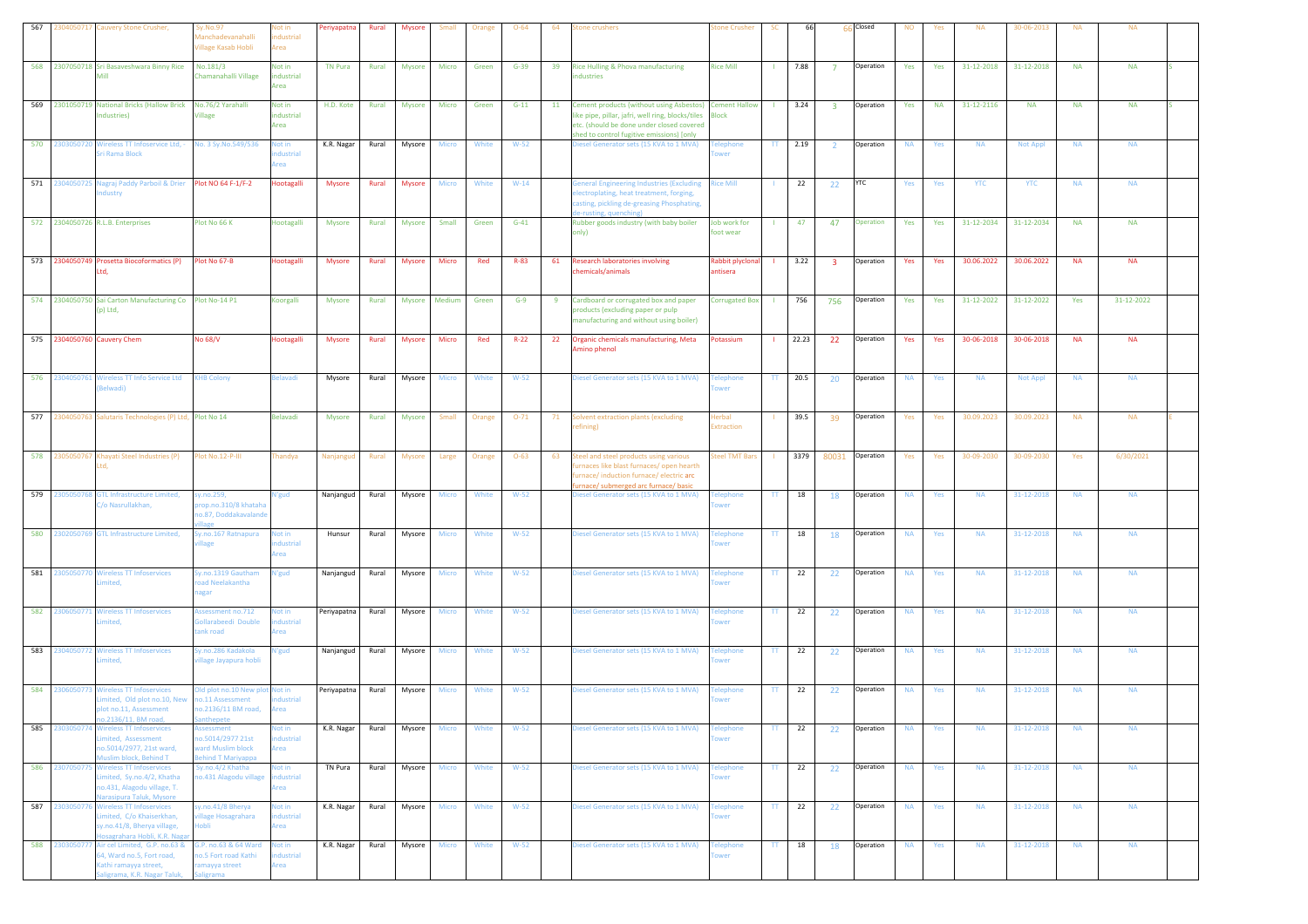| 567 | 2304050717 | Cauvery Stone Crusher, | Sy.No.97 Manchadevanahalli Village Kasab Hobli | Not in industrial Area | Periyapatna | Rural | Mysore | Small | Orange | O-64 | 64 | Stone crushers | Stone Crusher | SC | 66 | 66 | Closed | NO | Yes | NA | 30-06-2013 | NA | NA | |
|---|---|---|---|---|---|---|---|---|---|---|---|---|---|---|---|---|---|---|---|---|---|---|---|---|
| 568 | 2307050718 | Sri Basaveshwara Binny Rice Mill | No.181/3 Chamanahalli Village | Not in industrial Area | TN Pura | Rural | Mysore | Micro | Green | G-39 | 39 | Rice Hulling & Phova manufacturing industries | Rice Mill | I | 7.88 | 7 | Operation | Yes | Yes | 31-12-2018 | 31-12-2018 | NA | NA | S |
| 569 | 2301050719 | National Bricks (Hallow Brick Industries) | No.76/2 Yarahalli Village | Not in industrial Area | H.D. Kote | Rural | Mysore | Micro | Green | G-11 | 11 | Cement products (without using Asbestos) like pipe, pillar, jafri, well ring, blocks/tiles etc. (should be done under closed covered shed to control fugitive emissions) [only | Cement Hallow Block | I | 3.24 | 3 | Operation | Yes | NA | 31-12-2116 | NA | NA | NA | S |
| 570 | 2303050720 | Wireless TT Infoservice Ltd, - Sri Rama Block | No. 3 Sy.No.549/536 | Not in industrial Area | K.R. Nagar | Rural | Mysore | Micro | White | W-52 | | Diesel Generator sets (15 KVA to 1 MVA) | Telephone Tower | TT | 2.19 | 2 | Operation | NA | Yes | NA | Not Appl | NA | NA | |
| 571 | 2304050725 | Nagraj Paddy Parboil & Drier Industry | Plot NO 64 F-1/F-2 | Hootagalli | Mysore | Rural | Mysore | Micro | White | W-14 | | General Engineering Industries (Excluding electroplating, heat treatment, forging, casting, pickling de-greasing Phosphating, de-rusting, quenching) | Rice Mill | I | 22 | 22 | YTC | Yes | Yes | YTC | YTC | NA | NA | |
| 572 | 2304050726 | R.L.B. Enterprises | Plot No 66 K | Hootagalli | Mysore | Rural | Mysore | Small | Green | G-41 | | Rubber goods industry (with baby boiler only) | Job work for foot wear | I | 47 | 47 | Operation | Yes | Yes | 31-12-2034 | 31-12-2034 | NA | NA | |
| 573 | 2304050749 | Prosetta Biocoformatics (P) Ltd, | Plot No 67-B | Hootagalli | Mysore | Rural | Mysore | Micro | Red | R-83 | 61 | Research laboratories involving chemicals/animals | Rabbit plyclonal antisera | I | 3.22 | 3 | Operation | Yes | Yes | 30.06.2022 | 30.06.2022 | NA | NA | |
| 574 | 2304050750 | Sai Carton Manufacturing Co (p) Ltd, | Plot No-14 P1 | Koorgalli | Mysore | Rural | Mysore | Medium | Green | G-9 | 9 | Cardboard or corrugated box and paper products (excluding paper or pulp manufacturing and without using boiler) | Corrugated Box | I | 756 | 756 | Operation | Yes | Yes | 31-12-2022 | 31-12-2022 | Yes | 31-12-2022 | |
| 575 | 2304050760 | Cauvery Chem | No 68/V | Hootagalli | Mysore | Rural | Mysore | Micro | Red | R-22 | 22 | Organic chemicals manufacturing, Meta Amino phenol | Potassium | I | 22.23 | 22 | Operation | Yes | Yes | 30-06-2018 | 30-06-2018 | NA | NA | |
| 576 | 2304050761 | Wireless TT Info Service Ltd (Belwadi) | KHB Colony | Belavadi | Mysore | Rural | Mysore | Micro | White | W-52 | | Diesel Generator sets (15 KVA to 1 MVA) | Telephone Tower | TT | 20.5 | 20 | Operation | NA | Yes | NA | Not Appl | NA | NA | |
| 577 | 2304050763 | Salutaris Technologies (P) Ltd, | Plot No 14 | Belavadi | Mysore | Rural | Mysore | Small | Orange | O-71 | 71 | Solvent extraction plants (excluding refining) | Herbal Extraction | I | 39.5 | 39 | Operation | Yes | Yes | 30.09.2023 | 30.09.2023 | NA | NA | E |
| 578 | 2305050767 | Khayati Steel Industries (P) Ltd, | Plot No.12-P-III | Thandya | Nanjangud | Rural | Mysore | Large | Orange | O-63 | 63 | Steel and steel products using various furnaces like blast furnaces/ open hearth furnace/ induction furnace/ electric arc furnace/ submerged arc furnace/ basic | Steel TMT Bars | I | 3379 | 80031 | Operation | Yes | Yes | 30-09-2030 | 30-09-2030 | Yes | 6/30/2021 | |
| 579 | 2305050768 | GTL Infrastructure Limited, C/o Nasrullakhan, | sy.no.259, prop.no.310/8 khataha no.87, Doddakavalande village | N'gud | Nanjangud | Rural | Mysore | Micro | White | W-52 | | Diesel Generator sets (15 KVA to 1 MVA) | Telephone Tower | TT | 18 | 18 | Operation | NA | Yes | NA | 31-12-2018 | NA | NA | |
| 580 | 2302050769 | GTL Infrastructure Limited, | Sy.no.167 Ratnapura village | Not in industrial Area | Hunsur | Rural | Mysore | Micro | White | W-52 | | Diesel Generator sets (15 KVA to 1 MVA) | Telephone Tower | TT | 18 | 18 | Operation | NA | Yes | NA | 31-12-2018 | NA | NA | |
| 581 | 2305050770 | Wireless TT Infoservices Limited, | Sy.no.1319 Gautham road Neelakantha nagar | N'gud | Nanjangud | Rural | Mysore | Micro | White | W-52 | | Diesel Generator sets (15 KVA to 1 MVA) | Telephone Tower | TT | 22 | 22 | Operation | NA | Yes | NA | 31-12-2018 | NA | NA | |
| 582 | 2306050771 | Wireless TT Infoservices Limited, | Assessment no.712 Gollarabeedi Double tank road | Not in industrial Area | Periyapatna | Rural | Mysore | Micro | White | W-52 | | Diesel Generator sets (15 KVA to 1 MVA) | Telephone Tower | TT | 22 | 22 | Operation | NA | Yes | NA | 31-12-2018 | NA | NA | |
| 583 | 2304050772 | Wireless TT Infoservices Limited, | Sy.no.286 Kadakola village Jayapura hobli | N'gud | Nanjangud | Rural | Mysore | Micro | White | W-52 | | Diesel Generator sets (15 KVA to 1 MVA) | Telephone Tower | TT | 22 | 22 | Operation | NA | Yes | NA | 31-12-2018 | NA | NA | |
| 584 | 2306050773 | Wireless TT Infoservices Limited, Old plot no.10, New plot no.11, Assessment no.2136/11, BM road, | Old plot no.10 New plot no.11 Assessment no.2136/11 BM road, Santhepete | Not in industrial Area | Periyapatna | Rural | Mysore | Micro | White | W-52 | | Diesel Generator sets (15 KVA to 1 MVA) | Telephone Tower | TT | 22 | 22 | Operation | NA | Yes | NA | 31-12-2018 | NA | NA | |
| 585 | 2303050774 | Wireless TT Infoservices Limited, Assessment no.5014/2977, 21st ward, Muslim block, Behind T | Assessment no.5014/2977 21st ward Muslim block Behind T Mariyappa | Not in industrial Area | K.R. Nagar | Rural | Mysore | Micro | White | W-52 | | Diesel Generator sets (15 KVA to 1 MVA) | Telephone Tower | TT | 22 | 22 | Operation | NA | Yes | NA | 31-12-2018 | NA | NA | |
| 586 | 2307050775 | Wireless TT Infoservices Limited, Sy.no.4/2, Khatha no.431, Alagodu village, T. Narasipura Taluk, Mysore | Sy.no.4/2 Khatha no.431 Alagodu village | Not in industrial Area | TN Pura | Rural | Mysore | Micro | White | W-52 | | Diesel Generator sets (15 KVA to 1 MVA) | Telephone Tower | TT | 22 | 22 | Operation | NA | Yes | NA | 31-12-2018 | NA | NA | |
| 587 | 2303050776 | Wireless TT Infoservices Limited, C/o Khaiserkhan, sy.no.41/8, Bherya village, Hosagrahara Hobli, K.R. Nagar | sy.no.41/8 Bherya village Hosagrahara Hobli | Not in industrial Area | K.R. Nagar | Rural | Mysore | Micro | White | W-52 | | Diesel Generator sets (15 KVA to 1 MVA) | Telephone Tower | TT | 22 | 22 | Operation | NA | Yes | NA | 31-12-2018 | NA | NA | |
| 588 | 2303050777 | Air cel Limited, G.P. no.63 & 64, Ward no.5, Fort road, Kathi ramayya street, Saligrama, K.R. Nagar Taluk, | G.P. no.63 & 64 Ward no.5 Fort road Kathi ramayya street Saligrama | Not in industrial Area | K.R. Nagar | Rural | Mysore | Micro | White | W-52 | | Diesel Generator sets (15 KVA to 1 MVA) | Telephone Tower | TT | 18 | 18 | Operation | NA | Yes | NA | 31-12-2018 | NA | NA | |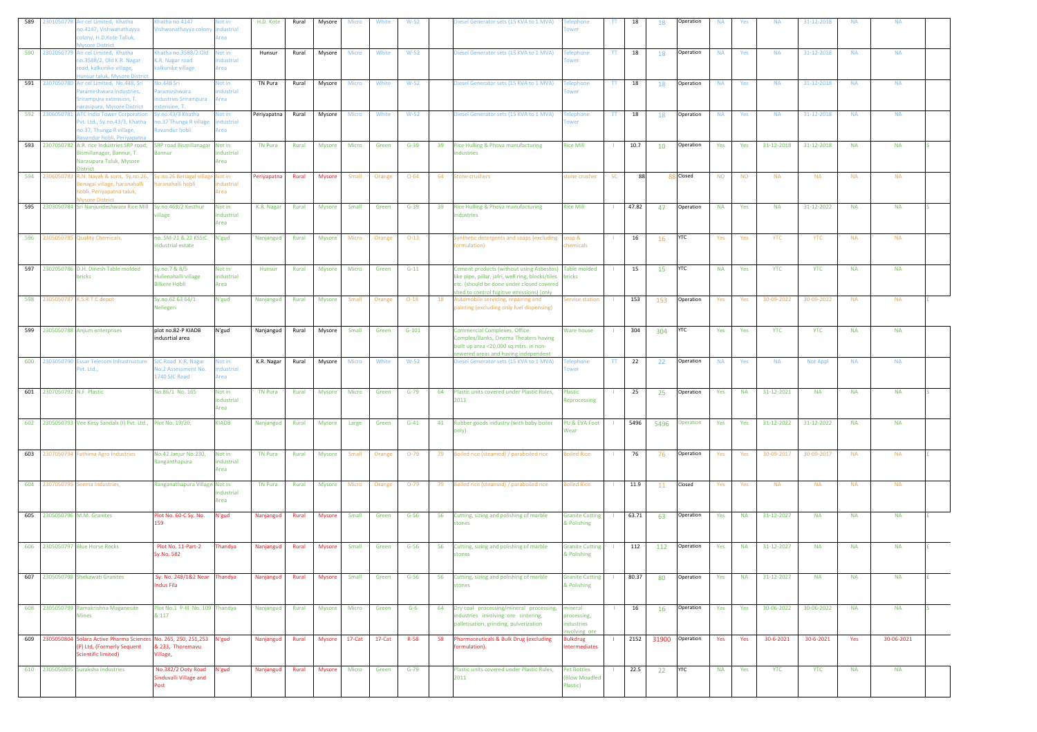| 589 | 2301050778 | Air cel Limited, Khatha no.4147, Vishwanathayya colony, H.D.Kote Taluk, Mysore District | Khatha no.4147 Vishwanathayya colony | Not in industrial Area | H.D. Kote | Rural | Mysore | Micro | White | W-52 | | Diesel Generator sets (15 KVA to 1 MVA) | Telephone Tower | TT | 18 | 18 | Operation | NA | Yes | NA | 31-12-2018 | NA | NA | |
|---|---|---|---|---|---|---|---|---|---|---|---|---|---|---|---|---|---|---|---|---|---|---|---|---|
| 590 | 2302050779 | Air cel Limited, Khatha no.3588/2, Old K.R. Nagar road, kalkunike village, Hunsur taluk, Mysore District | Khatha no.3588/2 Old K.R. Nagar road kalkunike village | Not in industrial Area | Hunsur | Rural | Mysore | Micro | White | W-52 | | Diesel Generator sets (15 KVA to 1 MVA) | Telephone Tower | TT | 18 | 18 | Operation | NA | Yes | NA | 31-12-2018 | NA | NA | |
| 591 | 2307050780 | Air cel Limited, No.448, Sri Parameshwara industries, Srirampura extension, T. narasipura, Mysore District | No.448 Sri Parameshwara industries Srirampura extension, T. | Not in industrial Area | TN Pura | Rural | Mysore | Micro | White | W-52 | | Diesel Generator sets (15 KVA to 1 MVA) | Telephone Tower | TT | 18 | 18 | Operation | NA | Yes | NA | 31-12-2018 | NA | NA | |
| 592 | 2306050781 | ATC India Tower Corporation Pvt. Ltd., Sy.no.43/3, Khatha no.37, Thunga R village, Ravandur hobli, Periyapatna | Sy.no.43/3 Khatha no.37 Thunga R village Ravandur hobli | Not in industrial Area | Periyapatna | Rural | Mysore | Micro | White | W-52 | | Diesel Generator sets (15 KVA to 1 MVA) | Telephone Tower | TT | 18 | 18 | Operation | NA | Yes | NA | 31-12-2018 | NA | NA | |
| 593 | 2307050782 | A.R. rice Industries SRP road, Bismillanagar, Bannur, T. Narasipura Taluk, Mysore District | SRP road Bismillanagar Bannur | Not in industrial Area | TN Pura | Rural | Mysore | Micro | Green | G-39 | 39 | Rice Hulling & Phova manufacturing industries | Rice Mill | I | 10.7 | 10 | Operation | Yes | Yes | 31-12-2018 | 31-12-2018 | NA | NA | S |
| 594 | 2306050783 | R.N. Nayak & sons, Sy.no.26, Benagal village, haranahalli hobli, Periyapatna taluk, Mysore District | Sy.no.26 Benagal village haranahalli hobli | Not in industrial Area | Periyapatna | Rural | Mysore | Small | Orange | O-64 | 64 | Stone crushers | stone crusher | SC | 88 | 88 | Closed | NO | NO | NA | NA | NA | NA | |
| 595 | 2303050784 | Sri Nanjundeshwara Rice Mill | Sy.no.469/2 Kesthur village | Not in industrial Area | K.R. Nagar | Rural | Mysore | Small | Green | G-39 | 39 | Rice Hulling & Phova manufacturing industries | Rice Mill | I | 47.82 | 47 | Operation | NA | Yes | NA | 31-12-2022 | NA | NA | S |
| 596 | 2305050785 | Quality Chemicals, | no. SM-21 & 22 KSSIC industrial estate | N'gud | Nanjangud | Rural | Mysore | Micro | Orange | O-13 | | Synthetic detergents and soaps (excluding formulation) | soap & chemicals | I | 16 | 16 | YTC | Yes | Yes | YTC | YTC | NA | NA | |
| 597 | 2302050786 | D.H. Dinesh Table molded bricks | Sy.no.7 & 8/5 Hullenahalli village Bilkere Hobli | Not in industrial Area | Hunsur | Rural | Mysore | Micro | Green | G-11 | | Cement products (without using Asbestos) like pipe, pillar, jafri, well ring, blocks/tiles etc. (should be done under closed covered shed to control fugitive emissions) [only | Table molded bricks | I | 15 | 15 | YTC | NA | Yes | YTC | YTC | NA | NA | |
| 598 | 2305050787 | K.S.R.T.C depot | Sy.no.62 63 64/1 Nellegeri | N'gud | Nanjangud | Rural | Mysore | Small | Orange | O-18 | 18 | Automobile servicing, repairing and painting (excluding only fuel dispensing) | Service station | I | 153 | 153 | Operation | Yes | Yes | 30-09-2022 | 30-09-2022 | NA | NA | E |
| 599 | 2305050788 | Anjum enterprises | plot no.82-P KIADB indusrtial area | N'gud | Nanjangud | Rural | Mysore | Small | Green | G-101 | | Commercial Complexes, Office Complex/Banks, Cinema Theaters having built up area <20,000 sq.mtrs. in non-sewered areas and having independent | Ware house | I | 304 | 304 | YTC | Yes | Yes | YTC | YTC | NA | NA | |
| 600 | 2303050790 | Essar Telecom Infrastructure Pvt. Ltd., | SJC Road K.R. Nagar No.2 Assessment No. 1740 SJC Road | Not in industrial Area | K.R. Nagar | Rural | Mysore | Micro | White | W-52 | | Diesel Generator sets (15 KVA to 1 MVA) | Telephone Tower | TT | 22 | 22 | Operation | NA | Yes | NA | Not Appl | NA | NA | |
| 601 | 2307050792 | N.F. Plastic | No.86/1 No. 165 | Not in industrial Area | TN Pura | Rural | Mysore | Micro | Green | G-79 | 64 | Plastic units covered under Plastic Rules, 2011 | Plastic Reprocessing | I | 25 | 25 | Operation | Yes | NA | 31-12-2021 | NA | NA | NA | S |
| 602 | 2305050793 | Vee Kesy Sandals (I) Pvt. Ltd., | Plot No. 19/20, | KIADB | Nanjangud | Rural | Mysore | Large | Green | G-41 | 41 | Rubber goods industry (with baby boiler only) | PU & EVA Foot Wear | I | 5496 | 5496 | Operation | Yes | Yes | 31-12-2022 | 31-12-2022 | NA | NA | |
| 603 | 2307050794 | Fathima Agro Industries | No.42 Janjur No.230, Ranganthapura | Not in industrial Area | TN Pura | Rural | Mysore | Small | Orange | O-79 | 79 | Boiled rice (steamed) / paraboiled rice | Boiled Rice | I | 76 | 76 | Operation | Yes | Yes | 30-09-2017 | 30-09-2017 | NA | NA | E |
| 604 | 2307050795 | Seema Industries, | Ranganathapura Village | Not in industrial Area | TN Pura | Rural | Mysore | Micro | Orange | O-79 | 79 | Boiled rice (steamed) / paraboiled rice | Boiled Rice | I | 11.9 | 11 | Closed | Yes | Yes | NA | NA | NA | NA | |
| 605 | 2305050796 | M.M. Granites | Plot No. 60-C Sy. No. 159 | N'gud | Nanjangud | Rural | Mysore | Small | Green | G-56 | 56 | Cutting, sizing and polishing of marble stones | Granite Cutting & Polishing | I | 63.71 | 63 | Operation | Yes | NA | 31-12-2027 | NA | NA | NA | E |
| 606 | 2305050797 | Blue Horse Rocks | Plot No. 11-Part-2 Sy.No. 582 | Thandya | Nanjangud | Rural | Mysore | Small | Green | G-56 | 56 | Cutting, sizing and polishing of marble stones | Granite Cutting & Polishing | I | 112 | 112 | Operation | Yes | NA | 31-12-2027 | NA | NA | NA | E |
| 607 | 2305050798 | Shekawati Granites | Sy. No. 248/1&2 Near Indus Fila | Thandya | Nanjangud | Rural | Mysore | Small | Green | G-56 | 56 | Cutting, sizing and polishing of marble stones | Granite Cutting & Polishing | I | 80.37 | 80 | Operation | Yes | NA | 31-12-2027 | NA | NA | NA | E |
| 608 | 2305050799 | Ramakrishna Maganesite Mines | Plot No.1 P-III No. 109 & 117 | Thandya | Nanjangud | Rural | Mysore | Micro | Green | G-6 | 64 | Dry coal processing/mineral processing, industries involving ore sintering, palletisation, grinding, pulverization | mineral processing, industries involving ore | I | 16 | 16 | Operation | Yes | Yes | 30-06-2022 | 30-06-2022 | NA | NA | S |
| 609 | 2305050804 | Solara Active Pharma Sciences (P) Ltd, (Formerly Sequent Scientific limited) | No. 265, 250, 251,253 & 233, Thoremavu Village, | N'gud | Nanjangud | Rural | Mysore | 17-Cat | 17-Cat | R-58 | 58 | Pharmaceuticals & Bulk Drug (excluding formulation). | Bulkdrug Intermediates | I | 2152 | 31900 | Operation | Yes | Yes | 30-6-2021 | 30-6-2021 | Yes | 30-06-2021 | |
| 610 | 2305050805 | Suraksha Industries | No.382/2 Ooty Road Sinduvalli Village and Post | N'gud | Nanjangud | Rural | Mysore | Micro | Green | G-79 | | Plastic units covered under Plastic Rules, 2011 | Pet Bottles (Blow Moudled Plastic) | I | 22.5 | 22 | YTC | NA | Yes | YTC | YTC | NA | NA | |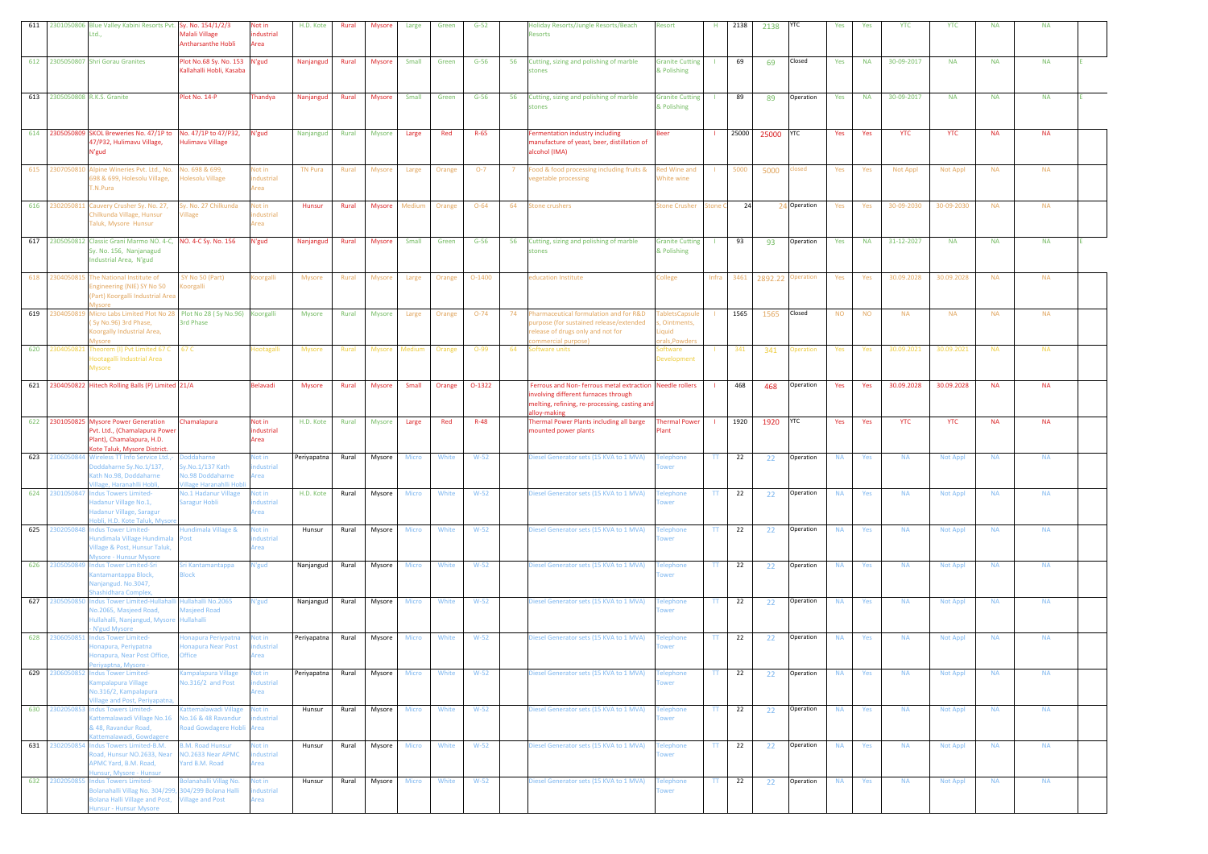| 611 | 2301050806 | Blue Valley Kabini Resorts Pvt. Ltd., | Sy. No. 154/1/2/3 Malali Village Antharsanthe Hobli | Not in industrial Area | H.D. Kote | Rural | Mysore | Large | Green | G-52 | | Holiday Resorts/Jungle Resorts/Beach Resorts | Resort | H | 2138 | 2138 | YTC | Yes | Yes | YTC | YTC | NA | NA | |
|---|---|---|---|---|---|---|---|---|---|---|---|---|---|---|---|---|---|---|---|---|---|---|---|---|
| 612 | 2305050807 | Shri Gorau Granites | Plot No.68 Sy. No. 153 Kallahalli Hobli, Kasaba | N'gud | Nanjangud | Rural | Mysore | Small | Green | G-56 | 56 | Cutting, sizing and polishing of marble stones | Granite Cutting & Polishing | I | 69 | 69 | Closed | Yes | NA | 30-09-2017 | NA | NA | NA | E |
| 613 | 2305050808 | R.K.S. Granite | Plot No. 14-P | Thandya | Nanjangud | Rural | Mysore | Small | Green | G-56 | 56 | Cutting, sizing and polishing of marble stones | Granite Cutting & Polishing | I | 89 | 89 | Operation | Yes | NA | 30-09-2017 | NA | NA | NA | E |
| 614 | 2305050809 | SKOL Breweries No. 47/1P to 47/P32, Hulimavu Village, N'gud | No. 47/1P to 47/P32, Hulimavu Village | N'gud | Nanjangud | Rural | Mysore | Large | Red | R-65 | | Fermentation industry including manufacture of yeast, beer, distillation of alcohol (IMA) | Beer | I | 25000 | 25000 | YTC | Yes | Yes | YTC | YTC | NA | NA | |
| 615 | 2307050810 | Alpine Wineries Pvt. Ltd., No. 698 & 699, Holesolu Village, T.N.Pura | No. 698 & 699, Holesolu Village | Not in industrial Area | TN Pura | Rural | Mysore | Large | Orange | O-7 | 7 | Food & food processing including fruits & vegetable processing | Red Wine and White wine | I | 5000 | 5000 | closed | Yes | Yes | Not Appl | Not Appl | NA | NA | |
| 616 | 2302050811 | Cauvery Crusher Sy. No. 27, Chilkunda Village, Hunsur Taluk, Mysore Hunsur | Sy. No. 27 Chilkunda Village | Not in industrial Area | Hunsur | Rural | Mysore | Medium | Orange | O-64 | 64 | Stone crushers | Stone Crusher | Stone C | 24 | 24 | Operation | Yes | Yes | 30-09-2030 | 30-09-2030 | NA | NA | |
| 617 | 2305050812 | Classic Grani Marmo NO. 4-C, Sy. No. 156, Nanjanagud Industrial Area, N'gud | NO. 4-C Sy. No. 156 | N'gud | Nanjangud | Rural | Mysore | Small | Green | G-56 | 56 | Cutting, sizing and polishing of marble stones | Granite Cutting & Polishing | I | 93 | 93 | Operation | Yes | NA | 31-12-2027 | NA | NA | NA | E |
| 618 | 2304050815 | The National Institute of Engineering (NIE) SY No 50 (Part) Koorgalli Industrial Area Mysore | SY No 50 (Part) Koorgalli | Koorgalli | Mysore | Rural | Mysore | Large | Orange | O-1400 | | education Institute | College | Infra | 3461 | 2892.22 | Operation | Yes | Yes | 30.09.2028 | 30.09.2028 | NA | NA | |
| 619 | 2304050819 | Micro Labs Limited Plot No 28 ( Sy No.96) 3rd Phase, Koorgally Industrial Area, Mysore | Plot No 28 ( Sy No.96) 3rd Phase | Koorgalli | Mysore | Rural | Mysore | Large | Orange | O-74 | 74 | Pharmaceutical formulation and for R&D purpose (for sustained release/extended release of drugs only and not for commercial purpose) | TabletsCapsules, Ointments, Liquid orals,Powders | I | 1565 | 1565 | Closed | NO | NO | NA | NA | NA | NA | |
| 620 | 2304050821 | Theorem (I) Pvt Limited 67 C Hootagalli Industrial Area Mysore | 67 C | Hootagalli | Mysore | Rural | Mysore | Medium | Orange | O-99 | 64 | Software units | Software Development | I | 341 | 341 | Operation | Yes | Yes | 30.09.2021 | 30.09.2021 | NA | NA | |
| 621 | 2304050822 | Hitech Rolling Balls (P) Limited | 21/A | Belavadi | Mysore | Rural | Mysore | Small | Orange | O-1322 | | Ferrous and Non- ferrous metal extraction involving different furnaces through melting, refining, re-processing, casting and alloy-making | Needle rollers | I | 468 | 468 | Operation | Yes | Yes | 30.09.2028 | 30.09.2028 | NA | NA | |
| 622 | 2301050825 | Mysore Power Generation Pvt. Ltd., (Chamalapura Power Plant), Chamalapura, H.D. Kote Taluk, Mysore District. | Chamalapura | Not in industrial Area | H.D. Kote | Rural | Mysore | Large | Red | R-48 | | Thermal Power Plants including all barge mounted power plants | Thermal Power Plant | I | 1920 | 1920 | YTC | Yes | Yes | YTC | YTC | NA | NA | |
| 623 | 2306050844 | Wireless TT Info Service Ltd., Doddaharne Sy.No.1/137, Kath No.98, Doddaharne Village, Haranahlli Hobli, | Doddaharne Sy.No.1/137 Kath No.98 Doddaharne Village Haranahlli Hobli | Not in industrial Area | Periyapatna | Rural | Mysore | Micro | White | W-52 | | Diesel Generator sets (15 KVA to 1 MVA) | Telephone Tower | TT | 22 | 22 | Operation | NA | Yes | NA | Not Appl | NA | NA | |
| 624 | 2301050847 | Indus Towers Limited-Hadanur Village No.1, Hadanur Village, Saragur Hobli, H.D. Kote Taluk, Mysore | No.1 Hadanur Village Saragur Hobli | Not in industrial Area | H.D. Kote | Rural | Mysore | Micro | White | W-52 | | Diesel Generator sets (15 KVA to 1 MVA) | Telephone Tower | TT | 22 | 22 | Operation | NA | Yes | NA | Not Appl | NA | NA | |
| 625 | 2302050848 | Indus Tower Limited-Hundimala Village Hundimala Village & Post, Hunsur Taluk, Mysore - Hunsur Mysore | Hundimala Village & Post | Not in industrial Area | Hunsur | Rural | Mysore | Micro | White | W-52 | | Diesel Generator sets (15 KVA to 1 MVA) | Telephone Tower | TT | 22 | 22 | Operation | NA | Yes | NA | Not Appl | NA | NA | |
| 626 | 2305050849 | Indus Tower Limited-Sri Kantamantappa Block, Nanjangud. No.3047, Shashidhara Complex, | Sri Kantamantappa Block | N'gud | Nanjangud | Rural | Mysore | Micro | White | W-52 | | Diesel Generator sets (15 KVA to 1 MVA) | Telephone Tower | TT | 22 | 22 | Operation | NA | Yes | NA | Not Appl | NA | NA | |
| 627 | 2305050850 | Indus Tower Limited-Hullahalli No.2065, Masjeed Road, Hullahalli, Nanjangud, Mysore - N'gud Mysore | Hullahalli No.2065 Masjeed Road Hullahalli | N'gud | Nanjangud | Rural | Mysore | Micro | White | W-52 | | Diesel Generator sets (15 KVA to 1 MVA) | Telephone Tower | TT | 22 | 22 | Operation | NA | Yes | NA | Not Appl | NA | NA | |
| 628 | 2306050851 | Indus Tower Limited-Honapura, Periypatna Honapura, Near Post Office, Periyaptna, Mysore - | Honapura Periyaptna Honapura Near Post Office | Not in industrial Area | Periyapatna | Rural | Mysore | Micro | White | W-52 | | Diesel Generator sets (15 KVA to 1 MVA) | Telephone Tower | TT | 22 | 22 | Operation | NA | Yes | NA | Not Appl | NA | NA | |
| 629 | 2306050852 | Indus Tower Limited-Kampalapura Village No.316/2, Kampalapura Village and Post, Periyapatna, | Kampalapura Village No.316/2 and Post | Not in industrial Area | Periyapatna | Rural | Mysore | Micro | White | W-52 | | Diesel Generator sets (15 KVA to 1 MVA) | Telephone Tower | TT | 22 | 22 | Operation | NA | Yes | NA | Not Appl | NA | NA | |
| 630 | 2302050853 | Indus Tower Limited-Kattemalawadi Village No.16 & 48, Ravandur Road, Kattemalawadi, Gowdagere | Kattemalawadi Village No.16 & 48 Ravandur Road Gowdagere Hobli | Not in industrial Area | Hunsur | Rural | Mysore | Micro | White | W-52 | | Diesel Generator sets (15 KVA to 1 MVA) | Telephone Tower | TT | 22 | 22 | Operation | NA | Yes | NA | Not Appl | NA | NA | |
| 631 | 2302050854 | Indus Tower Limited-B.M. Road, Hunsur NO.2633, Near APMC Yard, B.M. Road, Hunsur, Mysore - Hunsur | B.M. Road Hunsur NO.2633 Near APMC Yard B.M. Road | Not in industrial Area | Hunsur | Rural | Mysore | Micro | White | W-52 | | Diesel Generator sets (15 KVA to 1 MVA) | Telephone Tower | TT | 22 | 22 | Operation | NA | Yes | NA | Not Appl | NA | NA | |
| 632 | 2302050855 | Indus Tower Limited-Bolanahalli Villag No. 304/299, Bolana Halli Village and Post, Hunsur - Hunsur Mysore | Bolanahalli Villag No. 304/299 Bolana Halli Village and Post | Not in industrial Area | Hunsur | Rural | Mysore | Micro | White | W-52 | | Diesel Generator sets (15 KVA to 1 MVA) | Telephone Tower | TT | 22 | 22 | Operation | NA | Yes | NA | Not Appl | NA | NA | |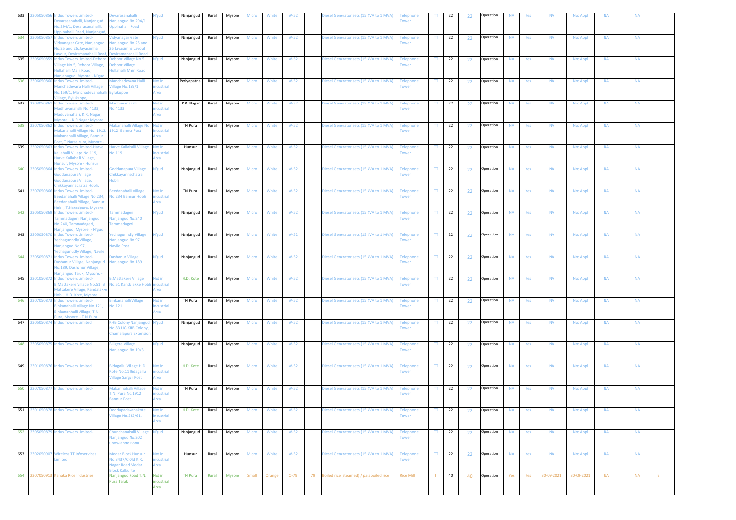| 633 | 2305050856 | Indus Towers Limited-Devarasanahalli, Nanjangud No.294/1, Devarasanahalli, Uppinahalli Road, Nanjangud, | Devarasanahalli Nanjangud No.294/1 Uppinahalli Road | N'gud | Nanjangud | Rural | Mysore | Micro | White | W-52 | | Diesel Generator sets (15 KVA to 1 MVA) | Telephone Tower | TT | 22 | 22 | Operation | NA | Yes | NA | Not Appl | NA | NA | |
|---|---|---|---|---|---|---|---|---|---|---|---|---|---|---|---|---|---|---|---|---|---|---|---|---|
| 634 | 2305050857 | Indus Towers Limited-Vidyanagar Gate, Nanjangud No.25 and 26, Jayasimha Layout, Deviramanahalli Road, | Vidyanagar Gate Nanjangud No.25 and 26 Jayasimha Layout Deviramanahalli Road | N'gud | Nanjangud | Rural | Mysore | Micro | White | W-52 | | Diesel Generator sets (15 KVA to 1 MVA) | Telephone Tower | TT | 22 | 22 | Operation | NA | Yes | NA | Not Appl | NA | NA | |
| 635 | 2305050859 | Indus Towers Limited-Deboor Village No.5, Deboor Village, Hullahalli Main Road, Nanjangud, Mysore - N'gud | Deboor Village No.5 Deboor Village Hullahalli Main Road | N'gud | Nanjangud | Rural | Mysore | Micro | White | W-52 | | Diesel Generator sets (15 KVA to 1 MVA) | Telephone Tower | TT | 22 | 22 | Operation | NA | Yes | NA | Not Appl | NA | NA | |
| 636 | 2306050860 | Indus Towers Limited-Manchadevana Halli Village No.159/1, Manchadevanahalli Village, Bylukuppe, | Manchadevana Halli Village No.159/1 Bylukuppe | Not in industrial Area | Periyapatna | Rural | Mysore | Micro | White | W-52 | | Diesel Generator sets (15 KVA to 1 MVA) | Telephone Tower | TT | 22 | 22 | Operation | NA | Yes | NA | Not Appl | NA | NA | |
| 637 | 2303050861 | Indus Towers Limited-Madhuvanahalli No.4133, Maduvanahalli, K.R. Nagar, Mysore. - K.R.Nagar Mysore | Madhuvanahalli No.4133 | Not in industrial Area | K.R. Nagar | Rural | Mysore | Micro | White | W-52 | | Diesel Generator sets (15 KVA to 1 MVA) | Telephone Tower | TT | 22 | 22 | Operation | NA | Yes | NA | Not Appl | NA | NA | |
| 638 | 2307050862 | Indus Towers Limited-Makanahalli Village No. 1912, Makanahalli Village, Bannur Post, T.Narasipura, Mysore - | Makanahalli Village No. 1912 Bannur Post | Not in industrial Area | TN Pura | Rural | Mysore | Micro | White | W-52 | | Diesel Generator sets (15 KVA to 1 MVA) | Telephone Tower | TT | 22 | 22 | Operation | NA | Yes | NA | Not Appl | NA | NA | |
| 639 | 2302050863 | Indus Towers Limited-Harve Kallahalli Village No.119, Harve Kallahalli Village, Hunsur, Mysore - Hunsur | Harve Kallahalli Village No.119 | Not in industrial Area | Hunsur | Rural | Mysore | Micro | White | W-52 | | Diesel Generator sets (15 KVA to 1 MVA) | Telephone Tower | TT | 22 | 22 | Operation | NA | Yes | NA | Not Appl | NA | NA | |
| 640 | 2305050864 | Indus Towers Limited-Goddanapura Village Goddanapura Village, Chikkayannachatra Hobli, | Goddanapura Village Chikkayannachatra Hobli | N'gud | Nanjangud | Rural | Mysore | Micro | White | W-52 | | Diesel Generator sets (15 KVA to 1 MVA) | Telephone Tower | TT | 22 | 22 | Operation | NA | Yes | NA | Not Appl | NA | NA | |
| 641 | 2307050866 | Indus Towers Limited-Beedanahalli Village No.234, Beedanahalli Village, Bannur Hobli, T.Narasipura, Mysore. | Beedanahalli Village No.234 Bannur Hobli | Not in industrial Area | TN Pura | Rural | Mysore | Micro | White | W-52 | | Diesel Generator sets (15 KVA to 1 MVA) | Telephone Tower | TT | 22 | 22 | Operation | NA | Yes | NA | Not Appl | NA | NA | |
| 642 | 2305050869 | Indus Towers Limited-Tammadageri, Nanjangud No.240, Tammadageri, Nanjangud, Mysore. - N'gud | Tammadageri Nanjangud No.240 Tammadageri | N'gud | Nanjangud | Rural | Mysore | Micro | White | W-52 | | Diesel Generator sets (15 KVA to 1 MVA) | Telephone Tower | TT | 22 | 22 | Operation | NA | Yes | NA | Not Appl | NA | NA | |
| 643 | 2305050870 | Indus Towers Limited-Yechagunndly Village, Nanjangud No.97, Yechagunudly Village, Navile | Yechagunndly Village Nanjangud No.97 Navile Post | N'gud | Nanjangud | Rural | Mysore | Micro | White | W-52 | | Diesel Generator sets (15 KVA to 1 MVA) | Telephone Tower | TT | 22 | 22 | Operation | NA | Yes | NA | Not Appl | NA | NA | |
| 644 | 2305050871 | Indus Towers Limited-Dashanur Village, Nanjangud No.189, Dashanur Village, Nanjangud Taluk, Mysore. - | Dashanur Village Nanjangud No.189 | N'gud | Nanjangud | Rural | Mysore | Micro | White | W-52 | | Diesel Generator sets (15 KVA to 1 MVA) | Telephone Tower | TT | 22 | 22 | Operation | NA | Yes | NA | Not Appl | NA | NA | |
| 645 | 2301050872 | Indus Towers Limited-B.Mattakere Village No.51, B. Mattakere Village, Kandalakke Hobli, H.D. Kote, Mysore. - | B.Mattakere Village No.51 Kandalakke Hobli | Not in industrial Area | H.D. Kote | Rural | Mysore | Micro | White | W-52 | | Diesel Generator sets (15 KVA to 1 MVA) | Telephone Tower | TT | 22 | 22 | Operation | NA | Yes | NA | Not Appl | NA | NA | |
| 646 | 2307050873 | Indus Towers Limited-Binkanahalli Village No.121, Binkananhalli Village, T.N. Pura, Mysore. - T.N.Pura | Binkanahalli Village No.121 | Not in industrial Area | TN Pura | Rural | Mysore | Micro | White | W-52 | | Diesel Generator sets (15 KVA to 1 MVA) | Telephone Tower | TT | 22 | 22 | Operation | NA | Yes | NA | Not Appl | NA | NA | |
| 647 | 2305050874 | Indus Towers Limited | KHB Colony Nanjangud No.83 LIG KHB Colony, Chamalapura Extension | N'gud | Nanjangud | Rural | Mysore | Micro | White | W-52 | | Diesel Generator sets (15 KVA to 1 MVA) | Telephone Tower | TT | 22 | 22 | Operation | NA | Yes | NA | Not Appl | NA | NA | |
| 648 | 2305050875 | Indus Towers Limited | Biligere Village Nanjangud No.19/3 | N'gud | Nanjangud | Rural | Mysore | Micro | White | W-52 | | Diesel Generator sets (15 KVA to 1 MVA) | Telephone Tower | TT | 22 | 22 | Operation | NA | Yes | NA | Not Appl | NA | NA | |
| 649 | 2301050876 | Indus Towers Limited | Bidagallu Village H.D. Kote No.11 Bidagallu Village Sargur Post | Not in industrial Area | H.D. Kote | Rural | Mysore | Micro | White | W-52 | | Diesel Generator sets (15 KVA to 1 MVA) | Telephone Tower | TT | 22 | 22 | Operation | NA | Yes | NA | Not Appl | NA | NA | |
| 650 | 2307050877 | Indus Towers Limited- | Makannahalli Village T.N. Pura No.1912 Bannur Post, | Not in industrial Area | TN Pura | Rural | Mysore | Micro | White | W-52 | | Diesel Generator sets (15 KVA to 1 MVA) | Telephone Tower | TT | 22 | 22 | Operation | NA | Yes | NA | Not Appl | NA | NA | |
| 651 | 2301050878 | Indus Towers Limited | Doddapadavanakote Village No.322/61, | Not in industrial Area | H.D. Kote | Rural | Mysore | Micro | White | W-52 | | Diesel Generator sets (15 KVA to 1 MVA) | Telephone Tower | TT | 22 | 22 | Operation | NA | Yes | NA | Not Appl | NA | NA | |
| 652 | 2305050879 | Indus Towers Limited- | Chunchanahalli Village Nanjangud No.202 Chowlande Hobli | N'gud | Nanjangud | Rural | Mysore | Micro | White | W-52 | | Diesel Generator sets (15 KVA to 1 MVA) | Telephone Tower | TT | 22 | 22 | Operation | NA | Yes | NA | Not Appl | NA | NA | |
| 653 | 2302050907 | Wireless TT Infoservices Limited | Medar Block Hunsur No.3437/C Old K.R. Nagar Road Medar Block Kalkunte | Not in industrial Area | Hunsur | Rural | Mysore | Micro | White | W-52 | | Diesel Generator sets (15 KVA to 1 MVA) | Telephone Tower | TT | 22 | 22 | Operation | NA | Yes | NA | Not Appl | NA | NA | |
| 654 | 2307050913 | Kanaka Rice Industries | Nanjangud Road T.N. Pura Taluk | Not in industrial Area | TN Pura | Rural | Mysore | Small | Orange | O-79 | 79 | Boiled rice (steamed) / paraboiled rice | Rice Mill | I | 40 | 40 | Operation | Yes | Yes | 30-09-2021 | 30-09-2021 | NA | NA | E |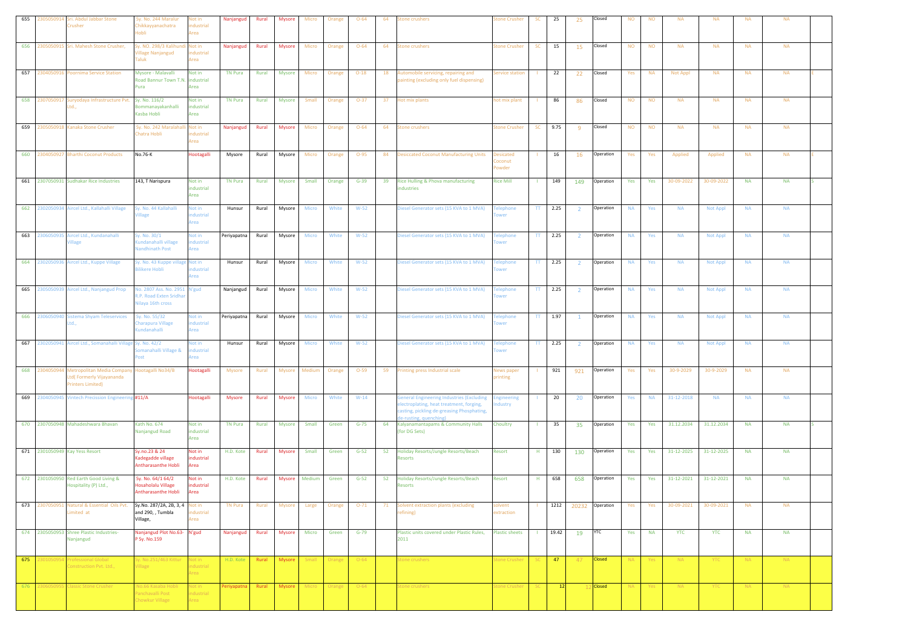| | | | | | | | | | | | | | | | | | | | | | | | | |
|---|---|---|---|---|---|---|---|---|---|---|---|---|---|---|---|---|---|---|---|---|---|---|---|---|
| 655 | 2305050914 | Sri. Abdul Jabbar Stone Crusher | Sy. No. 244 Maralur Chikkayyanachatra Hobli | Not in industrial Area | Nanjangud | Rural | Mysore | Micro | Orange | O-64 | 64 | Stone crushers | Stone Crusher | SC | 25 | 25 | Closed | NO | NO | NA | NA | NA | NA | |
| 656 | 2305050915 | Sri. Mahesh Stone Crusher, | Sy. NO. 298/3 Kalihundi Village Nanjangud Taluk | Not in industrial Area | Nanjangud | Rural | Mysore | Micro | Orange | O-64 | 64 | Stone crushers | Stone Crusher | SC | 15 | 15 | Closed | NO | NO | NA | NA | NA | NA | |
| 657 | 2304050916 | Poornima Service Station | Mysore - Malavalli Road Bannur Town T.N. Pura | Not in industrial Area | TN Pura | Rural | Mysore | Micro | Orange | O-18 | 18 | Automobile servicing, repairing and painting (excluding only fuel dispensing) | Service station | I | 22 | 22 | Closed | Yes | NA | Not Appl | NA | NA | NA | E |
| 658 | 2307050917 | Suryodaya Infrastructure Pvt. Ltd., | Sy. No. 116/2 Bommanayakanhalli Kasba Hobli | Not in industrial Area | TN Pura | Rural | Mysore | Small | Orange | O-37 | 37 | Hot mix plants | hot mix plant | I | 86 | 86 | Closed | NO | NO | NA | NA | NA | NA | |
| 659 | 2305050918 | Kanaka Stone Crusher | Sy. No. 242 Maralahalli Chatra Hobli | Not in industrial Area | Nanjangud | Rural | Mysore | Micro | Orange | O-64 | 64 | Stone crushers | Stone Crusher | SC | 9.75 | 9 | Closed | NO | NO | NA | NA | NA | NA | |
| 660 | 2304050927 | Bharthi Coconut Products | No.76-K | Hootagalli | Mysore | Rural | Mysore | Micro | Orange | O-95 | 84 | Desiccated Coconut Manufacturing Units | Desicated Coconut Powder | I | 16 | 16 | Operation | Yes | Yes | Applied | Applied | NA | NA | E |
| 661 | 2307050931 | Sudhakar Rice Industries | 143, T Narispura | Not in industrial Area | TN Pura | Rural | Mysore | Small | Orange | G-39 | 39 | Rice Hulling & Phova manufacturing industries | Rice Mill | I | 149 | 149 | Operation | Yes | Yes | 30-09-2022 | 30-09-2022 | NA | NA | S |
| 662 | 2302050934 | Aircel Ltd., Kallahalli Village | Sy. No. 44 Kallahalli Village | Not In Industrial Area | Hunsur | Rural | Mysore | Micro | White | W-52 | | Diesel Generator sets (15 KVA to 1 MVA) | Telephone Tower | TT | 2.25 | 2 | Operation | NA | Yes | NA | Not Appl | NA | NA | |
| 663 | 2306050935 | Aircel Ltd., Kundanahalli Village | Sy. No. 30/1 Kundanahalli village Nandhinath Post | Not in industrial Area | Periyapatna | Rural | Mysore | Micro | White | W-52 | | Diesel Generator sets (15 KVA to 1 MVA) | Telephone Tower | TT | 2.25 | 2 | Operation | NA | Yes | NA | Not Appl | NA | NA | |
| 664 | 2302050936 | Aircel Ltd., Kuppe Village | Sy. No. 43 Kuppe village Bilikere Hobli | Not in industrial Area | Hunsur | Rural | Mysore | Micro | White | W-52 | | Diesel Generator sets (15 KVA to 1 MVA) | Telephone Tower | TT | 2.25 | 2 | Operation | NA | Yes | NA | Not Appl | NA | NA | |
| 665 | 2305050939 | Aircel Ltd., Nanjangud Prop | No. 2807 Ass. No. 2951 R.P. Road Exten Sridhar Nilaya 16th cross | N'gud | Nanjangud | Rural | Mysore | Micro | White | W-52 | | Diesel Generator sets (15 KVA to 1 MVA) | Telephone Tower | TT | 2.25 | 2 | Operation | NA | Yes | NA | Not Appl | NA | NA | |
| 666 | 2306050940 | Sistema Shyam Teleservices Ltd., | Sy. No. 55/32 Charapura Village Kundanahalli | Not in industrial Area | Periyapatna | Rural | Mysore | Micro | White | W-52 | | Diesel Generator sets (15 KVA to 1 MVA) | Telephone Tower | TT | 1.97 | 1 | Operation | NA | Yes | NA | Not Appl | NA | NA | |
| 667 | 2302050941 | Aircel Ltd., Somanahalli Village | Sy. No. 42/2 Somanahalli Village & Post | Not in industrial Area | Hunsur | Rural | Mysore | Micro | White | W-52 | | Diesel Generator sets (15 KVA to 1 MVA) | Telephone Tower | TT | 2.25 | 2 | Operation | NA | Yes | NA | Not Appl | NA | NA | |
| 668 | 2304050944 | Metropolitan Media Company Ltd( Formerly Vijayananda Printers Limited) | Hootagalli No34/B | Hootagalli | Mysore | Rural | Mysore | Medium | Orange | O-59 | 59 | Printing press Industrial scale | News paper printing | I | 921 | 921 | Operation | Yes | Yes | 30-9-2029 | 30-9-2029 | NA | NA | |
| 669 | 2304050945 | Vintech Precission Engineering | #11/A | Hootagalli | Mysore | Rural | Mysore | Micro | White | W-14 | | General Engineering Industries (Excluding electroplating, heat treatment, forging, casting, pickling de-greasing Phosphating, de-rusting, quenching) | Engineering Industry | I | 20 | 20 | Operation | Yes | NA | 31-12-2018 | NA | NA | NA | |
| 670 | 2307050948 | Mahadeshwara Bhavan | Kath No. 674 Nanjangud Road | Not in industrial Area | TN Pura | Rural | Mysore | Small | Green | G-75 | 64 | Kalyanamantapams & Community Halls (for DG Sets) | Choultry | I | 35 | 35 | Operation | Yes | Yes | 31.12.2034 | 31.12.2034 | NA | NA | S |
| 671 | 2301050949 | Kay Yess Resort | Sy.no.23 & 24 Kadegadde village Antharasanthe Hobli | Not in industrial Area | H.D. Kote | Rural | Mysore | Small | Green | G-52 | 52 | Holiday Resorts/Jungle Resorts/Beach Resorts | Resort | H | 130 | 130 | Operation | Yes | Yes | 31-12-2025 | 31-12-2025 | NA | NA | |
| 672 | 2301050950 | Red Earth Good Living & Hospitality (P) Ltd., | Sy. No. 64/1 64/2 Hosaholalu Village Antharasanthe Hobli | Not in industrial Area | H.D. Kote | Rural | Mysore | Medium | Green | G-52 | 52 | Holiday Resorts/Jungle Resorts/Beach Resorts | Resort | H | 658 | 658 | Operation | Yes | Yes | 31-12-2021 | 31-12-2021 | NA | NA | |
| 673 | 2307050951 | Natural & Essential Oils Pvt. Limited at | Sy.No. 287/2A, 2B, 3, 4 and 290, , Tumbla Village, | Not in industrial Area | TN Pura | Rural | Mysore | Large | Orange | O-71 | 71 | Solvent extraction plants (excluding refining) | solvent extraction | I | 1212 | 20232 | Operation | Yes | Yes | 30-09-2021 | 30-09-2021 | NA | NA | |
| 674 | 2305050953 | Shree Plastic Industries-Nanjangud | Nanjangud Plot No.63-P Sy. No.159 | N'gud | Nanjangud | Rural | Mysore | Micro | Green | G-79 | | Plastic units covered under Plastic Rules, 2011 | Plastic sheets | I | 19.42 | 19 | YTC | Yes | NA | YTC | YTC | NA | NA | |
| 675 | 2301050954 | Professional Global Construction Pvt. Ltd., | Sy. No.251/463 Kittur Village | Not in industrial Area | H.D. Kote | Rural | Mysore | Small | Orange | O-64 | | Stone crushers | Stone Crusher | SC | 47 | 47 | Closed | NA | Yes | NA | YTC | NA | NA | |
| 676 | 2306050955 | Classic Stone Crusher | No.66 Kasaba Hobli Panchavalli Post Chowkur Village | Not in industrial Area | Periyapatna | Rural | Mysore | Micro | Orange | O-64 | | Stone crushers | Stone Crusher | SC | 12 | 12 | Closed | NA | Yes | NA | YTC | NA | NA | |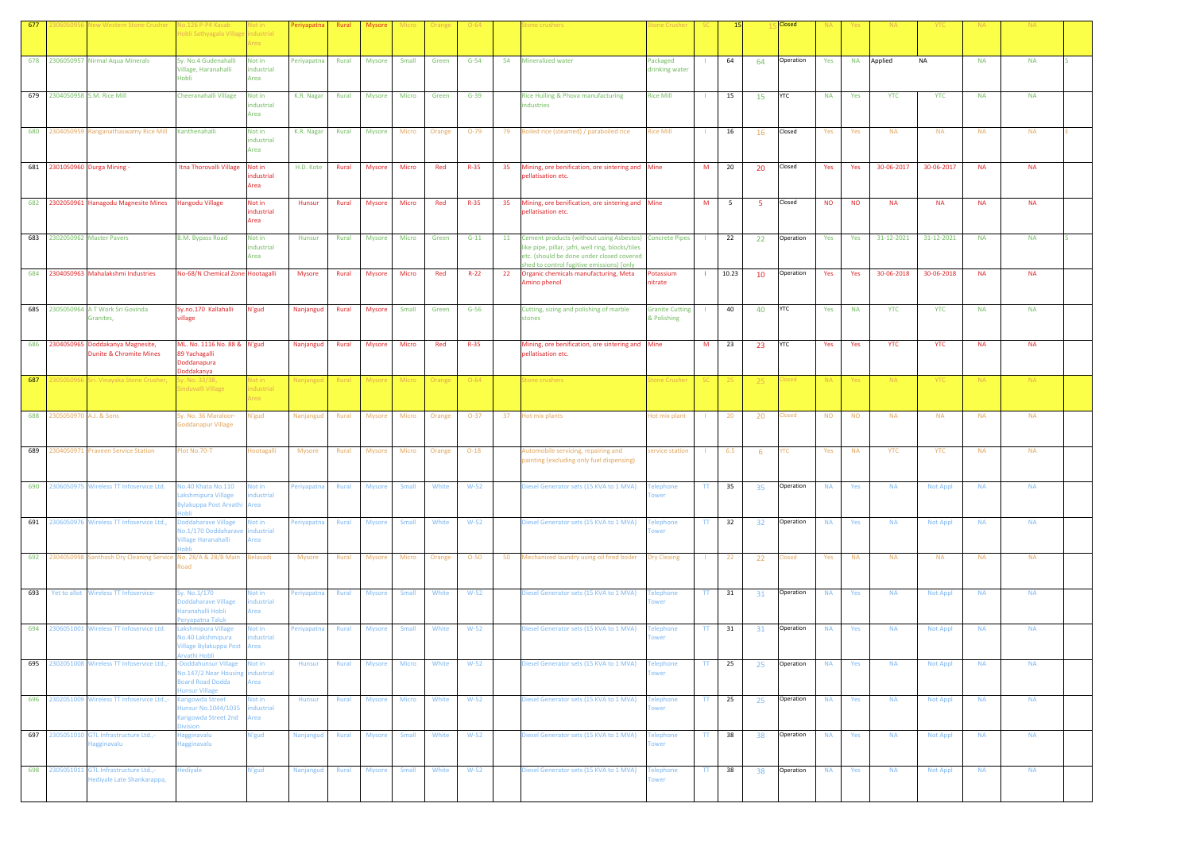| | | | | | | | | | | | | | | | | | | | | | | | | |
|---|---|---|---|---|---|---|---|---|---|---|---|---|---|---|---|---|---|---|---|---|---|---|---|---|
| 677 | 2306050956 | New Western Stone Crusher | No.126 P-P4 Kasab Hobli Sathyagala Village | Not in industrial Area | Periyapatna | Rural | Mysore | Micro | Orange | O-64 | | Stone crushers | Stone Crusher | SC | 15 | 15 | Closed | NA | Yes | NA | YTC | NA | NA | |
| 678 | 2306050957 | Nirmal Aqua Minerals | Sy. No.4 Gudenahalli Village, Haranahalli Hobli | Not in industrial Area | Periyapatna | Rural | Mysore | Small | Green | G-54 | 54 | Mineralized water | Packaged drinking water | I | 64 | 64 | Operation | Yes | NA | Applied | NA | NA | NA | S |
| 679 | 2304050958 | S.M. Rice Mill | Cheeranahalli Village | Not in industrial Area | K.R. Nagar | Rural | Mysore | Micro | Green | G-39 | | Rice Hulling & Phova manufacturing industries | Rice Mill | I | 15 | 15 | YTC | NA | Yes | YTC | YTC | NA | NA | |
| 680 | 2304050959 | Ranganathaswamy Rice Mill | Kanthenahalli | Not in industrial Area | K.R. Nagar | Rural | Mysore | Micro | Orange | O-79 | 79 | Boiled rice (steamed) / paraboiled rice | Rice Mill | I | 16 | 16 | Closed | Yes | Yes | NA | NA | NA | NA | C |
| 681 | 2301050960 | Durga Mining - | Itna Thorovalli Village | Not in industrial Area | H.D. Kote | Rural | Mysore | Micro | Red | R-35 | 35 | Mining, ore benification, ore sintering and pellatisation etc. | Mine | M | 20 | 20 | Closed | Yes | Yes | 30-06-2017 | 30-06-2017 | NA | NA | |
| 682 | 2302050961 | Hanagodu Magnesite Mines | Hangodu Village | Not in industrial Area | Hunsur | Rural | Mysore | Micro | Red | R-35 | 35 | Mining, ore benification, ore sintering and pellatisation etc. | Mine | M | 5 | 5 | Closed | NO | NO | NA | NA | NA | NA | |
| 683 | 2302050962 | Master Pavers | B.M. Bypass Road | Not in industrial Area | Hunsur | Rural | Mysore | Micro | Green | G-11 | 11 | Cement products (without using Asbestos) like pipe, pillar, jafri, well ring, blocks/tiles etc. (should be done under closed covered shed to control fugitive emissions) [only | Concrete Pipes | I | 22 | 22 | Operation | Yes | Yes | 31-12-2021 | 31-12-2021 | NA | NA | S |
| 684 | 2304050963 | Mahalakshmi Industries | No-68/N Chemical Zone | Hootagalli | Mysore | Rural | Mysore | Micro | Red | R-22 | 22 | Organic chemicals manufacturing, Meta Amino phenol | Potassium nitrate | I | 10.23 | 10 | Operation | Yes | Yes | 30-06-2018 | 30-06-2018 | NA | NA | |
| 685 | 2305050964 | A T Work Sri Govinda Granites, | Sy.no.170 Kallahalli village | N'gud | Nanjangud | Rural | Mysore | Small | Green | G-56 | | Cutting, sizing and polishing of marble stones | Granite Cutting & Polishing | I | 40 | 40 | YTC | Yes | NA | YTC | YTC | NA | NA | |
| 686 | 2304050965 | Doddakanya Magnesite, Dunite & Chromite Mines | ML. No. 1116 No. 88 & 89 Yachagalli Doddanapura Doddakanya | N'gud | Nanjangud | Rural | Mysore | Micro | Red | R-35 | 35 | Mining, ore benification, ore sintering and pellatisation etc. | Mine | M | 23 | 23 | YTC | Yes | Yes | YTC | YTC | NA | NA | |
| 687 | 2305050966 | Sri. Vinayaka Stone Crusher, | Sy. No. 33/3B, Sinduvalli Village | Not in industrial Area | Nanjangud | Rural | Mysore | Micro | Orange | O-64 | | Stone crushers | Stone Crusher | SC | 25 | 25 | Closed | NA | Yes | NA | YTC | NA | NA | |
| 688 | 2305050970 | A.J. & Sons | Sy. No. 36 Maraloor-Goddanapur Village | N'gud | Nanjangud | Rural | Mysore | Micro | Orange | O-37 | 37 | Hot mix plants | Hot mix plant | I | 20 | 20 | Closed | NO | NO | NA | NA | NA | NA | |
| 689 | 2304050971 | Praveen Service Station | Plot No.70-T | Hootagalli | Mysore | Rural | Mysore | Micro | Orange | O-18 | | Automobile servicing, repairing and painting (excluding only fuel dispensing) | service station | I | 6.5 | 6 | YTC | Yes | NA | YTC | YTC | NA | NA | |
| 690 | 2306050975 | Wireless TT Infoservice Ltd. | No.40 Khata No.110 Lakshmipura Village Bylakuppa Post Arvathi Hobli | Not in industrial Area | Periyapatna | Rural | Mysore | Small | White | W-52 | | Diesel Generator sets (15 KVA to 1 MVA) | Telephone Tower | TT | 35 | 35 | Operation | NA | Yes | NA | Not Appl | NA | NA | |
| 691 | 2306050976 | Wireless TT Infoservice Ltd., | Doddaharave Village No.1/170 Doddaharave Village Haranahalli Hobli | Not in industrial Area | Periyapatna | Rural | Mysore | Small | White | W-52 | | Diesel Generator sets (15 KVA to 1 MVA) | Telephone Tower | TT | 32 | 32 | Operation | NA | Yes | NA | Not Appl | NA | NA | |
| 692 | 2304050998 | Santhosh Dry Cleaning Service | No. 28/A & 28/B Main Road | Belavadi | Mysore | Rural | Mysore | Micro | Orange | O-50 | 50 | Mechanized laundry using oil fired boiler | Dry Cleaing | I | 22 | 22 | Closed | Yes | NA | NA | NA | NA | NA | |
| 693 | Yet to allot | Wireless TT Infoservice- | Sy. No.1/170 Doddaharave Village Haranahalli Hobli Peryapatna Taluk | Not in industrial Area | Periyapatna | Rural | Mysore | Small | White | W-52 | | Diesel Generator sets (15 KVA to 1 MVA) | Telephone Tower | TT | 31 | 31 | Operation | NA | Yes | NA | Not Appl | NA | NA | |
| 694 | 2306051001 | Wireless TT Infoservice Ltd. | Lakshmipura Village No.40 Lakshmipura Village Bylakuppa Post Arvathi Hobli | Not in industrial Area | Periyapatna | Rural | Mysore | Small | White | W-52 | | Diesel Generator sets (15 KVA to 1 MVA) | Telephone Tower | TT | 31 | 31 | Operation | NA | Yes | NA | Not Appl | NA | NA | |
| 695 | 2302051008 | Wireless TT Infoservice Ltd., | -Doddahunsur Village No.147/2 Near Housing Board Road Dodda Hunsur Village | Not in industrial Area | Hunsur | Rural | Mysore | Micro | White | W-52 | | Diesel Generator sets (15 KVA to 1 MVA) | Telephone Tower | TT | 25 | 25 | Operation | NA | Yes | NA | Not Appl | NA | NA | |
| 696 | 2302051009 | Wireless TT Infoservice Ltd., | Karigowda Street Hunsur No.1044/1035 Karigowda Street 2nd Division | Not in industrial Area | Hunsur | Rural | Mysore | Micro | White | W-52 | | Diesel Generator sets (15 KVA to 1 MVA) | Telephone Tower | TT | 25 | 25 | Operation | NA | Yes | NA | Not Appl | NA | NA | |
| 697 | 2305051010 | GTL Infrastructure Ltd.,-Hagginavalu | Hagginavalu Hagginavalu | N'gud | Nanjangud | Rural | Mysore | Small | White | W-52 | | Diesel Generator sets (15 KVA to 1 MVA) | Telephone Tower | TT | 38 | 38 | Operation | NA | Yes | NA | Not Appl | NA | NA | |
| 698 | 2305051011 | GTL Infrastructure Ltd.,-Hediyale Late Shankarappa, | Hediyale | N'gud | Nanjangud | Rural | Mysore | Small | White | W-52 | | Diesel Generator sets (15 KVA to 1 MVA) | Telephone Tower | TT | 38 | 38 | Operation | NA | Yes | NA | Not Appl | NA | NA | |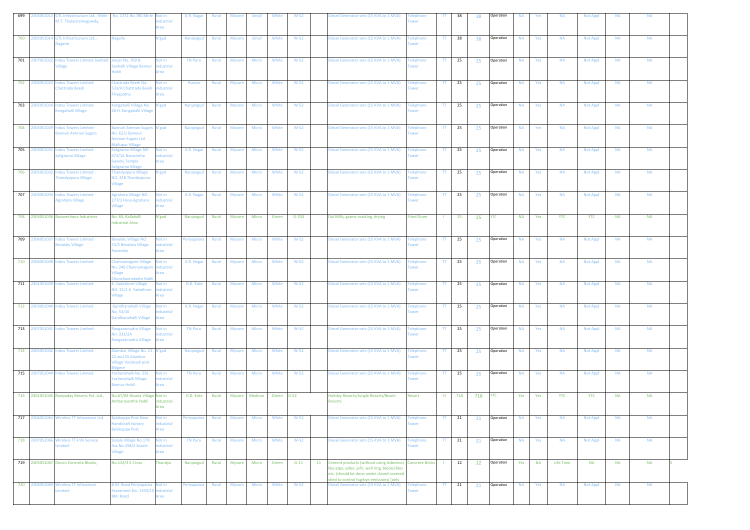| 699 | 2303051013 | GTL Infrastructure Ltd.,-Mirle M.T. Thulasiramegowda, | No. 1372 No.780 Mirle | Not in industrial Area | K.R. Nagar | Rural | Mysore | Small | White | W-52 | | Diesel Generator sets (15 KVA to 1 MVA) | Telephone Tower | TT | 38 | 38 | Operation | NA | Yes | NA | Not Appl | NA | NA | |
|---|---|---|---|---|---|---|---|---|---|---|---|---|---|---|---|---|---|---|---|---|---|---|---|---|
| 700 | 2305051014 | GTL Infrastructure Ltd.,-Nagarle | Nagarle | N'gud | Nanjangud | Rural | Mysore | Small | White | W-52 | | Diesel Generator sets (15 KVA to 1 MVA) | Telephone Tower | TT | 38 | 38 | Operation | NA | Yes | NA | Not Appl | NA | NA | |
| 701 | 2307051022 | Indus Towers Limited-Seehalli Village | Janjar No. 769 B. Seehalli Village Bannur Hobli | Not in industrial Area | TN Pura | Rural | Mysore | Micro | White | W-52 | | Diesel Generator sets (15 KVA to 1 MVA) | Telephone Tower | TT | 25 | 25 | Operation | NA | Yes | NA | Not Appl | NA | NA | |
| 702 | 2306051023 | Indus Towers Limited-Chattrada Beedi | Chattrada Beedi No. 533/A Chattrada Beedi Priyapatna | Not in industrial Area | Hunsur | Rural | Mysore | Micro | White | W-52 | | Diesel Generator sets (15 KVA to 1 MVA) | Telephone Tower | TT | 25 | 25 | Operation | NA | Yes | NA | Not Appl | NA | NA | |
| 703 | 2305051024 | Indus Towers Limited-Kongahalli Village | Kongahalli Village No. 28 H. Kongahalli Village | N'gud | Nanjangud | Rural | Mysore | Micro | White | W-52 | | Diesel Generator sets (15 KVA to 1 MVA) | Telephone Tower | TT | 25 | 25 | Operation | NA | Yes | NA | Not Appl | NA | NA | |
| 704 | 2305051029 | Indus Towers Limited - Bannari Amman Sugars | Bannari Amman Sugars No. 62/1 Bannuri Amman Sugars Ltd Mallupur Village | N'gud | Nanjangud | Rural | Mysore | Micro | White | W-52 | | Diesel Generator sets (15 KVA to 1 MVA) | Telephone Tower | TT | 25 | 25 | Operation | NA | Yes | NA | Not Appl | NA | NA | |
| 705 | 2303051031 | Indus Towers Limited - Saligrama Village | Saligrama Village NO. 673/1A Narasimha Swamy Temple Saligrama Village | Not in industrial Area | K.R. Nagar | Rural | Mysore | Micro | White | W-52 | | Diesel Generator sets (15 KVA to 1 MVA) | Telephone Tower | TT | 25 | 25 | Operation | NA | Yes | NA | Not Appl | NA | NA | |
| 706 | 2305051032 | Indus Towers Limited - Thandyapura Village | Thandyapura Village NO. 418 Thandyapura Village | N'gud | Nanjangud | Rural | Mysore | Micro | White | W-52 | | Diesel Generator sets (15 KVA to 1 MVA) | Telephone Tower | TT | 25 | 25 | Operation | NA | Yes | NA | Not Appl | NA | NA | |
| 707 | 2303051034 | Indus Towers Limited - Agrahara Village | Agrahara Village NO. 277/3 Hosa Agrahara Village | Not in industrial Area | K.R. Nagar | Rural | Mysore | Micro | White | W-52 | | Diesel Generator sets (15 KVA to 1 MVA) | Telephone Tower | TT | 25 | 25 | Operation | NA | Yes | NA | Not Appl | NA | NA | |
| 708 | 2305051036 | Basaveshwra Industries | No. 65, Kallahalli Industrial Area | N'gud | Nanjangud | Rural | Mysore | Micro | Green | G-104 | | Dal Mills, grams roasting, drying | Fried Gram | I | 25 | 25 | YTC | NA | Yes | YTC | YTC | NA | NA | |
| 709 | 2306051037 | Indus Towers Limited - Bevalalu Village | Bevalalu Village NO. 55/5 Bevalalu Village Ravandur | Not in industrial Area | Periyapatna | Rural | Mysore | Micro | White | W-52 | | Diesel Generator sets (15 KVA to 1 MVA) | Telephone Tower | TT | 25 | 25 | Operation | NA | Yes | NA | Not Appl | NA | NA | |
| 710 | 2306051038 | Indus Towers Limited | Channamagere Village No. 246 Channamagere Village Chunchannakatte Hobli | Not in industrial Area | K.R. Nagar | Rural | Mysore | Micro | White | W-52 | | Diesel Generator sets (15 KVA to 1 MVA) | Telephone Tower | TT | 25 | 25 | Operation | NA | Yes | NA | Not Appl | NA | NA | |
| 711 | 2301051039 | Indus Towers Limited | K. Yadathore Village NO. 25/1 K. Yadathore Village | Not in industrial Area | H.D. Kote | Rural | Mysore | Micro | White | W-52 | | Diesel Generator sets (15 KVA to 1 MVA) | Telephone Tower | TT | 25 | 25 | Operation | NA | Yes | NA | Not Appl | NA | NA | |
| 712 | 2303051040 | Indus Towers Limited | Gandhanahalli Village No. 53/10 Gandhanahalli Village | Not in industrial Area | K.R. Nagar | Rural | Mysore | Micro | White | W-52 | | Diesel Generator sets (15 KVA to 1 MVA) | Telephone Tower | TT | 25 | 25 | Operation | NA | Yes | NA | Not Appl | NA | NA | |
| 713 | 2307051041 | Indus Towers Limited - | Rangasamudra Village No. 331/2A Rangasamudra Village | Not in industrial Area | TN Pura | Rural | Mysore | Micro | White | W-52 | | Diesel Generator sets (15 KVA to 1 MVA) | Telephone Tower | TT | 25 | 25 | Operation | NA | Yes | NA | Not Appl | NA | NA | |
| 714 | 2305051042 | Indus Towers Limited | Alambur Village No. 21 22 and 25 Alambur Village Varalvadi post Biligere | N'gud | Nanjangud | Rural | Mysore | Micro | White | W-52 | | Diesel Generator sets (15 KVA to 1 MVA) | Telephone Tower | TT | 25 | 25 | Operation | NA | Yes | NA | Not Appl | NA | NA | |
| 715 | 2307051044 | Indus Towers Limited | Yachenahalli No. 591 Yachenahalli Village Bannur Hobli | Not in industrial Area | TN Pura | Rural | Mysore | Micro | White | W-52 | | Diesel Generator sets (15 KVA to 1 MVA) | Telephone Tower | TT | 25 | 25 | Operation | NA | Yes | NA | Not Appl | NA | NA | |
| 716 | 2301051045 | Roopuday Resorts Pvt. Ltd., | No.67/94 Nisana Village Antharasanthe Hobli | Not in industrial Area | H.D. Kote | Rural | Mysore | Medium | Green | G-52 | | Holiday Resorts/Jungle Resorts/Beach Resorts | Resort | H | 718 | 718 | YTC | Yes | Yes | YTC | YTC | NA | NA | |
| 717 | 2306051062 | Wireless TT Infoservice Ltd. | Bylakuppe Post Near Handicraft factory Bylakuppe Post | Not in industrial Area | Periyapatna | Rural | Mysore | Micro | White | W-52 | | Diesel Generator sets (15 KVA to 1 MVA) | Telephone Tower | TT | 21 | 21 | Operation | NA | Yes | NA | Not Appl | NA | NA | |
| 718 | 2307051066 | Wireless TT-Info Service Limited- | Sosale Village No.178 Ass.No.258/2 Sosale Village | Not in industrial Area | TN Pura | Rural | Mysore | Micro | White | W-52 | | Diesel Generator sets (15 KVA to 1 MVA) | Telephone Tower | TT | 21 | 21 | Operation | NA | Yes | NA | Not Appl | NA | NA | |
| 719 | 2305051067 | Decon Concrete Blocks, | No.132/3 II Cross | Thandya | Nanjangud | Rural | Mysore | Micro | Green | G-11 | 11 | Cement products (without using Asbestos) like pipe, pillar, jafri, well ring, blocks/tiles etc. (should be done under closed covered shed to control fugitive emissions) (only | Concrete Bricks | I | 12 | 12 | Operation | Yes | NA | Life Time | NA | NA | NA | S |
| 720 | 2306051069 | Wireless TT Infoservice Limited- | B.M. Road Periyapatna Assesment No. 1393/10 BM. Road | Not in industrial Area | Periyapatna | Rural | Mysore | Micro | White | W-52 | | Diesel Generator sets (15 KVA to 1 MVA) | Telephone Tower | TT | 21 | 21 | Operation | NA | Yes | NA | Not Appl | NA | NA | |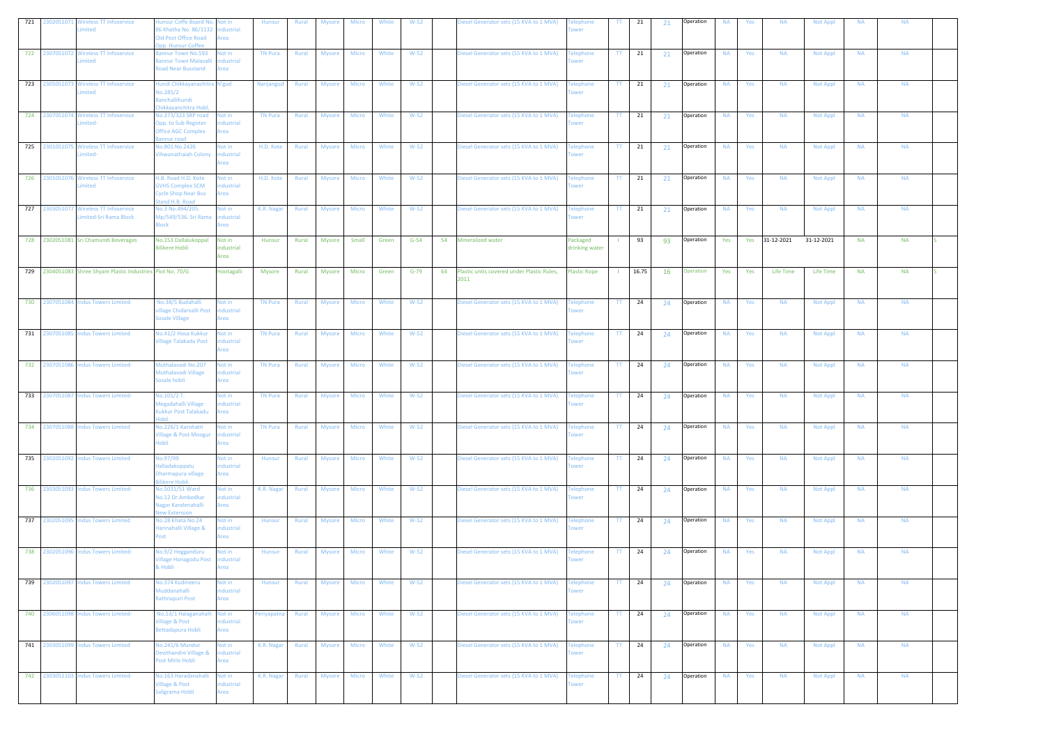| 721 | 2302051071 | Wireless TT Infoservice Limited | Hunsur Coffe Board No. 86 Khatha No. 86/1132 Old Post Office Road Opp. Hunsur Coffee | Not in industrial Area | Hunsur | Rural | Mysore | Micro | White | W-52 | | Diesel Generator sets (15 KVA to 1 MVA) | Telephone Tower | TT | 21 | 21 | Operation | NA | Yes | NA | Not Appl | NA | NA | |
|---|---|---|---|---|---|---|---|---|---|---|---|---|---|---|---|---|---|---|---|---|---|---|---|---|
| 722 | 2307051072 | Wireless TT Infoservice Limited | Bannur Town No.593 Bannur Town Malavalli Road Near Busstand | Not in industrial Area | TN Pura | Rural | Mysore | Micro | White | W-52 | | Diesel Generator sets (15 KVA to 1 MVA) | Telephone Tower | TT | 21 | 21 | Operation | NA | Yes | NA | Not Appl | NA | NA | |
| 723 | 2305051073 | Wireless TT Infoservice Limited | Hundi Chikkayanachitra No.285/2 Banchallihundi Chikkayanchitra Hobl, | N'gud | Nanjangud | Rural | Mysore | Micro | White | W-52 | | Diesel Generator sets (15 KVA to 1 MVA) | Telephone Tower | TT | 21 | 21 | Operation | NA | Yes | NA | Not Appl | NA | NA | |
| 724 | 2307051074 | Wireless TT Infoservice Limited- | No.373/323 SRP road Opp. to Sub Register Office AGC Complex Bannur road | Not in industrial Area | TN Pura | Rural | Mysore | Micro | White | W-52 | | Diesel Generator sets (15 KVA to 1 MVA) | Telephone Tower | TT | 21 | 21 | Operation | NA | Yes | NA | Not Appl | NA | NA | |
| 725 | 2301051075 | Wireless TT Infoservice Limited- | No.801 No.2426 Vihwanathaiah Colony | Not in industrial Area | H.D. Kote | Rural | Mysore | Micro | White | W-52 | | Diesel Generator sets (15 KVA to 1 MVA) | Telephone Tower | TT | 21 | 21 | Operation | NA | Yes | NA | Not Appl | NA | NA | |
| 726 | 2301051076 | Wireless TT Infoservice Limited | H.B. Road H.D. Kote GVHS Complex SCM Cycle Shop Near Bus Stand H.B. Road | Not in industrial Area | H.D. Kote | Rural | Mysore | Micro | White | W-52 | | Diesel Generator sets (15 KVA to 1 MVA) | Telephone Tower | TT | 21 | 21 | Operation | NA | Yes | NA | Not Appl | NA | NA | |
| 727 | 2303051077 | Wireless TT Infoservice Limited-Sri Rama Block | No.3 No.494/205. Mp/549/536. Sri Rama Block | Not in industrial Area | K.R. Nagar | Rural | Mysore | Micro | White | W-52 | | Diesel Generator sets (15 KVA to 1 MVA) | Telephone Tower | TT | 21 | 21 | Operation | NA | Yes | NA | Not Appl | NA | NA | |
| 728 | 2302051081 | Sri Chamundi Beverages | No.153 Dallalukoppal Bilikere Hobli | Not in industrial Area | Hunsur | Rural | Mysore | Small | Green | G-54 | 54 | Mineralized water | Packaged drinking water | I | 93 | 93 | Operation | Yes | Yes | 31-12-2021 | 31-12-2021 | NA | NA | S |
| 729 | 2304051083 | Shree Shyam Plastic Industries | Plot No. 70/G | Hootagalli | Mysore | Rural | Mysore | Micro | Green | G-79 | 64 | Plastic units covered under Plastic Rules, 2011 | Plastic Rope | I | 16.75 | 16 | Operation | Yes | Yes | Life Time | Life Time | NA | NA | S |
| 730 | 2307051084 | Indus Towers Limited- | No.38/5 Budahalli village Chidarvalli Post Sosale Village | Not in industrial Area | TN Pura | Rural | Mysore | Micro | White | W-52 | | Diesel Generator sets (15 KVA to 1 MVA) | Telephone Tower | TT | 24 | 24 | Operation | NA | Yes | NA | Not Appl | NA | NA | |
| 731 | 2307051085 | Indus Towers Limited | No.41/2 Hosa Kukkur Village Talakadu Post | Not in industrial Area | TN Pura | Rural | Mysore | Micro | White | W-52 | | Diesel Generator sets (15 KVA to 1 MVA) | Telephone Tower | TT | 24 | 24 | Operation | NA | Yes | NA | Not Appl | NA | NA | |
| 732 | 2307051086 | Indus Towers Limited- | Muthalavadi No.207 Muthalavadi Village Sosale hobli | Not in industrial Area | TN Pura | Rural | Mysore | Micro | White | W-52 | | Diesel Generator sets (15 KVA to 1 MVA) | Telephone Tower | TT | 24 | 24 | Operation | NA | Yes | NA | Not Appl | NA | NA | |
| 733 | 2307051087 | Indus Towers Limited- | No.101/2 T. Megadahalli Village Kukkur Post Talakadu Hobli | Not in industrial Area | TN Pura | Rural | Mysore | Micro | White | W-52 | | Diesel Generator sets (15 KVA to 1 MVA) | Telephone Tower | TT | 24 | 24 | Operation | NA | Yes | NA | Not Appl | NA | NA | |
| 734 | 2307051088 | Indus Towers Limited | No.226/1 Karohatti Village & Post Moogur Hobli | Not in industrial Area | TN Pura | Rural | Mysore | Micro | White | W-52 | | Diesel Generator sets (15 KVA to 1 MVA) | Telephone Tower | TT | 24 | 24 | Operation | NA | Yes | NA | Not Appl | NA | NA | |
| 735 | 2302051092 | Indus Towers Limited | No.97/99 Halladakoppalu Dharmapura village Bilikere Hobli | Not in industrial Area | Hunsur | Rural | Mysore | Micro | White | W-52 | | Diesel Generator sets (15 KVA to 1 MVA) | Telephone Tower | TT | 24 | 24 | Operation | NA | Yes | NA | Not Appl | NA | NA | |
| 736 | 2303051093 | Indus Towers Limited- | No.5031/51 Ward No.12 Dr.Ambedkar Nagar Kandenahalli New Extension | Not in industrial Area | K.R. Nagar | Rural | Mysore | Micro | White | W-52 | | Diesel Generator sets (15 KVA to 1 MVA) | Telephone Tower | TT | 24 | 24 | Operation | NA | Yes | NA | Not Appl | NA | NA | |
| 737 | 2302051095 | Indus Towers Limited | No.28 Khata No.24 Harinahalli Village & Post | Not in industrial Area | Hunsur | Rural | Mysore | Micro | White | W-52 | | Diesel Generator sets (15 KVA to 1 MVA) | Telephone Tower | TT | 24 | 24 | Operation | NA | Yes | NA | Not Appl | NA | NA | |
| 738 | 2302051096 | Indus Towers Limited- | No.9/2 Hegganduru Village Honagodu Post & Hobli | Not in industrial Area | Hunsur | Rural | Mysore | Micro | White | W-52 | | Diesel Generator sets (15 KVA to 1 MVA) | Telephone Tower | TT | 24 | 24 | Operation | NA | Yes | NA | Not Appl | NA | NA | |
| 739 | 2302051097 | Indus Towers Limited | No.374 Kudineeru Muddanahalli Rathnapuri Post | Not in industrial Area | Hunsur | Rural | Mysore | Micro | White | W-52 | | Diesel Generator sets (15 KVA to 1 MVA) | Telephone Tower | TT | 24 | 24 | Operation | NA | Yes | NA | Not Appl | NA | NA | |
| 740 | 2306051098 | Indus Towers Limited- | No.53/1 Halaganahalli Village & Post Bettadapura Hobli | Not in industrial Area | Periyapatna | Rural | Mysore | Micro | White | W-52 | | Diesel Generator sets (15 KVA to 1 MVA) | Telephone Tower | TT | 24 | 24 | Operation | NA | Yes | NA | Not Appl | NA | NA | |
| 741 | 2303051099 | Indus Towers Limited | No.241/6 Mundur Devithandre Village & Post Mirle Hobli | Not in industrial Area | K.R. Nagar | Rural | Mysore | Micro | White | W-52 | | Diesel Generator sets (15 KVA to 1 MVA) | Telephone Tower | TT | 24 | 24 | Operation | NA | Yes | NA | Not Appl | NA | NA | |
| 742 | 2303051103 | Indus Towers Limited- | No.163 Haradanahalli Village & Post Saligrama Hobli | Not in industrial Area | K.R. Nagar | Rural | Mysore | Micro | White | W-52 | | Diesel Generator sets (15 KVA to 1 MVA) | Telephone Tower | TT | 24 | 24 | Operation | NA | Yes | NA | Not Appl | NA | NA | |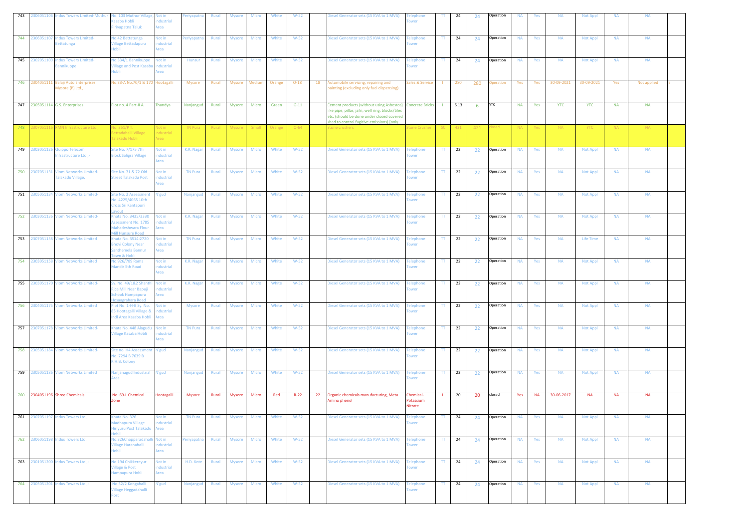| 743 | 2306051106 | Indus Towers Limited-Muthur | No. 103 Muthur Village, Kasaba Hobli Piriyapatna Taluk | Not in industrial Area | Periyapatna | Rural | Mysore | Micro | White | W-52 | | Diesel Generator sets (15 KVA to 1 MVA) | Telephone Tower | TT | 24 | 24 | Operation | NA | Yes | NA | Not Appl | NA | NA | |
|---|---|---|---|---|---|---|---|---|---|---|---|---|---|---|---|---|---|---|---|---|---|---|---|---|
| 744 | 2306051107 | Indus Towers Limited-Bettatunga | No.42 Bettatunga Village Bettadapura Hobli | Not in industrial Area | Periyapatna | Rural | Mysore | Micro | White | W-52 | | Diesel Generator sets (15 KVA to 1 MVA) | Telephone Tower | TT | 24 | 24 | Operation | NA | Yes | NA | Not Appl | NA | NA | |
| 745 | 2302051109 | Indus Towers Limited-Bannikuppe | No.334/1 Bannikuppe Village and Post Kasaba Hobli | Not in industrial Area | Hunsur | Rural | Mysore | Micro | White | W-52 | | Diesel Generator sets (15 KVA to 1 MVA) | Telephone Tower | TT | 24 | 24 | Operation | NA | Yes | NA | Not Appl | NA | NA | |
| 746 | 2304051111 | Balaji Auto Enterprises Mysore (P) Ltd., | No.33-A No.70/1 & 170 | Hootagalli | Mysore | Rural | Mysore | Medium | Orange | O-18 | 18 | Automobile servicing, repairing and painting (excluding only fuel dispensing) | Sales & Service | I | 280 | 280 | Operation | Yes | Yes | 30-09-2021 | 30-09-2021 | Yes | Not applied | C |
| 747 | 2305051114 | G.S. Enterprises | Plot no. 4 Part-II A | Thandya | Nanjangud | Rural | Mysore | Micro | Green | G-11 | | Cement products (without using Asbestos) like pipe, pillar, jafri, well ring, blocks/tiles etc. (should be done under closed covered shed to control fugitive emissions) [only | Concrete Bricks | I | 6.13 | 6 | YTC | NA | Yes | YTC | YTC | NA | NA | |
| 748 | 2307051116 | RMN Infrastructure Ltd., | No. 351/P T. Bettadahalli Village Talakadu Hobli | Not in industrial Area | TN Pura | Rural | Mysore | Small | Orange | O-64 | | Stone crushers | Stone Crusher | SC | 421 | 421 | closed | NA | Yes | NA | YTC | NA | NA | |
| 749 | 2303051126 | Quippo Telecom Infrastructure Ltd.,- | Site No. 7/175 7th Block Saligra Village | Not in industrial Area | K.R. Nagar | Rural | Mysore | Micro | White | W-52 | | Diesel Generator sets (15 KVA to 1 MVA) | Telephone Tower | TT | 22 | 22 | Operation | NA | Yes | NA | Not Appl | NA | NA | |
| 750 | 2307051131 | Viom Networks Limited-Talakadu Village, | Site No. 71 & 72 Old Street Talakadu Post | Not in industrial Area | TN Pura | Rural | Mysore | Micro | White | W-52 | | Diesel Generator sets (15 KVA to 1 MVA) | Telephone Tower | TT | 22 | 22 | Operation | NA | Yes | NA | Not Appl | NA | NA | |
| 751 | 2305051134 | Viom Networks Limited- | Site No. 2 Assessment No. 4225/4065 10th Cross Sri Kantapuri Layout | N'gud | Nanjangud | Rural | Mysore | Micro | White | W-52 | | Diesel Generator sets (15 KVA to 1 MVA) | Telephone Tower | TT | 22 | 22 | Operation | NA | Yes | NA | Not Appl | NA | NA | |
| 752 | 2303051136 | Viom Networks Limited- | Khata No. 3435/3330 Assessment No. 1785 Mahadeshwara Flour Mill Hunsure Road | Not in industrial Area | K.R. Nagar | Rural | Mysore | Micro | White | W-52 | | Diesel Generator sets (15 KVA to 1 MVA) | Telephone Tower | TT | 22 | 22 | Operation | NA | Yes | NA | Not Appl | NA | NA | |
| 753 | 2307051138 | Viom Networks Limited | Khata No. 3514:2720 Bhovi Colony Near Santhemela Bannur Town & Hobli | Not in industrial Area | TN Pura | Rural | Mysore | Micro | White | W-52 | | Diesel Generator sets (15 KVA to 1 MVA) | Telephone Tower | TT | 22 | 22 | Operation | NA | Yes | NA | Life Time | NA | NA | |
| 754 | 2303051158 | Viom Networks Limited | No.926/789 Rama Mandir 5th Road | Not in industrial Area | K.R. Nagar | Rural | Mysore | Micro | White | W-52 | | Diesel Generator sets (15 KVA to 1 MVA) | Telephone Tower | TT | 22 | 22 | Operation | NA | Yes | NA | Not Appl | NA | NA | |
| 755 | 2303051170 | Viom Networks Limited- | Sy. No. 49/1&2 Shanthi Rice Mill Near Bapuji Schook Hampapura Hosaagrahara Road | Not in industrial Area | K.R. Nagar | Rural | Mysore | Micro | White | W-52 | | Diesel Generator sets (15 KVA to 1 MVA) | Telephone Tower | TT | 22 | 22 | Operation | NA | Yes | NA | Not Appl | NA | NA | |
| 756 | 2304051175 | Viom Networks Limited | Plot No. 1-H-8 Sy. No. 85 Hootagalli Village & Indl Area Kasaba Hobli | Not in industrial Area | Mysore | Rural | Mysore | Micro | White | W-52 | | Diesel Generator sets (15 KVA to 1 MVA) | Telephone Tower | TT | 22 | 22 | Operation | NA | Yes | NA | Not Appl | NA | NA | |
| 757 | 2307051178 | Viom Networks Limited- | Khata No. 448 Alagudu Village Kasaba Hobli | Not in industrial Area | TN Pura | Rural | Mysore | Micro | White | W-52 | | Diesel Generator sets (15 KVA to 1 MVA) | Telephone Tower | TT | 22 | 22 | Operation | NA | Yes | NA | Not Appl | NA | NA | |
| 758 | 2305051184 | Viom Networks Limited- | Site no. H4 Assessment No. 7294 B 7639 B K.H.B. Colony | N'gud | Nanjangud | Rural | Mysore | Micro | White | W-52 | | Diesel Generator sets (15 KVA to 1 MVA) | Telephone Tower | TT | 22 | 22 | Operation | NA | Yes | NA | Not Appl | NA | NA | |
| 759 | 2305051186 | Viom Networks Limited | Nanjanagud Industrial Area | N'gud | Nanjangud | Rural | Mysore | Micro | White | W-52 | | Diesel Generator sets (15 KVA to 1 MVA) | Telephone Tower | TT | 22 | 22 | Operation | NA | Yes | NA | Not Appl | NA | NA | |
| 760 | 2304051196 | Shree Chemicals | No. 69-L Chemical Zone | Hootagalli | Mysore | Rural | Mysore | Micro | Red | R-22 | 22 | Organic chemicals manufacturing, Meta Amino phenol | Chemical-Potassium Nitrate | I | 20 | 20 | closed | Yes | NA | 30-06-2017 | NA | NA | NA | |
| 761 | 2307051197 | Indus Towers Ltd., | Khata No. 326 Madhapura Village Hiriyuru Post Talakadu Hobli | Not in industrial Area | TN Pura | Rural | Mysore | Micro | White | W-52 | | Diesel Generator sets (15 KVA to 1 MVA) | Telephone Tower | TT | 24 | 24 | Operation | NA | Yes | NA | Not Appl | NA | NA | |
| 762 | 2306051198 | Indus Towers Ltd. | No.326Chapparadahalli Village Haranahalli Hobli | Not in industrial Area | Periyapatna | Rural | Mysore | Micro | White | W-52 | | Diesel Generator sets (15 KVA to 1 MVA) | Telephone Tower | TT | 24 | 24 | Operation | NA | Yes | NA | Not Appl | NA | NA | |
| 763 | 2301051200 | Indus Towers Ltd.,- | No.194 Chikkereyur Village & Post Hampapura Hobli | Not in industrial Area | H.D. Kote | Rural | Mysore | Micro | White | W-52 | | Diesel Generator sets (15 KVA to 1 MVA) | Telephone Tower | TT | 24 | 24 | Operation | NA | Yes | NA | Not Appl | NA | NA | |
| 764 | 2305051201 | Indus Towers Ltd.,- | No.32/2 Kongahalli Village Heggadahalli Post | N'gud | Nanjangud | Rural | Mysore | Micro | White | W-52 | | Diesel Generator sets (15 KVA to 1 MVA) | Telephone Tower | TT | 24 | 24 | Operation | NA | Yes | NA | Not Appl | NA | NA | |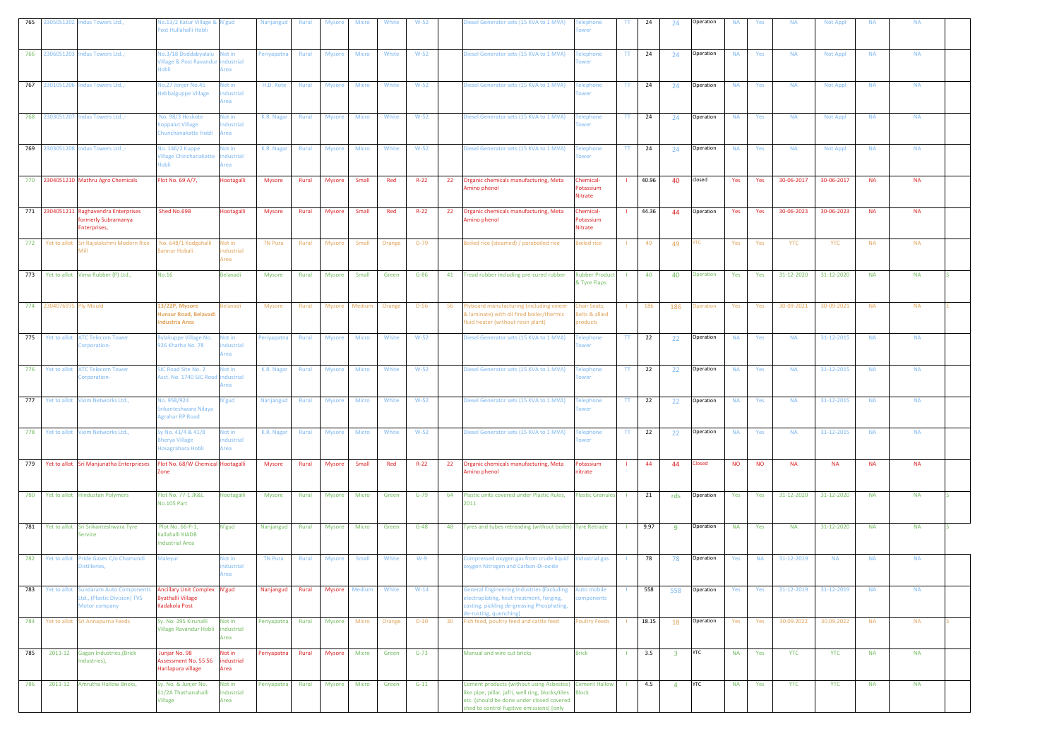| 765 | 2305051202 | Indus Towers Ltd., | No.13/2 Katur Village & Post Hullahalli Hobli | N'gud | Nanjangud | Rural | Mysore | Micro | White | W-52 | | Diesel Generator sets (15 KVA to 1 MVA) | Telephone Tower | TT | 24 | 24 | Operation | NA | Yes | NA | Not Appl | NA | NA | |
|---|---|---|---|---|---|---|---|---|---|---|---|---|---|---|---|---|---|---|---|---|---|---|---|---|
| 766 | 2306051203 | Indus Towers Ltd.,- | No.3/18 Doddabyalalu Village & Post Ravandur Hobli | Not in industrial Area | Periyapatna | Rural | Mysore | Micro | White | W-52 | | Diesel Generator sets (15 KVA to 1 MVA) | Telephone Tower | TT | 24 | 24 | Operation | NA | Yes | NA | Not Appl | NA | NA | |
| 767 | 2301051206 | Indus Towers Ltd.,- | No.27 Jenjer No.45 Hebbalguppe Village | Not in industrial Area | H.D. Kote | Rural | Mysore | Micro | White | W-52 | | Diesel Generator sets (15 KVA to 1 MVA) | Telephone Tower | TT | 24 | 24 | Operation | NA | Yes | NA | Not Appl | NA | NA | |
| 768 | 2303051207 | Indus Towers Ltd.,- | No. 98/3 Hoskote Koppalut Village Chunchanakatte Hobli | Not in industrial Area | K.R. Nagar | Rural | Mysore | Micro | White | W-52 | | Diesel Generator sets (15 KVA to 1 MVA) | Telephone Tower | TT | 24 | 24 | Operation | NA | Yes | NA | Not Appl | NA | NA | |
| 769 | 2303051208 | Indus Towers Ltd.,- | No. 146/2 Kuppe Village Chinchanakatte Hobli | Not in industrial Area | K.R. Nagar | Rural | Mysore | Micro | White | W-52 | | Diesel Generator sets (15 KVA to 1 MVA) | Telephone Tower | TT | 24 | 24 | Operation | NA | Yes | NA | Not Appl | NA | NA | |
| 770 | 2304051210 | Mathru Agro Chemicals | Plot No. 69 A/7, | Hootagalli | Mysore | Rural | Mysore | Small | Red | R-22 | 22 | Organic chemicals manufacturing, Meta Amino phenol | Chemical-Potassium Nitrate | I | 40.96 | 40 | closed | Yes | Yes | 30-06-2017 | 30-06-2017 | NA | NA | |
| 771 | 2304051211 | Raghavendra Enterprises formerly Subramanya Enterprises, | Shed No.69B | Hootagalli | Mysore | Rural | Mysore | Small | Red | R-22 | 22 | Organic chemicals manufacturing, Meta Amino phenol | Chemical-Potassium Nitrate | I | 44.36 | 44 | Operation | Yes | Yes | 30-06-2023 | 30-06-2023 | NA | NA | |
| 772 | Yet to allot | Sri Rajalakshmi Modern Rice Mill | No. 648/1 Kodgahalli Bannur Hobali | Not in industrial Area | TN Pura | Rural | Mysore | Small | Orange | O-79 | | Boiled rice (steamed) / paraboiled rice | Boiled rice | I | 49 | 49 | YTC | Yes | Yes | YTC | YTC | NA | NA | |
| 773 | Yet to allot | Vima Rubber (P) Ltd., | No.16 | Belavadi | Mysore | Rural | Mysore | Small | Green | G-86 | 41 | Tread rubber including pre-cured rubber | Rubber Product & Tyre Flaps | I | 40 | 40 | Operation | Yes | Yes | 31-12-2020 | 31-12-2020 | NA | NA | S |
| 774 | 2304076975 | Ply Mould | 13/22P, Mysore Hunsur Road, Belavadi Industria Area | Belavadi | Mysore | Rural | Mysore | Medium | Orange | O-56 | 56 | Plyboard manufacturing (including vineer & laminate) with oil fired boiler/thermic fluid heater (without resin plant) | Chair Seats, Belts & allied products | I | 186 | 186 | Operation | Yes | Yes | 30-09-2021 | 30-09-2021 | NA | NA | L |
| 775 | Yet to allot | ATC Telecom Tower Corporation- | Bylakuppe Village No. 926 Khatha No. 78 | Not in industrial Area | Periyapatna | Rural | Mysore | Micro | White | W-52 | | Diesel Generator sets (15 KVA to 1 MVA) | Telephone Tower | TT | 22 | 22 | Operation | NA | Yes | NA | 31-12-2015 | NA | NA | |
| 776 | Yet to allot | ATC Telecom Tower Corporation- | SJC Road Site No. 2 Asst. No. 1740 SJC Road | Not in industrial Area | K.R. Nagar | Rural | Mysore | Micro | White | W-52 | | Diesel Generator sets (15 KVA to 1 MVA) | Telephone Tower | TT | 22 | 22 | Operation | NA | Yes | NA | 31-12-2015 | NA | NA | |
| 777 | Yet to allot | Viom Networks Ltd., | No. 958/924 Srikanteshwara Nilaya Agrahar RP Road | N'gud | Nanjangud | Rural | Mysore | Micro | White | W-52 | | Diesel Generator sets (15 KVA to 1 MVA) | Telephone Tower | TT | 22 | 22 | Operation | NA | Yes | NA | 31-12-2015 | NA | NA | |
| 778 | Yet to allot | Viom Networks Ltd., | Sy No. 41/4 & 41/8 Bherya Village Hosagrahara Hobli | Not in industrial Area | K.R. Nagar | Rural | Mysore | Micro | White | W-52 | | Diesel Generator sets (15 KVA to 1 MVA) | Telephone Tower | TT | 22 | 22 | Operation | NA | Yes | NA | 31-12-2015 | NA | NA | |
| 779 | Yet to allot | Sri Manjunatha Enterprieses | Plot No. 68/W Chemical Zone | Hootagalli | Mysore | Rural | Mysore | Small | Red | R-22 | 22 | Organic chemicals manufacturing, Meta Amino phenol | Potassium nitrate | I | 44 | 44 | Closed | NO | NO | NA | NA | NA | NA | |
| 780 | Yet to allot | Hindustan Polymers | Plot No. 77-1 JK&L No.105 Part | Hootagalli | Mysore | Rural | Mysore | Micro | Green | G-79 | 64 | Plastic units covered under Plastic Rules, 2011 | Plastic Granules | I | 21 | rds | Operation | Yes | Yes | 31-12-2020 | 31-12-2020 | NA | NA | S |
| 781 | Yet to allot | Sri Srikanteshwara Tyre Service | Plot No. 66-P-1, Kallahalli KIADB Industrial Area | N'gud | Nanjangud | Rural | Mysore | Micro | Green | G-48 | 48 | Tyres and tubes retreading (without boiler) | Tyre Retrade | I | 9.97 | 9 | Operation | NA | Yes | NA | 31-12-2020 | NA | NA | S |
| 782 | Yet to allot | Pride Gases C/o Chamundi Distilleries, | Maleyur | Not in industrial Area | TN Pura | Rural | Mysore | Small | White | W-9 | | Compressed oxygen gas from crude liquid oxygen Nitrogen and Carbon-Di-oxide | Industrial gas | I | 78 | 78 | Operation | Yes | NA | 31-12-2019 | NA | NA | NA | |
| 783 | Yet to allot | Sundaram Auto Components Ltd., (Plastic Division) TVS Motor company | Ancillary Unit Complex Byathalli Village Kadakola Post | N'gud | Nanjangud | Rural | Mysore | Medium | White | W-14 | | General Engineering Industries (Excluding electroplating, heat treatment, forging, casting, pickling de-greasing Phosphating, de-rusting, quenching) | Auto mobile components | I | 558 | 558 | Operation | Yes | Yes | 31-12-2019 | 31-12-2019 | NA | NA | |
| 784 | Yet to allot | Sri Annapurna Feeds | Sy. No. 295 Kirunalli Village Ravandur Hobli | Not in industrial Area | Periyapatna | Rural | Mysore | Micro | Orange | O-30 | 30 | Fish feed, poultry feed and cattle feed | Poultry Feeds | I | 18.15 | 18 | Operation | Yes | Yes | 30.09.2022 | 30.09.2022 | NA | NA | S |
| 785 | 2011-12 | Gagan Industries,(Brick Industries), | Junjar No. 98 Assessment No. 55 56 Harilapura village | Not in industrial Area | Periyapatna | Rural | Mysore | Micro | Green | G-73 | | Manual and wire cut bricks | Brick | I | 3.5 | 3 | YTC | NA | Yes | YTC | YTC | NA | NA | |
| 786 | 2011-12 | Amrutha Hallow Bricks, | Sy. No. & Junjer No. 61/2A Thathanahalli Village | Not in industrial Area | Periyapatna | Rural | Mysore | Micro | Green | G-11 | | Cement products (without using Asbestos) like pipe, pillar, jafri, well ring, blocks/tiles etc. (should be done under closed covered shed to control fugitive emissions) [only | Cement Hallow Block | I | 4.5 | 4 | YTC | NA | Yes | YTC | YTC | NA | NA | |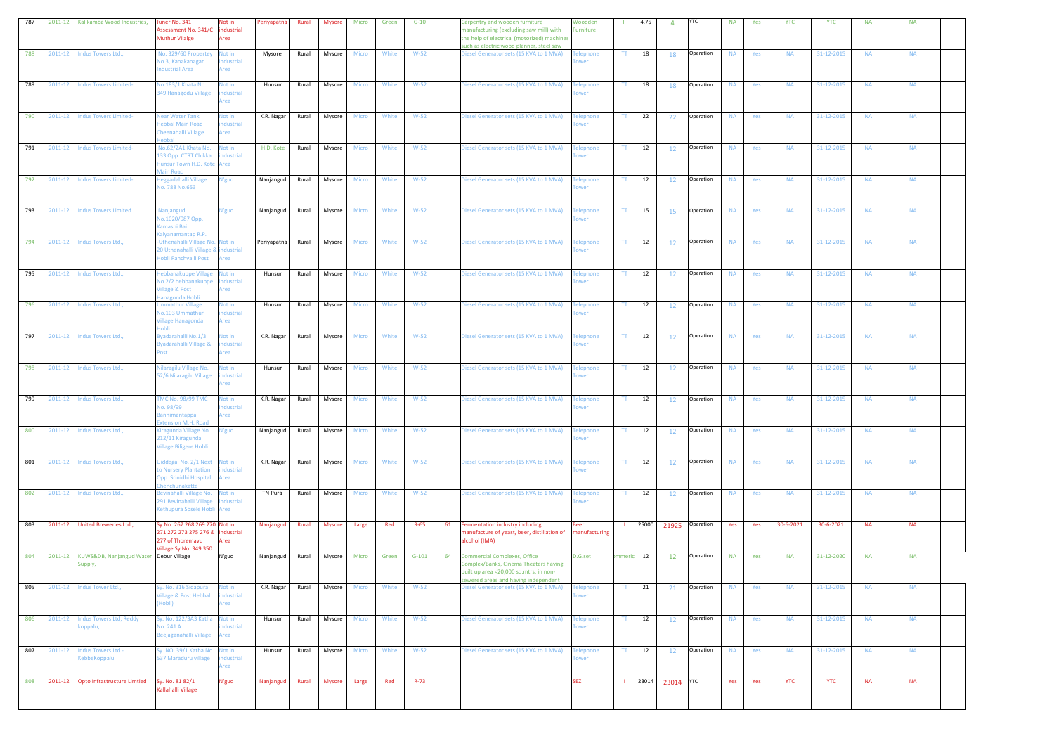| 787 | 2011-12 | Kalikamba Wood Industries, | Juner No. 341 Assessment No. 341/C Muthur Vilalge | Not in industrial Area | Periyapatna | Rural | Mysore | Micro | Green | G-10 | | Carpentry and wooden furniture manufacturing (excluding saw mill) with the help of electrical (motorized) machines such as electric wood planner, steel saw | Woodden Furniture | I | 4.75 | 4 | YTC | NA | Yes | YTC | YTC | NA | NA | |
|---|---|---|---|---|---|---|---|---|---|---|---|---|---|---|---|---|---|---|---|---|---|---|---|---|
| 788 | 2011-12 | Indus Towers Ltd., | No. 329/60 Propertey No.3, Kanakanagar Industrial Area | Not in industrial Area | Mysore | Rural | Mysore | Micro | White | W-52 | | Diesel Generator sets (15 KVA to 1 MVA) | Telephone Tower | TT | 18 | 18 | Operation | NA | Yes | NA | 31-12-2015 | NA | NA | |
| 789 | 2011-12 | Indus Towers Limited- | No.183/1 Khata No. 349 Hanagodu Village | Not in industrial Area | Hunsur | Rural | Mysore | Micro | White | W-52 | | Diesel Generator sets (15 KVA to 1 MVA) | Telephone Tower | TT | 18 | 18 | Operation | NA | Yes | NA | 31-12-2015 | NA | NA | |
| 790 | 2011-12 | Indus Towers Limited- | Near Water Tank Hebbal Main Road Cheenahalli Village Hebbal | Not in industrial Area | K.R. Nagar | Rural | Mysore | Micro | White | W-52 | | Diesel Generator sets (15 KVA to 1 MVA) | Telephone Tower | TT | 22 | 22 | Operation | NA | Yes | NA | 31-12-2015 | NA | NA | |
| 791 | 2011-12 | Indus Towers Limited- | No.62/2A1 Khata No. 133 Opp. CTRT Chikka Hunsur Town H.D. Kote Main Road | Not in industrial Area | H.D. Kote | Rural | Mysore | Micro | White | W-52 | | Diesel Generator sets (15 KVA to 1 MVA) | Telephone Tower | TT | 12 | 12 | Operation | NA | Yes | NA | 31-12-2015 | NA | NA | |
| 792 | 2011-12 | Indus Towers Limited- | Heggadahalli Village No. 788 No.653 | N'gud | Nanjangud | Rural | Mysore | Micro | White | W-52 | | Diesel Generator sets (15 KVA to 1 MVA) | Telephone Tower | TT | 12 | 12 | Operation | NA | Yes | NA | 31-12-2015 | NA | NA | |
| 793 | 2011-12 | Indus Towers Limited | Nanjangud No.1020/987 Opp. Kamashi Bai Kalyanamantap R.P. | N'gud | Nanjangud | Rural | Mysore | Micro | White | W-52 | | Diesel Generator sets (15 KVA to 1 MVA) | Telephone Tower | TT | 15 | 15 | Operation | NA | Yes | NA | 31-12-2015 | NA | NA | |
| 794 | 2011-12 | Indus Towers Ltd., | -Uthenahalli Village No. 20 Uthenahalli Village & Hobli Panchvalli Post | Not in industrial Area | Periyapatna | Rural | Mysore | Micro | White | W-52 | | Diesel Generator sets (15 KVA to 1 MVA) | Telephone Tower | TT | 12 | 12 | Operation | NA | Yes | NA | 31-12-2015 | NA | NA | |
| 795 | 2011-12 | Indus Towers Ltd., | Hebbanakuppe Village No.2/2 hebbanakuppe Village & Post Hanagonda Hobli | Not in industrial Area | Hunsur | Rural | Mysore | Micro | White | W-52 | | Diesel Generator sets (15 KVA to 1 MVA) | Telephone Tower | TT | 12 | 12 | Operation | NA | Yes | NA | 31-12-2015 | NA | NA | |
| 796 | 2011-12 | Indus Towers Ltd., | Ummathur Village No.103 Ummathur Village Hanagonda Hobli | Not in industrial Area | Hunsur | Rural | Mysore | Micro | White | W-52 | | Diesel Generator sets (15 KVA to 1 MVA) | Telephone Tower | TT | 12 | 12 | Operation | NA | Yes | NA | 31-12-2015 | NA | NA | |
| 797 | 2011-12 | Indus Towers Ltd., | Byadarahalli No.1/3 Byadarahalli Village & Post | Not in industrial Area | K.R. Nagar | Rural | Mysore | Micro | White | W-52 | | Diesel Generator sets (15 KVA to 1 MVA) | Telephone Tower | TT | 12 | 12 | Operation | NA | Yes | NA | 31-12-2015 | NA | NA | |
| 798 | 2011-12 | Indus Towers Ltd., | Nilaragilu Village No. 52/6 Nilaragilu Village | Not in industrial Area | Hunsur | Rural | Mysore | Micro | White | W-52 | | Diesel Generator sets (15 KVA to 1 MVA) | Telephone Tower | TT | 12 | 12 | Operation | NA | Yes | NA | 31-12-2015 | NA | NA | |
| 799 | 2011-12 | Indus Towers Ltd., | TMC No. 98/99 TMC No. 98/99 Bannimantappa Extension M.H. Road | Not in industrial Area | K.R. Nagar | Rural | Mysore | Micro | White | W-52 | | Diesel Generator sets (15 KVA to 1 MVA) | Telephone Tower | TT | 12 | 12 | Operation | NA | Yes | NA | 31-12-2015 | NA | NA | |
| 800 | 2011-12 | Indus Towers Ltd., | Kiragunda Village No. 212/11 Kiragunda Village Biligere Hobli | N'gud | Nanjangud | Rural | Mysore | Micro | White | W-52 | | Diesel Generator sets (15 KVA to 1 MVA) | Telephone Tower | TT | 12 | 12 | Operation | NA | Yes | NA | 31-12-2015 | NA | NA | |
| 801 | 2011-12 | Indus Towers Ltd., | Uiddegal No. 2/1 Next to Nursery Plantation Opp. Srinidhi Hospital Chenchunakatte | Not in industrial Area | K.R. Nagar | Rural | Mysore | Micro | White | W-52 | | Diesel Generator sets (15 KVA to 1 MVA) | Telephone Tower | TT | 12 | 12 | Operation | NA | Yes | NA | 31-12-2015 | NA | NA | |
| 802 | 2011-12 | Indus Towers Ltd., | Bevinahalli Village No. 291 Bevinahalli Village Kethupura Sosele Hobli | Not in industrial Area | TN Pura | Rural | Mysore | Micro | White | W-52 | | Diesel Generator sets (15 KVA to 1 MVA) | Telephone Tower | TT | 12 | 12 | Operation | NA | Yes | NA | 31-12-2015 | NA | NA | |
| 803 | 2011-12 | United Breweries Ltd., | Sy.No. 267 268 269 270 271 272 273 275 276 & 277 of Thoremavu Village Sy.No. 349 350 | Not in industrial Area | Nanjangud | Rural | Mysore | Large | Red | R-65 | 61 | Fermentation industry including manufacture of yeast, beer, distillation of alcohol (IMA) | Beer manufacturing | I | 25000 | 21925 | Operation | Yes | Yes | 30-6-2021 | 30-6-2021 | NA | NA | |
| 804 | 2011-12 | KUWS&DB, Nanjangud Water Supply, | Debur Village | N'gud | Nanjangud | Rural | Mysore | Micro | Green | G-101 | 64 | Commercial Complexes, Office Complex/Banks, Cinema Theaters having built up area <20,000 sq.mtrs. in non-sewered areas and having independent | D.G.set | mmerc | 12 | 12 | Operation | NA | Yes | NA | 31-12-2020 | NA | NA | |
| 805 | 2011-12 | Indus Tower Ltd., | Sy. No. 316 Sidapura Village & Post Hebbal (Hobli) | Not in industrial Area | K.R. Nagar | Rural | Mysore | Micro | White | W-52 | | Diesel Generator sets (15 KVA to 1 MVA) | Telephone Tower | TT | 21 | 21 | Operation | NA | Yes | NA | 31-12-2015 | NA | NA | |
| 806 | 2011-12 | Indus Towers Ltd, Reddy koppalu, | Sy. No. 122/3A3 Katha No. 241 A Beejaganahalli Village | Not in industrial Area | Hunsur | Rural | Mysore | Micro | White | W-52 | | Diesel Generator sets (15 KVA to 1 MVA) | Telephone Tower | TT | 12 | 12 | Operation | NA | Yes | NA | 31-12-2015 | NA | NA | |
| 807 | 2011-12 | Indus Towers Ltd - KebbeKoppalu | Sy. NO. 39/1 Katha No. 537 Maraduru village | Not in industrial Area | Hunsur | Rural | Mysore | Micro | White | W-52 | | Diesel Generator sets (15 KVA to 1 MVA) | Telephone Tower | TT | 12 | 12 | Operation | NA | Yes | NA | 31-12-2015 | NA | NA | |
| 808 | 2011-12 | Opto Infrastructure Limtied | Sy. No. 81 82/1 Kallahalli Village | N'gud | Nanjangud | Rural | Mysore | Large | Red | R-73 | | | SEZ | I | 23014 | 23014 | YTC | Yes | Yes | YTC | YTC | NA | NA | |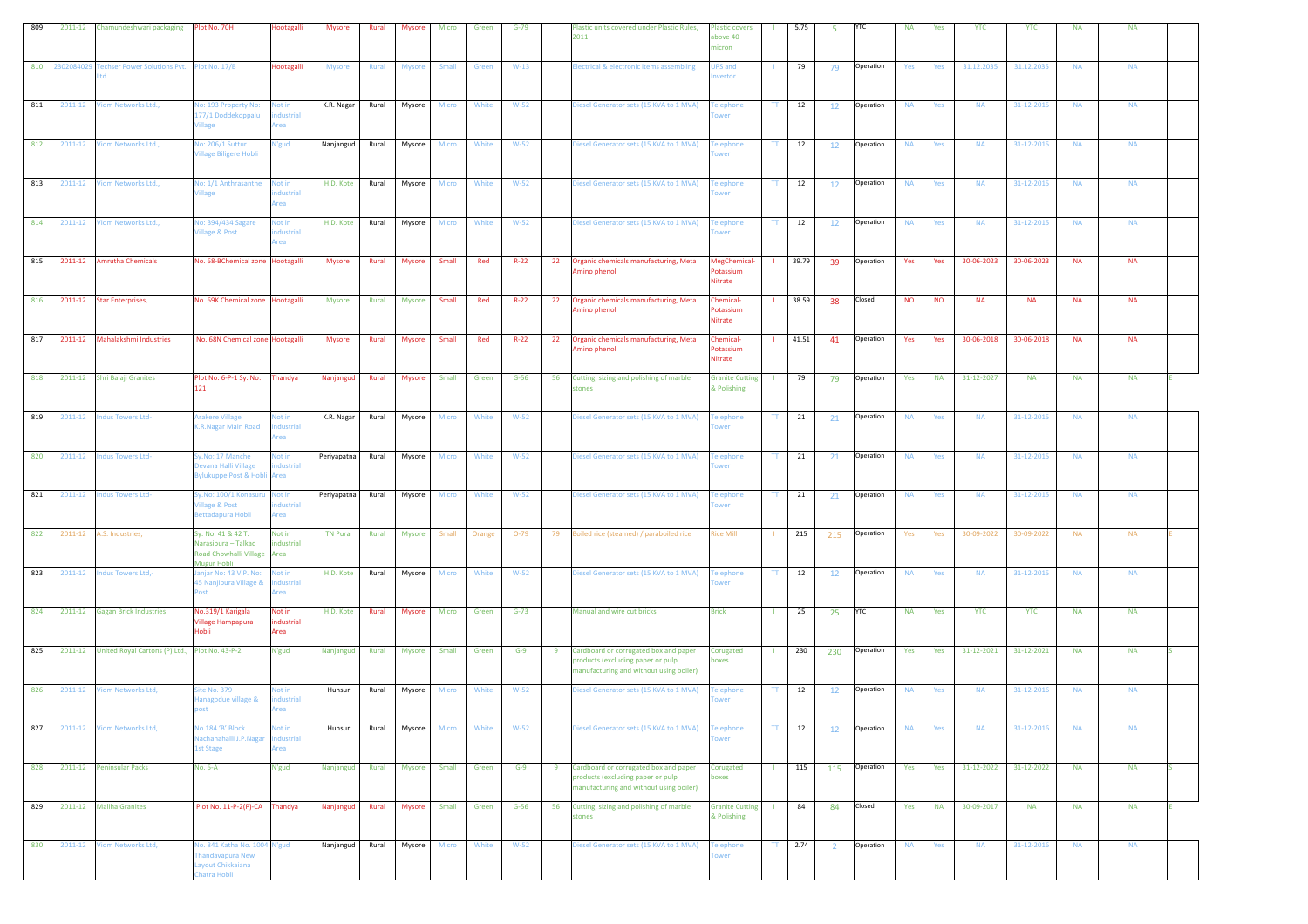| 809 | 2011-12 | Chamundeshwari packaging | Plot No. 70H | Hootagalli | Mysore | Rural | Mysore | Micro | Green | G-79 | | Plastic units covered under Plastic Rules, 2011 | Plastic covers above 40 micron | I | 5.75 | 5 | YTC | NA | Yes | YTC | YTC | NA | NA | |
|---|---|---|---|---|---|---|---|---|---|---|---|---|---|---|---|---|---|---|---|---|---|---|---|---|
| 810 | 2302084029 | Techser Power Solutions Pvt. Ltd. | Plot No. 17/B | Hootagalli | Mysore | Rural | Mysore | Small | Green | W-13 | | Electrical & electronic items assembling | UPS and Invertor | I | 79 | 79 | Operation | Yes | Yes | 31.12.2035 | 31.12.2035 | NA | NA | |
| 811 | 2011-12 | Viom Networks Ltd., | No: 193 Property No: 177/1 Doddekoppalu Village | Not in industrial Area | K.R. Nagar | Rural | Mysore | Micro | White | W-52 | | Diesel Generator sets (15 KVA to 1 MVA) | Telephone Tower | TT | 12 | 12 | Operation | NA | Yes | NA | 31-12-2015 | NA | NA | |
| 812 | 2011-12 | Viom Networks Ltd., | No: 206/1 Suttur Village Biligere Hobli | N'gud | Nanjangud | Rural | Mysore | Micro | White | W-52 | | Diesel Generator sets (15 KVA to 1 MVA) | Telephone Tower | TT | 12 | 12 | Operation | NA | Yes | NA | 31-12-2015 | NA | NA | |
| 813 | 2011-12 | Viom Networks Ltd., | No: 1/1 Anthrasanthe Village | Not in industrial Area | H.D. Kote | Rural | Mysore | Micro | White | W-52 | | Diesel Generator sets (15 KVA to 1 MVA) | Telephone Tower | TT | 12 | 12 | Operation | NA | Yes | NA | 31-12-2015 | NA | NA | |
| 814 | 2011-12 | Viom Networks Ltd., | No: 394/434 Sagare Village & Post | Not in industrial Area | H.D. Kote | Rural | Mysore | Micro | White | W-52 | | Diesel Generator sets (15 KVA to 1 MVA) | Telephone Tower | TT | 12 | 12 | Operation | NA | Yes | NA | 31-12-2015 | NA | NA | |
| 815 | 2011-12 | Amrutha Chemicals | No. 68-BChemical zone | Hootagalli | Mysore | Rural | Mysore | Small | Red | R-22 | 22 | Organic chemicals manufacturing, Meta Amino phenol | MegChemical-Potassium Nitrate | I | 39.79 | 39 | Operation | Yes | Yes | 30-06-2023 | 30-06-2023 | NA | NA | |
| 816 | 2011-12 | Star Enterprises, | No. 69K Chemical zone | Hootagalli | Mysore | Rural | Mysore | Small | Red | R-22 | 22 | Organic chemicals manufacturing, Meta Amino phenol | Chemical-Potassium Nitrate | I | 38.59 | 38 | Closed | NO | NO | NA | NA | NA | NA | |
| 817 | 2011-12 | Mahalakshmi Industries | No. 68N Chemical zone | Hootagalli | Mysore | Rural | Mysore | Small | Red | R-22 | 22 | Organic chemicals manufacturing, Meta Amino phenol | Chemical-Potassium Nitrate | I | 41.51 | 41 | Operation | Yes | Yes | 30-06-2018 | 30-06-2018 | NA | NA | |
| 818 | 2011-12 | Shri Balaji Granites | Plot No: 6-P-1 Sy. No: 121 | Thandya | Nanjangud | Rural | Mysore | Small | Green | G-56 | 56 | Cutting, sizing and polishing of marble stones | Granite Cutting & Polishing | I | 79 | 79 | Operation | Yes | NA | 31-12-2027 | NA | NA | NA | E |
| 819 | 2011-12 | Indus Towers Ltd- | Arakere Village K.R.Nagar Main Road | Not in industrial Area | K.R. Nagar | Rural | Mysore | Micro | White | W-52 | | Diesel Generator sets (15 KVA to 1 MVA) | Telephone Tower | TT | 21 | 21 | Operation | NA | Yes | NA | 31-12-2015 | NA | NA | |
| 820 | 2011-12 | Indus Towers Ltd- | Sy.No: 17 Manche Devana Halli Village Bylukuppe Post & Hobli | Not in industrial Area | Periyapatna | Rural | Mysore | Micro | White | W-52 | | Diesel Generator sets (15 KVA to 1 MVA) | Telephone Tower | TT | 21 | 21 | Operation | NA | Yes | NA | 31-12-2015 | NA | NA | |
| 821 | 2011-12 | Indus Towers Ltd- | Sy.No: 100/1 Konasuru Village & Post Bettadapura Hobli | Not in industrial Area | Periyapatna | Rural | Mysore | Micro | White | W-52 | | Diesel Generator sets (15 KVA to 1 MVA) | Telephone Tower | TT | 21 | 21 | Operation | NA | Yes | NA | 31-12-2015 | NA | NA | |
| 822 | 2011-12 | A.S. Industries, | Sy. No. 41 & 42 T. Narasipura – Talkad Road Chowhalli Village Mugur Hobli | Not in industrial Area | TN Pura | Rural | Mysore | Small | Orange | O-79 | 79 | Boiled rice (steamed) / paraboiled rice | Rice Mill | I | 215 | 215 | Operation | Yes | Yes | 30-09-2022 | 30-09-2022 | NA | NA | E |
| 823 | 2011-12 | Indus Towers Ltd,- | Janjar No: 43 V.P. No: 45 Nanjipura Village & Post | Not in industrial Area | H.D. Kote | Rural | Mysore | Micro | White | W-52 | | Diesel Generator sets (15 KVA to 1 MVA) | Telephone Tower | TT | 12 | 12 | Operation | NA | Yes | NA | 31-12-2015 | NA | NA | |
| 824 | 2011-12 | Gagan Brick Industries | No.319/1 Karigala Village Hampapura Hobli | Not in industrial Area | H.D. Kote | Rural | Mysore | Micro | Green | G-73 | | Manual and wire cut bricks | Brick | I | 25 | 25 | YTC | NA | Yes | YTC | YTC | NA | NA | |
| 825 | 2011-12 | United Royal Cartons (P) Ltd., | Plot No. 43-P-2 | N'gud | Nanjangud | Rural | Mysore | Small | Green | G-9 | 9 | Cardboard or corrugated box and paper products (excluding paper or pulp manufacturing and without using boiler) | Corugated boxes | I | 230 | 230 | Operation | Yes | Yes | 31-12-2021 | 31-12-2021 | NA | NA | S |
| 826 | 2011-12 | Viom Networks Ltd, | Site No. 379 Hanagodue village & post | Not in industrial Area | Hunsur | Rural | Mysore | Micro | White | W-52 | | Diesel Generator sets (15 KVA to 1 MVA) | Telephone Tower | TT | 12 | 12 | Operation | NA | Yes | NA | 31-12-2016 | NA | NA | |
| 827 | 2011-12 | Viom Networks Ltd, | No.184 'B' Block Nachanahalli J.P.Nagar 1st Stage | Not in industrial Area | Hunsur | Rural | Mysore | Micro | White | W-52 | | Diesel Generator sets (15 KVA to 1 MVA) | Telephone Tower | TT | 12 | 12 | Operation | NA | Yes | NA | 31-12-2016 | NA | NA | |
| 828 | 2011-12 | Peninsular Packs | No. 6-A | N'gud | Nanjangud | Rural | Mysore | Small | Green | G-9 | 9 | Cardboard or corrugated box and paper products (excluding paper or pulp manufacturing and without using boiler) | Corugated boxes | I | 115 | 115 | Operation | Yes | Yes | 31-12-2022 | 31-12-2022 | NA | NA | S |
| 829 | 2011-12 | Maliha Granites | Plot No. 11-P-2(P)-CA | Thandya | Nanjangud | Rural | Mysore | Small | Green | G-56 | 56 | Cutting, sizing and polishing of marble stones | Granite Cutting & Polishing | I | 84 | 84 | Closed | Yes | NA | 30-09-2017 | NA | NA | NA | E |
| 830 | 2011-12 | Viom Networks Ltd, | No. 841 Katha No. 1004 Thandavapura New Layout Chikkaiana Chatra Hobli | N'gud | Nanjangud | Rural | Mysore | Micro | White | W-52 | | Diesel Generator sets (15 KVA to 1 MVA) | Telephone Tower | TT | 2.74 | 2 | Operation | NA | Yes | NA | 31-12-2016 | NA | NA | |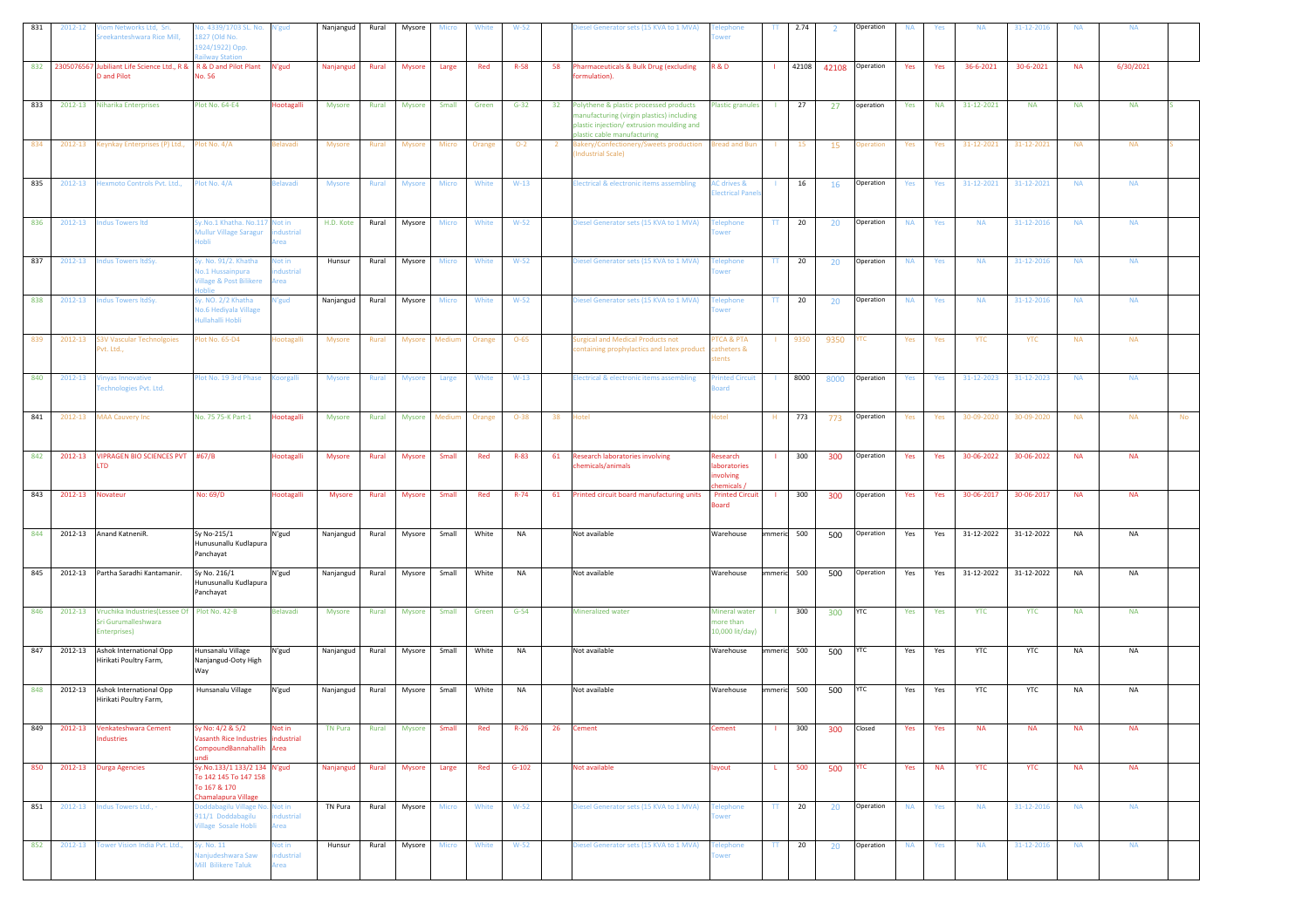| 831 | 2012-12 | Viom Networks Ltd, Sri. Sreekanteshwara Rice Mill, | No. 4339/1703 SL. No. 1827 (Old No. 1924/1922) Opp. Railway Station | N'gud | Nanjangud | Rural | Mysore | Micro | White | W-52 | | Diesel Generator sets (15 KVA to 1 MVA) | Telephone Tower | TT | 2.74 | 2 | Operation | NA | Yes | NA | 31-12-2016 | NA | NA | |
|---|---|---|---|---|---|---|---|---|---|---|---|---|---|---|---|---|---|---|---|---|---|---|---|---|
| 832 | 2305076567 | Jubiliant Life Science Ltd,, R & D and Pilot | R & D and Pilot Plant No. 56 | N'gud | Nanjangud | Rural | Mysore | Large | Red | R-58 | 58 | Pharmaceuticals & Bulk Drug (excluding formulation). | R & D | I | 42108 | 42108 | Operation | Yes | Yes | 36-6-2021 | 30-6-2021 | NA | 6/30/2021 | |
| 833 | 2012-13 | Niharika Enterprises | Plot No. 64-E4 | Hootagalli | Mysore | Rural | Mysore | Small | Green | G-32 | 32 | Polythene & plastic processed products manufacturing (virgin plastics) including plastic injection/ extrusion moulding and plastic cable manufacturing | Plastic granules | I | 27 | 27 | operation | Yes | NA | 31-12-2021 | NA | NA | NA | S |
| 834 | 2012-13 | Keynkay Enterprises (P) Ltd., | Plot No. 4/A | Belavadi | Mysore | Rural | Mysore | Micro | Orange | O-2 | 2 | Bakery/Confectionery/Sweets production (Industrial Scale) | Bread and Bun | I | 15 | 15 | Operation | Yes | Yes | 31-12-2021 | 31-12-2021 | NA | NA | S |
| 835 | 2012-13 | Hexmoto Controls Pvt. Ltd., | Plot No. 4/A | Belavadi | Mysore | Rural | Mysore | Micro | White | W-13 | | Electrical & electronic items assembling | AC drives & Electrical Panels | I | 16 | 16 | Operation | Yes | Yes | 31-12-2021 | 31-12-2021 | NA | NA | |
| 836 | 2012-13 | Indus Towers ltd | Sy.No.1 Khatha. No.117 Mullur Village Saragur Hobli | Not in industrial Area | H.D. Kote | Rural | Mysore | Micro | White | W-52 | | Diesel Generator sets (15 KVA to 1 MVA) | Telephone Tower | TT | 20 | 20 | Operation | NA | Yes | NA | 31-12-2016 | NA | NA | |
| 837 | 2012-13 | Indus Towers ltdSy. | Sy. No. 91/2, Khatha No.1 Hussainpura Village & Post Bilikere Hoblie | Not in industrial Area | Hunsur | Rural | Mysore | Micro | White | W-52 | | Diesel Generator sets (15 KVA to 1 MVA) | Telephone Tower | TT | 20 | 20 | Operation | NA | Yes | NA | 31-12-2016 | NA | NA | |
| 838 | 2012-13 | Indus Towers ltdSy. | Sy. NO. 2/2 Khatha No.6 Hediyala Village Hullahalli Hobli | N'gud | Nanjangud | Rural | Mysore | Micro | White | W-52 | | Diesel Generator sets (15 KVA to 1 MVA) | Telephone Tower | TT | 20 | 20 | Operation | NA | Yes | NA | 31-12-2016 | NA | NA | |
| 839 | 2012-13 | S3V Vascular Technolgoies Pvt. Ltd., | Plot No. 65-D4 | Hootagalli | Mysore | Rural | Mysore | Medium | Orange | O-65 | | Surgical and Medical Products not containing prophylactics and latex product | PTCA & PTA catheters & stents | I | 9350 | 9350 | YTC | Yes | Yes | YTC | YTC | NA | NA | |
| 840 | 2012-13 | Vinyas Innovative Technologies Pvt. Ltd. | Plot No. 19 3rd Phase | Koorgalli | Mysore | Rural | Mysore | Large | White | W-13 | | Electrical & electronic items assembling | Printed Circuit Board | I | 8000 | 8000 | Operation | Yes | Yes | 31-12-2023 | 31-12-2023 | NA | NA | |
| 841 | 2012-13 | MAA Cauvery Inc | No. 75 75-K Part-1 | Hootagalli | Mysore | Rural | Mysore | Medium | Orange | O-38 | 38 | Hotel | Hotel | H | 773 | 773 | Operation | Yes | Yes | 30-09-2020 | 30-09-2020 | NA | NA | No |
| 842 | 2012-13 | VIPRAGEN BIO SCIENCES PVT LTD | #67/B | Hootagalli | Mysore | Rural | Mysore | Small | Red | R-83 | 61 | Research laboratories involving chemicals/animals | Research laboratories involving chemicals / | I | 300 | 300 | Operation | Yes | Yes | 30-06-2022 | 30-06-2022 | NA | NA | |
| 843 | 2012-13 | Novateur | No: 69/D | Hootagalli | Mysore | Rural | Mysore | Small | Red | R-74 | 61 | Printed circuit board manufacturing units | Printed Circuit Board | I | 300 | 300 | Operation | Yes | Yes | 30-06-2017 | 30-06-2017 | NA | NA | |
| 844 | 2012-13 | Anand KatneniR. | Sy No-215/1 Hunusunallu Kudlapura Panchayat | N'gud | Nanjangud | Rural | Mysore | Small | White | NA | | Not available | Warehouse | ommerci | 500 | 500 | Operation | Yes | Yes | 31-12-2022 | 31-12-2022 | NA | NA | |
| 845 | 2012-13 | Partha Saradhi Kantamanir. | Sy No. 216/1 Hunusunallu Kudlapura Panchayat | N'gud | Nanjangud | Rural | Mysore | Small | White | NA | | Not available | Warehouse | ommerci | 500 | 500 | Operation | Yes | Yes | 31-12-2022 | 31-12-2022 | NA | NA | |
| 846 | 2012-13 | Vruchika Industries(Lessee Of Sri Gurumalleshwara Enterprises) | Plot No. 42-B | Belavadi | Mysore | Rural | Mysore | Small | Green | G-54 | | Mineralized water | Mineral water more than 10,000 lit/day) | I | 300 | 300 | YTC | Yes | Yes | YTC | YTC | NA | NA | |
| 847 | 2012-13 | Ashok International Opp Hirikati Poultry Farm, | Hunsanalu Village Nanjangud-Ooty High Way | N'gud | Nanjangud | Rural | Mysore | Small | White | NA | | Not available | Warehouse | ommerci | 500 | 500 | YTC | Yes | Yes | YTC | YTC | NA | NA | |
| 848 | 2012-13 | Ashok International Opp Hirikati Poultry Farm, | Hunsanalu Village | N'gud | Nanjangud | Rural | Mysore | Small | White | NA | | Not available | Warehouse | ommerci | 500 | 500 | YTC | Yes | Yes | YTC | YTC | NA | NA | |
| 849 | 2012-13 | Venkateshwara Cement Industries | Sy No: 4/2 & 5/2 Vasanth Rice Industries CompoundBannahallih undi | Not in industrial Area | TN Pura | Rural | Mysore | Small | Red | R-26 | 26 | Cement | Cement | I | 300 | 300 | Closed | Yes | Yes | NA | NA | NA | NA | |
| 850 | 2012-13 | Durga Agencies | Sy.No.133/1 133/2 134 To 142 145 To 147 158 To 167 & 170 Chamalapura Village | N'gud | Nanjangud | Rural | Mysore | Large | Red | G-102 | | Not available | layout | L | 500 | 500 | YTC | Yes | NA | YTC | YTC | NA | NA | |
| 851 | 2012-13 | Indus Towers Ltd., - | Doddabagilu Village No. 911/1 Doddabagilu Village Sosale Hobli | Not in industrial Area | TN Pura | Rural | Mysore | Micro | White | W-52 | | Diesel Generator sets (15 KVA to 1 MVA) | Telephone Tower | TT | 20 | 20 | Operation | NA | Yes | NA | 31-12-2016 | NA | NA | |
| 852 | 2012-13 | Tower Vision India Pvt. Ltd., | Sy. No. 11 Nanjudeshwara Saw Mill Bilikere Taluk | Not in industrial Area | Hunsur | Rural | Mysore | Micro | White | W-52 | | Diesel Generator sets (15 KVA to 1 MVA) | Telephone Tower | TT | 20 | 20 | Operation | NA | Yes | NA | 31-12-2016 | NA | NA | |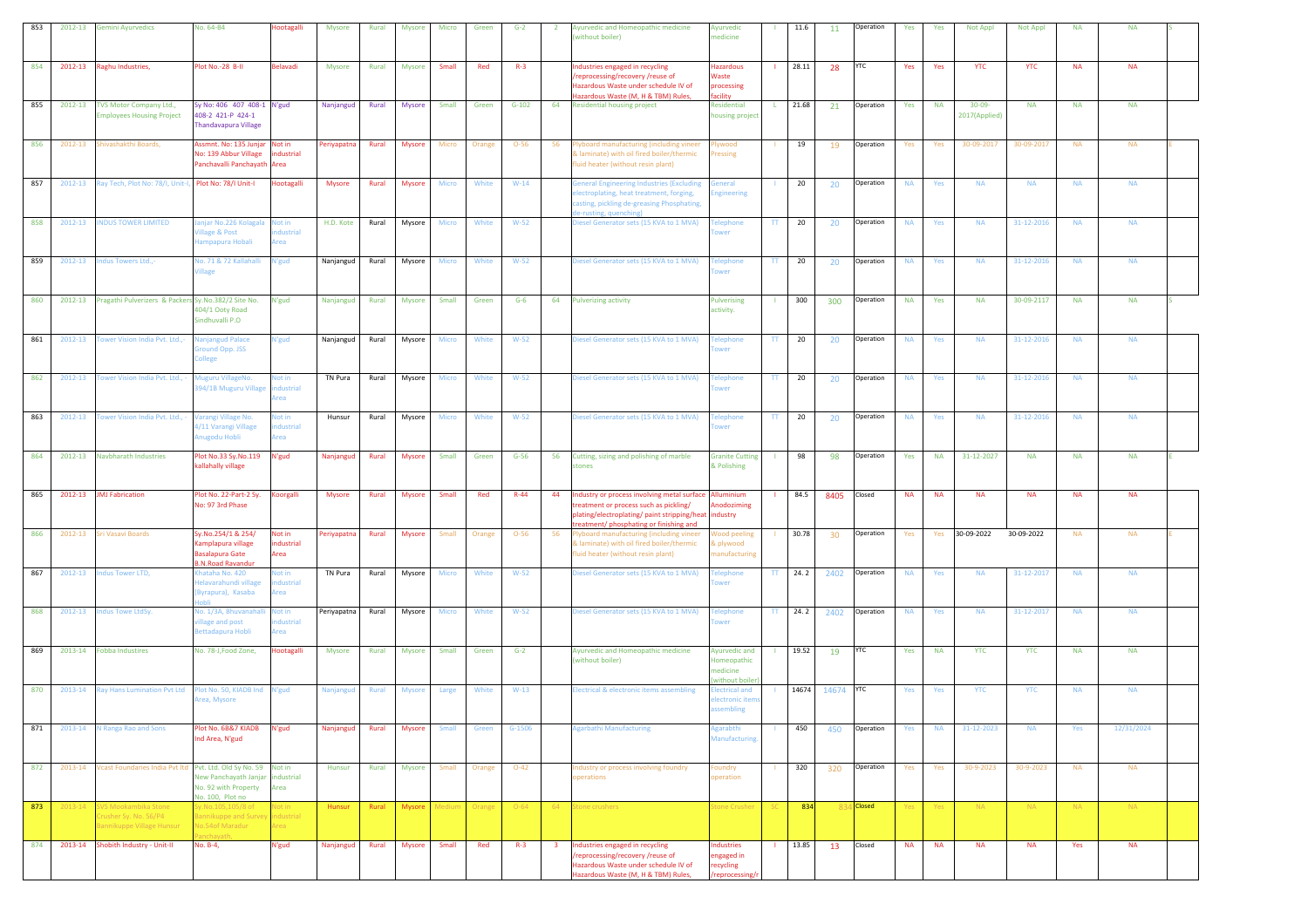| 853 | 2012-13 | Gemini Ayurvedics | No. 64-B4 | Hootagalli | Mysore | Rural | Mysore | Micro | Green | G-2 | 2 | Ayurvedic and Homeopathic medicine (without boiler) | Ayurvedic medicine | I | 11.6 | 11 | Operation | Yes | Yes | Not Appl | Not Appl | NA | NA | S |
|---|---|---|---|---|---|---|---|---|---|---|---|---|---|---|---|---|---|---|---|---|---|---|---|---|
| 854 | 2012-13 | Raghu Industries, | Plot No.-28 B-II | Belavadi | Mysore | Rural | Mysore | Small | Red | R-3 | | Industries engaged in recycling /reprocessing/recovery /reuse of Hazardous Waste under schedule IV of Hazardous Waste (M, H & TBM) Rules, | Hazardous Waste processing facility | I | 28.11 | 28 | YTC | Yes | Yes | YTC | YTC | NA | NA | |
| 855 | 2012-13 | TVS Motor Company Ltd., Employees Housing Project | Sy No: 406 407 408-1 408-2 421-P 424-1 Thandavapura Village | N'gud | Nanjangud | Rural | Mysore | Small | Green | G-102 | 64 | Residential housing project | Residential housing project | L | 21.68 | 21 | Operation | Yes | NA | 30-09-2017(Applied) | NA | NA | NA | |
| 856 | 2012-13 | Shivashakthi Boards, | Assmnt. No: 135 Junjar No; 139 Abbur Village Panchavalli Panchayath | Not in industrial Area | Periyapatna | Rural | Mysore | Micro | Orange | O-56 | 56 | Plyboard manufacturing (including vineer & laminate) with oil fired boiler/thermic fluid heater (without resin plant) | Plywood Pressing | I | 19 | 19 | Operation | Yes | Yes | 30-09-2017 | 30-09-2017 | NA | NA | E |
| 857 | 2012-13 | Ray Tech, Plot No: 78/I, Unit-I, | Plot No: 78/I Unit-I | Hootagalli | Mysore | Rural | Mysore | Micro | White | W-14 | | General Engineering Industries (Excluding electroplating, heat treatment, forging, casting, pickling de-greasing Phosphating, de-rusting, quenching) | General Engineering | I | 20 | 20 | Operation | NA | Yes | NA | NA | NA | NA | |
| 858 | 2012-13 | INDUS TOWER LIMITED | Janjar No.226 Kolagala Village & Post Hampapura Hobali | Not in industrial Area | H.D. Kote | Rural | Mysore | Micro | White | W-52 | | Diesel Generator sets (15 KVA to 1 MVA) | Telephone Tower | TT | 20 | 20 | Operation | NA | Yes | NA | 31-12-2016 | NA | NA | |
| 859 | 2012-13 | Indus Towers Ltd,- | No. 71 & 72 Kallahalli Village | N'gud | Nanjangud | Rural | Mysore | Micro | White | W-52 | | Diesel Generator sets (15 KVA to 1 MVA) | Telephone Tower | TT | 20 | 20 | Operation | NA | Yes | NA | 31-12-2016 | NA | NA | |
| 860 | 2012-13 | Pragathi Pulverizers & Packers | Sy.No.382/2 Site No. 404/1 Ooty Road Sindhuvalli P.O | N'gud | Nanjangud | Rural | Mysore | Small | Green | G-6 | 64 | Pulverizing activity | Pulverising activity. | I | 300 | 300 | Operation | NA | Yes | NA | 30-09-2117 | NA | NA | S |
| 861 | 2012-13 | Tower Vision India Pvt. Ltd.,- | Nanjangud Palace Ground Opp. JSS College | N'gud | Nanjangud | Rural | Mysore | Micro | White | W-52 | | Diesel Generator sets (15 KVA to 1 MVA) | Telephone Tower | TT | 20 | 20 | Operation | NA | Yes | NA | 31-12-2016 | NA | NA | |
| 862 | 2012-13 | Tower Vision India Pvt. Ltd., | Muguru VillageNo. 394/1B Muguru Village | Not in industrial Area | TN Pura | Rural | Mysore | Micro | White | W-52 | | Diesel Generator sets (15 KVA to 1 MVA) | Telephone Tower | TT | 20 | 20 | Operation | NA | Yes | NA | 31-12-2016 | NA | NA | |
| 863 | 2012-13 | Tower Vision India Pvt. Ltd., - | Varangi Village No. 4/11 Varangi Village Anugodu Hobli | Not in industrial Area | Hunsur | Rural | Mysore | Micro | White | W-52 | | Diesel Generator sets (15 KVA to 1 MVA) | Telephone Tower | TT | 20 | 20 | Operation | NA | Yes | NA | 31-12-2016 | NA | NA | |
| 864 | 2012-13 | Navbharath Industries | Plot No.33 Sy.No.119 kallahally village | N'gud | Nanjangud | Rural | Mysore | Small | Green | G-56 | 56 | Cutting, sizing and polishing of marble stones | Granite Cutting & Polishing | I | 98 | 98 | Operation | Yes | NA | 31-12-2027 | NA | NA | NA | E |
| 865 | 2012-13 | JMJ Fabrication | Plot No. 22-Part-2 Sy. No: 97 3rd Phase | Koorgalli | Mysore | Rural | Mysore | Small | Red | R-44 | 44 | Industry or process involving metal surface treatment or process such as pickling/ plating/electroplating/ paint stripping/heat treatment/ phosphating or finishing and | Alluminium Anodozimimg industry | I | 84.5 | 8405 | Closed | NA | NA | NA | NA | NA | NA | |
| 866 | 2012-13 | Sri Vasavi Boards | Sy.No.254/1 & 254/ Kamplapura village Basalapura Gate B.N.Road Ravandur | Not in industrial Area | Periyapatna | Rural | Mysore | Small | Orange | O-56 | 56 | Plyboard manufacturing (including vineer & laminate) with oil fired boiler/thermic fluid heater (without resin plant) | Wood peeling & plywood manufacturing | I | 30.78 | 30 | Operation | Yes | Yes | 30-09-2022 | 30-09-2022 | NA | NA | E |
| 867 | 2012-13 | Indus Tower LTD, | Khataha No. 420 Helavarahundi village (Byrapura), Kasaba Hobli | Not in industrial Area | TN Pura | Rural | Mysore | Micro | White | W-52 | | Diesel Generator sets (15 KVA to 1 MVA) | Telephone Tower | TT | 24. 2 | 2402 | Operation | NA | Yes | NA | 31-12-2017 | NA | NA | |
| 868 | 2012-13 | Indus Towe LtdSy. | No. 1/3A, Bhuvanahalli village and post Bettadapura Hobli | Not in industrial Area | Periyapatna | Rural | Mysore | Micro | White | W-52 | | Diesel Generator sets (15 KVA to 1 MVA) | Telephone Tower | TT | 24. 2 | 2402 | Operation | NA | Yes | NA | 31-12-2017 | NA | NA | |
| 869 | 2013-14 | Fobba Industires | No. 78-J,Food Zone, | Hootagalli | Mysore | Rural | Mysore | Small | Green | G-2 | | Ayurvedic and Homeopathic medicine (without boiler) | Ayurvedic and Homeopathic medicine (without boiler) | I | 19.52 | 19 | YTC | Yes | NA | YTC | YTC | NA | NA | |
| 870 | 2013-14 | Ray Hans Lumination Pvt Ltd | Plot No. 50, KIADB Ind Area, Mysore | N'gud | Nanjangud | Rural | Mysore | Large | White | W-13 | | Electrical & electronic items assembling | Electrical and electronic items assembling | I | 14674 | 14674 | YTC | Yes | Yes | YTC | YTC | NA | NA | |
| 871 | 2013-14 | N Ranga Rao and Sons | Plot No. 6B&7 KIADB Ind Area, N'gud | N'gud | Nanjangud | Rural | Mysore | Small | Green | G-1506 | | Agarbathi Manufacturing | Agarabthi Manufacturing. | I | 450 | 450 | Operation | Yes | NA | 31-12-2023 | NA | Yes | 12/31/2024 | |
| 872 | 2013-14 | Vcast Foundaries India Pvt ltd | Pvt. Ltd. Old Sy No. 59 New Panchayath Janjar No. 92 with Property No. 100, Plot no | Not in industrial Area | Hunsur | Rural | Mysore | Small | Orange | O-42 | | Industry or process involving foundry operations | Foundry operation | I | 320 | 320 | Operation | Yes | Yes | 30-9-2023 | 30-9-2023 | NA | NA | |
| 873 | 2013-14 | SVS Mookambika Stone Crusher Sy. No. 56/P4 Bannikuppe Village Hunsur | Sy.No.105,105/8 of Bannikuppe and Survey No.54of Maradur Panchayath, | Not in industrial Area | Hunsur | Rural | Mysore | Medium | Orange | O-64 | 64 | Stone crushers | Stone Crusher | SC | 834 | 834 | Closed | Yes | Yes | NA | NA | NA | NA | |
| 874 | 2013-14 | Shobith Industry - Unit-II | No. B-4, | N'gud | Nanjangud | Rural | Mysore | Small | Red | R-3 | 3 | Industries engaged in recycling /reprocessing/recovery /reuse of Hazardous Waste under schedule IV of Hazardous Waste (M, H & TBM) Rules, | Industries engaged in recycling /reprocessing/r | I | 13.85 | 13 | Closed | NA | NA | NA | NA | Yes | NA | |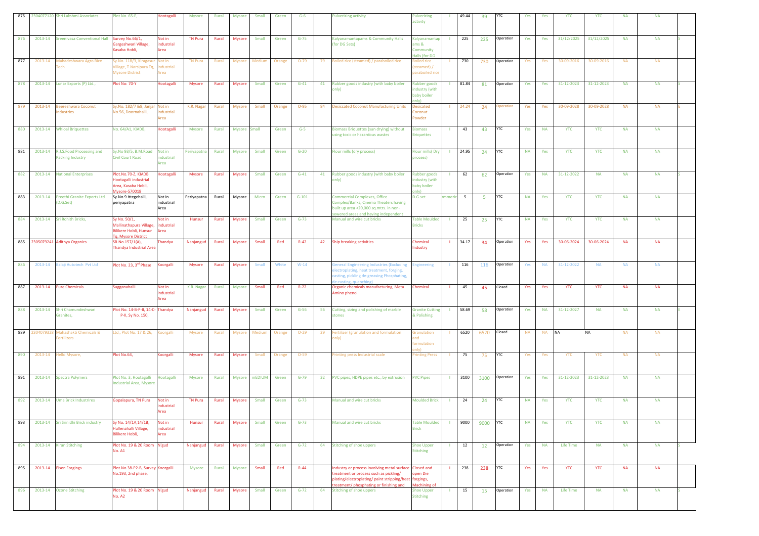| 875 | 2304077120 | Shri Lakshmi Associates | Plot No. 65-E, | Hootagalli | Mysore | Rural | Mysore | Small | Green | G-6 | | Pulverizing activity | Pulverizing activity | I | 49.44 | 39 | YTC | Yes | Yes | YTC | YTC | NA | NA | |
|---|---|---|---|---|---|---|---|---|---|---|---|---|---|---|---|---|---|---|---|---|---|---|---|---|
| 876 | 2013-14 | Sreenivasa Conventional Hall | Survey No.66/1, Gargeshwari Village, Kasaba Hobli, | Not in industrial Area | TN Pura | Rural | Mysore | Small | Green | G-75 | | Kalyanamantapams & Community Halls (for DG Sets) | Kalyanamantapams & Community Halls (for DG | I | 225 | 225 | Operation | Yes | Yes | 31/12/2025 | 31/12/2025 | NA | NA | S |
| 877 | 2013-14 | Mahadeshwara Agro Rice Tech | Sy.No. 118/3, Kiragasur Village, T.Narsipura Tq, Mysore District | Not in industrial Area | TN Pura | Rural | Mysore | Medium | Orange | O-79 | 79 | Boiled rice (steamed) / paraboiled rice | Boiled rice (steamed) / paraboiled rice | I | 730 | 730 | Operation | Yes | Yes | 30-09-2016 | 30-09-2016 | NA | NA | |
| 878 | 2013-14 | Lunar Exports (P) Ltd., | Plot No: 70-Y | Hootagalli | Mysore | Rural | Mysore | Small | Green | G-41 | 41 | Rubber goods industry (with baby boiler only) | Rubber goods industry (with baby boiler only) | I | 81.84 | 81 | Operation | Yes | Yes | 31-12-2023 | 31-12-2023 | NA | NA | S |
| 879 | 2013-14 | Beereshwara Coconut Industries | Sy.No. 182/7 &8, Janjar No.56, Doornahalli, | Not in industrial Area | K.R. Nagar | Rural | Mysore | Small | Orange | O-95 | 84 | Desiccated Coconut Manufacturing Units | Desicated Coconut Powder | I | 24.24 | 24 | Operation | Yes | Yes | 30-09-2028 | 30-09-2028 | NA | NA | E |
| 880 | 2013-14 | Whizal Briquettes | No. 64/A1, KIADB, | Hootagalli | Mysore | Rural | Mysore | Small | Green | G-5 | | Biomass Briquettes (sun drying) without using toxic or hazardous wastes | Biomass Briquettes | I | 43 | 43 | YTC | Yes | NA | YTC | YTC | NA | NA | |
| 881 | 2013-14 | R.J.S.Food Processing and Packing Industry | Sy.No 93/5, B.M.Road Civil Court Road | Not in industrial Area | Periyapatna | Rural | Mysore | Small | Green | G-20 | | Flour mills (dry process) | Flour mills( Dry process) | I | 24.95 | 24 | YTC | NA | Yes | YTC | YTC | NA | NA | |
| 882 | 2013-14 | National Enterprises | Plot.No.70-Z, KIADB Hootagalli industrial Area, Kasaba Hobli, Mysore-570018 | Hootagalli | Mysore | Rural | Mysore | Small | Green | G-41 | 41 | Rubber goods industry (with baby boiler only) | Rubber goods industry (with baby boiler only) | I | 62 | 62 | Operation | Yes | NA | 31-12-2022 | NA | NA | NA | S |
| 883 | 2013-14 | Preethi Granite Exports Ltd (D.G.Set) | Sy.No.9 Ittegehalli, periyapatna | Not in industrial Area | Periyapatna | Rural | Mysore | Micro | Green | G-101 | | Commercial Complexes, Office Complex/Banks, Cinema Theaters having built up area <20,000 sq.mtrs. in non-sewered areas and having independent | D.G.set | mmerci | 5 | 5 | YTC | NA | Yes | YTC | YTC | NA | NA | |
| 884 | 2013-14 | Sri Rohith Bricks, | Sy No. 50/1, Mallinathapura Village, Bilikere Hobli, Hunsur Tq, Mysore District | Not in industrial Area | Hunsur | Rural | Mysore | Small | Green | G-73 | | Manual and wire cut bricks | Table Moulded Bricks | I | 25 | 25 | YTC | NA | Yes | YTC | YTC | NA | NA | |
| 885 | 2305079241 | Adithya Organics | SR.No.157/1(A), Thandya Industrial Area | Thandya | Nanjangud | Rural | Mysore | Small | Red | R-42 | 42 | Ship breaking activities | Chemical Industry | I | 34.17 | 34 | Operation | Yes | Yes | 30-06-2024 | 30-06-2024 | NA | NA | |
| 886 | 2013-14 | Balaji Autotech Pvt Ltd | Plot No. 23, 3rd Phase | Koorgalli | Mysore | Rural | Mysore | Small | White | W-14 | | General Engineering Industries (Excluding electroplating, heat treatment, forging, casting, pickling de-greasing Phosphating, de-rusting, quenching) | Engineering | I | 116 | 116 | Operation | Yes | NA | 31-12-2022 | NA | NA | NA | |
| 887 | 2013-14 | Pure Chemicals | Sugganahalli | Not in industrial Area | K.R. Nagar | Rural | Mysore | Small | Red | R-22 | | Organic chemicals manufacturing, Meta Amino phenol | Chemical | I | 45 | 45 | Closed | Yes | Yes | YTC | YTC | NA | NA | |
| 888 | 2013-14 | Shri Chamundeshwari Granites, | Plot No. 14-B-P-II, 14-C-P-II, Sy No. 150, | Thandya | Nanjangud | Rural | Mysore | Small | Green | G-56 | 56 | Cutting, sizing and polishing of marble stones | Granite Cutting & Polishing | I | 58.69 | 58 | Operation | Yes | NA | 31-12-2027 | NA | NA | NA | E |
| 889 | 2304079328 | Mahashakti Chemicals & Fertilizers | Ltd., Plot No. 17 & 26, | Koorgalli | Mysore | Rural | Mysore | Medium | Orange | O-29 | 29 | Fertilizer (granulation and formulation only) | Granulation and formulation only) | I | 6520 | 6520 | Closed | NA | NA | NA | NA | NA | NA | |
| 890 | 2013-14 | Hello Mysore, | Plot No.64, | Koorgalli | Mysore | Rural | Mysore | Small | Orange | O-59 | | Printing press Industrial scale | Printing Press | I | 75 | 75 | YTC | Yes | Yes | YTC | YTC | NA | NA | |
| 891 | 2013-14 | Spectra Polymers | Plot No. 3, Hootagalli Industrial Area, Mysore | Hootagalli | Mysore | Rural | Mysore | mEDIUM | Green | G-79 | 32 | PVC pipes, HDPE pipes etc., by extrusion | PVC Pipes | I | 3100 | 3100 | Operation | Yes | Yes | 31-12-2023 | 31-12-2023 | NA | NA | |
| 892 | 2013-14 | Uma Brick Industrires | Gopalapura, TN Pura | Not in industrial Area | TN Pura | Rural | Mysore | Small | Green | G-73 | | Manual and wire cut bricks | Moulded Brick | I | 24 | 24 | YTC | NA | Yes | YTC | YTC | NA | NA | |
| 893 | 2013-14 | Sri Srinidhi Brick industry | Sy No. 14/1A,14/1B, Hullenahalli Village, Bilikere Hobli, | Not in industrial Area | Hunsur | Rural | Mysore | Small | Green | G-73 | | Manual and wire cut bricks | Table Moulded Brick | I | 9000 | 9000 | YTC | NA | Yes | YTC | YTC | NA | NA | |
| 894 | 2013-14 | Kiran Stitching | Plot No. 19 & 20 Room No. A1 | N'gud | Nanjangud | Rural | Mysore | Small | Green | G-72 | 64 | Stitching of shoe uppers | Shoe Upper Stitching | I | 12 | 12 | Operation | Yes | NA | Life Time | NA | NA | NA | S |
| 895 | 2013-14 | Eisen Forgings | Plot.No.38-P2-B, Survey No.193, 2nd phase, | Koorgalli | Mysore | Rural | Mysore | Small | Red | R-44 | | Industry or process involving metal surface treatment or process such as pickling/ plating/electroplating/ paint stripping/heat treatment/ phosphating or finishing and | Closed and open Die forgings, Machining of | I | 238 | 238 | YTC | Yes | Yes | YTC | YTC | NA | NA | |
| 896 | 2013-14 | Ozone Stitching | Plot No. 19 & 20 Room No. A2 | N'gud | Nanjangud | Rural | Mysore | Small | Green | G-72 | 64 | Stitching of shoe uppers | Shoe Upper Stitching | I | 15 | 15 | Operation | Yes | NA | Life Time | NA | NA | NA | S |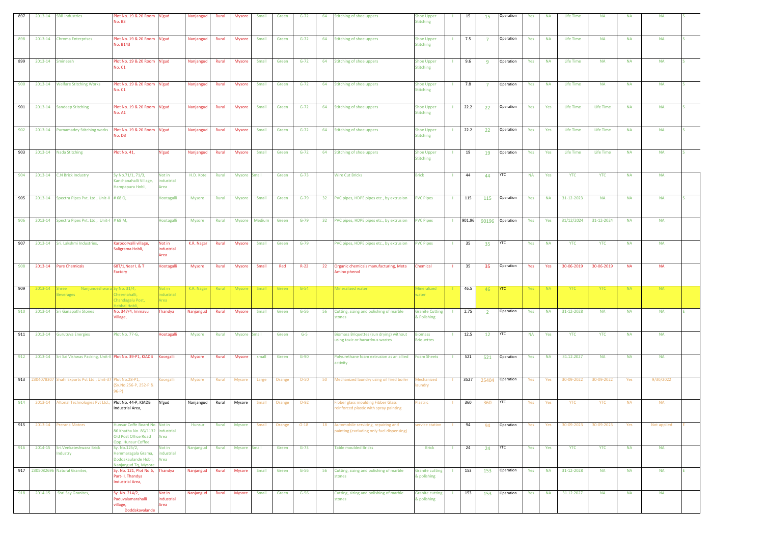| 897 | 2013-14 | SBR Industries | Plot No. 19 & 20 Room No. B3 | N'gud | Nanjangud | Rural | Mysore | Small | Green | G-72 | 64 | Stitching of shoe uppers | Shoe Upper Stitching | I | 15 | 15 | Operation | Yes | NA | Life Time | NA | NA | NA | S |
|---|---|---|---|---|---|---|---|---|---|---|---|---|---|---|---|---|---|---|---|---|---|---|---|---|
| 898 | 2013-14 | Chroma Enterprises | Plot No. 19 & 20 Room No. B143 | N'gud | Nanjangud | Rural | Mysore | Small | Green | G-72 | 64 | Stitching of shoe uppers | Shoe Upper Stitching | I | 7.5 | 7 | Operation | Yes | NA | Life Time | NA | NA | NA | S |
| 899 | 2013-14 | Smineesh | Plot No. 19 & 20 Room No. C1 | N'gud | Nanjangud | Rural | Mysore | Small | Green | G-72 | 64 | Stitching of shoe uppers | Shoe Upper Stitching | I | 9.6 | 9 | Operation | Yes | NA | Life Time | NA | NA | NA | S |
| 900 | 2013-14 | Welfare Stitching Works | Plot No. 19 & 20 Room No. C1 | N'gud | Nanjangud | Rural | Mysore | Small | Green | G-72 | 64 | Stitching of shoe uppers | Shoe Upper Stitching | I | 7.8 | 7 | Operation | Yes | NA | Life Time | NA | NA | NA | S |
| 901 | 2013-14 | Sandeep Stitching | Plot No. 19 & 20 Room No. A1 | N'gud | Nanjangud | Rural | Mysore | Small | Green | G-72 | 64 | Stitching of shoe uppers | Shoe Upper Stitching | I | 22.2 | 22 | Operation | Yes | Yes | Life Time | Life Time | NA | NA | S |
| 902 | 2013-14 | Purnamadey Stitching works | Plot No. 19 & 20 Room No. D3 | N'gud | Nanjangud | Rural | Mysore | Small | Green | G-72 | 64 | Stitching of shoe uppers | Shoe Upper Stitching | I | 22.2 | 22 | Operation | Yes | Yes | Life Time | Life Time | NA | NA | S |
| 903 | 2013-14 | Nada Stitching | Plot No. 41, | N'gud | Nanjangud | Rural | Mysore | Small | Green | G-72 | 64 | Stitching of shoe uppers | Shoe Upper Stitching | I | 19 | 19 | Operation | Yes | Yes | Life Time | Life Time | NA | NA | S |
| 904 | 2013-14 | C.N Brick Industry | Sy No.71/1, 71/3, Kanchanahalli Village, Hampapura Hobli, | Not in industrial Area | H.D. Kote | Rural | Mysore | Small | Green | G-73 | | Wire Cut Bricks | Brick | I | 44 | 44 | YTC | NA | Yes | YTC | YTC | NA | NA | |
| 905 | 2013-14 | Spectra Pipes Pvt. Ltd., Unit-II | # 68 O, | Hootagalli | Mysore | Rural | Mysore | Small | Green | G-79 | 32 | PVC pipes, HDPE pipes etc., by extrusion | PVC Pipes | I | 115 | 115 | Operation | Yes | NA | 31-12-2023 | NA | NA | NA | S |
| 906 | 2013-14 | Spectra Pipes Pvt. Ltd., Unit-I | # 68 M, | Hootagalli | Mysore | Rural | Mysore | Medium | Green | G-79 | 32 | PVC pipes, HDPE pipes etc., by extrusion | PVC Pipes | I | 901.96 | 90196 | Operation | Yes | Yes | 31/12/2024 | 31-12-2024 | NA | NA | |
| 907 | 2013-14 | Sri. Lakshmi Industries, | Karpoorvalli village, Saligrama Hobli, | Not in industrial Area | K.R. Nagar | Rural | Mysore | Small | Green | G-79 | | PVC pipes, HDPE pipes etc., by extrusion | PVC Pipes | I | 35 | 35 | YTC | Yes | NA | YTC | YTC | NA | NA | |
| 908 | 2013-14 | Pure Chemicals | 687/1,Near L & T Factory | Hootagalli | Mysore | Rural | Mysore | Small | Red | R-22 | 22 | Organic chemicals manufacturing, Meta Amino phenol | Chemical | I | 35 | 35 | Operation | Yes | Yes | 30-06-2019 | 30-06-2019 | NA | NA | |
| 909 | 2013-14 | Shree Nanjundeshwara Beverages | Sy No. 31/4, Cheernahalli, Chandagalu Post, Hebbal Hobli, | Not in industrial Area | K.R. Nagar | Rural | Mysore | Small | Green | G-54 | | Mineralized water | Mineralized water | I | 46.5 | 46 | YTC | Yes | NA | YTC | YTC | NA | NA | |
| 910 | 2013-14 | Sri Ganapathi Stones | No. 347/4, Immavu Village, | Thandya | Nanjangud | Rural | Mysore | Small | Green | G-56 | 56 | Cutting, sizing and polishing of marble stones | Granite Cutting & Polishing | I | 2.75 | 2 | Operation | Yes | NA | 31-12-2028 | NA | NA | NA | E |
| 911 | 2013-14 | Gurutuva Energies | Plot No. 77-G, | Hootagalli | Mysore | Rural | Mysore | Small | Green | G-5 | | Biomass Briquettes (sun drying) without using toxic or hazardous wastes | Biomass Briquettes | I | 12.5 | 12 | YTC | NA | Yes | YTC | YTC | NA | NA | |
| 912 | 2013-14 | Sri Sai Vishwas Packing, Unit-II | Plot No. 39-P1, KIADB | Koorgalli | Mysore | Rural | Mysore | small | Green | G-90 | | Polyurethane foam extrusion as an allied activity | Foam Sheets | I | 521 | 521 | Operation | Yes | NA | 31.12.2027 | NA | NA | NA | |
| 913 | 2304078307 | Shahi Exports Pvt Ltd., Unit-37 | Plot No.28-P1, (Sy.No.256-P, 252-P & 96-P) | Koorgalli | Mysore | Rural | Mysore | Large | Orange | O-50 | 50 | Mechanized laundry using oil fired boiler | Mechanized laundry | I | 3527 | 25404 | Operation | Yes | Yes | 30-09-2022 | 30-09-2022 | Yes | 9/30/2022 | |
| 914 | 2013-14 | Altonal Technologies Pvt Ltd., | Plot No. 44-P, KIADB Industrial Area, | N'gud | Nanjangud | Rural | Mysore | Small | Orange | O-92 | | Fibber glass moulding Fibber Glass reinforced plastic with spray painting | Plastric | I | 360 | 360 | YTC | Yes | Yes | YTC | YTC | NA | NA | |
| 915 | 2013-14 | Prerana Motors | Hunsur Coffe Board No. 86 Khatha No. 86/1132 Old Post Office Road Opp. Hunsur Coffee | Not in industrial Area | Hunsur | Rural | Mysore | Small | Orange | O-18 | 18 | Automobile servicing, repairing and painting (excluding only fuel dispensing) | service station | I | 94 | 94 | Operation | Yes | Yes | 30-09-2023 | 30-09-2023 | Yes | Not applied | E |
| 916 | 2014-15 | Sri.Venkateshwara Brick Industry | Sy. No.125/2, Hemmaragala Grama, Doddakaulande Hobli, Nanjangud Tq, Mysore | Not in industrial Area | Nanjangud | Rural | Mysore | Small | Green | G-73 | | Table moulded Bricks | Brick | I | 24 | 24 | YTC | Yes | Yes | YTC | YTC | NA | NA | |
| 917 | 2305082696 | Natural Granites, | Sy. No. 121, Plot No.6, Part-II, Thandya Industrial Area, | Thandya | Nanjangud | Rural | Mysore | Small | Green | G-56 | 56 | Cutting, sizing and polishing of marble stones | Granite cutting & polishing | I | 153 | 153 | Operation | Yes | NA | 31-12-2028 | NA | NA | NA | E |
| 918 | 2014-15 | Shri Say Granites, | Sy. No. 214/2, Paduvalamarahalli village, Doddakavalande | Not in industrial Area | Nanjangud | Rural | Mysore | Small | Green | G-56 | | Cutting, sizing and polishing of marble stones | Granite cutting & polishing | I | 153 | 153 | Operation | Yes | NA | 31.12.2027 | NA | NA | NA | |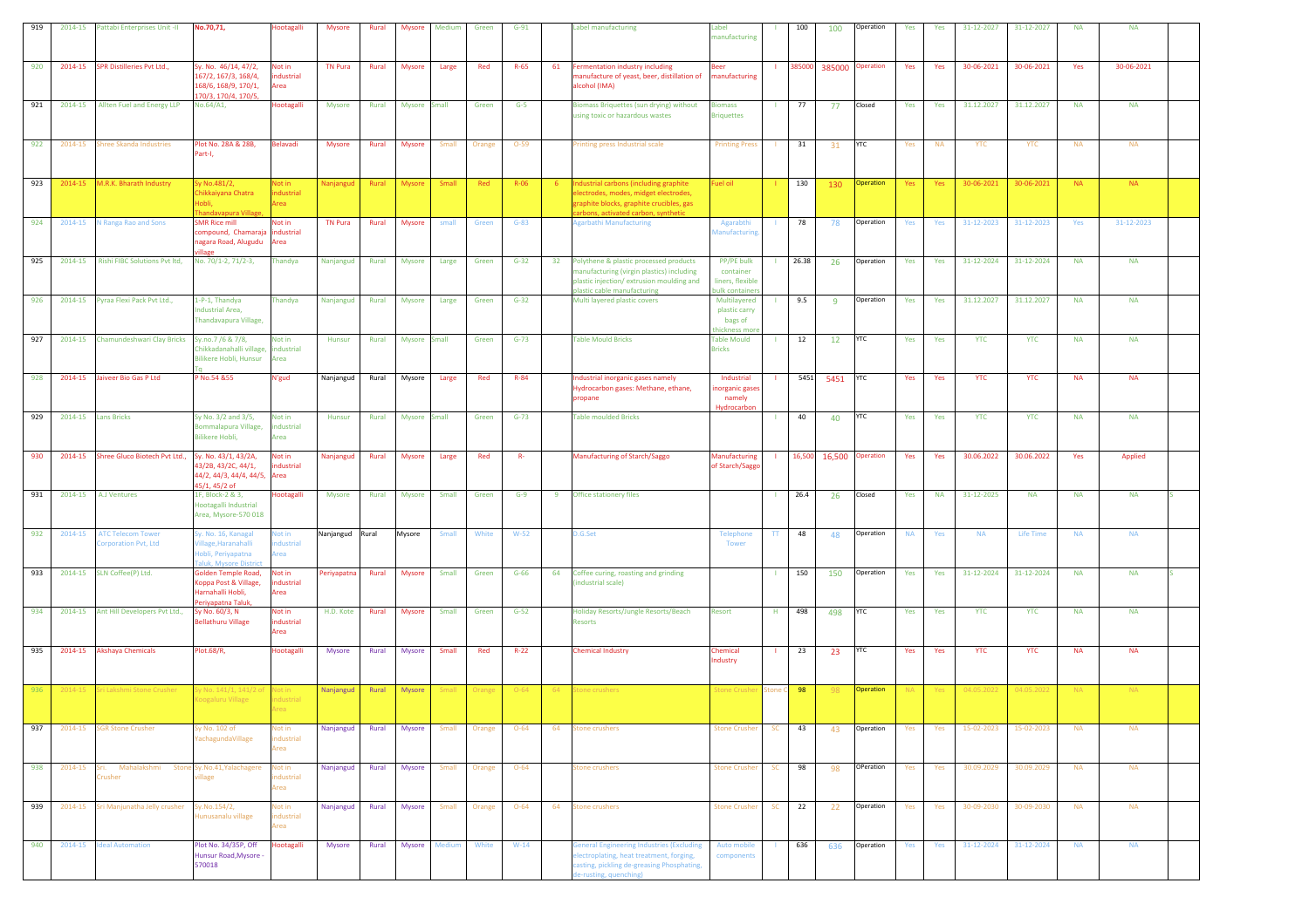| 919 | 2014-15 | Pattabi Enterprises Unit -II | No.70,71, | Hootagalli | Mysore | Rural | Mysore | Medium | Green | G-91 | | Label manufacturing | Label manufacturing | I | 100 | 100 | Operation | Yes | Yes | 31-12-2027 | 31-12-2027 | NA | NA | |
|---|---|---|---|---|---|---|---|---|---|---|---|---|---|---|---|---|---|---|---|---|---|---|---|---|
| 920 | 2014-15 | SPR Distilleries Pvt Ltd., | Sy. No. 46/14, 47/2, 167/2, 167/3, 168/4, 168/6, 168/9, 170/1, 170/3, 170/4, 170/5, | Not in industrial Area | TN Pura | Rural | Mysore | Large | Red | R-65 | 61 | Fermentation industry including manufacture of yeast, beer, distillation of alcohol (IMA) | Beer manufacturing | I | 385000 | 385000 | Operation | Yes | Yes | 30-06-2021 | 30-06-2021 | Yes | 30-06-2021 | |
| 921 | 2014-15 | Allten Fuel and Energy LLP | No.64/A1, | Hootagalli | Mysore | Rural | Mysore | Small | Green | G-5 | | Biomass Briquettes (sun drying) without using toxic or hazardous wastes | Biomass Briquettes | I | 77 | 77 | Closed | Yes | Yes | 31.12.2027 | 31.12.2027 | NA | NA | |
| 922 | 2014-15 | Shree Skanda Industries | Plot No. 28A & 28B, Part-I, | Belavadi | Mysore | Rural | Mysore | Small | Orange | O-59 | | Printing press Industrial scale | Printing Press | I | 31 | 31 | YTC | Yes | NA | YTC | YTC | NA | NA | |
| 923 | 2014-15 | M.R.K. Bharath Industry | Sy No.481/2, Chikkaiyana Chatra Hobli, Thandavapura Village, | Not in industrial Area | Nanjangud | Rural | Mysore | Small | Red | R-06 | 6 | Industrial carbons (including graphite electrodes, modes, midget electrodes, graphite blocks, graphite crucibles, gas carbons, activated carbon, synthetic | Fuel oil | I | 130 | 130 | Operation | Yes | Yes | 30-06-2021 | 30-06-2021 | NA | NA | |
| 924 | 2014-15 | N Ranga Rao and Sons | SMR Rice mill compound, Chamaraja nagara Road, Alugudu village | Not in industrial Area | TN Pura | Rural | Mysore | small | Green | G-83 | | Agarbathi Manufacturing | Agarabthi Manufacturing. | I | 78 | 78 | Operation | Yes | Yes | 31-12-2023 | 31-12-2023 | Yes | 31-12-2023 | |
| 925 | 2014-15 | Rishi FIBC Solutions Pvt ltd, | No. 70/1-2, 71/2-3, | Thandya | Nanjangud | Rural | Mysore | Large | Green | G-32 | 32 | Polythene & plastic processed products manufacturing (virgin plastics) including plastic injection/ extrusion moulding and plastic cable manufacturing | PP/PE bulk container liners, flexible bulk containers | I | 26.38 | 26 | Operation | Yes | Yes | 31-12-2024 | 31-12-2024 | NA | NA | |
| 926 | 2014-15 | Pyraa Flexi Pack Pvt Ltd., | 1-P-1, Thandya Industrial Area, Thandavapura Village, | Thandya | Nanjangud | Rural | Mysore | Large | Green | G-32 | | Multi layered plastic covers | Multilayered plastic carry bags of thickness more | I | 9.5 | 9 | Operation | Yes | Yes | 31.12.2027 | 31.12.2027 | NA | NA | |
| 927 | 2014-15 | Chamundeshwari Clay Bricks | Sy.no.7/6 & 7/8, Chikkadanahalli village, Bilikere Hobli, Hunsur Tq | Not in industrial Area | Hunsur | Rural | Mysore | Small | Green | G-73 | | Table Mould Bricks | Table Mould Bricks | I | 12 | 12 | YTC | Yes | Yes | YTC | YTC | NA | NA | |
| 928 | 2014-15 | Jaiveer Bio Gas P Ltd | P No.54 &55 | N'gud | Nanjangud | Rural | Mysore | Large | Red | R-84 | | Industrial inorganic gases namely Hydrocarbon gases: Methane, ethane, propane | Industrial inorganic gases namely Hydrocarbon | I | 5451 | 5451 | YTC | Yes | Yes | YTC | YTC | NA | NA | |
| 929 | 2014-15 | Lans Bricks | Sy No. 3/2 and 3/5, Bommalapura Village, Bilikere Hobli, | Not in industrial Area | Hunsur | Rural | Mysore | Small | Green | G-73 | | Table moulded Bricks | | I | 40 | 40 | YTC | Yes | Yes | YTC | YTC | NA | NA | |
| 930 | 2014-15 | Shree Gluco Biotech Pvt Ltd., | Sy. No. 43/1, 43/2A, 43/2B, 43/2C, 44/1, 44/2, 44/3, 44/4, 44/5, 45/1, 45/2 of | Not in industrial Area | Nanjangud | Rural | Mysore | Large | Red | R- | | Manufacturing of Starch/Saggo | Manufacturing of Starch/Saggo | I | 16,500 | 16,500 | Operation | Yes | Yes | 30.06.2022 | 30.06.2022 | Yes | Applied | |
| 931 | 2014-15 | A J Ventures | 1F, Block-2 & 3, Hootagalli Industrial Area, Mysore-570 018 | Hootagalli | Mysore | Rural | Mysore | Small | Green | G-9 | 9 | Office stationery files | | I | 26.4 | 26 | Closed | Yes | NA | 31-12-2025 | NA | NA | NA | S |
| 932 | 2014-15 | ATC Telecom Tower Corporation Pvt, Ltd | Sy. No. 16, Kanagal Village,Haranahalli Hobli, Periyapatna Taluk, Mysore District | Not in industrial Area | Nanjangud | Rural | Mysore | Small | White | W-52 | | D.G.Set | Telephone Tower | TT | 48 | 48 | Operation | NA | Yes | NA | Life Time | NA | NA | |
| 933 | 2014-15 | SLN Coffee(P) Ltd. | Golden Temple Road, Koppa Post & Village, Harnahalli Hobli, Periyapatna Taluk, | Not in industrial Area | Periyapatna | Rural | Mysore | Small | Green | G-66 | 64 | Coffee curing, roasting and grinding (industrial scale) | | I | 150 | 150 | Operation | Yes | Yes | 31-12-2024 | 31-12-2024 | NA | NA | S |
| 934 | 2014-15 | Ant Hill Developers Pvt Ltd., | Sy No. 60/3, N Bellathuru Village | Not in industrial Area | H.D. Kote | Rural | Mysore | Small | Green | G-52 | | Holiday Resorts/Jungle Resorts/Beach Resorts | Resort | H | 498 | 498 | YTC | Yes | Yes | YTC | YTC | NA | NA | |
| 935 | 2014-15 | Akshaya Chemicals | Plot.68/R, | Hootagalli | Mysore | Rural | Mysore | Small | Red | R-22 | | Chemical Industry | Chemical Industry | I | 23 | 23 | YTC | Yes | Yes | YTC | YTC | NA | NA | |
| 936 | 2014-15 | Sri Lakshmi Stone Crusher | Sy No. 141/1, 141/2 of Koogaluru Village | Not in industrial Area | Nanjangud | Rural | Mysore | Small | Orange | O-64 | 64 | Stone crushers | Stone Crusher | Stone C | 98 | 98 | Operation | NA | Yes | 04.05.2022 | 04.05.2022 | NA | NA | |
| 937 | 2014-15 | SGR Stone Crusher | Sy. No. 102 of YachagundaVillage | Not in industrial Area | Nanjangud | Rural | Mysore | Small | Orange | O-64 | 64 | Stone crushers | Stone Crusher | SC | 43 | 43 | Operation | Yes | Yes | 15-02-2023 | 15-02-2023 | NA | NA | |
| 938 | 2014-15 | Sri Mahalakshmi Stone Crusher | Sy.No.41,Yalachagere village | Not in industrial Area | Nanjangud | Rural | Mysore | Small | Orange | O-64 | | Stone crushers | Stone Crusher | SC | 98 | 98 | OPeration | Yes | Yes | 30.09.2029 | 30.09.2029 | NA | NA | |
| 939 | 2014-15 | Sri Manjunatha Jelly crusher | Sy.No.154/2, Hunusanalu village | Not in industrial Area | Nanjangud | Rural | Mysore | Small | Orange | O-64 | 64 | Stone crushers | Stone Crusher | SC | 22 | 22 | Operation | Yes | Yes | 30-09-2030 | 30-09-2030 | NA | NA | |
| 940 | 2014-15 | Ideal Automation | Plot No. 34/35P, Off Hunsur Road,Mysore - 570018 | Hootagalli | Mysore | Rural | Mysore | Medium | White | W-14 | | General Engineering Industries (Excluding electroplating, heat treatment, forging, casting, pickling de-greasing Phosphating, de-rusting, quenching) | Auto mobile components | I | 636 | 636 | Operation | Yes | Yes | 31-12-2024 | 31-12-2024 | NA | NA | |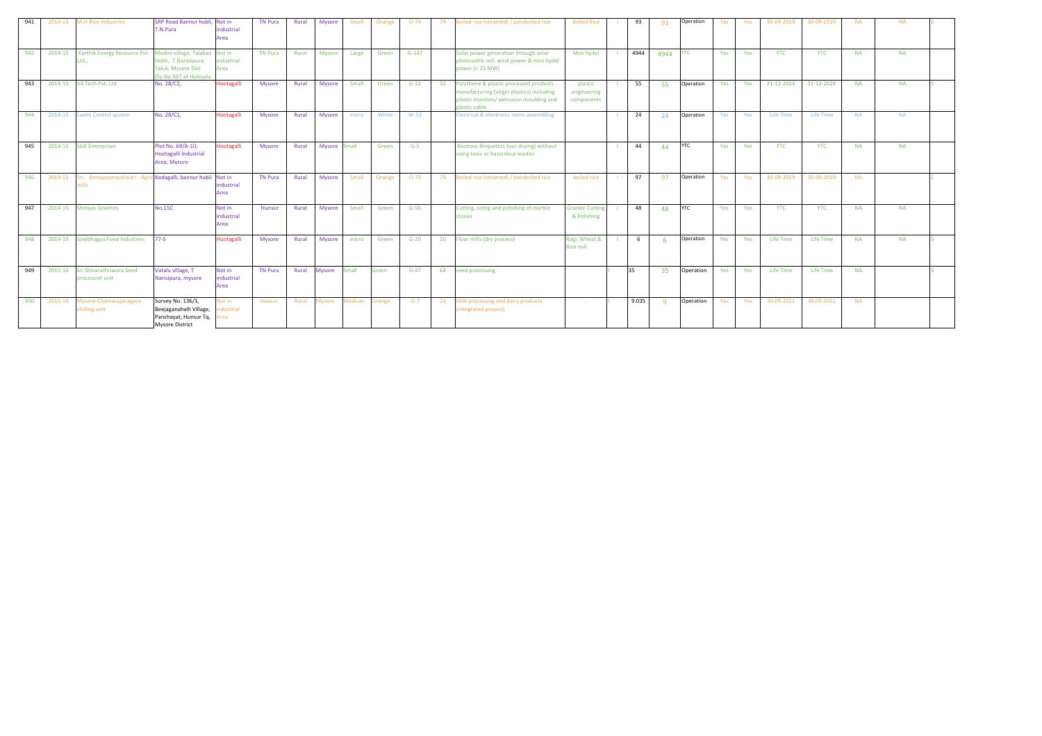| 941 | 2014-15 | M.H.Rice Industries | SRP Road Bannur hobli, T.N.Pura | Not in industrial Area | TN Pura | Rural | Mysore | Small | Orange | O-79 | 79 | Boiled rice (steamed) / paraboiled rice | Boiled Rice | I | 93 | 93 | Operation | Yes | Yes | 30-09-2019 | 30-09-2019 | NA | NA | E |
|---|---|---|---|---|---|---|---|---|---|---|---|---|---|---|---|---|---|---|---|---|---|---|---|---|
| 942 | 2014-15 | Karthik Energy Resource Pvt. Ltd., | Medini village, Talakad Hobli, T.Narasipura Taluk, Mysore Dist (Sy.No.807 of Holesalu | Not in industrial Area | TN Pura | Rural | Mysore | Large | Green | G-147 | | Solar power generation through solar photovoltic cell, wind power & mini hydel power (< 25 MW) | Mini hydel | I | 4944 | 4944 | YTC | Yes | Yes | YTC | YTC | NA | NA | |
| 943 | 2014-15 | V4 Tech Pvt. Ltd | No. 28/C2, | Hootagalli | Mysore | Rural | Mysore | Small | Green | G-32 | 32 | Polythene & plastic processed products manufacturing (virgin plastics) including plastic injection/ extrusion moulding and plastic cable | plastic engineering components | I | 55 | 55 | Operation | Yes | Yes | 31-12-2024 | 31-12-2024 | NA | NA | S |
| 944 | 2014-15 | Laxmi Control system | No. 28/C1, | Hootagalli | Mysore | Rural | Mysore | micro | White | W-13 | | Electrical & electronic items assembling | | I | 24 | 24 | Operation | Yes | Yes | Life Time | Life Time | NA | NA | |
| 945 | 2014-15 | SGK Enterprises | Plot No. 69/A-10, Hootagalli Industrial Area, Mysore | Hootagalli | Mysore | Rural | Mysore | Small | Green | G-5 | | Biomass Briquettes (sun drying) without using toxic or hazardous wastes | | I | 44 | 44 | YTC | Yes | Yes | YTC | YTC | NA | NA | |
| 946 | 2014-15 | Sri. Annapoorneshwari Agro mills | Kodagalli, bannur hobli | Not in industrial Area | TN Pura | Rural | Mysore | Small | Orange | O-79 | 79 | Boiled rice (steamed) / paraboiled rice | boiled rice | I | 97 | 97 | Operation | Yes | Yes | 30-09-2019 | 30-09-2019 | NA | | E |
| 947 | 2014-15 | Shreyas Granites | No.15C | Not in industrial Area | Hunsur | Rural | Mysore | Small | Green | G-56 | | Cutting, sizing and polishing of marble stones | Granite Cutting & Polishing | I | 48 | 48 | YTC | Yes | Yes | YTC | YTC | NA | NA | |
| 948 | 2014-15 | Sowbhagya Food Industries | 77-5 | Hootagalli | Mysore | Rural | Mysore | micro | Green | G-20 | 20 | Flour mills (dry process) | Ragi, Wheat & Rice mill | I | 6 | 6 | Operation | Yes | Yes | Life Time | Life Time | NA | NA | S |
| 949 | 2015-16 | Sri Shivarathriwara Seed processinf unit | Vatalu village, T Narisipura, mysore | Not in industrial Area | TN Pura | Rural | Mysore | Small | Green | G-47 | 64 | seed processing | | I | 35 | 35 | Operation | Yes | Yes | Life Time | Life Time | NA | | S |
| 950 | 2015-16 | Mysore-Chamarajanagara chilling unit | Survey No. 136/1, Beejaganahalli Village, Panchayat, Hunsur Tq, Mysore District | Not in industrial Area | Hunsur | Rural | Mysore | Medium | Orange | O-7 | 24 | Milk processing and dairy products (integrated project) | - | I | 9.035 | 9 | Operation | Yes | Yes | 30.09.2021 | 30.09.2021 | NA | | |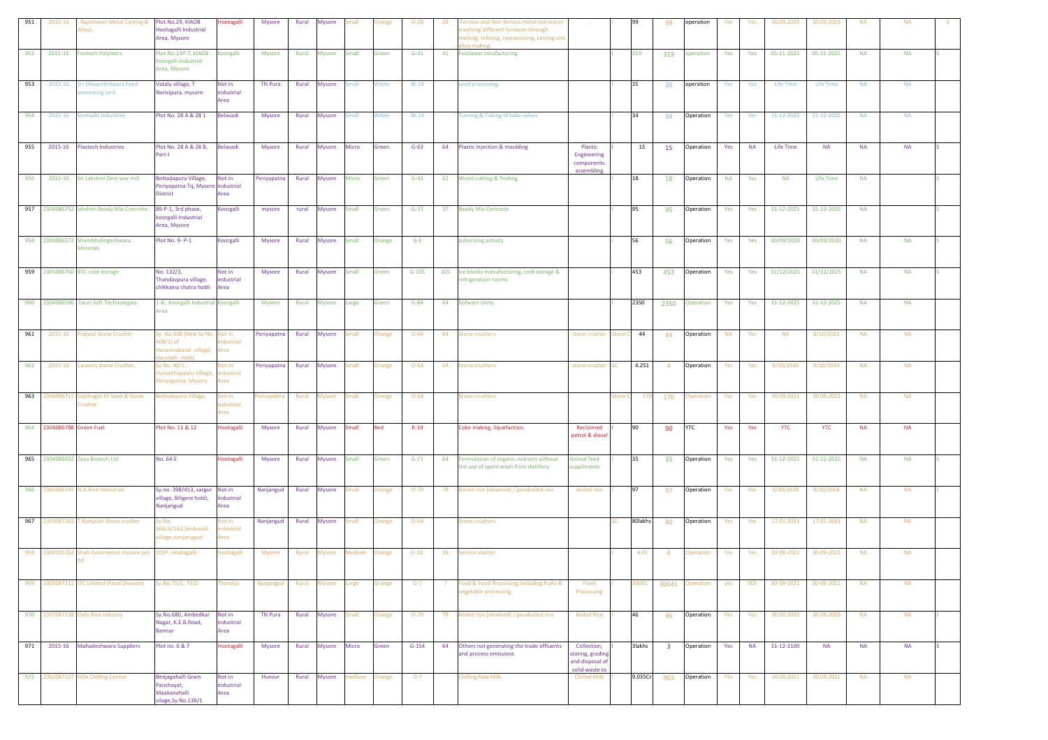| 951 | 2015-16 | Rajeshwari Metal Casting & Alloys | Plot.No.29, KIADB Hootagalli Industrial Area, Mysore | Hootagalli | Mysore | Rural | Mysore | Small | Orange | O-28 | 28 | Ferrous and Non ferrous metal extraction involving different furnaces through melting, refining, reprocessing, casting and alloy making | . | I | 99 | 99 | operation | Yes | Yes | 30.09.2029 | 30.09.2029 | NA | NA | S |
|---|---|---|---|---|---|---|---|---|---|---|---|---|---|---|---|---|---|---|---|---|---|---|---|---|
| 952 | 2015-16 | Footech Polymers | Plot.No.14P-7, KIADB Koorgalli Industrial Area, Mysore | Koorgalli | Mysore | Rural | Mysore | Small | Green | G-41 | 41 | Footwear mnufacturing | | I | 319 | 319 | operation | Yes | Yes | 05-11-2025 | 05-11-2025 | NA | NA | S |
| 953 | 2015-16 | Sri Shivarathriwara Feed processing unit | Vatalu village, T Narisipura, mysore | Not in industrial Area | TN Pura | Rural | Mysore | Small | White | W-14 | | seed processing | | I | 35 | 35 | operation | Yes | Yes | Life Time | Life Time | NA | NA | |
| 954 | 2015-16 | Simhadri Industries | Plot No. 28 A & 28 1 | Belavadi | Mysore | Rural | Mysore | Small | White | W-14 | | Turning & Tubing of tube valves | | I | 34 | 34 | Operation | Yes | Yes | 31-12-2025 | 31-12-2025 | NA | NA | |
| 955 | 2015-16 | Plastech Industries | Plot No. 28 A & 28 B, Part-I | Belavadi | Mysore | Rural | Mysore | Micro | Green | G-63 | 64 | Plastic injection & moulding | Plastic Engineering components assembling | I | 15 | 15 | Operation | Yes | NA | Life Time | NA | NA | NA | S |
| 956 | 2015-16 | Sri Lakshmi Devi saw mill | Bettadapura Village, Periyapatna Tq, Mysore District | Not in industrial Area | Periyapatna | Rural | Mysore | Micro | Green | G-42 | 42 | Wood cutting & Pealing | | I | 18 | 18 | Operation | NA | Yes | NA | Life Time | NA | | S |
| 957 | 2304086752 | lakshmi Ready Mix Concrete | 89-P-1, 3rd phase, koorgalli Industrial Area, Mysore | Koorgalli | mysore | rural | Mysore | Small | Green | G-37 | 37 | Ready Mix Concrete | | I | 95 | 95 | Operation | Yes | Yes | 31-12-2025 | 31-12-2025 | NA | | S |
| 958 | 2304086372 | Shambhulingeshwara Minerals | Plot No. 9- P-1 | Koorgalli | Mysore | Rural | Mysore | Small | Orange | G-6 | | pulvirizing activity | | I | 56 | 56 | Operation | Yes | Yes | 30/09/2020 | 30/09/2020 | NA | NA | S |
| 959 | 2305086760 | BTC cold storage | No. 132/3, Thandavpura village, chikkaina chatra hobli | Not in industrial Area | Mysore | Rural | Mysore | Small | Green | G-105 | 105 | Ice blocks manufacturing, cold storage & refrigeration rooms | | I | 453 | 453 | Operation | Yes | Yes | 31/12/2025 | 31/12/2025 | NA | NA | S |
| 960 | 2304086596 | Excel Soft Technologies | 1-B, Koorgalli Industrial Area | Koorgalli | Mysore | Rural | Mysore | Large | Green | G-84 | 64 | Sofware Units | | I | 2350 | 2350 | Operation | Yes | Yes | 31-12-2025 | 31-12-2025 | NA | NA | |
| 961 | 2015-16 | Prajwal Stone Crusher | Sy. No.408 (New Sy No. 408/1) of Hasuvinakaval village, Haranalli Hobli, | Not in industrial Area | Periyapatna | Rural | Mysore | Small | Orange | O-64 | 64 | Stone crushers | stone crusher | Stone C | 44 | 44 | Operation | NA | Yes | NA | 8/10/2022 | NA | NA | |
| 962 | 2015-16 | Cauvery Stone Crusher, | Sy No. 40/1, Hunsethoppalu Village, Periyapatna, Mysore | Not in industrial Area | Periyapatna | Rural | Mysore | Small | Orange | O-64 | 64 | Stone crushers | stone crusher | SC | 4.251 | 4 | Operation | Yes | Yes | 9/30/2030 | 9/30/2030 | NA | NA | |
| 963 | 2306086711 | Sapthagiri M Sand & Stone Crusher | Bettadapura Village, | Not in industrial Area | Periyapatna | Rural | Mysore | Small | Orange | O-64 | | Stone crushers | | Stone C | 170 | 170 | Operation | Yes | Yes | 30.09.2023 | 30.09.2023 | NA | NA | |
| 964 | 2304086788 | Green Fuel | Plot No. 11 & 12 | Hootagalli | Mysore | Rural | Mysore | Small | Red | R-19 | | Coke making, liquefaction, | Reclaimed petrol & diesel | I | 90 | 90 | YTC | Yes | Yes | YTC | YTC | NA | NA | |
| 965 | 2304086432 | Zeus Biotech Ltd | No. 64-E | Hootagalli | Mysore | Rural | Mysore | Small | Green | G-71 | 64 | Formulation of organic nutrient without the use of spent wash from distillery | Animal feed suppliments | I | 35 | 35 | Operation | Yes | Yes | 31-12-2025 | 31-12-2025 | NA | NA | S |
| 966 | 2305086591 | N.A.Rice Industries | Sy.no. 398/413, sargur village, Biligere hobli, Nanjangud | Not in industrial Area | Nanjangud | Rural | Mysore | Small | Orange | O-79 | 79 | Boiled rice (steamed) / paraboiled rice | boiled rice | I | 97 | 97 | Operation | Yes | Yes | 9/30/2028 | 9/30/2028 | NA | NA | E |
| 967 | 2305087161 | T.Nanjaiah Stone crusher | Sy.No. 366/A/1A2,Sinduvalli village,nanjanagud | Not in industrial Area | Nanjangud | Rural | Mysore | Small | Orange | O-64 | | Stone crushers | | SC | 80lakhs | 80 | Operation | Yes | Yes | 17.01.2023 | 17.01.2023 | NA | NA | |
| 968 | 2304105762 | Shah Automotive mysore pvt ltd | 101P, Hootagalli | Hootagalli | Mysore | Rural | Mysore | Medium | Orange | O-18 | 18 | Service station | | I | 4.95 | 4 | Operation | Yes | Yes | 30-09-2022 | 30-09-2022 | NA | NA | |
| 969 | 2305087311 | ITC Limited (Food Division) | Sy.No.75/1, 75/2 | Thandya | Nanjangud | Rural | Mysore | Large | Orange | O-7 | 7 | Food & Food Processing including fruits & vegetable processing | Food Processing | I | 30041 | 30041 | Operation | yes | YES | 30-09-2021 | 30-09-2021 | NA | NA | |
| 970 | 2307087138 | Elahi Rice Industry | Sy.No.680, Ambedkar Nagar, K.E.B.Road, Bannur | Not in industrial Area | TN Pura | Rural | Mysore | Small | Orange | O-79 | 79 | Boiled rice (steamed) / paraboiled rice | Boiled Rice | I | 46 | 46 | Operation | Yes | Yes | 30.09.2029 | 30.09.2029 | NA | NA | E |
| 971 | 2015-16 | Mahadeshwara Suppliers | Plot no. 6 & 7 | Hootagalli | Mysore | Rural | Mysore | Micro | Green | G-154 | 64 | Others not generating the trade effluents and process emissions | Collection, storing, grading and disposal of solid waste to | I | 3lakhs | 3 | Operation | Yes | NA | 31-12-2100 | NA | NA | NA | S |
| 972 | 2302087157 | Milk Chilling Centre | Beejagahalli Gram Panchayat, Maakanahalli vilage,Sy.No.136/1 | Not in industrial Area | Hunsur | Rural | Mysore | medium | Orange | O-7 | | Chilling Raw Milk | Chilled Milk | I | 9.035Cr | 903 | Operation | YEs | Yes | 30.09.2021 | 30.09.2021 | NA | NA | |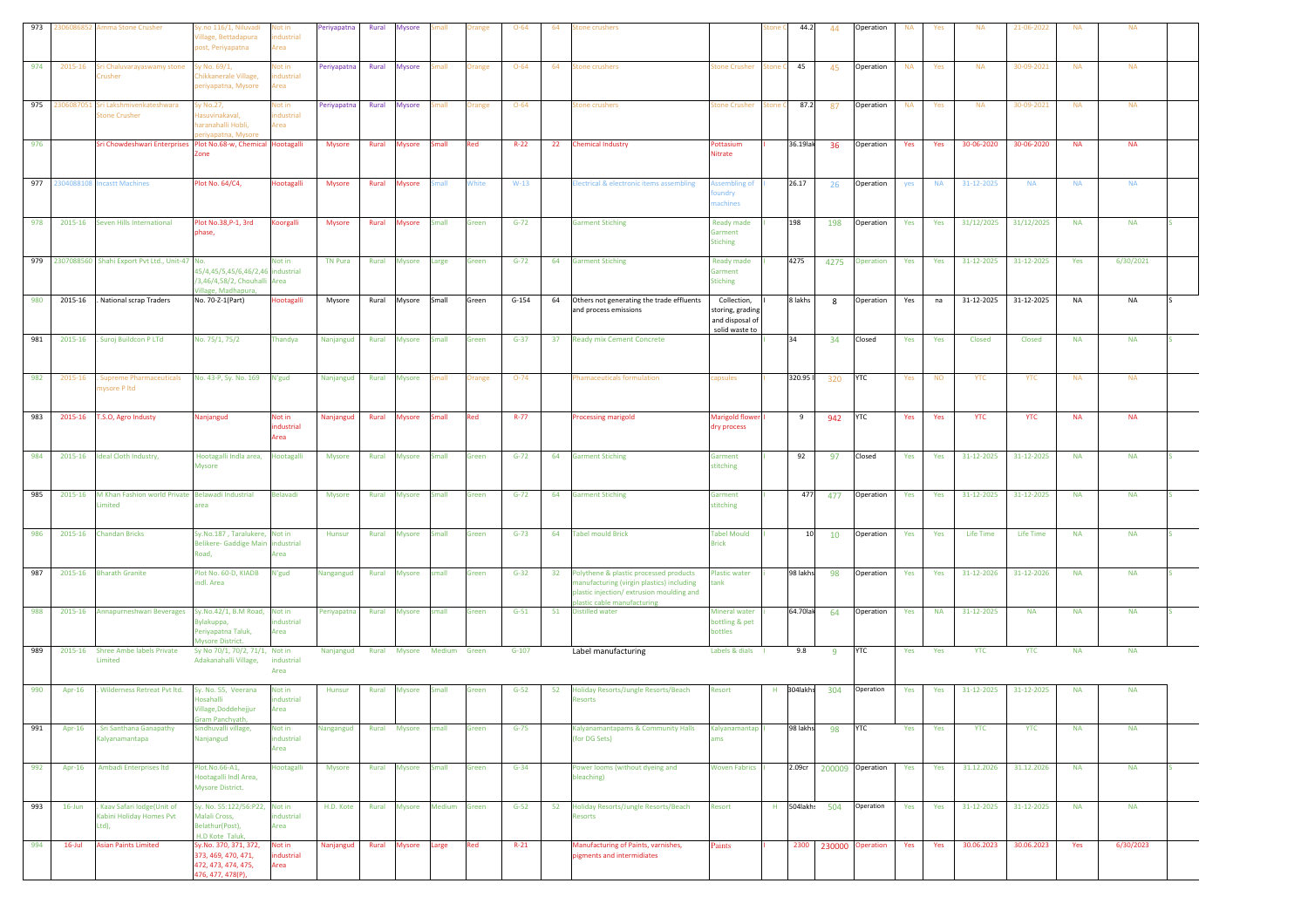| 973 | 2306086852 | Amma Stone Crusher | Sy.no 116/1, Niluvadi Village, Bettadapura post, Periyapatna | Not in industrial Area | Periyapatna | Rural | Mysore | Small | Orange | O-64 | 64 | Stone crushers | | Stone C | 44.2 | 44 | Operation | NA | Yes | NA | 21-06-2022 | NA | NA | |
|---|---|---|---|---|---|---|---|---|---|---|---|---|---|---|---|---|---|---|---|---|---|---|---|---|
| 974 | 2015-16 | Sri Chaluvarayaswamy stone Crusher | Sy No. 69/1, Chikkanerale Village, periyapatna, Mysore | Not in industrial Area | Periyapatna | Rural | Mysore | Small | Orange | O-64 | 64 | Stone crushers | Stone Crusher | Stone C | 45 | 45 | Operation | NA | Yes | NA | 30-09-2021 | NA | NA | |
| 975 | 2306087051 | Sri Lakshmivenkateshwara Stone Crusher | Sy No.27, Hasuvinakaval, haranahalli Hobli, periyapatna, Mysore | Not in industrial Area | Periyapatna | Rural | Mysore | Small | Orange | O-64 | | Stone crushers | Stone Crusher | Stone C | 87.2 | 87 | Operation | NA | Yes | NA | 30-09-2021 | NA | NA | |
| 976 | | Sri Chowdeshwari Enterprises | Plot No.68-w, Chemical Zone | Hootagalli | Mysore | Rural | Mysore | Small | Red | R-22 | 22 | Chemical Industry | Pottasium Nitrate | I | 36.19lak | 36 | Operation | Yes | Yes | 30-06-2020 | 30-06-2020 | NA | NA | |
| 977 | 2304088108 | Incastt Machines | Plot No. 64/C4, | Hootagalli | Mysore | Rural | Mysore | Small | White | W-13 | | Electrical & electronic items assembling | Assembling of foundry machines | I | 26.17 | 26 | Operation | yes | NA | 31-12-2025 | NA | NA | NA | |
| 978 | 2015-16 | Seven Hills International | Plot No.38,P-1, 3rd phase, | Koorgalli | Mysore | Rural | Mysore | Small | Green | G-72 | | Garment Stiching | Ready made Garment Stiching | I | 198 | 198 | Operation | Yes | Yes | 31/12/2025 | 31/12/2025 | NA | NA | S |
| 979 | 2307088560 | Shahi Export Pvt Ltd., Unit-47 | No. 45/4,45/5,45/6,46/2,46/3,46/4,58/2, Chouhalli Village, Madhapura, | Not in industrial Area | TN Pura | Rural | Mysore | Large | Green | G-72 | 64 | Garment Stiching | Ready made Garment Stiching | I | 4275 | 4275 | Operation | Yes | Yes | 31-12-2025 | 31-12-2025 | Yes | 6/30/2021 | |
| 980 | 2015-16 | . National scrap Traders | No. 70-Z-1(Part) | Hootagalli | Mysore | Rural | Mysore | Small | Green | G-154 | 64 | Others not generating the trade effluents and process emissions | Collection, storing, grading and disposal of solid waste to | I | 8 lakhs | 8 | Operation | Yes | na | 31-12-2025 | 31-12-2025 | NA | NA | S |
| 981 | 2015-16 | . Suroj Buildcon P LTd | No. 75/1, 75/2 | Thandya | Nanjangud | Rural | Mysore | Small | Green | G-37 | 37 | Ready mix Cement Concrete | | I | 34 | 34 | Closed | Yes | Yes | Closed | Closed | NA | NA | S |
| 982 | 2015-16 | . Supreme Pharmaceuticals mysore P ltd | No. 43-P, Sy. No. 169 | N'gud | Nanjangud | Rural | Mysore | Small | Orange | O-74 | | Phamaceuticals formulation | capsules | I | 320.95 l | 320 | YTC | Yes | NO | YTC | YTC | NA | NA | |
| 983 | 2015-16 | T.S.O, Agro Industy | Nanjangud | Not in industrial Area | Nanjangud | Rural | Mysore | Small | Red | R-77 | | Processing marigold | Marigold flower dry process | I | 9 | 942 | YTC | Yes | Yes | YTC | YTC | NA | NA | |
| 984 | 2015-16 | Ideal Cloth Industry, | Hootagalli Indla area, Mysore | Hootagalli | Mysore | Rural | Mysore | Small | Green | G-72 | 64 | Garment Stiching | Garment stitching | I | 92 | 97 | Closed | Yes | Yes | 31-12-2025 | 31-12-2025 | NA | NA | S |
| 985 | 2015-16 | M Khan Fashion world Private Limited | Belavadi Industrial area | Belavadi | Mysore | Rural | Mysore | Small | Green | G-72 | 64 | Garment Stiching | Garment stitching | I | 477 | 477 | Operation | Yes | Yes | 31-12-2025 | 31-12-2025 | NA | NA | S |
| 986 | 2015-16 | Chandan Bricks | Sy.No.187 , Taralakere, Belikere- Gaddige Main Road, | Not in industrial Area | Hunsur | Rural | Mysore | Small | Green | G-73 | 64 | Tabel mould Brick | Tabel Mould Brick | I | 10 | 10 | Operation | Yes | Yes | Life Time | Life Time | NA | NA | S |
| 987 | 2015-16 | Bharath Granite | Plot No. 60-D, KIADB indl. Area | N'gud | Nangangud | Rural | Mysore | small | Green | G-32 | 32 | Polythene & plastic processed products manufacturing (virgin plastics) including plastic injection/ extrusion moulding and plastic cable manufacturing | Plastic water tank | I | 98 lakhs | 98 | Operation | Yes | Yes | 31-12-2026 | 31-12-2026 | NA | NA | S |
| 988 | 2015-16 | Annapurneshwari Beverages | Sy.No.42/1, B.M Road, Bylakuppa, Periyapatna Taluk, Mysore District. | Not in industrial Area | Periyapatna | Rural | Mysore | small | Green | G-51 | 51 | Distilled water | Mineral water bottling & pet bottles | I | 64.70lak | 64 | Operation | Yes | NA | 31-12-2025 | NA | NA | NA | S |
| 989 | 2015-16 | Shree Ambe labels Private Limited | Sy No 70/1, 70/2, 71/1, Adakanahalli Village, | Not in industrial Area | Nanjangud | Rural | Mysore | Medium | Green | G-107 | | Label manufacturing | Labels & dials | I | 9.8 | 9 | YTC | Yes | Yes | YTC | YTC | NA | NA | |
| 990 | Apr-16 | . Wilderness Retreat Pvt ltd. | Sy. No. 55, Veerana Hosahalli Village,Doddehejjur Gram Panchyath, | Not in industrial Area | Hunsur | Rural | Mysore | Small | Green | G-52 | 52 | Holiday Resorts/Jungle Resorts/Beach Resorts | Resort | H | 304lakhs | 304 | Operation | Yes | Yes | 31-12-2025 | 31-12-2025 | NA | NA | |
| 991 | Apr-16 | . Sri Santhana Ganapathy Kalyanamantapa | Sindhuvalli village, Nanjangud | Not in industrial Area | Nangangud | Rural | Mysore | small | Green | G-75 | | Kalyanamantapams & Community Halls (for DG Sets) | Kalyanamantapams | I | 98 lakhs | 98 | YTC | Yes | Yes | YTC | YTC | NA | NA | |
| 992 | Apr-16 | Ambadi Enterprises ltd | Plot.No.66-A1, Hootagalli Indl Area, Mysore District. | Hootagalli | Mysore | Rural | Mysore | Small | Green | G-34 | | Power looms (without dyeing and bleaching) | Woven Fabrics | I | 2.09cr | 200009 | Operation | Yes | Yes | 31.12.2026 | 31.12.2026 | NA | NA | S |
| 993 | 16-Jun | . Kaav Safari lodge(Unit of Kabini Holiday Homes Pvt Ltd), | Sy. No. 55:122/56:P22, Malali Cross, Belathur(Post), H.D Kote Taluk, | Not in industrial Area | H.D. Kote | Rural | Mysore | Medium | Green | G-52 | 52 | Holiday Resorts/Jungle Resorts/Beach Resorts | Resort | H | 504lakhs | 504 | Operation | Yes | Yes | 31-12-2025 | 31-12-2025 | NA | NA | |
| 994 | 16-Jul | Asian Paints Limited | Sy.No. 370, 371, 372, 373, 469, 470, 471, 472, 473, 474, 475, 476, 477, 478(P), | Not in industrial Area | Nanjangud | Rural | Mysore | Large | Red | R-21 | | Manufacturing of Paints, varnishes, pigments and intermidiates | Paints | I | 2300 | 230000 | Operation | Yes | Yes | 30.06.2023 | 30.06.2023 | Yes | 6/30/2023 | |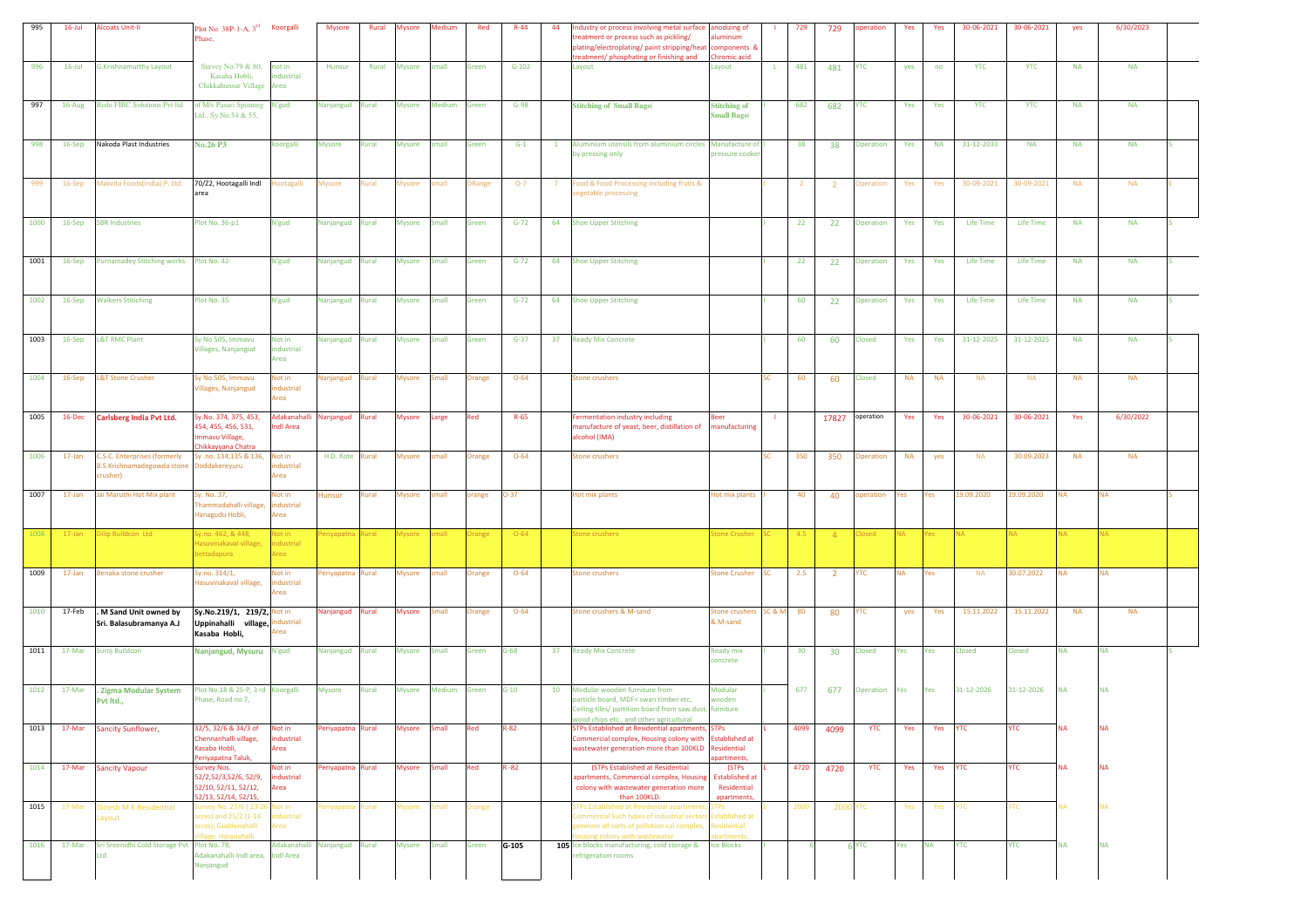| 995 | 16-Jul | Alcoats Unit-II | Plot No. 38P-1-A, 3rd Phase, | Koorgalli | Mysore | Rural | Mysore | Medium | Red | R-44 | 44 | Industry or process involving metal surface treatment or process such as pickling/ plating/electroplating/ paint stripping/heat treatment/ phosphating or finishing and | anodizing of aluminum components & Chromic acid | I | 729 | 729 | operation | Yes | Yes | 30-06-2021 | 30-06-2021 | yes | 6/30/2023 | |
|---|---|---|---|---|---|---|---|---|---|---|---|---|---|---|---|---|---|---|---|---|---|---|---|---|
| 996 | 16-Jul | G.Krishnamurthy Layout | Survey No.79 & 80, Kasaba Hobli, Chikkahunsur Village | not in industrial Area | Hunsur | Rural | Mysore | small | Green | G-102 | | Layout | Layout | L | 481 | 481 | YTC | yes | no | YTC | YTC | NA | NA | |
| 997 | 16-Aug | Rishi FIBC Solutions Pvt ltd | of M/s Pasari Spinning Ltd., Sy.No.54 & 55, | N'gud | Nanjangud | Rural | Mysore | Medium | Green | G-98 | | **Stitching of Small Bags(** | **Stitching of Small Bags(** | I | 682 | 682 | YTC | Yes | Yes | YTC | YTC | NA | NA | |
| 998 | 16-Sep | Nakoda Plast Industries | **No.26 P3** | koorgalli | Mysore | Rural | Mysore | small | Green | G-1 | 1 | Aluminium utensils from aluminium circles by pressing only | Manufacture of pressure cooker | I | 38 | 38 | Operation | Yes | NA | 31-12-2033 | NA | NA | NA | S |
| 999 | 16-Sep | Maxvita Foods(India) P. Ltd | 70/Z2, Hootagalli Indl area | Hootagalli | Mysore | Rural | Mysore | small | ORange | O-7 | 7 | Food & Food Processing including fruits & vegetable processing | | I | 2 | 2 | Operation | Yes | Yes | 30-09-2021 | 30-09-2021 | NA | NA | E |
| 1000 | 16-Sep | SBR Industries | Plot No. 36-p1 | N'gud | Nanjangud | Rural | Mysore | Small | Green | G-72 | 64 | Shoe Upper Stitching | | I | 22 | 22 | Operation | Yes | Yes | Life Time | Life Time | NA | NA | S |
| 1001 | 16-Sep | Purnamadey Stitching works | Plot No. 42- | N'gud | Nanjangud | Rural | Mysore | Small | Green | G-72 | 64 | Shoe Upper Stitching | | I | 22 | 22 | Operation | Yes | Yes | Life Time | Life Time | NA | NA | S |
| 1002 | 16-Sep | Walkers Stitiching | Plot No. 35 | N'gud | Nanjangud | Rural | Mysore | Small | Green | G-72 | 64 | Shoe Upper Stitching | | I | 60 | 22 | Operation | Yes | Yes | Life Time | Life Time | NA | NA | S |
| 1003 | 16-Sep | L&T RMC Plant | Sy No 505, Immavu Villages, Nanjangud | Not in industrial Area | Nanjangud | Rural | Mysore | Small | Green | G-37 | 37 | Ready Mix Concrete | | I | 60 | 60 | Closed | Yes | Yes | 31-12-2025 | 31-12-2025 | NA | NA | |
| 1004 | 16-Sep | L&T Stone Crusher | Sy No 505, Immavu Villages, Nanjangud | Not in industrial Area | Nanjangud | Rural | Mysore | Small | Orange | O-64 | | Stone crushers | | SC | 60 | 60 | Closed | NA | NA | NA | NA | NA | NA | |
| 1005 | 16-Dec | **Carlsberg India Pvt Ltd.** | Sy.No. 374, 375, 453, 454, 455, 456, 531, Immavu Village, Chikkayyana Chatra | Adakanahalli Indl Area | Nanjangud | Rural | Mysore | Large | Red | R-65 | | Fermentation industry including manufacture of yeast, beer, distillation of alcohol (IMA) | Beer manufacturing | I | | 17827 | operation | Yes | Yes | 30-06-2021 | 30-06-2021 | Yes | 6/30/2022 | |
| 1006 | 17-Jan | C.S.C. Enterprises (formerly B.S.Krishnamadegowda stone crusher) | Sy .no. 134,135 & 136, Doddakereyuru | Not in industrial Area | H.D. Kote | Rural | Mysore | small | Orange | O-64 | | Stone crushers | | SC | 350 | 350 | Operation | NA | yes | NA | 30.09.2023 | NA | NA | |
| 1007 | 17-Jan | Jai Maruthi Hot Mix plant | Sy. No. 37, Thammadahalli village, Hanagudu Hobli, | Not in industrial Area | Hunsur | Rural | Mysore | small | orange | O-37 | | Hot mix plants | Hot mix plants | I | 40 | 40 | operation | Yes | Yes | 19.09.2020 | 19.09.2020 | NA | NA | S |
| 1008 | 17-Jan | Dilip Buildcon Ltd | Sy.no. 462, & 448, Hasuvinakaval village, bettadapura | Not in industrial Area | Periyapatna | Rural | Mysore | small | Orange | O-64 | | Stone crushers | Stone Crusher | SC | 4.5 | 4 | Closed | NA | Yes | NA | NA | NA | NA | |
| 1009 | 17-Jan | Benaka stone crusher | Sy.no. 314/1, Hasuvinakaval village, | Not in industrial Area | Periyapatna | Rural | Mysore | small | Orange | O-64 | | Stone crushers | Stone Crusher | SC | 2.5 | 2 | YTC | NA | Yes | NA | 30.07.2022 | NA | NA | |
| 1010 | 17-Feb | . M Sand Unit owned by Sri. Balasubramanya A.J | **Sy.No.219/1, 219/2, Uppinahalli village, Kasaba Hobli,** | Not in industrial Area | Nanjangud | Rural | Mysore | Small | Orange | O-64 | | Stone crushers & M-sand | Stone crushers & M-sand | SC & M | 80 | 80 | YTC | yes | Yes | 15.11.2022 | 15.11.2022 | NA | NA | |
| 1011 | 17-Mar | Suroj Buildcon | **Nanjangud, Mysuru** | N'gud | Nanjangud | Rural | Mysore | Small | Green | G-68 | 37 | Ready Mix Concrete | Ready mix concrete | I | 30 | 30 | Closed | Yes | Yes | Closed | Closed | NA | NA | S |
| 1012 | 17-Mar | . Zigma Modular System Pvt ltd., | Plot No.18 & 25-P, 3 rd Phase, Road no.7, | Koorgalli | Mysore | Rural | Mysore | Medium | Green | G-10 | 10 | Modular wooden furniture from particle board, MDF< swan timber etc, Ceiling tiles/ partition board from saw dust, wood chips etc., and other agricultural | Modular wooden furniture | I | 677 | 677 | Operation | Yes | Yes | 31-12-2026 | 31-12-2026 | NA | NA | |
| 1013 | 17-Mar | Sancity Sunflower, | 32/5, 32/6 & 34/3 of Chennanhalli village, Kasaba Hobli, Periyapatna Taluk, | Not in industrial Area | Periyapatna | Rural | Mysore | Small | Red | R-82 | | STPs Established at Residential apartments, Commercial complex, Housing colony with wastewater generation more than 100KLD | STPs Established at Residential apartments, | L | 4099 | 4099 | YTC | Yes | Yes | YTC | YTC | NA | NA | |
| 1014 | 17-Mar | Sancity Vapour | Survey Nos. 52/2,52/3,52/6, 52/9, 52/10, 52/11, 52/12, 52/13, 52/14, 52/15, | Not in industrial Area | Periyapatna | Rural | Mysore | Small | Red | R -82 | | (STPs Established at Residential apartments, Commercial complex, Housing colony with wastewater generation more than 100KLD. | (STPs Established at Residential apartments, | L | 4720 | 4720 | YTC | Yes | Yes | YTC | YTC | NA | NA | |
| 1015 | 17-Mar | Dinesh M K Residential Layout | Survey No. 27/6 ( 23-26 acres) and 25/2 (1-14 acres), Guddenahalli Village, Haranahalli | Not in industrial Area | Periyapatna | Rural | Mysore | Small | Orange | | | STPs Established at Residential apartments, Commercial Such types of industrial sectors generate all sorts of pollution.cal complex, Housing colony with wastewater | STPs Established at Residential apartments, | L | 2000 | 2000 | YTC | Yes | Yes | YTC | YTC | NA | NA | |
| 1016 | 17-Mar | Sri Sreenidhi Cold Storage Pvt Ltd | Plot No. 78, Adakanahalli Indl area, Nanjangud | Adakanahalli Indl Area | Nanjangud | Rural | Mysore | Small | Green | **G-105** | **105** | Ice blocks manufacturing, cold storage & refrigeration rooms | Ice Blocks | I | 6 | 6 | YTC | Yes | NA | YTC | YTC | NA | NA | |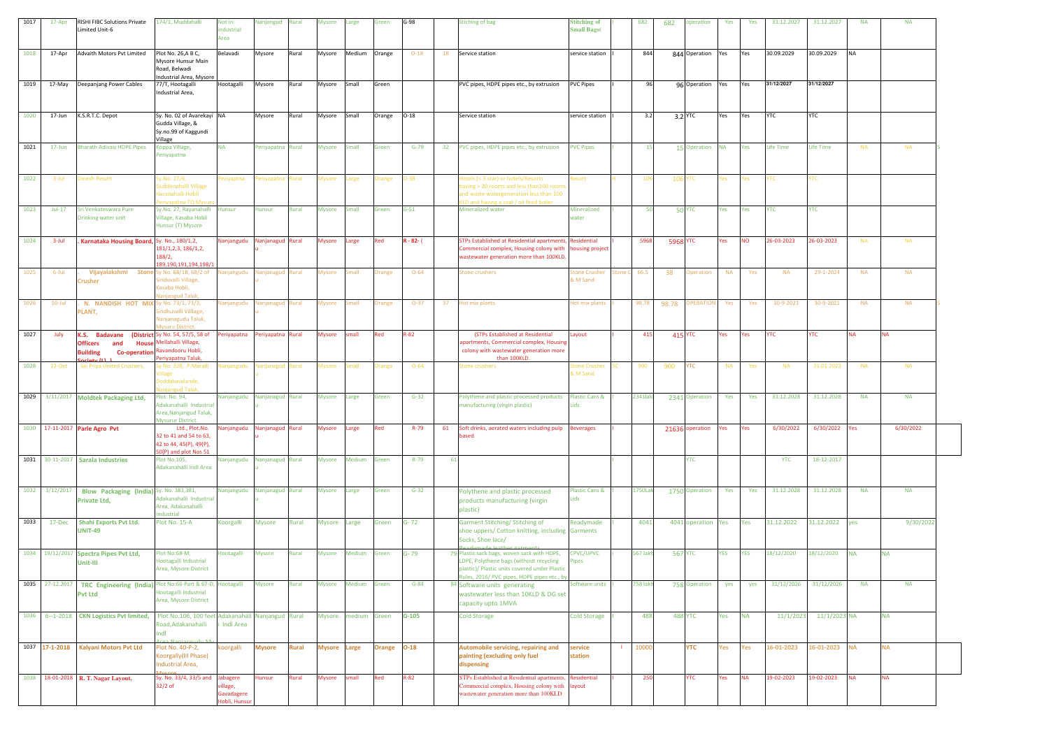| | | | | | | | | | | | | | | | | | | | | | | | |
|---|---|---|---|---|---|---|---|---|---|---|---|---|---|---|---|---|---|---|---|---|---|---|---|
| 1017 | 17-Apr | RISHI FIBC Solutions Private Limited Unit-6 | 174/1, Muddahalli | Not in industrial Area | Nanjangud | Rural | Mysore | Large | Green | G-98 | | Stiching of bag | Stitching of Small Bags( | I | 682 | 682 | operation | Yes | Yes | 31.12.2027 | 31.12.2027 | NA | NA |
| 1018 | 17-Apr | Advaith Motors Pvt Limited | Plot No. 26,A B C, Mysore Hunsur Main Road, Belwadi Industrial Area, Mysore | Belavadi | Mysore | Rural | Mysore | Medium | Orange | O-18 | 18 | Service station | service station | I | 844 | 844 | Operation | Yes | Yes | 30.09.2029 | 30.09.2029 | NA | |
| 1019 | 17-May | Deepanjang Power Cables | 77/T, Hootagalli Industrial Area, | Hootagalli | Mysore | Rural | Mysore | Small | Green | | | PVC pipes, HDPE pipes etc., by extrusion | PVC Pipes | I | 96 | 96 | Operation | Yes | Yes | 31/12/2027 | 31/12/2027 | | |
| 1020 | 17-Jun | K.S.R.T.C. Depot | Sy. No. 02 of Avarekayi Gudda Village, & Sy.no.99 of Kaggundi Village | NA | Mysore | Rural | Mysore | Small | Orange | O-18 | | Service station | service station | I | 3.2 | 3.2 | YTC | Yes | Yes | YTC | YTC | | |
| 1021 | 17-Jun | Bharath Adivasi HDPE Pipes | Koppa Village, Periyapatna | NA | Periyapatna | Rural | Mysore | Small | Green | G-79 | 32 | PVC pipes, HDPE pipes etc., by extrusion | PVC Pipes | I | 15 | 15 | Operation | NA | Yes | Life Time | Life Time | NA | NA |
| 1022 | 3-Jul | Dinesh Resort | Sy.No. 27/6, Guddenahalli Village Haranahalli Hobli Periyapatna TQ Mysuru | Periyaptna | Periyapatna | Rural | Mysore | Large | Orange | O-38 | | Hotels (< 3 star) or hotels/Resorts having > 20 rooms and less than100 rooms and waste-watergeneration less than 100 KLD and having a coal / oil fired boiler | Resort | H | 106 | 106 | YTC | Yes | Yes | YTC | YTC | | |
| 1023 | Jul-17 | Sri Venkateswara Pure Drinking water unit | Sy.No. 27, Rayanahalli Village, Kasaba Hobli Hunsur (T) Mysore | Hunsur | Hunsur | Rural | Mysore | Small | Green | G-51 | | Mineralized water | Mineralized water | I | 50 | 50 | YTC | Yes | Yes | YTC | YTC | | |
| 1024 | 3-Jul | . Karnataka Housing Board, | Sy. No., 180/1,2, 181/1,2,3, 186/1,2, 188/2, 189,190,191,194,198/1 | Nanjangudu | Nanjanagudu | Rural | Mysore | Large | Red | R - 82- ( | | STPs Established at Residential apartments, Commercial complex, Housing colony with wastewater generation more than 100KLD. | Residential housing project | I | 5968 | 5968 | YTC | Yes | NO | 26-03-2023 | 26-03-2023 | NA | NA |
| 1025 | 6-Jul | . Vijayalakshmi Stone Crusher | Sy No. 68/18, 68/2 of Sinduvalli Village, Kasaba Hobli, Nanjangud Taluk, | Nanjangudu | Nanjanagudu | Rural | Mysore | Small | Orange | O-64 | | Stone crushers | Stone Crusher & M Sand | Stone C | 66.5 | 38 | Operation | NA | Yes | NA | 29-1-2024 | NA | NA |
| 1026 | 10-Jul | . N. NANDISH HOT MIX PLANT, | Sy No. 73/1, 73/3, Sindhuvalli Vilage, Nanjanagudu Taluk, Mysuru District. | Nanjangudu | Nanjanagudu | Rural | Mysore | Small | Orange | O-37 | 37 | Hot mix plants | Hot mix plants | I | 98.78 | 98.78 | OPERATION | Yes | Yes | 30-9-2021 | 30-9-2021 | NA | NA |
| 1027 | July | K.S. Badavane (District Officers and House Building Co-operation Society (L) ) | Sy No, 54, 57/5, 58 of Mellahalli Village, Ravandooru Hobli, Periyapatna Taluk, | Periyapatna | Periyapatna | Rural | Mysore | small | Red | R-82 | | (STPs Established at Residential apartments, Commercial complex, Housing colony with wastewater generation more than 100KLD. | Layout | I | 415 | 415 | YTC | Yes | Yes | YTC | YTC | NA | NA |
| 1028 | 12-Oct | Sai Priya United Crushers, | Sy No. 328, P.Maralli Village Doddakavalande, Nanjangud Taluk, | Nanjangudu | Nanjanagudu | Rural | Mysore | Small | Orange | O-64 | | Stone crushers | Stone Crusher & M Sand | SC | 900 | 900 | YTC | NA | Yes | NA | 31.01.2023 | NA | NA |
| 1029 | 3/11/2017 | Moldtek Packaging Ltd, | Plot. No. 94, Adakanahalli Industrial Area,Nanjangud Taluk, Mysurur District | Nanjangudu | Nanjanagudu | Rural | Mysore | Large | Green | G-32 | | Polythene and plastic processed products manufacturing (virgin plastic) | Plastic Cans & Lids | I | 2341lak | 2341 | Operation | Yes | Yes | 31.12.2028 | 31.12.2028 | NA | NA |
| 1030 | 17-11-2017 | Parle Agro Pvt | Ltd., Plot.No. 32 to 41 and 54 to 63, 42 to 44, 45(P), 49(P), 50(P) and plot Nos 51 | Nanjangudu | Nanjanagudu | Rural | Mysore | Large | Red | R-79 | 61 | Soft drinks, aerated waters including pulp based | Beverages | I | | 21636 | operation | Yes | Yes | 6/30/2022 | 6/30/2022 | Yes | 6/30/2022 |
| 1031 | 30-11-2017 | Sarala Industries | Plot No.105, Adakanahalli Indl Area | Nanjangudu | Nanjanagudu | Rural | Mysore | Medium | Green | R-79 | 61 | | | I | | | YTC | | | YTC | 18-12-2017 | | |
| 1032 | 3/12/2017 | Blow Packaging (India) Private Ltd, | Sy. No. 383,381, Adakanahalli Industrial Area, Adakanahalli Industrial | Nanjangudu | Nanjanagudu | Rural | Mysore | Large | Green | G-32 | | Polythene and plastic processed products manufacturing (virgin plastic) | Plastic Cans & Lids | I | 1750Lak | 1750 | Operation | Yes | Yes | 31.12.2028 | 31.12.2028 | NA | NA |
| 1033 | 17-Dec | Shahi Exports Pvt Ltd. UNIT-49 | Plot No. 15-A | Koorgalli | Mysore | Rural | Mysore | Large | Green | G- 72 | | Garment Stitching/ Stitching of shoe uppers/ Cotton knitting, including Socks, Shoe lace/ Readymade leather garments | Readymade Garments | I | 4041 | 4041 | operation | Yes | Yes | 31.12.2022 | 31.12.2022 | yes | 9/30/2022 |
| 1034 | 19/12/2017 | Spectra Pipes Pvt Ltd, Unit-III | Plot No:68-M, Hootagalli Industrial Area, Mysore District | Hootagalli | Mysore | Rural | Mysore | Medium | Green | G- 79 | 79 | Plastic sack bags, woven sack with HDPE, LDPE, Polythene bags (without recycling plastic)/ Plastic units covered under Plastic Rules, 2016/ PVC pipes, HDPE pipes etc., by | CPVC/UPVC Pipes | I | 567 lakh | 567 | YTC | YES | YES | 18/12/2020 | 18/12/2020 | NA | NA |
| 1035 | 27-12.2017 | TRC Engineering (India) Pvt Ltd | Plot No:66-Part & 67-D, Hootagalli Industrial Area, Mysore District | Hootagalli | Mysore | Rural | Mysore | Medium | Green | G-84 | 84 | Software units generating wastewater less than 10KLD & DG set capacity upto 1MVA | Software units | I | 758 lakh | 758 | Operation | yes | yes | 31/12/2026 | 31/12/2026 | NA | NA |
| 1036 | 6--1-2018 | CKN Logistics Pvt limited, | Plot.No.106, 100 feet Road,Adakanahalli Indl Area Nanjangudu Mys | Adakanahalli Indl Area | Nanjangud | Rural | Mysore | medium | Green | G-105 | | Cold Storage | Cold Storage | I | 488 | 488 | YTC | Yes | NA | 11/1/2023 | 11/1/2023 | NA | NA |
| 1037 | 17-1-2018 | Kalyani Motors Pvt Ltd | Plot No. 40-P-2, Koorgally(III Phase) Industrial Area, Mysore | koorgalli | Mysore | Rural | Mysore | Large | Orange | O-18 | | Automobile servicing, repairing and painting (excluding only fuel dispensing | service station | I | 10000 | | YTC | Yes | Yes | 16-01-2023 | 16-01-2023 | NA | NA |
| 1038 | 18-01-2018 | R. T. Nagar Layout. | Sy. No. 33/4, 33/5 and 32/2 of | Jabagere village, Gavadagere Hobli, Hunsur | Hunsur | Rural | Mysore | small | Red | R-82 | | STPs Established at Residential apartments, Commercial complex, Housing colony with wastewater generation more than 100KLD | Residential layout | I | 250 | | YTC | Yes | NA | 19-02-2023 | 19-02-2023 | NA | NA |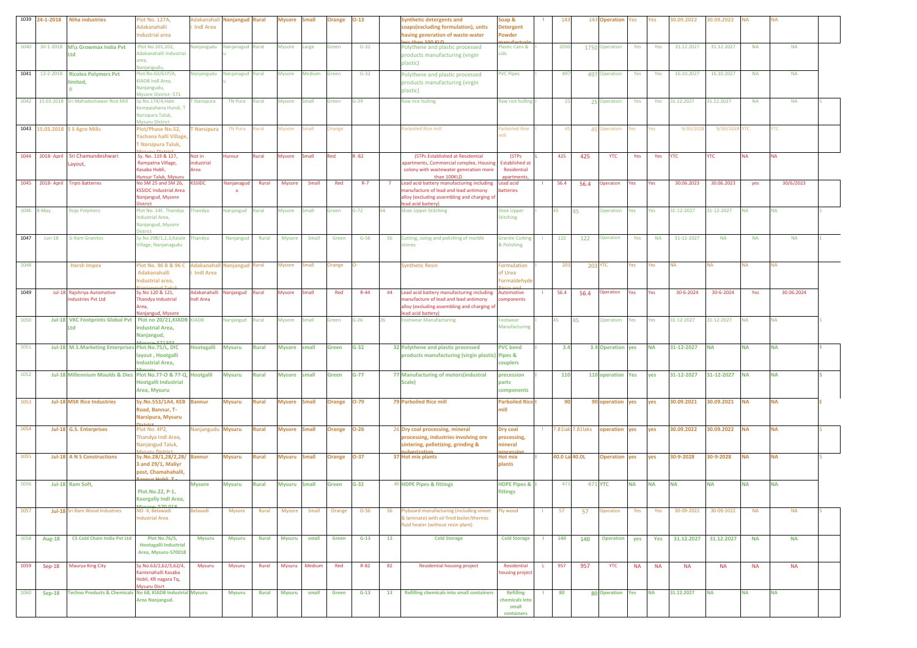| | | | | | | | | | | | | | | | | | | | | | | | | |
|---|---|---|---|---|---|---|---|---|---|---|---|---|---|---|---|---|---|---|---|---|---|---|---|---|
| 1039 | 24-1-2018 | Niha industries | Plot No. 127A, Adakanahalli Industrial area | Adakanahalli Indl Area | Nanjangud | Rural | Mysore | Small | Orange | O-13 | | Synthetic detergents and soaps(excluding formulation), units having generation of waste-water less than 100 KLD | Soap & Detergent Powder manufacturin | | I | 143 | 143 | Operation | Yes | Yes | 30.09.2022 | 30.09.2022 | NA | NA | |
| 1040 | 30-1-2018 | M\s Growmax India Pvt Ltd | Plot No.101,102, Adakanahalli Industrial area, Nanjangudu, | Nanjangudu | Nanjanagudu | Rural | Mysore | Large | Green | G-32 | | Polythene and plastic processed products manufacturing (virgin plastic) | Plastic Cans & Lids | | I | 2050 | 1750 | Operation | Yes | Yes | 31.12.2027 | 31.12.2027 | NA | NA | |
| 1041 | 13-2-2018 | Ricolex Polymers Pvt limited, | Plot.No.60/61P/A, KIADB Indl Area, Nanjangudu, Mysore District- 571 | Nanjangudu | Nanjanagudu | Rural | Mysore | Medium | Green | G-32 | | Polythene and plastic processed products manufacturing (virgin plastic) | PVC Pipes | | I | 497 | 497 | Operation | Yes | Yes | 16.10.2027 | 16.10.2027 | NA | NA | |
| 1042 | 15.03.2018 | Sri Mahadeshawar Rice Mill | Sy.No.174/4,Hale Kempaiahana Hundi, T Narsipura Taluk, Mysuru District | T Narsipura | TN Pura | Rural | Mysore | Small | Green | G-39 | | Raw rice hulling | Raw rice hulling | | I | 25 | 25 | Operation | Yes | Yes | 31.12.2027 | 31.12.2027 | NA | NA | S |
| 1043 | 15.03.2018 | S S Agro Mills | Plot/Phase No.52, Yachana halli Village, T Narsipura Taluk, Mysuru District | T Narsipura | TN Pura | Rural | Mysore | Small | Orange | | | Parboiled Rice mill | Parboiled Rice mill | | I | 45 | 45 | Operation | Yes | Yes | 9/30/2028 | 9/30/2028 | YTC | YTC | |
| 1044 | 2018- April | Sri Chamundeshwari Layout, | Sy. No. 119 & 127, Rampatna Village, Kasaba Hobli, Hunsur Taluk, Mysuru | Not in industrial Area | Hunsur | Rural | Mysore | Small | Red | R -82 | | (STPs Established at Residential apartments, Commercial complex, Housing colony with wastewater generation more than 100KLD. | (STPs Established at Residential apartments, | | L | 425 | 425 | YTC | Yes | Yes | YTC | YTC | NA | NA | |
| 1045 | 2018- April | Tripti Batteries | No SM 25 and SM 26, KSSIDC Industrial Area Nanjangud, Mysore District | KSSIDC | Nanjanagudu | Rural | Mysore | Small | Red | R-7 | 7 | Lead acid battery manufacturing including manufacture of lead and lead antimony alloy (excluding assembling and charging of lead acid battery) | Lead acid batteries | | I | 56.4 | 56.4 | Operation | Yes | Yes | 30.06.2023 | 30.06.2023 | yes | 30/6/2023 | |
| 1046 | 8-May | Rojo Polymers | Plot No. 14F, Thandya Industrial Area, Nanjangud, Mysore District | Thandya | Nanjangud | Rural | Mysore | Small | Green | G-72 | 64 | Shoe Upper Stitching | Shoe Upper Stitching | | I | 45 | 45 | Operation | Yes | Yes | 31-12-2027 | 31-12-2027 | NA | NA | S |
| 1047 | Jun-18 | Si Ram Granites | Sy.No 298/1,2,3,Kalale Village, Nanjanagudu | Thandya | Nanjangud | Rural | Mysore | Small | Green | G-56 | 56 | Cutting, sizing and polishing of marble stones | Granite Cutting & Polishing | | I | 122 | 122 | Operation | Yes | NA | 31-12-2027 | NA | NA | NA | E |
| 1048 | | Harsh Impex | Plot No. 96 B & 96 C Adakanahalli Industrial area, Nanjangud Taluk | Adakanahalli Indl Area | Nanjangud | Rural | Mysore | Small | Orange | O- | | Synthetic Resin | Formulation of Urea Formaldehyde Resin and | | I | 203 | 203 | YTC | Yes | Yes | NA | NA | NA | NA | |
| 1049 | Jul-18 | Rajshriya Automotive Industries Pvt Ltd | Sy.No 120 & 121, Thandya Industrial Area, Nanjangud, Mysore | Adakanahalli Indl Area | Nanjangud | Rural | Mysore | Small | Red | R-44 | 44 | Lead acid battery manufacturing including manufacture of lead and lead antimony alloy (excluding assembling and charging of lead acid battery) | Automotive components | | I | 56.4 | 56.4 | Operation | Yes | Yes | 30-6-2024 | 30-6-2024 | Yes | 30.06.2024 | |
| 1050 | Jul-18 | VKC Footprints Global Pvt Ltd | Plot no 20/21,KIADB Industrial Area, Nanjangud, Mysore-571302 | KIADB | Nanjangud | Rural | Mysore | Small | Green | G-26 | 26 | Footwear Manufacturing | Footwear Manufacturing | | I | 45 | 45 | Operation | Yes | Yes | 31-12-2027 | 31-12-2027 | NA | NA | S |
| 1051 | Jul-18 | M.S.Marketing Enterprises | Plot.No.75/L, DIC layout , Hootgalli Industrial Area, Mysuru | Hootagalli | Mysuru | Rural | Mysore | small | Green | G-32 | 32 | Polythene and plastic processed products manufacturing (virgin plastic) | PVC bend Pipes & couplers | | I | 3.4 | 3.4 | Operation | yes | NA | 31-12-2027 | NA | NA | NA | S |
| 1052 | Jul-18 | Millennium Moulds & Dies | Plot No.77-O & 77-Q, Hootgalli Industrial Area, Mysuru | Hootgalli | Mysuru | Rural | Mysore | small | Green | G-77 | 77 | Manufacturing of motors(industral Scale) | precession parts components | | I | 110 | 110 | operation | Yes | yes | 31-12-2027 | 31-12-2027 | NA | NA | S |
| 1053 | Jul-18 | MSK Rice Industries | Sy.No.553/1A4, KEB Road, Bannur, T-Narsipura, Mysuru District | Bannur | Mysuru | Rural | Mysore | Small | Orange | O-79 | 79 | Parboiled Rice mill | Parboiled Rice mill | | I | 90 | 90 | operation | yes | yes | 30.09.2021 | 30.09.2021 | NA | NA | E |
| 1054 | Jul-18 | G.S. Enterprises | Plot No. 4P2, Thandya Indl Area, Nanjangud Taluk, Mysuru District | Nanjangudu | Mysuru | Rural | Mysore | Small | Orange | O-26 | 26 | Dry coal processing, mineral processing, industries involving ore sintering, pelletizing, grinding & pulverization | Dry coal processing, mineral processing | | I | 7.81lak | 7.81laks | operation | yes | yes | 30.09.2022 | 30.09.2022 | NA | NA | S |
| 1055 | Jul-18 | A N S Constructions | Sy.No.28/1,28/2,28/3 and 29/1, Maliyr post, Chamahahalli, Bannur Hobli, T- | Bannur | Mysuru | Rural | Mysuru | Small | Orange | O-37 | 37 | Hot mix plants | Hot mix plants | | I | 40.0 La | 40.0L | Operation | yes | yes | 30-9-2028 | 30-9-2028 | NA | NA | S |
| 1056 | Jul-18 | Ram Soft, | Plot.No.22, P-1, Koorgally Indl Area, Mysore- 570 018 | Mysore | Mysuru | Rural | Mysuru | Small | Green | G-32 | 40 | HDPE Pipes & fittings | HDPE Pipes & fittings | | I | 471 | 471 | YTC | NA | NA | NA | NA | NA | NA | |
| 1057 | Jul-18 | Sri Ram Wood Industries | NO -II, Belawadi Industrial Area | Belavadi | Mysore | Rural | Mysore | Small | Orange | O-56 | 56 | Plyboard manufacturing (including vineer & laminate) with oil fired boiler/thermic fluid heater (without resin plant) | Ply wood | | I | 57 | 57 | Operation | Yes | Yes | 30-09-2022 | 30-09-2022 | NA | NA | S |
| 1058 | Aug-18 | CS Cold Chain India Pvt Ltd | Plot No.76/S, Hootagalli Industrial Area, Mysuru-570018 | Mysuru | Mysuru | Rural | Mysuru | small | Green | G-13 | 13 | Cold Storage | Cold Storage | | I | 140 | 140 | Operation | yes | Yes | 31.12.2027 | 31.12.2027 | NA | NA | |
| 1059 | Sep-18 | Maurya King City | Sy.No.63/2,62/3,62/4, Kantenahalli Kasaba Hobli, KR nagara Tq, Mysuru Disrt | Mysuru | Mysuru | Rural | Mysuru | Medium | Red | R-82 | 82 | Residential housing project | Residential housing project | | L | 957 | 957 | YTC | NA | NA | NA | NA | NA | NA | |
| 1060 | Sep-18 | Techno Products & Chemicals | No 68, KIADB Industrial Area Nanjangud. | Mysuru | Mysuru | Rural | Mysuru | small | Green | G-13 | 13 | Refilling chemicals into small containers | Refilling chemicals into small containers | | I | 80 | 80 | Operation | Yes | NA | 31.12.2027 | NA | NA | NA | |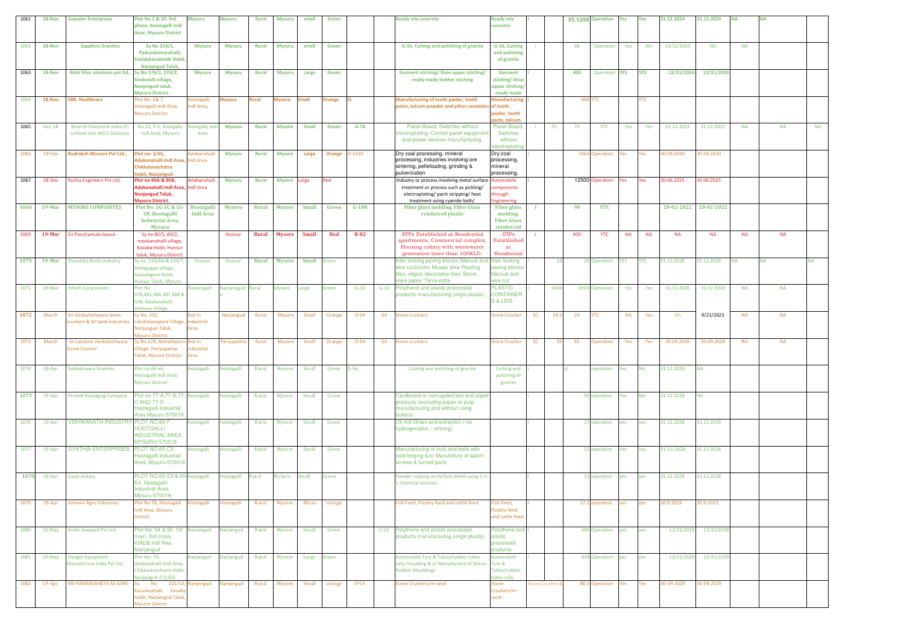| | | | | | | | | | | | | | | | | | | | | | | | | |
|---|---|---|---|---|---|---|---|---|---|---|---|---|---|---|---|---|---|---|---|---|---|---|---|---|
| 1061 | 18-Nov | Gopalan Enterprises | Plot No 1 & 1P, 3rd phase, Kooorgalli Indl Area, Mysuru District | Mysuru | Mysuru | Rural | Mysuru | small | Green | | | Ready mix concrete | Ready mix concrete | I | | 95.5398 | Operation | Yes | Yes | 31.12.2024 | 31.12.2024 | NA | NA | |
| 1062 | 18-Nov | Sapphire Granites | Sy No 214/1, Paduvalamarahalli, Doddakavalande Hobli, Nanjangud Taluk, | Mysuru | Mysuru | Rural | Mysuru | small | Green | | | G-56, Cutting and polishing of granite | G-56, Cutting and polishing of granite | I | | 88 | Operation | Yes | NA | 12/31/2033 | NA | NA | | |
| 1063 | 18-Nov | Rishi Fibic solutions pvt ltd., | Sy No 174/1, 174/2, Sinduvalli village, Nanjangud taluk, Mysuru District. | Mysuru | Mysuru | Rural | Mysuru | Large | Green | | | Garment stiching/ Shoe upper stiching/ ready made leather stiching | Garment stiching/ Shoe upper stiching/ ready made | I | | 400 | Operation | YES | YES | 12/31/2033 | 12/31/2033 | | | |
| 1064 | 18-Nov | SRK. Healthcare | Plot No. 6& 7, Hootagalli Indl Area, Mysuru District. | Hootagalli Indl Area, | Mysuru | Rural | Mysore | Small | Orange | O- | | Manufacturing of tooth pwder, tooth paste, talcum powder and pther cosmetics | Manufacturing of tooth pwder, tooth paste, talcum | I | | 400 | YTC | | YTC | | | | | |
| 1065 | Dec-18 | Wuerth Electronik India (P) Limited unit III(ICS Division) | No 22, P-5, Koorgally Indl Area, Mysuru | Koorgally Indl Area | Mysuru | Rural | Mysore | Small | Green | G-78 | | Panel Board, Switches without electroplating/ Control panel equipment and power devices manufacturing. | Panel Board, Switches without electroplating/ | I | 75 | 75 | YTC | Yes | Yes | 31-12-2022 | 31-12-2022 | NA | NA | NA |
| 1066 | 19-Feb | Rudraksh Microns Pvt Ltd., | Plot no- 2/65, Adakanahalli Indl Area, Chikkaianachatra Hobli, Nanjangud- | Adakanahalli Indl Area | Mysuru | Rural | Mysore | Large | Orange | O-1320 | | Dry coal processing, mineral processing, industries involving ore sintering, pelletisating, grinding & pulverization | Dry coal processing, mineral processing, | I | | 1064 | Operation | Yes | Yes | 30.09.2030 | 30.09.2030 | | | |
| 1067 | 18-Dec | Rucha Engineers Pvt Ltd, | Plot no 95A & 95B, Adakanahalli Indl Area, Nanjangud Taluk, Mysuru District. | Adakanahalli Indl Area | Mysuru | Rural | Mysore | Large | Red | | | Industry or process involving metal surface treatment or process such as pickling/ electroplating/ paint stripping/ heat treatment using cyanide bath/ | Automobile components through Engineering | I | | 12500 | Operation | Yes | Yes | 30.06.2025 | 30.06.2025 | | | |
| 1068 | 19-Mar | MYSORE COMPOSITES | Plot No. 1G-1C & 1G-1B, Hootagalli Industrial Area, Mysuru | Hootagalli Indl Area | Mysore | Rural | Mysore | Small | Green | G-108 | | Fiber glass molding, Fiber Glass reinforced plastic | Fiber glass molding, Fiber Glass reinforced | I | | 90 | YTC | | | 28-02-2022 | 28-02-2022 | | | |
| 1069 | 19-Mar | Sri Panchamuki layout | Sy no 80/5, 84/2, mookanahalli village, Kasaba Hobli, Hunsur taluk, Mysuru District. | | Hunsur | Rural | Mysore | Small | Red | R-82 | | STPs Established at Residential apartments, Commercial complex, Housing colony with wastewater generation more than 100KLD. | STPs Established at Residential | L | | 400 | YTC | NA | NA | NA | NA | NA | NA | |
| 1070 | 19-Mar | Shrushita Bricks Industry | Sy no. 134/6A & 134/7, Atthiguppe village, Gavadagere Hobli, Hunsur Taluk, Mysuru | Hunsur | Hunsur | Rural | Mysore | Small | Green | | | Inter locking paving blocks/ Manual and wire cut bricks/ Mosaic tiles/ Roofing tiles, ridges, decorative tiles/ Stone ware pipes/ Terra-cotta | Inter locking paving blocks/ Manual and wire cut | I | 26 | 26 | Operation | YES | YES | 31.12.2028 | 31.12.2028 | NA | NA | NA |
| 1071 | 19-Mar | Hitech Corporation | Plot No 478,485,486,487,488 & 508, Adakanahalli Immavu Village, | Nanjangud | Nanjanagud u | Rural | Mysore | Large | Green | G-32 | G-32 | Polythene and plastic processed products manufacturing (virgin plastic) | PLASTIC CONTAINER S & LIDS | I | 6924 | 6924 | Operation | Yes | Yes | 31.12.2028 | 31.12.2028 | NA | NA | |
| 1072 | March | Sri Venkateshwara stone crushers & M Sand industries | Sy No. 102, Lakshmanapura Village, Nanjangud Taluk, Mysuru District. | Not in industrial Area | Nanjangud | Rural | Mysore | Small | Orange | O-64 | 64 | Stone crushers | Stone Crusher | SC | 24.5 | 24 | YTC | NA | Yes | NA | 9/21/2023 | NA | NA | |
| 1073 | March | Sri Lakshmi Venkateshwara Stone Crusher | Sy No 278, Bettadapura Village, Periyapatna Taluk, Mysore District. | Not in industrial Area | Periyapatna | Rural | Mysore | Small | Orange | O-64 | 64 | Stone crushers | Stone Crusher | SC | 45 | 45 | Operation | Yes | Yes | 30.09.2028 | 30.09.2028 | NA | NA | |
| 1074 | 19-Apr | Siddeshwara Granites | Plot no 64-e6, Hootagalli Indl Area, Mysuru District | Hootagalli | Hootagalli | Rural | Mysore | Small | Green | G-56, | | Cutting and polishing of granite | Cutting and polishing of granite | I | | st | operation | Yes | NA | 31.12.2028 | NA | | | |
| 1075 | 19-Apr | Printek Packaging Company | Plot no.77-A,77-B,77-C AND 77-D Hootagalli Industrial Area Mysuru-570018 | Hootagalli | Hootagalli | Rural | Mysore | Small | Green | | | Cardboard or corrugated box and paper products (excluding paper or pulp manufacturing and without using boilers) | | I | | 90 | operation | Yes | NA | 31.12.2028 | NA | | | |
| 1076 | 19-Apr | VISHWANATH INDUSTRY | PLOT NO.69-F, HOOTGALLI INDUSTRIAL AREA, MYSURU-570018 | Hootagalli | Hootagalli | Rural | Mysore | Small | Green | | | Oil mill Ghani and extraction ( no hydrogenation / refining) | | I | | 27 | operation | yes | yes | 31.12.2028 | 31.12.2028 | | | |
| 1077 | 19-Apr | SYNTHIA ENTERPRISES | PLOT NO.65-C5, Hootagalli Industrial Area, Mysuru-570018 | Hootagalli | Hootagalli | Rural | Mysore | Small | Green | | | Manufacturing of nuts and bolts with cold forging &/or Manufature of watch screws & turned parts | | I | | 52 | operation | Yes | Yes | 31-12-2028 | 31.12.2028 | | | |
| 1078 | 19-Apr | Susat Aakars | PLOT NO.65-E3 & 65-E4, Hootagalli Industrial Area, Mysuru-570019 | Hootagalli | Hootagalli | Rural | Mysore | Small | Green | | | Powder coating on furface metal using 3 in 1 chemical solution | | I | | 33 | operation | yes | yes | 31.12.2028 | 31.12.2028 | | | |
| 1079 | 19-Apr | Ashwini Agro Industries | Plot No 78, Hootagalli Indl Area, Mysuru District | Hootagalli | Hootagalli | Rural | Mysore | Micro | orange | | | Fish Feed, Poultry feed and cattle feed | Fish Feed, Poultry feed and cattle feed | I | | 17.2 | operation | yes | yes | 30.9.2023 | 30.9.2023 | | | |
| 1080 | 19-May | Krishi Geopack Pvt Ltd | Plot No. 54 & 55, 1st main, 3rd cross, KIADB Indl Rea, Nanjangud | Nanjangud | Nanjangud | Rural | Mysore | Small | Green | | G-32 | Polythene and plastic processed products manufacturing (virgin plastic) | Polythene and plastic processed products | I | | 490 | Operation | yes | yes | 12/31/2028 | 12/31/2028 | | | |
| 1081 | 19-May | Hangte Equipment Manufacture India Pvt Ltd., | Plot No- 74, Adakanahalli Indl Area, Chikkaianachatra Hobli, Nanjangud-571301 | Nanjangud | Nanjangud | Rural | Mysore | Large | Green | | | Automobile Tyre & Tubes/rubber tubes only moulding & or Manufacture of Silicon Rubber Mouldings | Automobile Tyre & Tubes/rubber tubes only | I | | 838 | Operation | yes | yes | 12/31/2028 | 12/31/2028 | | | |
| 1082 | 19-Apr | SRI RAMANJANEYA M-SAND | Sy. No. 221/1A, Kasuvinahalli, Kasaba Hobli, Nanjangud Taluk, Mysore District | Nanjangud | Nanjangud | Rural | Mysore | Small | orange | O-64 | | Stone Crushers/m-sand | Stone Crushers/m-sand | Stone Crusher & | | 86.5 | Operation | Yes | Yes | 30-09-2029 | 30-09-2029 | | | |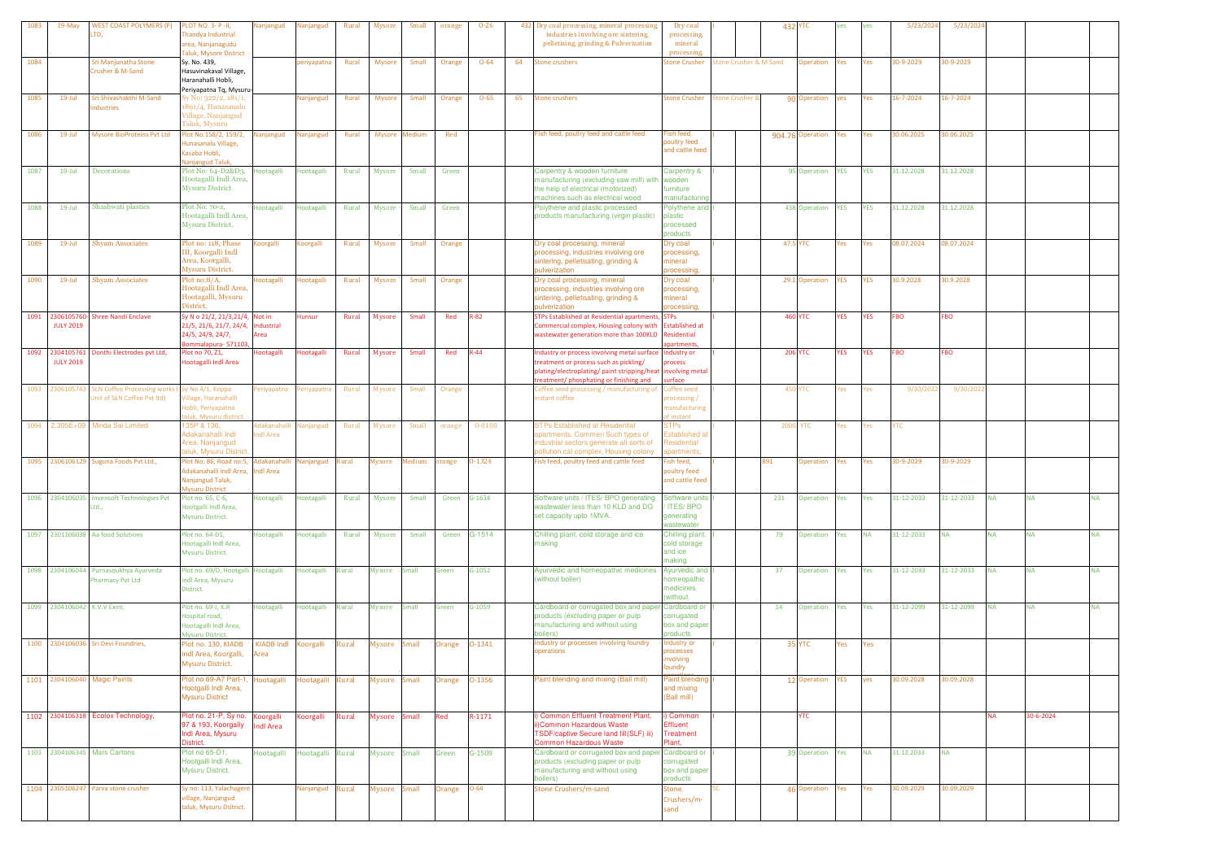| | | | | | | | | | | | | | | | | | | | | | | | | |
|---|---|---|---|---|---|---|---|---|---|---|---|---|---|---|---|---|---|---|---|---|---|---|---|---|
| 1083 | 19-May | WEST COAST POLYMERS (P) LTD, | PLOT NO. 3- P -II, Thandya Industrial area, Nanjanagudu Taluk, Mysore District | Nanjangud | Nanjangud | Rural | Mysore | Small | orange | O-26 | 432 | Dry coal processing, mineral processing, industries involving ore sintering, pelletizing, grinding & Pulverization | Dry coal processing, mineral processing, | I | | 432 | YTC | yes | yes | 5/23/2024 | 5/23/2024 | | | |
| 1084 | | Sri Manjunatha Stone Crusher & M-Sand | Sy. No. 439, Hasuvinakaval Village, Haranahalli Hobli, Periyapatna Tq, Mysuru- | | periyapatna | Rural | Mysore | Small | Orange | O-64 | 64 | Stone crushers | Stone Crusher | Stone Crusher & M Sand | | | Operation | Yes | Yes | 30-9-2029 | 30-9-2029 | | | |
| 1085 | 19-Jul | Sri Shivashakthi M-Sand Industries | Sy No: 322/2, 181/1, 1891/4, Hunasanalu Village, Nanjangud Taluk, Mysuru | | Nanjangud | Rural | Mysore | Small | Orange | O-65 | 65 | Stone crushers | Stone Crusher | Stone Crusher & | | 90 | Operation | yes | Yes | 16-7-2024 | 16-7-2024 | | | |
| 1086 | 19-Jul | Mysore BioProteins Pvt Ltd | Plot No:158/2, 159/2, Hunasanalu Village, Kasaba Hobli, Nanjangud Taluk, | Nanjangud | Nanjangud | Rural | Mysore | Medium | Red | | | Fish feed, poultry feed and cattle feed | Fish feed, poultry feed and cattle feed | I | | 904.76 | Operation | Yes | Yes | 30.06.2025 | 30.06.2025 | | | |
| 1087 | 19-Jul | Decorations | Plot No: 64-D2&D3, Hootagalli Indl Area, Mysuru District | Hootagalli | Hootagalli | Rural | Mysore | Small | Green | | | Carpentry & wooden furniture manufacturing (excluding saw mill) with the help of electrical (motorized) machines such as electrical wood | Carpentry & wooden furniture manufacturing | I | | 95 | Operation | YES | YES | 31.12.2028 | 31.12.2028 | | | |
| 1088 | 19-Jul | Shashwati plastics | Plot No: 70-2, Hootagalli Indl Area, Mysuru District. | Hootagalli | Hootagalli | Rural | Mysore | Small | Green | | | Polythene and plastic processed products manufacturing (virgin plastic) | Polythene and plastic processed products | I | | 438 | Operation | YES | YES | 31.12.2028 | 31.12.2028 | | | |
| 1089 | 19-Jul | Shyam Associates | Plot no: 118, Phase III, Koorgalli Indl Area, Koorgalli, Mysuru District. | Koorgalli | Koorgalli | Rural | Mysore | Small | Orange | | | Dry coal processing, mineral processing, industries involving ore sintering, pelletisating, grinding & pulverization | Dry coal processing, mineral processing, | I | | 47.5 | YTC | Yes | Yes | 08.07.2024 | 08.07.2024 | | | |
| 1090 | 19-Jul | Shyam Associates | Plot no:8/A, Hootagalli Indl Area, Hootagalli, Mysuru District. | Hootagalli | Hootagalli | Rural | Mysore | Small | Orange | | | Dry coal processing, mineral processing, industries involving ore sintering, pelletisating, grinding & pulverization | Dry coal processing, mineral processing, | I | | 29.1 | Operation | YES | YES | 30.9.2028 | 30.9.2028 | | | |
| 1091 | 2306105760- JULY 2019 | Shree Nandi Enclave | Sy N o 21/2, 21/3,21/4, 21/5, 21/6, 21/7, 24/4, 24/5, 24/9, 24/7, Bommalapura- 571103, | Not in industrial Area | Hunsur | Rural | Mysore | Small | Red | R-82 | | STPs Established at Residential apartments, Commercial complex, Housing colony with wastewater generation more than 100KLD | STPs Established at Residential apartments, | I | | 460 | YTC | YES | YES | FBO | FBO | | | |
| 1092 | 2304105761 JULY 2019 | Donthi Electrodes pvt Ltd, | Plot no 70, 71, Hootagalli Indl Area | Hootagalli | Hootagalli | Rural | Mysore | Small | Red | R-44 | | Industry or process involving metal surface treatment or process such as pickling/ plating/electroplating/ paint stripping/heat treatment/ phosphating or finishing and | Industry or process involving metal surface | I | | 206 | YTC | YES | YES | FBO | FBO | | | |
| 1093 | 2306105743 | SLN Coffee Processing works ( Unit of SLN Coffee Pvt ltd) | Sy No 4/1, Koppa Village, Haranahalli Hobli, Periyapatna taluk, Mysuru district. | Periyapatna | Periyapatna | Rural | Mysore | Small | Orange | | | Coffee seed processing / manufacturing of instant coffee | Coffee seed processing / manufacturing of instant | I | | 450 | YTC | Yes | Yes | 9/30/2022 | 9/30/2022 | | | |
| 1094 | 2.305E+09 | Minda Sai Limited | 135P & 136, Adakanahalli Indl Area, Nanjangud taluk, Mysuru District. | Adakanahalli Indl Area | Nanjangud | Rural | Mysore | Small | orange | O-0100 | | STPs Established at Residential apartments, Commeri Such types of industrial sectors generate all sorts of pollution.cal complex, Housing colony | STPs Established at Residential apartments, | I | | 2000 | YTC | Yes | Yes | YTC | | | | |
| 1095 | 2306106129 | Suguna Foods Pvt Ltd., | Plot No: 86, Road no:5, Adakanahalli Indl Area, Nanjangud Taluk, Mysuru District | Adakanahalli Indl Area | Nanjangud | Rural | Mysore | Medium | orange | O-1324 | | Fish feed, poultry feed and cattle feed | Fish feed, poultry feed and cattle feed | I | | 891 | Operation | Yes | Yes | 30-9-2029 | 30-9-2029 | | | |
| 1096 | 2304106035 | Invensoft Technologies Pvt Ltd., | Plot no. 65, C-6, Hootgalli Indl Area, Mysuru District. | Hootagalli | Hootagalli | Rural | Mysore | Small | Green | G-1634 | | Software units / ITES/ BPO generating wastewater less than 10 KLD and DG set capacity upto 1MVA. | Software units / ITES/ BPO generating wastewater | I | | 231 | Operation | Yes | Yes | 31-12-2033 | 31-12-2033 | NA | NA | NA |
| 1097 | 2301106038 | Aa food Solutions | Plot no. 64-D1, Hootagalli Indl Area, Mysuru District. | Hootagalli | Hootagalli | Rural | Mysore | Small | Green | G-1514 | | Chilling plant, cold storage and ice making | Chilling plant, cold storage and ice making | I | | 79 | Operation | Yes | NA | 31-12-2033 | NA | NA | NA | NA |
| 1098 | 2304106044 | Purnasoukhya Ayurveda Pharmacy Pvt Ltd | Plot no. 69/D, Hootgalli Indl Area, Mysuru District. | Hootagalli | Hootagalli | Rural | Mysore | Small | Green | G-1052 | | Ayurvedic and homeopathic medicines (without boiler) | Ayurvedic and homeopathic medicines (without | I | | 37 | Operation | Yes | Yes | 31-12-2033 | 31-12-2033 | NA | NA | NA |
| 1099 | 2304106042 | K.V.V Exim, | Plot no. 69-J, K.R Hospital road, Hootagalli Indl Area, Mysuru District. | Hootagalli | Hootagalli | Rural | Mysore | Small | Green | G-1059 | | Cardboard or corrugated box and paper products (excluding paper or pulp manufacturing and without using boilers) | Cardboard or corrugated box and paper products | I | | 14 | Operation | Yes | Yes | 31-12-2099 | 31-12-2099 | NA | NA | NA |
| 1100 | 2304106036 | Sri Devi Foundries, | Plot no. 130, KIADB Indl Area, Koorgalli, Mysuru District. | KIADB Indl Area | Koorgalli | Rural | Mysore | Small | Orange | O-1341 | | Industry or processes involving foundry operations | Industry or processes involving foundry | I | | 35 | YTC | Yes | Yes | | | | | |
| 1101 | 2304106040 | Magic Paints | Plot no 69-A7 Part-1, Hootgalli Indl Area, Mysuru District | Hootagalli | Hootagalli | Rural | Mysore | Small | Orange | O-1356 | | Paint blending and mixing (Ball mill) | Paint blending and mixing (Ball mill) | I | | 12 | Operation | YES | yes | 30.09.2028 | 30.09.2028 | | | |
| 1102 | 2304106318 | Ecolox Technology, | Plot no. 21-P, Sy no. 97 & 193, Koorgally Indl Area, Mysuru District. | Koorgalli Indl Area | Koorgalli | Rural | Mysore | Small | Red | R-1171 | | i) Common Effluent Treatment Plant, ii)Common Hazardous Waste TSDF/captive Secure land fill(SLF) iii) Common Hazardous Waste | i) Common Effluent Treatment Plant, | I | | | YTC | | | | | NA | 30-6-2024 | |
| 1103 | 2304106345 | Mars Cartons | Plot no 65-D1, Hootgalli Indl Area, Mysuru District. | Hootagalli | Hootagalli | Rural | Mysore | Small | Green | G-1509 | | Cardboard or corrugated box and paper products (excluding paper or pulp manufacturing and without using boilers) | Cardboard or corrugated box and paper products | I | | 39 | Operation | Yes | NA | 31.12.2033 | NA | | | |
| 1104 | 2305106247 | Parva stone crusher | Sy no: 113, Yalachagere village, Nanjangud taluk, Mysuru District. | | Nanjangud | Rural | Mysore | Small | Orange | O-64 | | Stone Crushers/m-sand | Stone Crushers/m-sand | SC | | 46 | Operation | Yes | Yes | 30.09.2029 | 30.09.2029 | | | |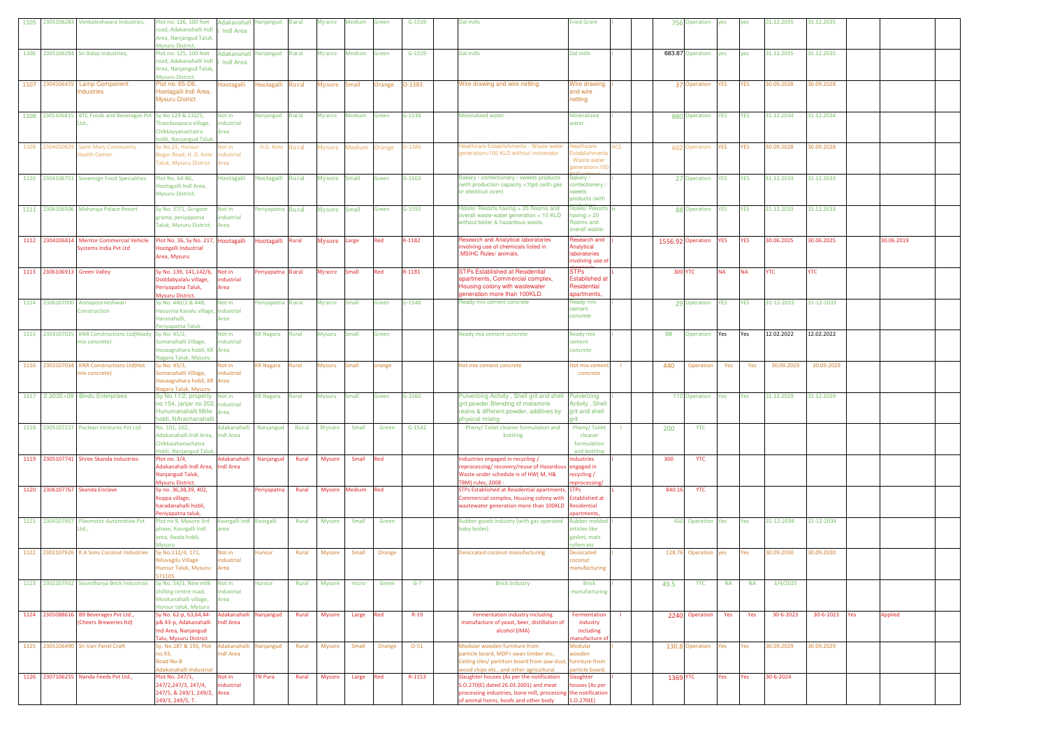| 1105 | 2305106283 | Venkateshwara Industries, | Plot no: 126, 100 feet road, Adakanahalli Indl Area, Nanjangud Taluk, Mysuru District. | Adakanahalli Indl Area | Nanjangud | Rural | Mysore | Medium | Green | G-1519 | | Dal mills | Fried Gram | I | | 756 | Operation | yes | yes | 31.12.2035 | 31.12.2035 | | | |
|---|---|---|---|---|---|---|---|---|---|---|---|---|---|---|---|---|---|---|---|---|---|---|---|---|
| 1106 | 2305106284 | Sri Balaji Industries, | Plot no: 125, 100 feet road, Adakanahalli Indl Area, Nanjangud Taluk, Mysuru District. | Adakanahalli Indl Area | Nanjangud | Rural | Mysore | Medium | Green | G-1519 | | Dal mills | Dal mills | I | | 683.87 | Operation | yes | yes | 31.12.2035 | 31.12.2035 | | | |
| 1107 | 2304106455 | Lamp Component Industries | Plot no: 65-D6, Hootagalli Indl Area, Mysuru District. | Hootagalli | Hootagalli | Rural | Mysore | Small | Orange | O-1383 | | Wire drawing and wire netting | Wire drawing and wire netting | I | | 37 | Operation | YES | YES | 30.09.2028 | 30.09.2028 | | | |
| 1108 | 2305106815 | BTC Foods and Beverages Pvt Ltd., | Sy No 129 & 132/3, Thandavapura village, Chikkayyanachatra hobli, Nanjangud Taluk | Not in industrial Area | Nanjangud | Rural | Mysore | Medium | Green | G-1538 | | Mineralized water | Mineralized water | I | | 880 | Operation | YES | YES | 31.12.2034 | 31.12.2034 | | | |
| 1109 | 2304050829 | Saint Mary Community Health Center | Sy.No.25, Hunsur-Begur Road, H. D. Kote Taluk, Mysuru District | Not in industrial Area | H.D. Kote | Rural | Mysore | Medium | Orange | O-1386 | | Healthcare Establishments - Waste water generation<100 KLD without incinerator | Healthcare Establishments - Waste water generation<100 | HCE | | 602 | Operation | YES | YES | 30.09.2028 | 30.09.2028 | | | |
| 1110 | 2304106751 | Sovereign Food Specialities | Plot No. 64-B6, Hootagalli Indl Area, Mysuru District. | Hootagalli | Hootagalli | Rural | Mysore | Small | Green | G-1503 | | Bakery / confectionery / sweets products (with production capacity <1tpd (with gas or electrical oven) | Bakery / confectionery / sweets products (with | I | | 27 | Operation | YES | YES | 31.12.2033 | 31.12.2033 | | | |
| 1111 | 2306106506 | Maharaja Palace Resort | Sy. No. 37/1, Girigoor grama, periyapatna Taluk, Mysuru District. | Not in industrial Area | Periyapatna | Rural | Mysore | Small | Green | G-1593 | | Hotels/ Resorts having > 20 Rooms and overall waste-water generation < 10 KLD without boiler & hazardous waste. | Hotels/ Resorts having > 20 Rooms and overall waste- | H | | 88 | Operation | YES | YES | 31.12.2033 | 31.12.2033 | | | |
| 1112 | 2304106814 | Meritor Commercial Vehicle Systems India Pvt Ltd | Plot No. 36, Sy No. 217, Hootgalli Industrial Area, Mysuru | Hootagalli | Hootagalli | Rural | Mysore | Large | Red | R-1182 | | Research and Analytical laboratories involving use of chemicals listed in .MSIHC Rules/ animals. | Research and Analytical laboratories involving use of | I | | 1556.92 | Operation | YES | YES | 30.06.2025 | 30.06.2025 | | 30.06.2019 | |
| 1113 | 2306106913 | Green Valley | Sy No. 139, 141,142/6, Doddabyalalu village, Periyapatna Taluk, Mysuru District. | Not in industrial Area | Periyapatna | Rural | Mysore | Small | Red | R-1181 | | STPs Established at Residential apartments, Commercial complex, Housing colony with wastewater generation more than 100KLD. | STPs Established at Residential apartments, | L | | 300 | YTC | NA | NA | YTC | YTC | | | |
| 1114 | 2306107000 | Annapoorneshwari Construction | Sy No. 440/2 & 448, Hasuvina Kavalu village, Haranahalli, Periyapatna Taluk , | Not in industrial Area | Periyapatna | Rural | Mysore | Small | Green | G-1548 | | Ready mix cement concrete | Ready mix cement concrete | I | | 29 | Operation | YES | YES | 31-12-2033 | 31-12-2033 | | | |
| 1115 | 2303107025 | KNR Constructions Ltd(Ready mix concrete) | Sy No: 45/2, Somanahalli Village, Hosaagrahara hobli, KR Nagara Taluk, Mysuru | Not in industrial Area | KR Nagara | Rural | Mysuru | Small | Green | | | Ready mix cement concrete | Ready mix cement concrete | I | | 68 | Operation | Yes | Yes | 12.02.2022 | 12.02.2022 | | | |
| 1116 | 2303107034 | KNR Constructions Ltd(Hot mix concrete) | Sy No: 45/3, Somanahalli Village, Hosaagrahara hobli, KR Nagara Taluk, Mysuru | Not in industrial Area | KR Nagara | Rural | Mysuru | Small | orange | | | Hot mix cement concrete | Hot mix cement concrete | I | | 440 | Operation | Yes | Yes | 30.09.2029 | 30.09.2029 | | | |
| 1117 | 2.303E+09 | Bindu Enterprises | Sy No 11/2, property no 154, janjar no 202, Hunumanahalli Mirle hobli, NArachanahalli | Not in industrial Area | KR Nagara | Rural | Mysuru | Small | Green | G-1560 | | Pulverizing Activity , Shell grit and shell grit powder,Blending of melamine resins & different powder, additives by physical mixing | Pulverizing Activity , Shell grit and shell grit | I | | 110 | Operation | Yes | Yes | 31.12.2029 | 31.12.2029 | | | |
| 1118 | 2305107227 | Paclean Ventures Pvt Ltd | No. 101, 102, Adakanahalli Indl Area, Chikkaiahanachatra Hobli, Nanjangud Taluk, | Adakanahalli Indl Area | Nanjangud | Rural | Mysore | Small | Green | G-1542 | | Pheny/ Toilet cleaner formulation and bottling | Pheny/ Toilet cleaner formulation and bottling | I | | 200 | YTC | | | | | | | |
| 1119 | 2305107741 | Shree Skanda Industries | Plot no. 3/4, Adakanahalli Indl Area, Nanjangud Taluk, Mysuru District. | Adakanahalli Indl Area | Nanjangud | Rural | Mysore | Small | Red | | | Industries engaged in recycling / reprocessing/ recovery/reuse of Hazardous Waste under schedule iv of HW( M, H& TBM) rules, 2008 - | Industries engaged in recycling / reprocessing/ | I | | 300 | YTC | | | | | | | |
| 1120 | 2306107767 | Skanda Enclave | Sy no. 36,38,39, 402, Koppa village, haradanahalli hobli, Periyapatna taluk, | | Periyapatna | Rural | Mysore | Medium | Red | | | STPs Established at Residential apartments, Commercial complex, Housing colony with wastewater generation more than 100KLD | STPs Established at Residential apartments, | L | | 840.16 | YTC | | | | | | | |
| 1121 | 2304107857 | Plasmotec Automotive Pvt Ltd., | Plot no 9, Mysore 3rd phase, Koorgalli Indl area, Ilwala hobli, Mysuru | Koorgalli Indl area | Koorgalli | Rural | Mysore | Small | Green | | | Rubber goods industry (with gas operated baby boiler) | Rubber molded articles like gasket, mats rollers etc | I | | 450 | Operation | Yes | Yes | 31-12-2034 | 31-12-2034 | | | |
| 1122 | 2302107926 | K A Sons Coconut Industries | Sy No.112/4, 171, Niluvagilu Village Hunsur Taluk, Mysuru-571105 | Not in industrial Area | Hunsur | Rural | Mysore | Small | Orange | | | Desiccated coconut manufacturing | Desiccated coconut manufacturing | I | | 128.76 | Operation | yes | Yes | 30.09.2030 | 30.09.2030 | | | |
| 1123 | 2302107932 | Soundharya Brick Industries | Sy No. 54/3, New milk chilling centre road, Mookanahalli village, Hunsur taluk, Mysuru | Not in industrial Area | Hunsur | Rural | Mysore | micro | Green | G-7 | | Brick Industry | Brick manufacturing | I | | 49.5 | YTC | NA | NA | 3/4/2025 | | | | |
| 1124 | 2305088616 | B9 Beverages Pvt Ltd., (Cheers Breweries ltd) | Sy No. 62-p, 63,64,44-p& 43-p, Adakanahalli Ind Area, Nanjangud Talu, Mysuru District | Adakanahalli Indl Area | Nanjangud | Rural | Mysore | Large | Red | R-19 | | Fermentation industry including manufacture of yeast, beer, distillation of alcohol (IMA) | Fermentation industry including manufacture of | I | | 2240 | Operation | Yes | Yes | 30-6-2023 | 30-6-2023 | Yes | Applied | |
| 1125 | 2305106490 | Sri Vari Panel Craft | Sy. No.187 & 193, Plot no.93, Road No-8 Adakanahalli Industrial | Adakanahalli Indl Area | Nanjangud | Rural | Mysore | Small | Orange | O-51 | | Modular wooden furniture from particle board, MDF< swan timber etc, Ceiling tiles/ partition board from saw dust, wood chips etc., and other agricultural | Modular wooden furniture from particle board, | I | | 130.8 | Operation | Yes | Yes | 30.09.2029 | 30.09.2029 | | | |
| 1126 | 2307106255 | Nanda Feeds Pvt Ltd., | Plot No. 247/1, 247/2,247/3, 247/4, 247/5, & 249/1, 249/2, 249/3, 249/5, T. | Not in industrial Area | TN Pura | Rural | Mysore | Large | Red | R-1153 | | Slaughter houses (As per the notification S.O.270(E) dated 26.03.2001) and meat processing industries, bone mill, processing of animal horns, hoofs and other body | Slaughter houses (As per the notification S.O.270(E) | I | | 1369 | YTC | Yes | Yes | 30-6-2024 | | | | |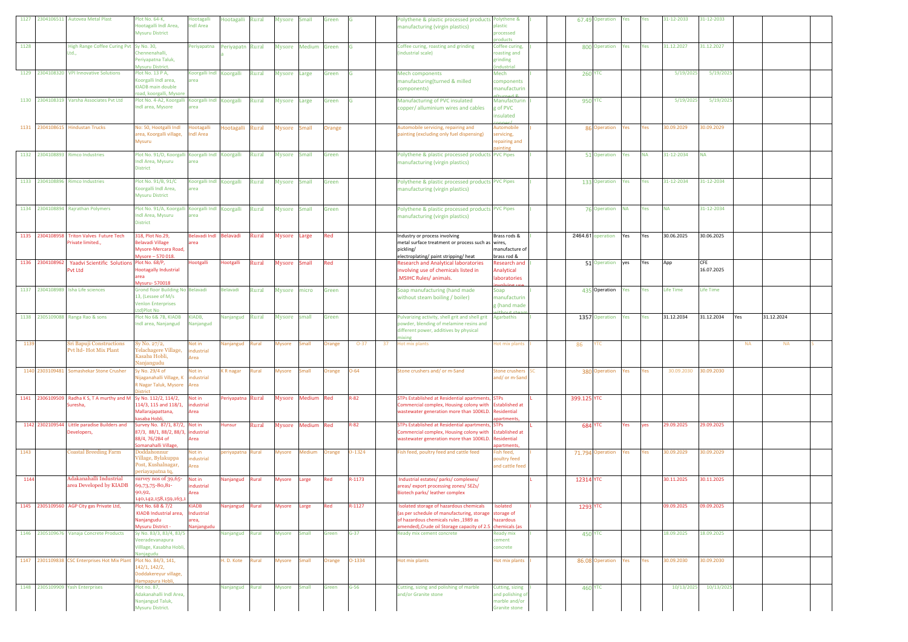| 1127 | 2304106511 | Autovea Metal Plast | Plot No. 64-K, Hootagalli Indl Area, Mysuru District | Hootagalli Indl Area | Hootagalli | Rural | Mysore | Small | Green | G | | Polythene & plastic processed products manufacturing (virgin plastics) | Polythene & plastic processed products | I | | 67.49 | Operation | Yes | Yes | 31-12-2033 | 31-12-2033 | | | |
|---|---|---|---|---|---|---|---|---|---|---|---|---|---|---|---|---|---|---|---|---|---|---|---|---|
| 1128 | | High Range Coffee Curing Pvt Ltd., | Sy No. 30, Chennenahalli, Periyapatna Taluk, Mysuru District. | Periyapatna | Periyapatna | Rural | Mysore | Medium | Green | G | | Coffee curing, roasting and grinding (industrial scale) | Coffee curing, roasting and grinding (industrial | I | | 800 | Operation | Yes | Yes | 31.12.2027 | 31.12.2027 | | | |
| 1129 | 2304108320 | VPI Innovative Solutions | Plot No. 13 P A, Koorgalli Indl area, KIADB main double road, koorgalli, Mysore | Koorgalli Indl area | Koorgalli | Rural | Mysore | Large | Green | G | | Mech components manufacturing(turned & milled components) | Mech components manufacturin g(turned & | I | | 260 | YTC | | | 5/19/2025 | 5/19/2025 | | | |
| 1130 | 2304108319 | Varsha Associates Pvt Ltd | Plot No. 4-A2, Koorgalli Indl area, Mysore | Koorgalli Indl area | Koorgalli | Rural | Mysore | Large | Green | G | | Manufacturing of PVC insulated copper/ alluminium wires and cables | Manufacturin g of PVC insulated copper/ | I | | 950 | YTC | | | 5/19/2025 | 5/19/2025 | | | |
| 1131 | 2304108615 | Hindustan Trucks | No: 50, Hootgalli Indl area, Koorgalli village, Mysuru | Hootagalli Indl Area | Hootagalli | Rural | Mysore | Small | Orange | | | Automobile servicing, repairing and painting (excluding only fuel dispensing) | Automobile servicing, repairing and painting | I | | 86 | Operation | Yes | Yes | 30.09.2029 | 30.09.2029 | | | |
| 1132 | 2304108893 | Rimco Industries | Plot No. 91/D, Koorgalli Indl Area, Mysuru District | Koorgalli Indl area | Koorgalli | Rural | Mysore | Small | Green | | | Polythene & plastic processed products manufacturing (virgin plastics) | PVC Pipes | I | | 51 | Operation | Yes | NA | 31-12-2034 | NA | | | |
| 1133 | 2304108896 | Rimco Industries | Plot No. 91/B, 91/C Koorgalli Indl Area, Mysuru District | Koorgalli Indl area | Koorgalli | Rural | Mysore | Small | Green | | | Polythene & plastic processed products manufacturing (virgin plastics) | PVC Pipes | I | | 133 | Operation | Yes | Yes | 31-12-2034 | 31-12-2034 | | | |
| 1134 | 2304108894 | Rajrathan Polymers | Plot No. 91/A, Koorgalli Indl Area, Mysuru District | Koorgalli Indl area | Koorgalli | Rural | Mysore | Small | Green | | | Polythene & plastic processed products manufacturing (virgin plastics) | PVC Pipes | I | | 76 | Operation | NA | Yes | NA | 31-12-2034 | | | |
| 1135 | 2304108958 | Triton Valves Future Tech Private limited., | 318, Plot No.29, Belavadi Village Mysore-Mercara Road, Mysore – 570 018. | Belavadi Indl area | Belavadi | Rural | Mysore | Large | Red | | | Industry or process involving metal surface treatment or process such as pickling/ electroplating/ paint stripping/ heat | Brass rods & wires, manufacture of brass rod & | I | | 2464.61 | operation | Yes | Yes | 30.06.2025 | 30.06.2025 | | | |
| 1136 | 2304108962 | Yaadvi Scientific Solutions Pvt Ltd | Plot No. 68/P, Hootagalli Industrial area Mysuru- 570018 | Hootgalli | Hootgalli | Rural | Mysore | Small | Red | | | Research and Analytical laboratories involving use of chemicals listed in MSIHC Rules/ animals. | Research and Analytical laboratories involving use | I | | 51 | Operation | yes | Yes | App | CFE 16.07.2025 | | | |
| 1137 | 2304108989 | Isha Life sciences | Grond floor Building No 13, (Lessee of M/s Venlon Enterprises Ltd)Plot No | Belavadi | Belavadi | Rural | Mysore | micro | Green | | | Soap manufacturing (hand made without steam boiling / boiler) | Soap manufacturin g (hand made without steam | I | | 435 | Operation | Yes | Yes | Life Time | Life Time | | | |
| 1138 | 2305109088 | Ranga Rao & sons | Plot No 6& 7B, KIADB Indl area, Nanjangud | KIADB, Nanjangud | Nanjangud | Rural | Mysore | small | Green | | | Pulvarizing activity, shell grit and shell grit powder, blending of melamine resins and different powder, additives by physical mixing | Agarbathis | I | | 1357 | Operation | Yes | Yes | 31.12.2034 | 31.12.2034 | Yes | 31.12.2024 | |
| 1139 | | Sri Bapuji Constructions Pvt ltd- Hot Mix Plant | Sy No. 27/2, Yelachagere Village, Kasaba Hobli, Nanjangudu | Not in industrial Area | Nanjangud | Rural | Mysore | Small | Orange | O-37 | 37 | Hot mix plants | Hot mix plants | I | | 86 | YTC | | | | | NA | NA | S |
| 1140 | 2303109481 | Somashekar Stone Crusher | Sy No. 29/4 of Nijaganahalli Village, K R Nagar Taluk, Mysore District | Not in industrial Area | K R nagar | Rural | Mysore | Small | Orange | O-64 | | Stone crushers and/ or m-Sand | Stone crushers and/ or m-Sand | SC | | 380 | Operation | Yes | Yes | 30.09.2030 | 30.09.2030 | | | |
| 1141 | 2306109509 | Radha K S, T A murthy and M Suresha, | Sy No. 112/2, 114/2, 114/3, 115 and 118/1, Mallarajapattana, kasaba Hobli, | Not in industrial Area | Periyapatna | Rural | Mysore | Medium | Red | R-82 | | STPs Established at Residential apartments, Commercial complex, Housing colony with wastewater generation more than 100KLD. | STPs Established at Residential apartments, | L | | 399.125 | YTC | | | | | | | |
| 1142 | 2302109544 | Little paradise Builders and Developers, | Survey No. 87/1, 87/2, 87/3, 88/1, 88/2, 88/3, 88/4, 76/2B4 of Somanahalli Village, | Not in industrial Area | Hunsur | Rural | Mysore | Medium | Red | R-82 | | STPs Established at Residential apartments, Commercial complex, Housing colony with wastewater generation more than 100KLD. | STPs Established at Residential apartments, | L | | 684 | YTC | Yes | yes | 29.09.2025 | 29.09.2025 | | | |
| 1143 | | Coastal Breeding Farm | Doddahonnur Village, Bylakuppa Post, Kushalnagar, periyapatna tq, | Not in industrial Area | periyapatna | Rural | Mysore | Medium | Orange | O-1324 | | Fish feed, poultry feed and cattle feed | Fish feed, poultry feed and cattle feed | I | | 71.794 | Operation | Yes | Yes | 30.09.2029 | 30.09.2029 | | | |
| 1144 | | Adakanahalli Industrial area Developed by KIADB | survey nos of 39,65-69,73,75-80,81-90,92, 140,142,158,159,163,1 | Not in industrial Area | Nanjangud | Rural | Mysore | Large | Red | R-1173 | | Industrial estates/ parks/ complexes/ areas/ export processing zones/ SEZs/ Biotech parks/ leather complex | | L | | 12314 | YTC | | | 30.11.2025 | 30.11.2025 | | | |
| 1145 | 2305109560 | AGP City gas Private Ltd, | Plot No. 6B & 7/2 KIADB Industrial area, Nanjangudu Mysuru District - | KIADB Industrial area, Nanjangudu | Nanjangud | Rural | Mysore | Large | Red | R-1127 | | Isolated storage of hazardous chemicals (as per schedule of manufacturing, storage of hazardous chemicals rules ,1989 as amended),Crude oil Storage capacity of 2.5 | Isolated storage of hazardous chemicals (as | I | | 1293 | YTC | | | 09.09.2025 | 09.09.2025 | | | |
| 1146 | 2305109676 | Vanaja Concrete Products | Sy No. 83/3, 83/4, 83/5 Veeradevanapura Villlage, Kasabha Hobli, Nanjagudu | | Nanjangud | Rural | Mysore | Small | Green | G-37 | | Ready mix cement concrete | Ready mix cement concrete | I | | 450 | YTC | | | 18.09.2025 | 18.09.2025 | | | |
| 1147 | 2301109838 | CSC Enterprises Hot Mix Plant | Plot No. 84/3, 141, 142/1, 142/2, Doddakereyur village, Hampapura Hobli, | | H. D. Kote | Rural | Mysore | Small | Orange | O-1334 | | Hot mix plants | Hot mix plants | I | | 86.08 | Operation | Yes | Yes | 30.09.2030 | 30.09.2030 | | | |
| 1148 | 2305109909 | Yash Enterprises | Plot no. 87, Adakanahalli Indl Area, Nanjangud Taluk, Mysuru District. | | Nanjangud | Rural | Mysore | Small | Green | G-56 | | Cutting, sizing and polishing of marble and/or Granite stone | Cutting, sizing and polishing of marble and/or Granite stone | I | | 460 | YTC | | | 10/13/2025 | 10/13/2025 | | | |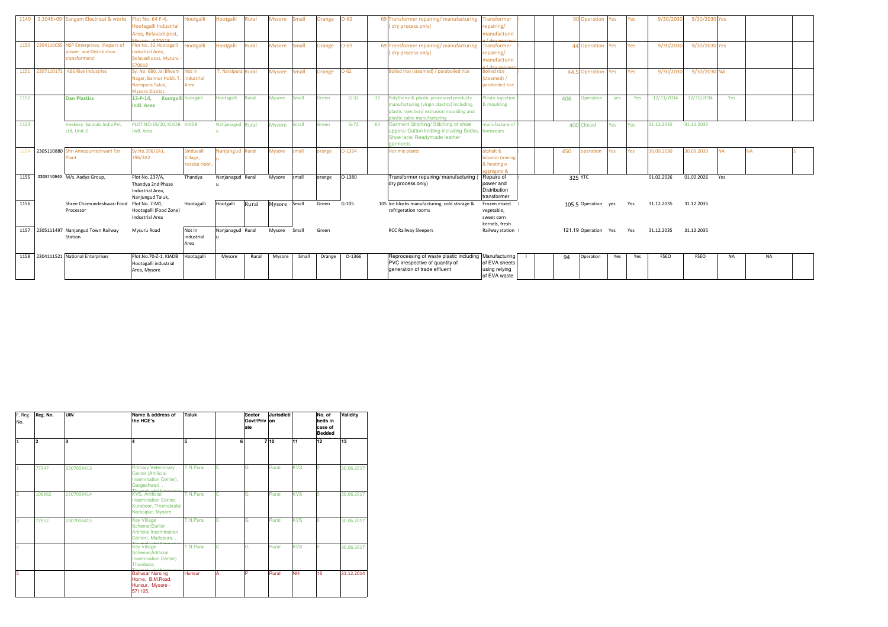| 1149 | 2.304E+09 | Sangam Electrical & works | Plot No. 64 F-4, Hootagalli Industrial Area, Belavadi post, Mysuru - 570018 | Hootgalli | Hootgalli | Rural | Mysore | Small | Orange | O-69 | 69 | Transformer repairing/ manufacturing ( dry process only) | Transformer repairing/ manufacturing / dry process | I | | | 90 | Operation | Yes | Yes | 9/30/2030 | 9/30/2030 | Yes | | |
|---|---|---|---|---|---|---|---|---|---|---|---|---|---|---|---|---|---|---|---|---|---|---|---|---|---|
| 1150 | 2304110055 | NSP Enterprises, (Repairs of power and Distribution transformers) | Plot No. 32,Hootagalli Industrial Area, Belavadi post, Mysuru - 570018 | Hootgalli | Hootgalli | Rural | Mysore | Small | Orange | O-69 | 69 | Transformer repairing/ manufacturing ( dry process only) | Transformer repairing/ manufacturing / dry process | I | | | 44 | Operation | Yes | Yes | 9/30/2030 | 9/30/2030 | Yes | | |
| 1151 | 2307110173 | ABS Rice Industries | Sy. No. 680, Jai Bheem Nagar, Bannur Hobli, T. Narsipura Taluk, Mysore District. | Not in Industrial Area | T. Narsipura | Rural | Mysore | Small | Orange | O-62 | | Boiled rice (steamed) / paraboiled rice | Boiled rice (steamed) / paraboiled rice | I | | | 44.5 | Operation | Yes | Yes | 9/30/2030 | 9/30/2030 | NA | | |
| 1152 | | Dan Plastics | 13-P-14, Koorgalli Indl. Area | Koorgalli | Hootagalli | Rural | Mysore | Small | Green | G-32 | 32 | Polythene & plastic processed products manufacturing (virgin plastics) including plastic injection/ extrusion moulding and plastic cable manufacturing | Plastic injection & moulding | I | | | 406 | Operation | yes | Yes | 12/31/2034 | 12/31/2034 | Yes | | |
| 1153 | | Veekesy Sandals India Pvt. Ltd, Unit-2 | PLOT NO-19/20, KIADB Indl. Area | KIADB | Nanjanagud | Rural | Mysore | Small | Green | G-72 | 64 | Garment Stitching/ Stitching of shoe uppers/ Cotton knitting including Socks, Shoe lace/ Readymade leather garments | manufacture of footwears | I | | | 400 | Closed | Yes | Yes | 31.12.2035 | 31.12.2035 | | | |
| 1154 | 2305110880 | Shri Annapurneshwari Tar Plant | Sy.No.396/2A1, 396/2A2 | Sinduvalli Village, Kasaba Hobli, | Nanjangud | Rural | Mysore | small | orange | O-1334 | | Hot mix plants | alphalt & bitumin (mixing & heating o aggregate & | I | | | 450 | operation | Yes | Yes | 30.09.2030 | 30.09.2030 | NA | NA | S |
| 1155 | 2305110940 | M/s. Aadya Group, | Plot No. 237/A, Thandya 2nd Phase Industrial Area, Nanjungud Taluk, | Thandya | Nanjanagud | Rural | Mysore | small | orange | O-1380 | | Transformer repairing/ manufacturing ( dry process only) | Repairs of power and Distribution transformer | I | | | 325 | YTC | | | 01.02.2026 | 01.02.2026 | Yes | | |
| 1156 | | Shree Chamundeshwari Food Processor | Plot No. 7-M1, Hootagalli (Food Zone) Industrial Area | Hootagalli | Hootgalli | Rural | Mysore | Small | Green | G-105 | 105 | Ice blocks manufacturing, cold storage & refrigeration rooms | Frozen mixed vegetable, sweet corn kernels, fresh | I | | | 105.5 | Operation | yes | Yes | 31.12.2035 | 31.12.2035 | | | |
| 1157 | 2305111497 | Nanjangud Town Railway Station | Mysuru Road | Not in industrial Area | Nanjanagud | Rural | Mysore | Small | Green | | | RCC Railway Sleepers | Railway station | I | | | 121.19 | Operation | Yes | Yes | 31.12.2035 | 31.12.2035 | | | |
| 1158 | 2304111521 | National Enterprises | Plot.No.70-Z-1, KIADB Hootagalli industrial Area, Mysore | Hootagalli | Mysore | Rural | Mysore | Small | Orange | O-1366 | | Reprocessing of waste plastic including PVC irrespective of quantity of generation of trade effluent | Manufacturing of EVA sheets using relying of EVA waste | I | | | 94 | Operation | Yes | Yes | FSEO | FSEO | NA | NA | |

| F. Reg No. | Reg. No. | UIN | Name & address of the HCE's | Taluk | | Sector Govt/Private | Jurisdiction | | No. of beds in case of Bedded | Validity |
|---|---|---|---|---|---|---|---|---|---|---|
| 1 | 2 | 3 | 4 | 5 | 6 | 7 | 10 | 11 | 12 | 13 |
| 1 | 77947 | 2307008413 | Primary Veterinary Center (Artificial Insemination Center), Gargeshwari, , | T.N.Pura | C | G | Rural | KVS | 0 | 30.06.2017 |
| 2 | 106662 | 2307008414 | KVS, Artificial Insemination Center, Kuraboor, Tirumakudal Narasipur, Mysore , | T.N.Pura | C | G | Rural | KVS | 0 | 30.06.2017 |
| 3 | 77952 | 2307008415 | Key Village Scheme(Earlier Artificial Insemination Center), Madapura, , | T.N.Pura | C | G | Rural | KVS | 0 | 30.06.2017 |
| 4 | | | Key Village Scheme(Artificial Insemination Center) Thumbola, | T.N.Pura | C | G | Rural | KVS | 0 | 30.06.2017 |
| 5 | | | Bahusar Nursing Home, B.M.Road, Hunsur, Mysore - 571105. | Hunsur | A | P | Rural | NH | 18 | 31.12.2014 |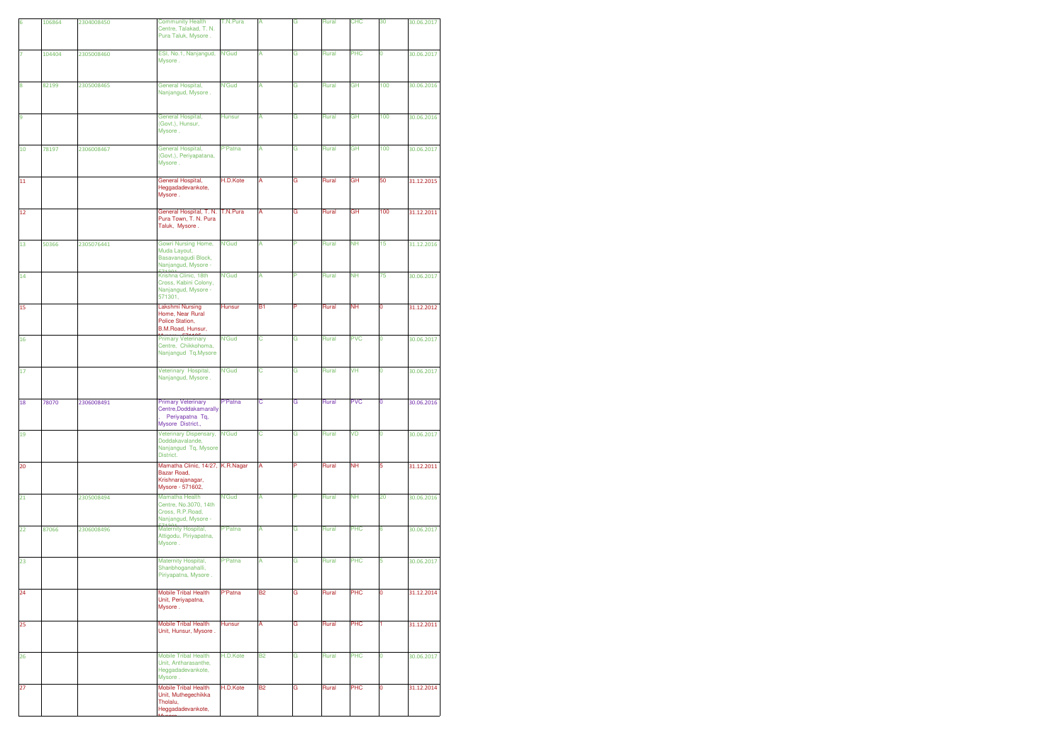| 6 | 106864 | 2304008450 | Community Health Centre, Talakad, T. N. Pura Taluk, Mysore . | T.N.Pura | A | G | Rural | CHC | 30 | 30.06.2017 |
|---|---|---|---|---|---|---|---|---|---|---|
| 7 | 104404 | 2305008460 | ESI, No.1, Nanjangud, Mysore . | N'Gud | A | G | Rural | PHC | 0 | 30.06.2017 |
| 8 | 82199 | 2305008465 | General Hospital, Nanjangud, Mysore . | N'Gud | A | G | Rural | GH | 100 | 30.06.2016 |
| 9 | | | General Hospital, (Govt.), Hunsur, Mysore . | Hunsur | A | G | Rural | GH | 100 | 30.06.2016 |
| 10 | 78197 | 2306008467 | General Hospital, (Govt.), Periyapatana, Mysore . | P'Patna | A | G | Rural | GH | 100 | 30.06.2017 |
| 11 | | | General Hospital, Heggadadevankote, Mysore . | H.D.Kote | A | G | Rural | GH | 50 | 31.12.2015 |
| 12 | | | General Hospital, T. N. Pura Town, T. N. Pura Taluk, Mysore . | T.N.Pura | A | G | Rural | GH | 100 | 31.12.2011 |
| 13 | 50366 | 2305076441 | Gowri Nursing Home, Muda Layout, Basavanagudi Block, Nanjangud, Mysore - 571301. | N'Gud | A | P | Rural | NH | 15 | 31.12.2016 |
| 14 | | | Krishna Clinic, 18th Cross, Kabini Colony, Nanjangud, Mysore - 571301. | N'Gud | A | P | Rural | NH | 75 | 30.06.2017 |
| 15 | | | Lakshmi Nursing Home, Near Rural Police Station, B.M.Road, Hunsur, Mysore - 571105. | Hunsur | B1 | P | Rural | NH | 0 | 31.12.2012 |
| 16 | | | Primary Veterinary Centre, Chikkahoma, Nanjangud Tq.Mysore | N'Gud | C | G | Rural | PVC | 0 | 30.06.2017 |
| 17 | | | Veterinary Hospital, Nanjangud, Mysore . | N'Gud | C | G | Rural | VH | 0 | 30.06.2017 |
| 18 | 78070 | 2306008491 | Primary Veterinary Centre,Doddakamarally , Periyapatna Tq, Mysore District., | P'Patna | C | G | Rural | PVC | 0 | 30.06.2016 |
| 19 | | | Veterinary Dispensary, Doddakavalande, Nanjangud Tq, Mysore District. | N'Gud | C | G | Rural | VD | 0 | 30.06.2017 |
| 20 | | | Mamatha Clinic, 14/27, Bazar Road, Krishnarajanagar, Mysore - 571602. | K.R.Nagar | A | P | Rural | NH | 5 | 31.12.2011 |
| 21 | | 2305008494 | Mamatha Health Centre, No.3070, 14th Cross, R.P.Road, Nanjangud, Mysore - 571301. | N'Gud | A | P | Rural | NH | 20 | 30.06.2016 |
| 22 | 87066 | 2306008496 | Maternity Hospital, Attigodu, Piriyapatna, Mysore . | P'Patna | A | G | Rural | PHC | 6 | 30.06.2017 |
| 23 | | | Maternity Hospital, Shanbhoganahalli, Piriyapatna, Mysore . | P'Patna | A | G | Rural | PHC | 5 | 30.06.2017 |
| 24 | | | Mobile Tribal Health Unit, Periyapatna, Mysore . | P'Patna | B2 | G | Rural | PHC | 0 | 31.12.2014 |
| 25 | | | Mobile Tribal Health Unit, Hunsur, Mysore . | Hunsur | A | G | Rural | PHC | 1 | 31.12.2011 |
| 26 | | | Mobile Tribal Health Unit, Antharasanthe, Heggadadevankote, Mysore . | H.D.Kote | B2 | G | Rural | PHC | 0 | 30.06.2017 |
| 27 | | | Mobile Tribal Health Unit, Muthegechikka Tholalu, Heggadadevankote, Mysore . | H.D.Kote | B2 | G | Rural | PHC | 0 | 31.12.2014 |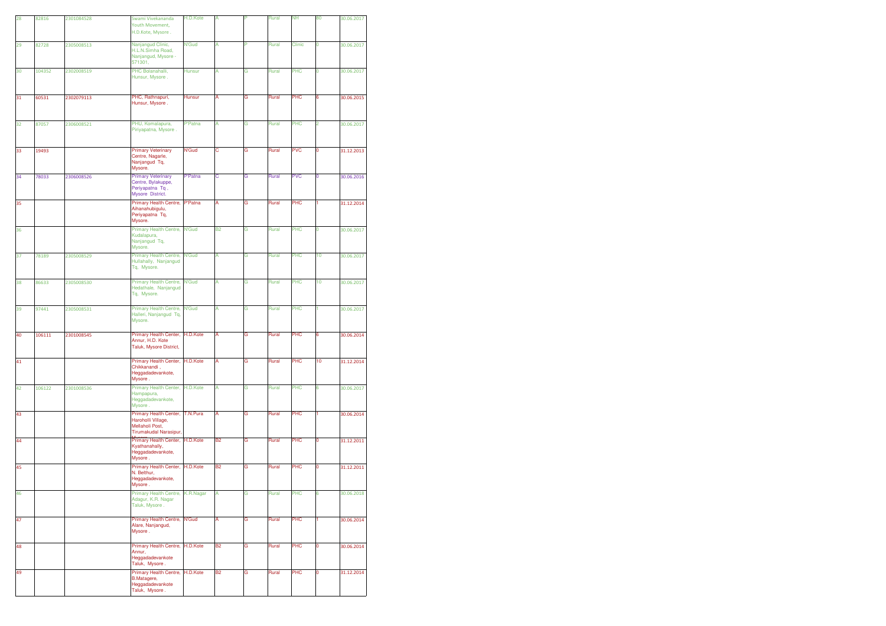| 28 | 82816 | 2301084528 | Swami Vivekananda Youth Movement, H.D.Kote, Mysore . | H.D.Kote | A | P | Rural | NH | 80 | 30.06.2017 |
|---|---|---|---|---|---|---|---|---|---|---|
| 29 | 82728 | 2305008513 | Nanjangud Clinic, H.L.N.Simha Road, Nanjangud, Mysore - 571301. | N'Gud | A | P | Rural | Clinic | 0 | 30.06.2017 |
| 30 | 104352 | 2302008519 | PHC Bolanahalli, Hunsur, Mysore . | Hunsur | A | G | Rural | PHC | 0 | 30.06.2017 |
| 31 | 60531 | 2302079113 | PHC, Rathnapuri, Hunsur, Mysore . | Hunsur | A | G | Rural | PHC | 6 | 30.06.2015 |
| 32 | 87057 | 2306008521 | PHU, Komalapura, Piriyapatna, Mysore . | P'Patna | A | G | Rural | PHC | 2 | 30.06.2017 |
| 33 | 19493 | | Primary Veterinary Centre, Nagarle, Nanjangud Tq, Mysore. | N'Gud | C | G | Rural | PVC | 0 | 31.12.2013 |
| 34 | 78033 | 2306008526 | Primary Veterinary Centre, Bylakuppe, Periyapatna Tq , Mysore District. | P'Patna | C | G | Rural | PVC | 0 | 30.06.2016 |
| 35 | | | Primary Health Centre, Alhanahubigulu, Periyapatna Tq, Mysore. | P'Patna | A | G | Rural | PHC | 1 | 31.12.2014 |
| 36 | | | Primary Health Centre, Kudalapura, Nanjangud Tq, Mysore. | N'Gud | B2 | G | Rural | PHC | 0 | 30.06.2017 |
| 37 | 78189 | 2305008529 | Primary Health Centre, Hullahally, Nanjangud Tq, Mysore. | N'Gud | A | G | Rural | PHC | 10 | 30.06.2017 |
| 38 | 86633 | 2305008530 | Primary Health Centre, Hedathale, Nanjangud Tq, Mysore. | N'Gud | A | G | Rural | PHC | 10 | 30.06.2017 |
| 39 | 97441 | 2305008531 | Primary Health Centre, Halleri, Nanjangud Tq, Mysore. | N'Gud | A | G | Rural | PHC | 1 | 30.06.2017 |
| 40 | 106111 | 2301008545 | Primary Health Center, Annur, H.D. Kote Taluk, Mysore District, | H.D.Kote | A | G | Rural | PHC | 6 | 30.06.2014 |
| 41 | | | Primary Health Center, Chikkanandi , Heggadadevankote, Mysore . | H.D.Kote | A | G | Rural | PHC | 10 | 31.12.2014 |
| 42 | 106122 | 2301008536 | Primary Health Center, Hampapura, Heggadadevankote, Mysore . | H.D.Kote | A | G | Rural | PHC | 6 | 30.06.2017 |
| 43 | | | Primary Health Center, Haroholli Village, Mellaholi Post, Tirumakudal Narasipur, Mysore . | T.N.Pura | A | G | Rural | PHC | 1 | 30.06.2014 |
| 44 | | | Primary Health Center, Kyathanahally, Heggadadevankote, Mysore . | H.D.Kote | B2 | G | Rural | PHC | 0 | 31.12.2011 |
| 45 | | | Primary Health Center, N. Belthur, Heggadadevankote, Mysore . | H.D.Kote | B2 | G | Rural | PHC | 0 | 31.12.2011 |
| 46 | | | Primary Health Centre, Adagur, K.R. Nagar Taluk, Mysore . | K.R.Nagar | A | G | Rural | PHC | 6 | 30.06.2018 |
| 47 | | | Primary Health Centre, Alare, Nanjangud, Mysore . | N'Gud | A | G | Rural | PHC | 1 | 30.06.2014 |
| 48 | | | Primary Health Centre, Annur, Heggadadevankote Taluk, Mysore . | H.D.Kote | B2 | G | Rural | PHC | 0 | 30.06.2014 |
| 49 | | | Primary Health Centre, B.Matagere, Heggadadevankote Taluk, Mysore . | H.D.Kote | B2 | G | Rural | PHC | 0 | 31.12.2014 |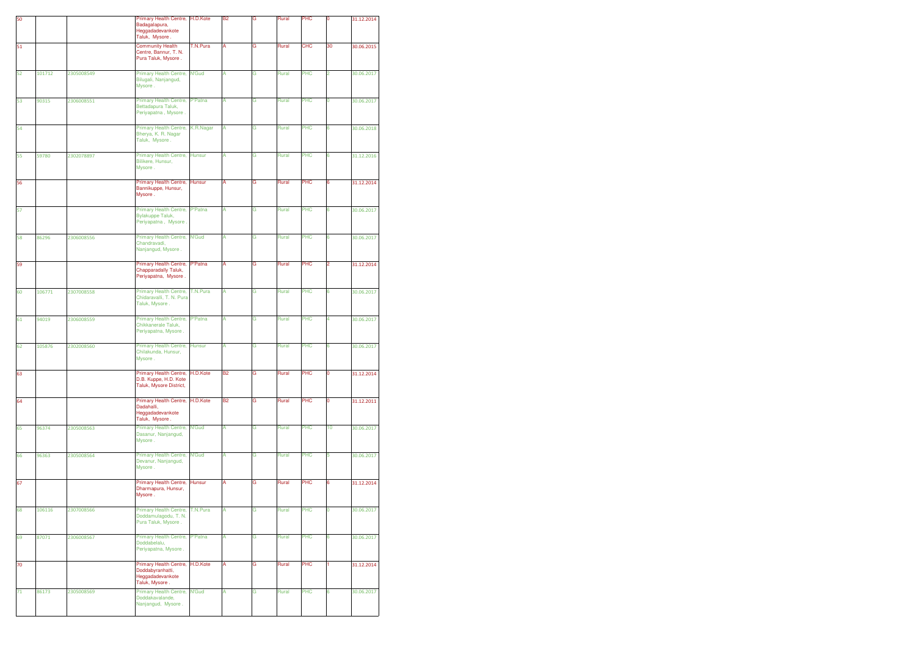| | | | | | | | | | | |
|---|---|---|---|---|---|---|---|---|---|---|
| 50 | | | Primary Health Centre, Badagalapura, Heggadadevankote Taluk, Mysore . | H.D.Kote | B2 | G | Rural | PHC | 0 | 31.12.2014 |
| 51 | | | Community Health Centre, Bannur, T. N. Pura Taluk, Mysore . | T.N.Pura | A | G | Rural | CHC | 30 | 30.06.2015 |
| 52 | 101712 | 2305008549 | Primary Health Centre, Bilugali, Nanjangud, Mysore . | N'Gud | A | G | Rural | PHC | 2 | 30.06.2017 |
| 53 | 90315 | 2306008551 | Primary Health Centre, Bettadapura Taluk, Periyapatna , Mysore . | P'Patna | A | G | Rural | PHC | 0 | 30.06.2017 |
| 54 | | | Primary Health Centre, Bherya, K. R. Nagar Taluk, Mysore . | K.R.Nagar | A | G | Rural | PHC | 6 | 30.06.2018 |
| 55 | 59780 | 2302078897 | Primary Health Centre, Bilikere, Hunsur, Mysore . | Hunsur | A | G | Rural | PHC | 6 | 31.12.2016 |
| 56 | | | Primary Health Centre, Bannikuppe, Hunsur, Mysore . | Hunsur | A | G | Rural | PHC | 6 | 31.12.2014 |
| 57 | | | Primary Health Centre, Bylakuppe Taluk, Periyapatna , Mysore . | P'Patna | A | G | Rural | PHC | 6 | 30.06.2017 |
| 58 | 86296 | 2306008556 | Primary Health Centre, Chandravadi, Nanjangud, Mysore . | N'Gud | A | G | Rural | PHC | 6 | 30.06.2017 |
| 59 | | | Primary Health Centre, Chapparadally Taluk, Periyapatna, Mysore . | P'Patna | A | G | Rural | PHC | 2 | 31.12.2014 |
| 60 | 106771 | 2307008558 | Primary Health Centre, Chidaravalli, T. N. Pura Taluk, Mysore . | T.N.Pura | A | G | Rural | PHC | 6 | 30.06.2017 |
| 61 | 94019 | 2306008559 | Primary Health Centre, Chikkanerale Taluk, Periyapatna, Mysore . | P'Patna | A | G | Rural | PHC | 4 | 30.06.2017 |
| 62 | 105876 | 2302008560 | Primary Health Centre, Chilakunda, Hunsur, Mysore . | Hunsur | A | G | Rural | PHC | 6 | 30.06.2017 |
| 63 | | | Primary Health Centre, D.B. Kuppe, H.D. Kote Taluk, Mysore District, | H.D.Kote | B2 | G | Rural | PHC | 0 | 31.12.2014 |
| 64 | | | Primary Health Centre, Dadahalli, Heggadadevankote Taluk, Mysore . | H.D.Kote | B2 | G | Rural | PHC | 0 | 31.12.2011 |
| 65 | 96374 | 2305008563 | Primary Health Centre, Dasanur, Nanjangud, Mysore . | N'Gud | A | G | Rural | PHC | 10 | 30.06.2017 |
| 66 | 96363 | 2305008564 | Primary Health Centre, Devanur, Nanjangud, Mysore . | N'Gud | A | G | Rural | PHC | 5 | 30.06.2017 |
| 67 | | | Primary Health Centre, Dharmapura, Hunsur, Mysore . | Hunsur | A | G | Rural | PHC | 6 | 31.12.2014 |
| 68 | 106116 | 2307008566 | Primary Health Centre, Doddamulagodu, T. N. Pura Taluk, Mysore . | T.N.Pura | A | G | Rural | PHC | 0 | 30.06.2017 |
| 69 | 87071 | 2306008567 | Primary Health Centre, Doddabelalu, Periyapatna, Mysore . | P'Patna | A | G | Rural | PHC | 6 | 30.06.2017 |
| 70 | | | Primary Health Centre, Doddabyranhatti, Heggadadevankote Taluk, Mysore . | H.D.Kote | A | G | Rural | PHC | 1 | 31.12.2014 |
| 71 | 86173 | 2305008569 | Primary Health Centre, Doddakavalande, Nanjangud, Mysore . | N'Gud | A | G | Rural | PHC | 6 | 30.06.2017 |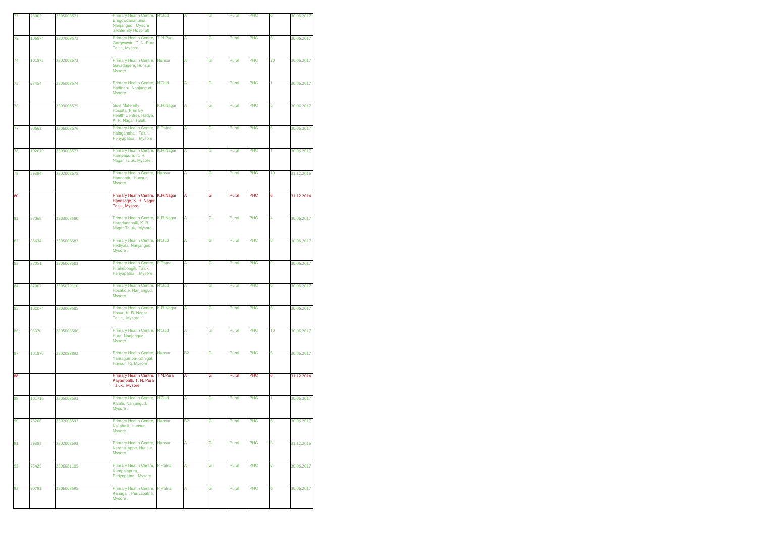| 72 | 78062 | 2305008571 | Primary Health Centre, Eregowdanahundi, Nanjangud, Mysore (Maternity Hospital) | N'Gud | A | G | Rural | PHC | 6 | 30.06.2017 |
|---|---|---|---|---|---|---|---|---|---|---|
| 73 | 106874 | 2307008572 | Primary Health Centre, Gargeswari, T. N. Pura Taluk, Mysore . | T.N.Pura | A | G | Rural | PHC | 6 | 30.06.2017 |
| 74 | 101875 | 2302008573 | Primary Health Centre, Gavadagere, Hunsur, Mysore . | Hunsur | A | G | Rural | PHC | 20 | 30.06.2017 |
| 75 | 97454 | 2305008574 | Primary Health Centre, Hadinaru, Nanjangud, Mysore . | N'Gud | A | G | Rural | PHC | 1 | 30.06.2017 |
| 76 | | 2303008575 | Govt Maternity Hospital(Primary Health Centre), Hadya, K. R. Nagar Taluk, Mysore | K.R.Nagar | A | G | Rural | PHC | 5 | 30.06.2017 |
| 77 | 90662 | 2306008576 | Primary Health Centre, Halaganahalli Taluk, Periyapatna , Mysore . | P'Patna | A | G | Rural | PHC | 6 | 30.06.2017 |
| 78 | 102070 | 2303008577 | Primary Health Centre, Hampapura, K. R. Nagar Taluk, Mysore . | K.R.Nagar | A | G | Rural | PHC | 1 | 30.06.2017 |
| 79 | 59394 | 2302008578 | Primary Health Centre, Hanagodu, Hunsur, Mysore . | Hunsur | A | G | Rural | PHC | 10 | 31.12.2016 |
| 80 | | | Primary Health Centre, Hanasoge, K. R. Nagar Taluk, Mysore . | K.R.Nagar | A | G | Rural | PHC | 6 | 31.12.2014 |
| 81 | 87068 | 2303008580 | Primary Health Centre, Haradanahalli, K. R. Nagar Taluk, Mysore . | K.R.Nagar | A | G | Rural | PHC | 4 | 30.06.2017 |
| 82 | 86634 | 2305008582 | Primary Health Centre, Hediyala, Nanjangud, Mysore . | N'Gud | A | G | Rural | PHC | 6 | 30.06.2017 |
| 83 | 87051 | 2306008583 | Primary Health Centre, Hitehebbagilu Taluk, Periyapatna , Mysore . | P'Patna | A | G | Rural | PHC | 0 | 30.06.2017 |
| 84 | 87067 | 2305079110 | Primary Health Centre, Hosakote, Nanjangud, Mysore . | N'Gud | A | G | Rural | PHC | 6 | 30.06.2017 |
| 85 | 102074 | 2303008585 | Primary Health Centre, Hosur, K. R. Nagar Taluk, Mysore . | K.R.Nagar | A | G | Rural | PHC | 6 | 30.06.2017 |
| 86 | 96370 | 2305008586 | Primary Health Centre, Hura, Nanjangud, Mysore . | N'Gud | A | G | Rural | PHC | 10 | 30.06.2017 |
| 87 | 101870 | 2302088892 | Primary Health Centre, Yamagumba-Kothigal, Hunsur Tq, Mysore . | Hunsur | B2 | G | Rural | PHC | 6 | 30.06.2017 |
| 88 | | | Primary Health Centre, Kayamballi, T. N. Pura Taluk, Mysore . | T.N.Pura | A | G | Rural | PHC | 6 | 31.12.2014 |
| 89 | 101716 | 2305008591 | Primary Health Centre, Kalale, Nanjangud, Mysore . | N'Gud | A | G | Rural | PHC | 1 | 30.06.2017 |
| 90 | 78206 | 2302008592 | Primary Health Centre, Kallahalli, Hunsur, Mysore . | Hunsur | B2 | G | Rural | PHC | 6 | 30.06.2017 |
| 91 | 59383 | 2302008593 | Primary Health Centre, Karanakuppe, Hunsur, Mysore . | Hunsur | A | G | Rural | PHC | 6 | 31.12.2016 |
| 92 | 75425 | 2306081105 | Primary Health Centre, Kampalapura, Periyapatna , Mysore . | P'Patna | A | G | Rural | PHC | 6 | 30.06.2017 |
| 93 | 90792 | 2306008595 | Primary Health Centre, Kanagal , Periyapatna, Mysore . | P'Patna | A | G | Rural | PHC | 6 | 30.06.2017 |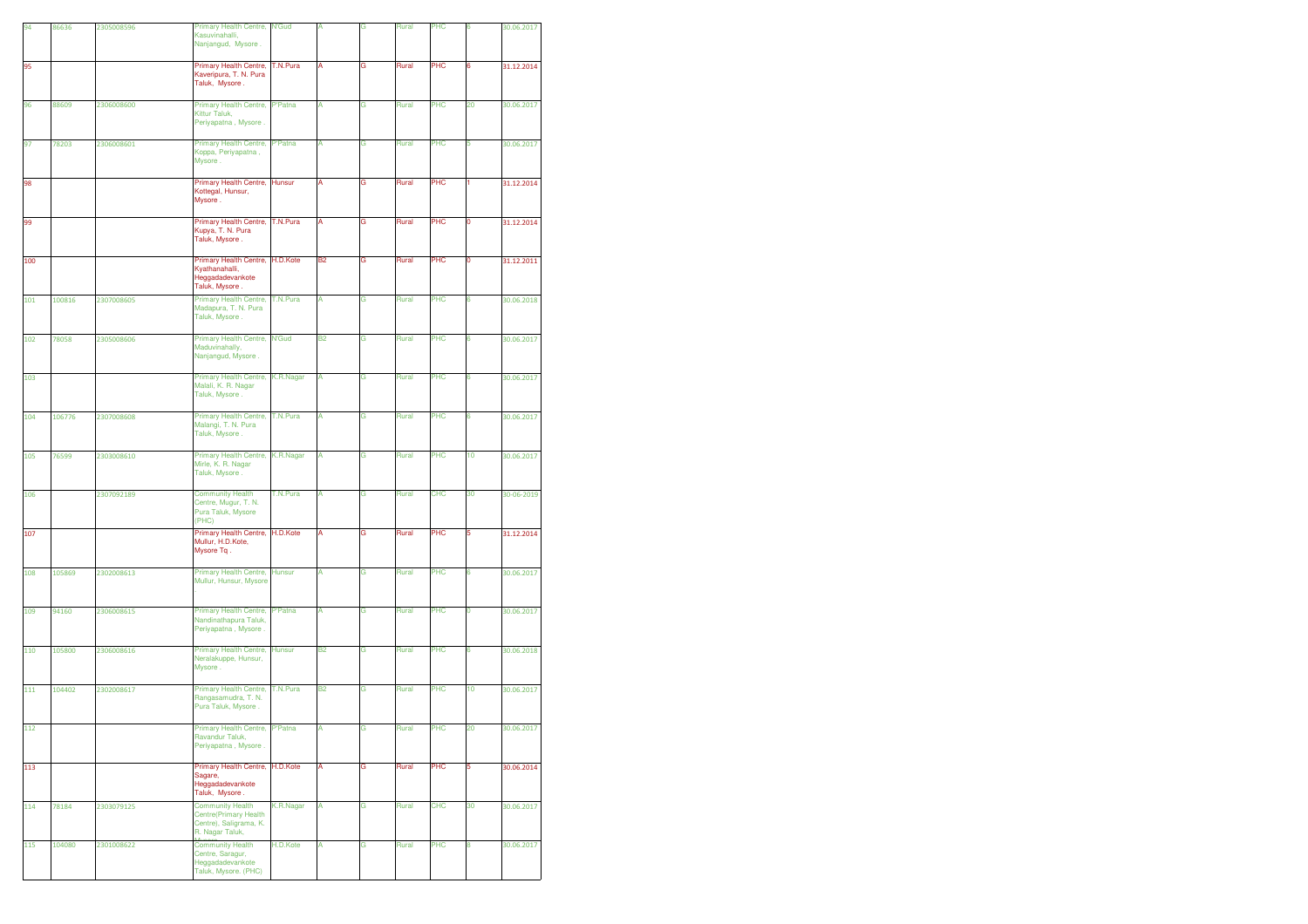| | | | | | | | | | | |
|---|---|---|---|---|---|---|---|---|---|---|
| 94 | 86636 | 2305008596 | Primary Health Centre, Kasuvinahalli, Nanjangud, Mysore . | N'Gud | A | G | Rural | PHC | 6 | 30.06.2017 |
| 95 | | | Primary Health Centre, Kaveripura, T. N. Pura Taluk, Mysore . | T.N.Pura | A | G | Rural | PHC | 6 | 31.12.2014 |
| 96 | 88609 | 2306008600 | Primary Health Centre, Kittur Taluk, Periyapatna , Mysore . | P'Patna | A | G | Rural | PHC | 20 | 30.06.2017 |
| 97 | 78203 | 2306008601 | Primary Health Centre, Koppa, Periyapatna , Mysore . | P'Patna | A | G | Rural | PHC | 5 | 30.06.2017 |
| 98 | | | Primary Health Centre, Kottegal, Hunsur, Mysore . | Hunsur | A | G | Rural | PHC | 1 | 31.12.2014 |
| 99 | | | Primary Health Centre, Kupya, T. N. Pura Taluk, Mysore . | T.N.Pura | A | G | Rural | PHC | 0 | 31.12.2014 |
| 100 | | | Primary Health Centre, Kyathanahalli, Heggadadevankote Taluk, Mysore . | H.D.Kote | B2 | G | Rural | PHC | 0 | 31.12.2011 |
| 101 | 100816 | 2307008605 | Primary Health Centre, Madapura, T. N. Pura Taluk, Mysore . | T.N.Pura | A | G | Rural | PHC | 6 | 30.06.2018 |
| 102 | 78058 | 2305008606 | Primary Health Centre, Maduvinahally, Nanjangud, Mysore . | N'Gud | B2 | G | Rural | PHC | 6 | 30.06.2017 |
| 103 | | | Primary Health Centre, Malali, K. R. Nagar Taluk, Mysore . | K.R.Nagar | A | G | Rural | PHC | 6 | 30.06.2017 |
| 104 | 106776 | 2307008608 | Primary Health Centre, Malangi, T. N. Pura Taluk, Mysore . | T.N.Pura | A | G | Rural | PHC | 6 | 30.06.2017 |
| 105 | 76599 | 2303008610 | Primary Health Centre, Mirle, K. R. Nagar Taluk, Mysore . | K.R.Nagar | A | G | Rural | PHC | 10 | 30.06.2017 |
| 106 | | 2307092189 | Community Health Centre, Mugur, T. N. Pura Taluk, Mysore (PHC) | T.N.Pura | A | G | Rural | CHC | 30 | 30-06-2019 |
| 107 | | | Primary Health Centre, Mullur, H.D.Kote, Mysore Tq . | H.D.Kote | A | G | Rural | PHC | 5 | 31.12.2014 |
| 108 | 105869 | 2302008613 | Primary Health Centre, Mullur, Hunsur, Mysore . | Hunsur | A | G | Rural | PHC | 6 | 30.06.2017 |
| 109 | 94160 | 2306008615 | Primary Health Centre, Nandinathapura Taluk, Periyapatna , Mysore . | P'Patna | A | G | Rural | PHC | 0 | 30.06.2017 |
| 110 | 105800 | 2306008616 | Primary Health Centre, Neralakuppe, Hunsur, Mysore . | Hunsur | B2 | G | Rural | PHC | 6 | 30.06.2018 |
| 111 | 104402 | 2302008617 | Primary Health Centre, Rangasamudra, T. N. Pura Taluk, Mysore . | T.N.Pura | B2 | G | Rural | PHC | 10 | 30.06.2017 |
| 112 | | | Primary Health Centre, Ravandur Taluk, Periyapatna , Mysore . | P'Patna | A | G | Rural | PHC | 20 | 30.06.2017 |
| 113 | | | Primary Health Centre, Sagare, Heggadadevankote Taluk, Mysore . | H.D.Kote | A | G | Rural | PHC | 5 | 30.06.2014 |
| 114 | 78184 | 2303079125 | Community Health Centre(Primary Health Centre), Saligrama, K. R. Nagar Taluk, | K.R.Nagar | A | G | Rural | CHC | 30 | 30.06.2017 |
| 115 | 104080 | 2301008622 | Community Health Centre, Saragur, Heggadadevankote Taluk, Mysore. (PHC) | H.D.Kote | A | G | Rural | PHC | 8 | 30.06.2017 |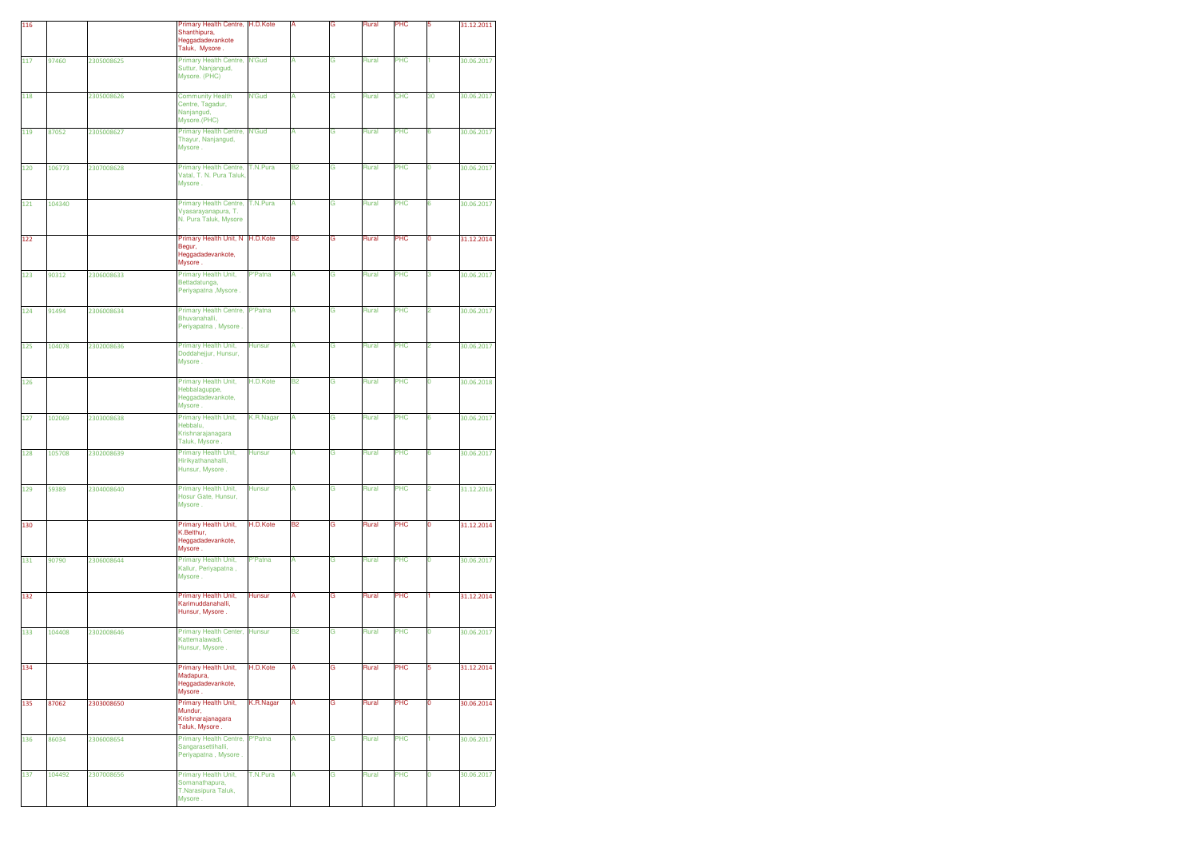| 116 | | | Primary Health Centre, Shanthipura, Heggadadevankote Taluk, Mysore . | H.D.Kote | A | G | Rural | PHC | 5 | 31.12.2011 |
|---|---|---|---|---|---|---|---|---|---|---|
| 117 | 97460 | 2305008625 | Primary Health Centre, Suttur, Nanjangud, Mysore. (PHC) | N'Gud | A | G | Rural | PHC | 1 | 30.06.2017 |
| 118 | | 2305008626 | Community Health Centre, Tagadur, Nanjangud, Mysore.(PHC) | N'Gud | A | G | Rural | CHC | 30 | 30.06.2017 |
| 119 | 87052 | 2305008627 | Primary Health Centre, Thayur, Nanjangud, Mysore . | N'Gud | A | G | Rural | PHC | 6 | 30.06.2017 |
| 120 | 106773 | 2307008628 | Primary Health Centre, Vatal, T. N. Pura Taluk, Mysore . | T.N.Pura | B2 | G | Rural | PHC | 0 | 30.06.2017 |
| 121 | 104340 | | Primary Health Centre, Vyasarayanapura, T. N. Pura Taluk, Mysore . | T.N.Pura | A | G | Rural | PHC | 6 | 30.06.2017 |
| 122 | | | Primary Health Unit, N Begur, Heggadadevankote, Mysore . | H.D.Kote | B2 | G | Rural | PHC | 0 | 31.12.2014 |
| 123 | 90312 | 2306008633 | Primary Health Unit, Bettadatunga, Periyapatna ,Mysore . | P'Patna | A | G | Rural | PHC | 3 | 30.06.2017 |
| 124 | 91494 | 2306008634 | Primary Health Centre, Bhuvanahalli, Periyapatna , Mysore . | P'Patna | A | G | Rural | PHC | 2 | 30.06.2017 |
| 125 | 104078 | 2302008636 | Primary Health Unit, Doddahejjur, Hunsur, Mysore . | Hunsur | A | G | Rural | PHC | 2 | 30.06.2017 |
| 126 | | | Primary Health Unit, Hebbalaguppe, Heggadadevankote, Mysore . | H.D.Kote | B2 | G | Rural | PHC | 0 | 30.06.2018 |
| 127 | 102069 | 2303008638 | Primary Health Unit, Hebbalu, Krishnarajanagara Taluk, Mysore . | K.R.Nagar | A | G | Rural | PHC | 8 | 30.06.2017 |
| 128 | 105708 | 2302008639 | Primary Health Unit, Hirikyathanahalli, Hunsur, Mysore . | Hunsur | A | G | Rural | PHC | 0 | 30.06.2017 |
| 129 | 59389 | 2304008640 | Primary Health Unit, Hosur Gate, Hunsur, Mysore . | Hunsur | A | G | Rural | PHC | 2 | 31.12.2016 |
| 130 | | | Primary Health Unit, K.Belthur, Heggadadevankote, Mysore . | H.D.Kote | B2 | G | Rural | PHC | 0 | 31.12.2014 |
| 131 | 90790 | 2306008644 | Primary Health Unit, Kallur, Periyapatna , Mysore . | P'Patna | A | G | Rural | PHC | 0 | 30.06.2017 |
| 132 | | | Primary Health Unit, Karimuddanahalli, Hunsur, Mysore . | Hunsur | A | G | Rural | PHC | 1 | 31.12.2014 |
| 133 | 104408 | 2302008646 | Primary Health Center, Kattemalawadi, Hunsur, Mysore . | Hunsur | B2 | G | Rural | PHC | 0 | 30.06.2017 |
| 134 | | | Primary Health Unit, Madapura, Heggadadevankote, Mysore . | H.D.Kote | A | G | Rural | PHC | 5 | 31.12.2014 |
| 135 | 87062 | 2303008650 | Primary Health Unit, Mundur, Krishnarajanagara Taluk, Mysore . | K.R.Nagar | A | G | Rural | PHC | 0 | 30.06.2014 |
| 136 | 86034 | 2306008654 | Primary Health Centre, Sangarasettihalli, Periyapatna , Mysore . | P'Patna | A | G | Rural | PHC | 1 | 30.06.2017 |
| 137 | 104492 | 2307008656 | Primary Health Unit, Somanathapura, T.Narasipura Taluk, Mysore . | T.N.Pura | A | G | Rural | PHC | 0 | 30.06.2017 |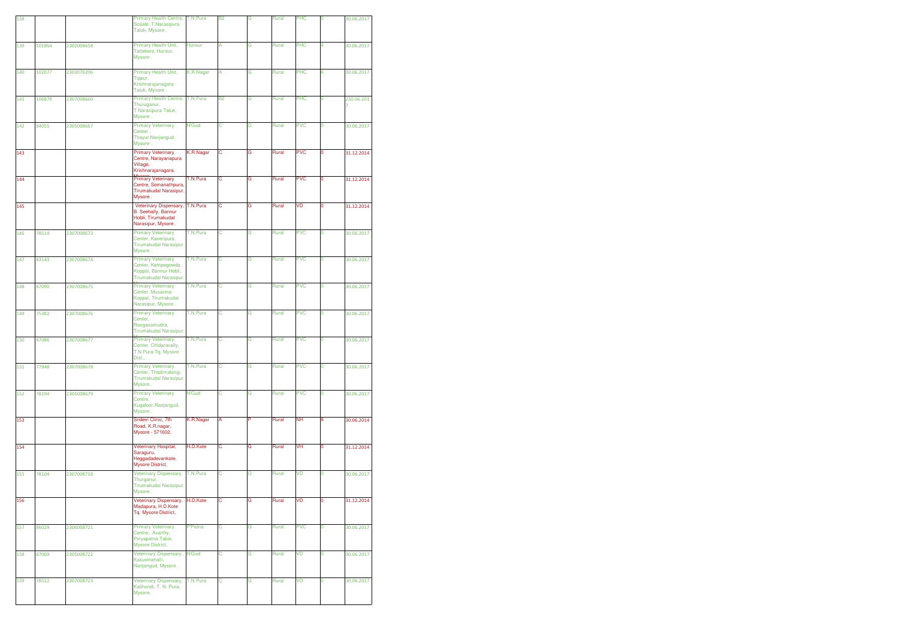| 138 | | | Primary Health Centre, Sosale, T.Narasipura Taluk, Mysore . | T.N.Pura | B2 | G | Rural | PHC | 0 | 30.06.2017 |
|---|---|---|---|---|---|---|---|---|---|---|
| 139 | 101864 | 2302008658 | Primary Health Unit, Tattekere, Hunsur, Mysore . | Hunsur | A | G | Rural | PHC | 4 | 30.06.2017 |
| 140 | 102077 | 2303076206 | Primary Health Unit, Tippur, Krishnarajanagara Taluk, Mysore . | K.R.Nagar | A | G | Rural | PHC | 6 | 30.06.2017 |
| 141 | 106879 | 2307008660 | Primary Health Centre, Thuruganur, T.Narasipura Taluk, Mysore . | T.N.Pura | B2 | G | Rural | PHC | 0 | 230.06.2017 |
| 142 | 84055 | 2305008667 | Primary Veterinary Center , Thayur,Nanjangud, Mysore . | N'Gud | C | G | Rural | PVC | 0 | 30.06.2017 |
| 143 | | | Primary Veterinary Centre, Narayanapura Village, Krishnarajanagara, Mysore | K.R.Nagar | C | G | Rural | PVC | 0 | 31.12.2014 |
| 144 | | | Primary Veterinary Centre, Somanathpura, Tirumakudal Narasipur, Mysore . | T.N.Pura | C | G | Rural | PVC | 0 | 31.12.2014 |
| 145 | | | Veterinary Dispensary, B. Seehally, Bannur Hobli, Tirumakudal Narasipur, Mysore . | T.N.Pura | C | G | Rural | VD | 0 | 31.12.2014 |
| 146 | 78514 | 2307008673 | Primary Veterinary Center, Kaveripura, Tirumakudal Narasipur, Mysore . | T.N.Pura | C | G | Rural | PVC | 0 | 30.06.2017 |
| 147 | 83143 | 2307008674 | Primary Veterinary Center, Kempegowda Koppal, Bannur Hobli, Tirumakudal Narasipur, Mysore | T.N.Pura | C | G | Rural | PVC | 0 | 30.06.2017 |
| 148 | 87090 | 2307008675 | Primary Veterinary Center, Musavina Koppal, Tirumakudal Narasipur, Mysore . | T.N.Pura | C | G | Rural | PVC | 0 | 30.06.2017 |
| 149 | 75382 | 2307008676 | Primary Veterinary Center, Rangasamudra, Tirumakudal Narasipur, Mysore | T.N.Pura | C | G | Rural | PVC | 0 | 30.06.2017 |
| 150 | 87086 | 2307008677 | Primary Veterinary Center, Chidaravally, T.N.Pura Tq. Mysore Dist., | T.N.Pura | C | G | Rural | PVC | 0 | 30.06.2017 |
| 151 | 77948 | 2307008678 | Primary Veterinary Center, Thadimalangi, Tirumakudal Narasipur, Mysore . | T.N.Pura | C | G | Rural | PVC | 0 | 30.06.2017 |
| 152 | 78194 | 2305008679 | Primary Veterinary Centre, Kugaloor,Nanjangud, Mysore . | N'Gud | C | G | Rural | PVC | 0 | 30.06.2017 |
| 153 | | | Sridevi Clinic, 7th Road, K.R.nagar, Mysore - 571602, | K.R.Nagar | A | P | Rural | NH | 8 | 30.06.2014 |
| 154 | | | Veterinary Hospital, Saraguru, Heggadadevankote, Mysore District, | H.D.Kote | C | G | Rural | VH | 0 | 31.12.2014 |
| 155 | 78104 | 2307008718 | Veterinary Dispensary, Thurganur, Tirumakudal Narasipur, Mysore . | T.N.Pura | C | G | Rural | VD | 0 | 30.06.2017 |
| 156 | | | Veterinary Dispensary, Madapura, H.D.Kote Tq. Mysore District, | H.D.Kote | C | G | Rural | VD | 0 | 31.12.2014 |
| 157 | 86029 | 2306008721 | Primary Veterinary Centre, Avarthy, Piriyapatna Taluk, Mysore District, | P'Patna | C | G | Rural | PVC | 0 | 30.06.2017 |
| 158 | 87069 | 2305008722 | Veterinary Dispensary , Kasuvinahalli, Nanjangud, Mysore . | N'Gud | C | G | Rural | VD | 0 | 30.06.2017 |
| 159 | 78512 | 2307008723 | Veterinary Dispensary, Kallhundi, T. N. Pura, Mysore, | T.N.Pura | C | G | Rural | VD | 0 | 30.06.2017 |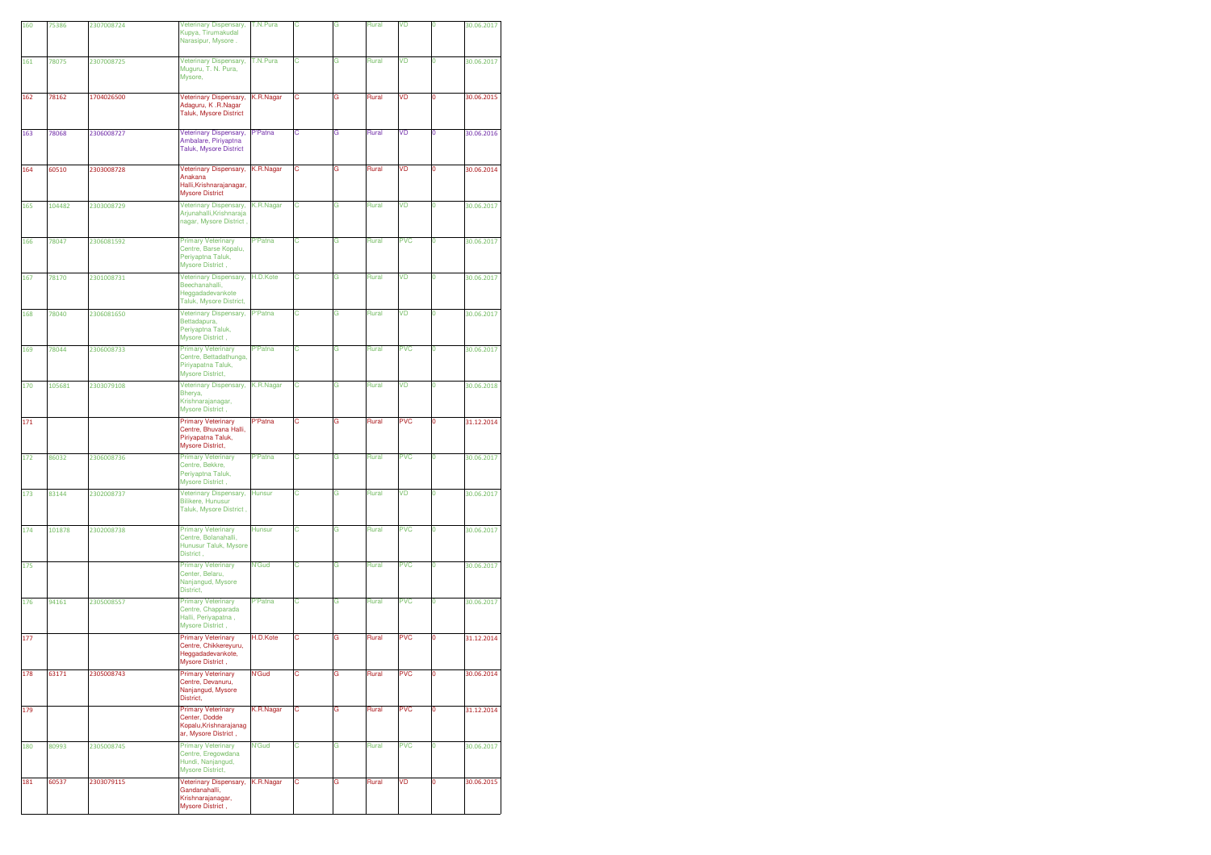| 160 | 75386 | 2307008724 | Veterinary Dispensary, Kupya, Tirumakudal Narasipur, Mysore . | T.N.Pura | C | G | Rural | VD | 0 | 30.06.2017 |
|---|---|---|---|---|---|---|---|---|---|---|
| 161 | 78075 | 2307008725 | Veterinary Dispensary, Muguru, T. N. Pura, Mysore, | T.N.Pura | C | G | Rural | VD | 0 | 30.06.2017 |
| 162 | 78162 | 1704026500 | Veterinary Dispensary, Adaguru, K .R.Nagar Taluk, Mysore District | K.R.Nagar | C | G | Rural | VD | 0 | 30.06.2015 |
| 163 | 78068 | 2306008727 | Veterinary Dispensary, Ambalare, Piriyaptna Taluk, Mysore District | P'Patna | C | G | Rural | VD | 0 | 30.06.2016 |
| 164 | 60510 | 2303008728 | Veterinary Dispensary, Anakana Halli,Krishnarajanagar, Mysore District | K.R.Nagar | C | G | Rural | VD | 0 | 30.06.2014 |
| 165 | 104482 | 2303008729 | Veterinary Dispensary, Arjunahalli,Krishnaraja nagar, Mysore District , | K.R.Nagar | C | G | Rural | VD | 0 | 30.06.2017 |
| 166 | 78047 | 2306081592 | Primary Veterinary Centre, Barse Kopalu, Periyaptna Taluk, Mysore District , | P'Patna | C | G | Rural | PVC | 0 | 30.06.2017 |
| 167 | 78170 | 2301008731 | Veterinary Dispensary, Beechanahalli, Heggadadevankote Taluk, Mysore District, | H.D.Kote | C | G | Rural | VD | 0 | 30.06.2017 |
| 168 | 78040 | 2306081650 | Veterinary Dispensary, Bettadapura, Periyaptna Taluk, Mysore District , | P'Patna | C | G | Rural | VD | 0 | 30.06.2017 |
| 169 | 78044 | 2306008733 | Primary Veterinary Centre, Bettadathunga, Piriyapatna Taluk, Mysore District, | P'Patna | C | G | Rural | PVC | 0 | 30.06.2017 |
| 170 | 105681 | 2303079108 | Veterinary Dispensary, Bherya, Krishnarajanagar, Mysore District , | K.R.Nagar | C | G | Rural | VD | 0 | 30.06.2018 |
| 171 | | | Primary Veterinary Centre, Bhuvana Halli, Piriyapatna Taluk, Mysore District, | P'Patna | C | G | Rural | PVC | 0 | 31.12.2014 |
| 172 | 86032 | 2306008736 | Primary Veterinary Centre, Bekkre, Periyaptna Taluk, Mysore District , | P'Patna | C | G | Rural | PVC | 0 | 30.06.2017 |
| 173 | 83144 | 2302008737 | Veterinary Dispensary, Bilikere, Hunusur Taluk, Mysore District , | Hunsur | C | G | Rural | VD | 0 | 30.06.2017 |
| 174 | 101878 | 2302008738 | Primary Veterinary Centre, Bolanahalli, Hunusur Taluk, Mysore District , | Hunsur | C | G | Rural | PVC | 0 | 30.06.2017 |
| 175 | | | Primary Veterinary Center, Belaru, Nanjangud, Mysore District, | N'Gud | C | G | Rural | PVC | 0 | 30.06.2017 |
| 176 | 94161 | 2305008557 | Primary Veterinary Centre, Chapparada Halli, Periyapatna , Mysore District , | P'Patna | C | G | Rural | PVC | 0 | 30.06.2017 |
| 177 | | | Primary Veterinary Centre, Chikkereyuru, Heggadadevankote, Mysore District , | H.D.Kote | C | G | Rural | PVC | 0 | 31.12.2014 |
| 178 | 63171 | 2305008743 | Primary Veterinary Centre, Devanuru, Nanjangud, Mysore District, | N'Gud | C | G | Rural | PVC | 0 | 30.06.2014 |
| 179 | | | Primary Veterinary Center, Dodde Kopalu,Krishnarajanag ar, Mysore District , | K.R.Nagar | C | G | Rural | PVC | 0 | 31.12.2014 |
| 180 | 80993 | 2305008745 | Primary Veterinary Centre, Eregowdana Hundi, Nanjangud, Mysore District, | N'Gud | C | G | Rural | PVC | 0 | 30.06.2017 |
| 181 | 60537 | 2303079115 | Veterinary Dispensary, Gandanahalli, Krishnarajanagar, Mysore District , | K.R.Nagar | C | G | Rural | VD | 0 | 30.06.2015 |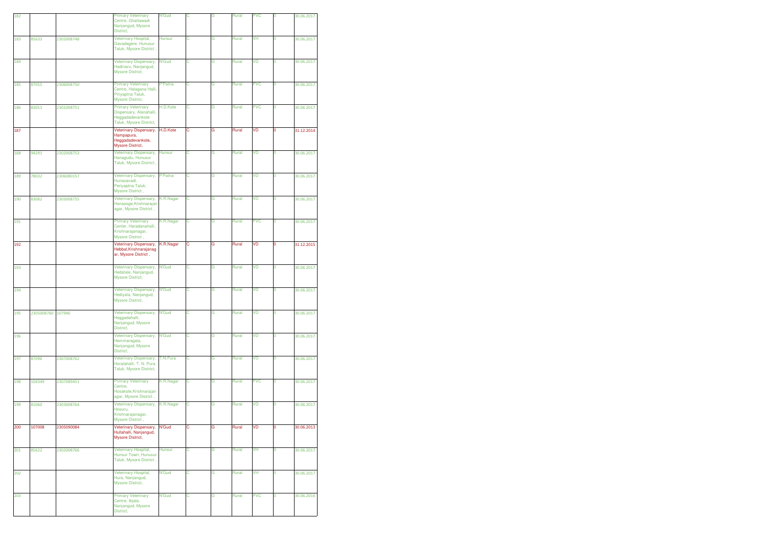| 182 | | | Primary Veterinary Centre, Ghattawadi Nanjangud, Mysore District, | N'Gud | C | G | Rural | PVC | 0 | 30.06.2017 |
|---|---|---|---|---|---|---|---|---|---|---|
| 183 | 85633 | 2302008748 | Veterinary Hospital, Gavadagere, Hunusur Taluk, Mysore District , | Hunsur | C | G | Rural | VH | 0 | 30.06.2017 |
| 184 | | | Veterinary Dispensary, Hadinaru, Nanjangud, Mysore District, | N'Gud | C | G | Rural | VD | 0 | 30.06.2017 |
| 185 | 87055 | 2306008750 | Primary Veterinary Centre, Halagana Halli, Piriyaptna Taluk, Mysore District, | P'Patna | C | G | Rural | PVC | 0 | 30.06.2017 |
| 186 | 83051 | 2301008751 | Primary Veterinary Dispensary, Alanahalli, Heggadadevankote Taluk, Mysore District, | H.D.Kote | C | G | Rural | PVC | 0 | 30.06.2017 |
| 187 | | | Veterinary Dispensary, Hampapura, Heggadadevankote, Mysore District, | H.D.Kote | C | G | Rural | VD | 0 | 31.12.2014 |
| 188 | 94291 | 2302008753 | Veterinary Dispensary, Hanagudu, Hunusur Taluk, Mysore District , | Hunsur | C | G | Rural | VD | 0 | 30.06.2017 |
| 189 | 78032 | 2306080157 | Veterinary Dispensary, Hunasavadi, Periyaptna Taluk, Mysore District , | P'Patna | C | G | Rural | VD | 0 | 30.06.2017 |
| 190 | 83082 | 2303008755 | Veterinary Dispensary, Hanasoge,Krishnarajan agar, Mysore District , | K.R.Nagar | C | G | Rural | VD | 0 | 30.06.2017 |
| 191 | | | Primary Veterinary Center, Haradanahalli, Krishnarajanagar, Mysore District , | K.R.Nagar | C | G | Rural | PVC | 0 | 30.06.2017 |
| 192 | | | Veterinary Dispensary, Hebbal,Krishnarajanag ar, Mysore District , | K.R.Nagar | C | G | Rural | VD | 0 | 31.12.2015 |
| 193 | | | Veterinary Dispensary, Hedatale, Nanjangud, Mysore District, | N'Gud | C | G | Rural | VD | 0 | 30.06.2017 |
| 194 | | | Veterinary Dispensary, Hediyala, Nanjangud, Mysore District, | N'Gud | C | G | Rural | VD | 0 | 30.06.2017 |
| 195 | 2305008760 | 107946 | Veterinary Dispensary, Heggadahalli, Nanjangud, Mysore District, | N'Gud | C | G | Rural | VD | 0 | 30.06.2017 |
| 196 | | | Veterinary Dispensary, Hemmaragala, Nanjangud, Mysore District, | N'Gud | C | G | Rural | VD | 0 | 30.06.2017 |
| 197 | 87096 | 2307008762 | Veterinary Dispensary, Horalahalli, T. N. Pura Taluk, Mysore District, | T.N.Pura | C | G | Rural | VD | 0 | 30.06.2017 |
| 198 | 104349 | 2307089451 | Primary Veterinary Centre, Hosakote,Krishnarajan agar, Mysore District , | K.R.Nagar | C | G | Rural | PVC | 0 | 30.06.2017 |
| 199 | 81060 | 2303008764 | Veterinary Dispensary, Hosuru, Krishnarajanagar, Mysore District , | K.R.Nagar | C | G | Rural | VD | 0 | 30.06.2017 |
| 200 | 107008 | 2305090084 | Veterinary Dispensary, Hullahalli, Nanjangud, Mysore District, | N'Gud | C | G | Rural | VD | 0 | 30.06.2013 |
| 201 | 85622 | 2302008766 | Veterinary Hospital, Hunsur Town, Hunusur Taluk, Mysore District , | Hunsur | C | G | Rural | VH | 0 | 30.06.2017 |
| 202 | | | Veterinary Hospital, Hura, Nanjangud, Mysore District, | N'Gud | C | G | Rural | VH | 0 | 30.06.2017 |
| 203 | | | Primary Veterinary Centre, Ibjala, Nanjangud, Mysore District, | N'Gud | C | G | Rural | PVC | 0 | 30.06.2016 |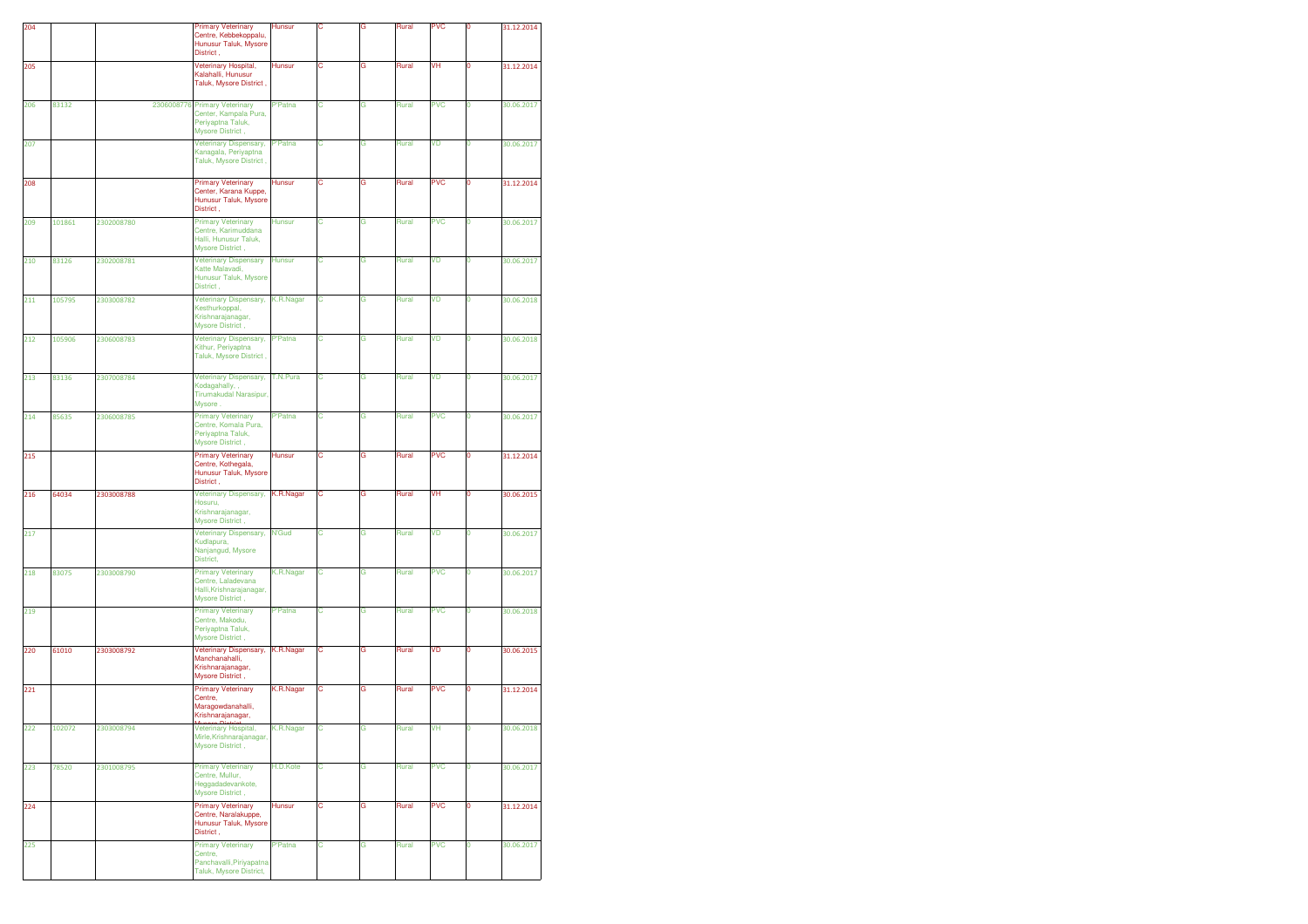| | | | | | | | | | | |
|---|---|---|---|---|---|---|---|---|---|---|
| 204 | | | Primary Veterinary Centre, Kebbekoppalu, Hunusur Taluk, Mysore District , | Hunsur | C | G | Rural | PVC | 0 | 31.12.2014 |
| 205 | | | Veterinary Hospital, Kalahalli, Hunusur Taluk, Mysore District , | Hunsur | C | G | Rural | VH | 0 | 31.12.2014 |
| 206 | 83132 | 2306008776 | Primary Veterinary Center, Kampala Pura, Periyaptna Taluk, Mysore District , | P'Patna | C | G | Rural | PVC | 0 | 30.06.2017 |
| 207 | | | Veterinary Dispensary, Kanagala, Periyaptna Taluk, Mysore District , | P'Patna | C | G | Rural | VD | 0 | 30.06.2017 |
| 208 | | | Primary Veterinary Center, Karana Kuppe, Hunusur Taluk, Mysore District , | Hunsur | C | G | Rural | PVC | 0 | 31.12.2014 |
| 209 | 101861 | 2302008780 | Primary Veterinary Centre, Karimuddana Halli, Hunusur Taluk, Mysore District , | Hunsur | C | G | Rural | PVC | 0 | 30.06.2017 |
| 210 | 83126 | 2302008781 | Veterinary Dispensary Katte Malavadi, Hunusur Taluk, Mysore District , | Hunsur | C | G | Rural | VD | 0 | 30.06.2017 |
| 211 | 105795 | 2303008782 | Veterinary Dispensary, Kesthurkoppal, Krishnarajanagar, Mysore District , | K.R.Nagar | C | G | Rural | VD | 0 | 30.06.2018 |
| 212 | 105906 | 2306008783 | Veterinary Dispensary, Kithur, Periyaptna Taluk, Mysore District , | P'Patna | C | G | Rural | VD | 0 | 30.06.2018 |
| 213 | 83136 | 2307008784 | Veterinary Dispensary, Kodagahally, , Tirumakudal Narasipur, Mysore , | T.N.Pura | C | G | Rural | VD | 0 | 30.06.2017 |
| 214 | 85635 | 2306008785 | Primary Veterinary Centre, Komala Pura, Periyaptna Taluk, Mysore District , | P'Patna | C | G | Rural | PVC | 0 | 30.06.2017 |
| 215 | | | Primary Veterinary Centre, Kothegala, Hunusur Taluk, Mysore District , | Hunsur | C | G | Rural | PVC | 0 | 31.12.2014 |
| 216 | 64034 | 2303008788 | Veterinary Dispensary, Hosuru, Krishnarajanagar, Mysore District , | K.R.Nagar | C | G | Rural | VH | 0 | 30.06.2015 |
| 217 | | | Veterinary Dispensary, Kudlapura, Nanjangud, Mysore District, | N'Gud | C | G | Rural | VD | 0 | 30.06.2017 |
| 218 | 83075 | 2303008790 | Primary Veterinary Centre, Laladevana Halli,Krishnarajanagar, Mysore District , | K.R.Nagar | C | G | Rural | PVC | 0 | 30.06.2017 |
| 219 | | | Primary Veterinary Centre, Makodu, Periyaptna Taluk, Mysore District , | P'Patna | C | G | Rural | PVC | 0 | 30.06.2018 |
| 220 | 61010 | 2303008792 | Veterinary Dispensary, Manchanahalli, Krishnarajanagar, Mysore District , | K.R.Nagar | C | G | Rural | VD | 0 | 30.06.2015 |
| 221 | | | Primary Veterinary Centre, Maragowdanahalli, Krishnarajanagar, Mysore District | K.R.Nagar | C | G | Rural | PVC | 0 | 31.12.2014 |
| 222 | 102072 | 2303008794 | Veterinary Hospital, Mirle,Krishnarajanagar, Mysore District , | K.R.Nagar | C | G | Rural | VH | 0 | 30.06.2018 |
| 223 | 78520 | 2301008795 | Primary Veterinary Centre, Mullur, Heggadadevankote, Mysore District , | H.D.Kote | C | G | Rural | PVC | 0 | 30.06.2017 |
| 224 | | | Primary Veterinary Centre, Naralakuppe, Hunusur Taluk, Mysore District , | Hunsur | C | G | Rural | PVC | 0 | 31.12.2014 |
| 225 | | | Primary Veterinary Centre, Panchavalli,Piriyapatna Taluk, Mysore District, | P'Patna | C | G | Rural | PVC | 0 | 30.06.2017 |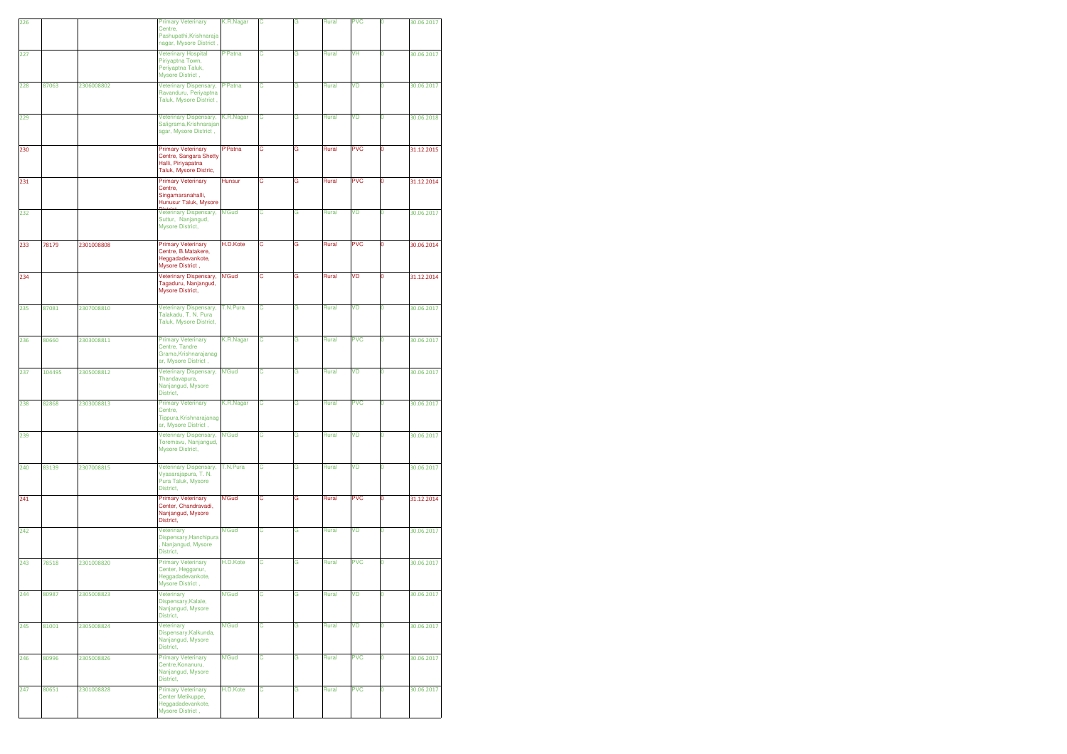| | | | | | | | | | | |
|---|---|---|---|---|---|---|---|---|---|---|
| 226 | | | Primary Veterinary Centre, Pashupathi,Krishnaraja nagar, Mysore District , | K.R.Nagar | C | G | Rural | PVC | 0 | 30.06.2017 |
| 227 | | | Veterinary Hospital Piriyaptna Town, Periyaptna Taluk, Mysore District , | P'Patna | C | G | Rural | VH | 0 | 30.06.2017 |
| 228 | 87063 | 2306008802 | Veterinary Dispensary, Ravanduru, Periyaptna Taluk, Mysore District , | P'Patna | C | G | Rural | VD | 0 | 30.06.2017 |
| 229 | | | Veterinary Dispensary, Saligrama,Krishnarajan agar, Mysore District , | K.R.Nagar | C | G | Rural | VD | 0 | 30.06.2018 |
| 230 | | | Primary Veterinary Centre, Sangara Shetty Halli, Piriyapatna Taluk, Mysore Distric, | P'Patna | C | G | Rural | PVC | 0 | 31.12.2015 |
| 231 | | | Primary Veterinary Centre, Singamaranahalli, Hunusur Taluk, Mysore District | Hunsur | C | G | Rural | PVC | 0 | 31.12.2014 |
| 232 | | | Veterinary Dispensary, Suttur, Nanjangud, Mysore District, | N'Gud | C | G | Rural | VD | 0 | 30.06.2017 |
| 233 | 78179 | 2301008808 | Primary Veterinary Centre, B.Matakere, Heggadadevankote, Mysore District , | H.D.Kote | C | G | Rural | PVC | 0 | 30.06.2014 |
| 234 | | | Veterinary Dispensary, Tagaduru, Nanjangud, Mysore District, | N'Gud | C | G | Rural | VD | 0 | 31.12.2014 |
| 235 | 87081 | 2307008810 | Veterinary Dispensary, Talakadu, T. N. Pura Taluk, Mysore District, | T.N.Pura | C | G | Rural | VD | 0 | 30.06.2017 |
| 236 | 80660 | 2303008811 | Primary Veterinary Centre, Tandre Grama,Krishnarajanag ar, Mysore District , | K.R.Nagar | C | G | Rural | PVC | 0 | 30.06.2017 |
| 237 | 104495 | 2305008812 | Veterinary Dispensary, Thandavapura, Nanjangud, Mysore District, | N'Gud | C | G | Rural | VD | 0 | 30.06.2017 |
| 238 | 82868 | 2303008813 | Primary Veterinary Centre, Tippura,Krishnarajanag ar, Mysore District , | K.R.Nagar | C | G | Rural | PVC | 0 | 30.06.2017 |
| 239 | | | Veterinary Dispensary, Toremavu, Nanjangud, Mysore District, | N'Gud | C | G | Rural | VD | 0 | 30.06.2017 |
| 240 | 83139 | 2307008815 | Veterinary Dispensary, Vyasarajapura, T. N. Pura Taluk, Mysore District, | T.N.Pura | C | G | Rural | VD | 0 | 30.06.2017 |
| 241 | | | Primary Veterinary Center, Chandravadi, Nanjangud, Mysore District, | N'Gud | C | G | Rural | PVC | 0 | 31.12.2014 |
| 242 | | | Veterinary Dispensary,Hanchipura , Nanjangud, Mysore District, | N'Gud | C | G | Rural | VD | 0 | 30.06.2017 |
| 243 | 78518 | 2301008820 | Primary Veterinary Center, Hegganur, Heggadadevankote, Mysore District , | H.D.Kote | C | G | Rural | PVC | 0 | 30.06.2017 |
| 244 | 80987 | 2305008823 | Veterinary Dispensary,Kalale, Nanjangud, Mysore District, | N'Gud | C | G | Rural | VD | 0 | 30.06.2017 |
| 245 | 81001 | 2305008824 | Veterinary Dispensary,Kalkunda, Nanjangud, Mysore District, | N'Gud | C | G | Rural | VD | 0 | 30.06.2017 |
| 246 | 80996 | 2305008826 | Primary Veterinary Centre,Konanuru, Nanjangud, Mysore District, | N'Gud | C | G | Rural | PVC | 0 | 30.06.2017 |
| 247 | 80651 | 2301008828 | Primary Veterinary Center Metikuppe, Heggadadevankote, Mysore District , | H.D.Kote | C | G | Rural | PVC | 0 | 30.06.2017 |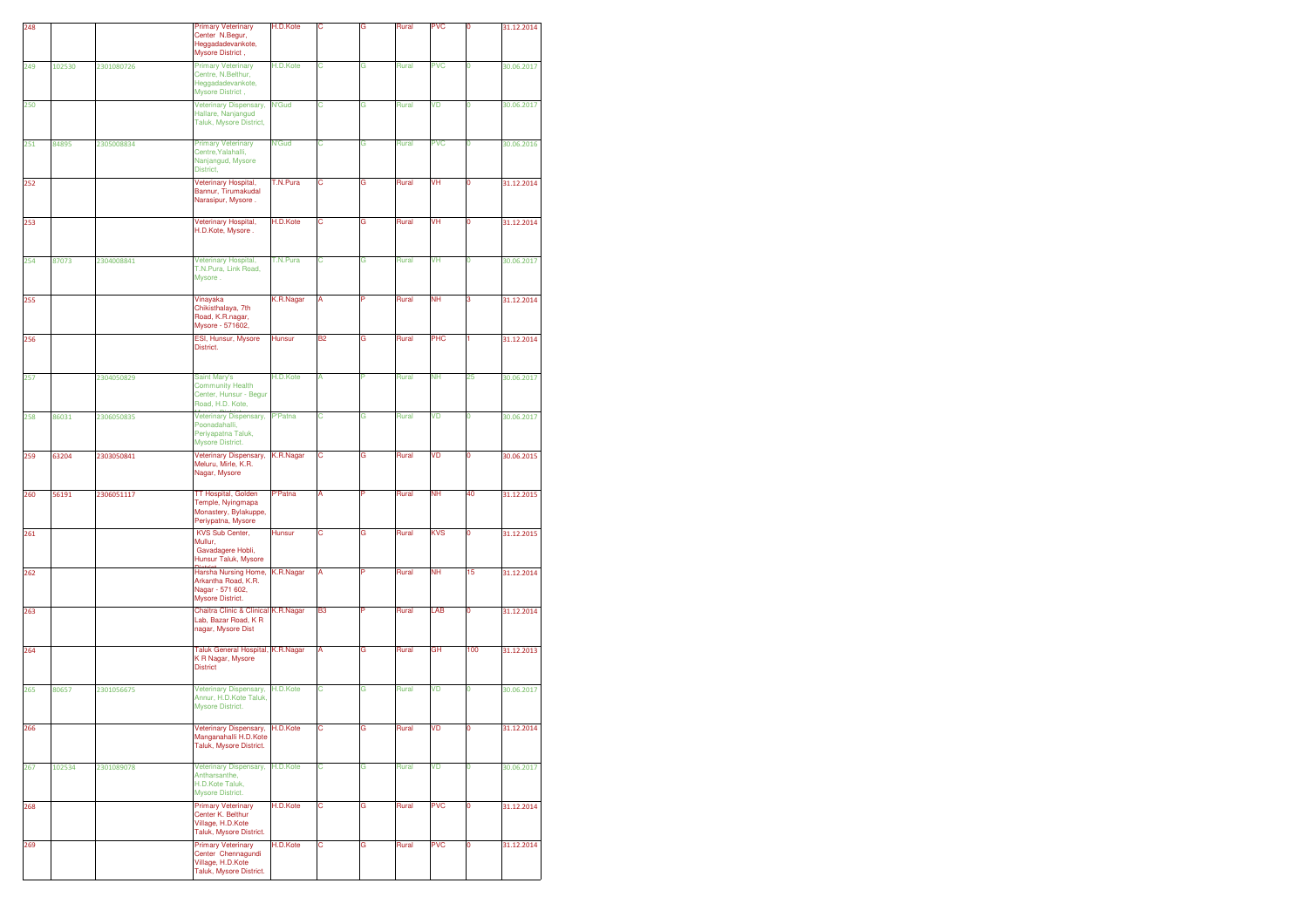| | | | | | | | | | | |
|---|---|---|---|---|---|---|---|---|---|---|
| 248 | | | Primary Veterinary Center N.Begur, Heggadadevankote, Mysore District , | H.D.Kote | C | G | Rural | PVC | 0 | 31.12.2014 |
| 249 | 102530 | 2301080726 | Primary Veterinary Centre, N.Belthur, Heggadadevankote, Mysore District , | H.D.Kote | C | G | Rural | PVC | 0 | 30.06.2017 |
| 250 | | | Veterinary Dispensary, Hallare, Nanjangud Taluk, Mysore District, | N'Gud | C | G | Rural | VD | 0 | 30.06.2017 |
| 251 | 84895 | 2305008834 | Primary Veterinary Centre,Yalahalli, Nanjangud, Mysore District, | N'Gud | C | G | Rural | PVC | 0 | 30.06.2016 |
| 252 | | | Veterinary Hospital, Bannur, Tirumakudal Narasipur, Mysore . | T.N.Pura | C | G | Rural | VH | 0 | 31.12.2014 |
| 253 | | | Veterinary Hospital, H.D.Kote, Mysore . | H.D.Kote | C | G | Rural | VH | 0 | 31.12.2014 |
| 254 | 87073 | 2304008841 | Veterinary Hospital, T.N.Pura, Link Road, Mysore . | T.N.Pura | C | G | Rural | VH | 0 | 30.06.2017 |
| 255 | | | Vinayaka Chikisthalaya, 7th Road, K.R.nagar, Mysore - 571602, | K.R.Nagar | A | P | Rural | NH | 3 | 31.12.2014 |
| 256 | | | ESI, Hunsur, Mysore District, | Hunsur | B2 | G | Rural | PHC | 1 | 31.12.2014 |
| 257 | | 2304050829 | Saint Mary's Community Health Center, Hunsur - Begur Road, H.D. Kote, | H.D.Kote | A | P | Rural | NH | 25 | 30.06.2017 |
| 258 | 86031 | 2306050835 | Veterinary Dispensary, Poonadahalli, Periyapatna Taluk, Mysore District. | P'Patna | C | G | Rural | VD | 0 | 30.06.2017 |
| 259 | 63204 | 2303050841 | Veterinary Dispensary, Meluru, Mirle, K.R. Nagar, Mysore | K.R.Nagar | C | G | Rural | VD | 0 | 30.06.2015 |
| 260 | 56191 | 2306051117 | TT Hospital, Golden Temple, Nyingmapa Monastery, Bylakuppe, Periypatna, Mysore | P'Patna | A | P | Rural | NH | 40 | 31.12.2015 |
| 261 | | | KVS Sub Center, Mullur, Gavadagere Hobli, Hunsur Taluk, Mysore | Hunsur | C | G | Rural | KVS | 0 | 31.12.2015 |
| 262 | | | Harsha Nursing Home, Arkantha Road, K.R. Nagar - 571 602, Mysore District. | K.R.Nagar | A | P | Rural | NH | 15 | 31.12.2014 |
| 263 | | | Chaitra Clinic & Clinical Lab, Bazar Road, K R nagar, Mysore Dist | K.R.Nagar | B3 | P | Rural | LAB | 0 | 31.12.2014 |
| 264 | | | Taluk General Hospital, K R Nagar, Mysore District | K.R.Nagar | A | G | Rural | GH | 100 | 31.12.2013 |
| 265 | 80657 | 2301056675 | Veterinary Dispensary, Annur, H.D.Kote Taluk, Mysore District. | H.D.Kote | C | G | Rural | VD | 0 | 30.06.2017 |
| 266 | | | Veterinary Dispensary, Manganahalli H.D.Kote Taluk, Mysore District. | H.D.Kote | C | G | Rural | VD | 0 | 31.12.2014 |
| 267 | 102534 | 2301089078 | Veterinary Dispensary, Antharsanthe, H.D.Kote Taluk, Mysore District. | H.D.Kote | C | G | Rural | VD | 0 | 30.06.2017 |
| 268 | | | Primary Veterinary Center K. Belthur Village, H.D.Kote Taluk, Mysore District. | H.D.Kote | C | G | Rural | PVC | 0 | 31.12.2014 |
| 269 | | | Primary Veterinary Center Chennagundi Village, H.D.Kote Taluk, Mysore District. | H.D.Kote | C | G | Rural | PVC | 0 | 31.12.2014 |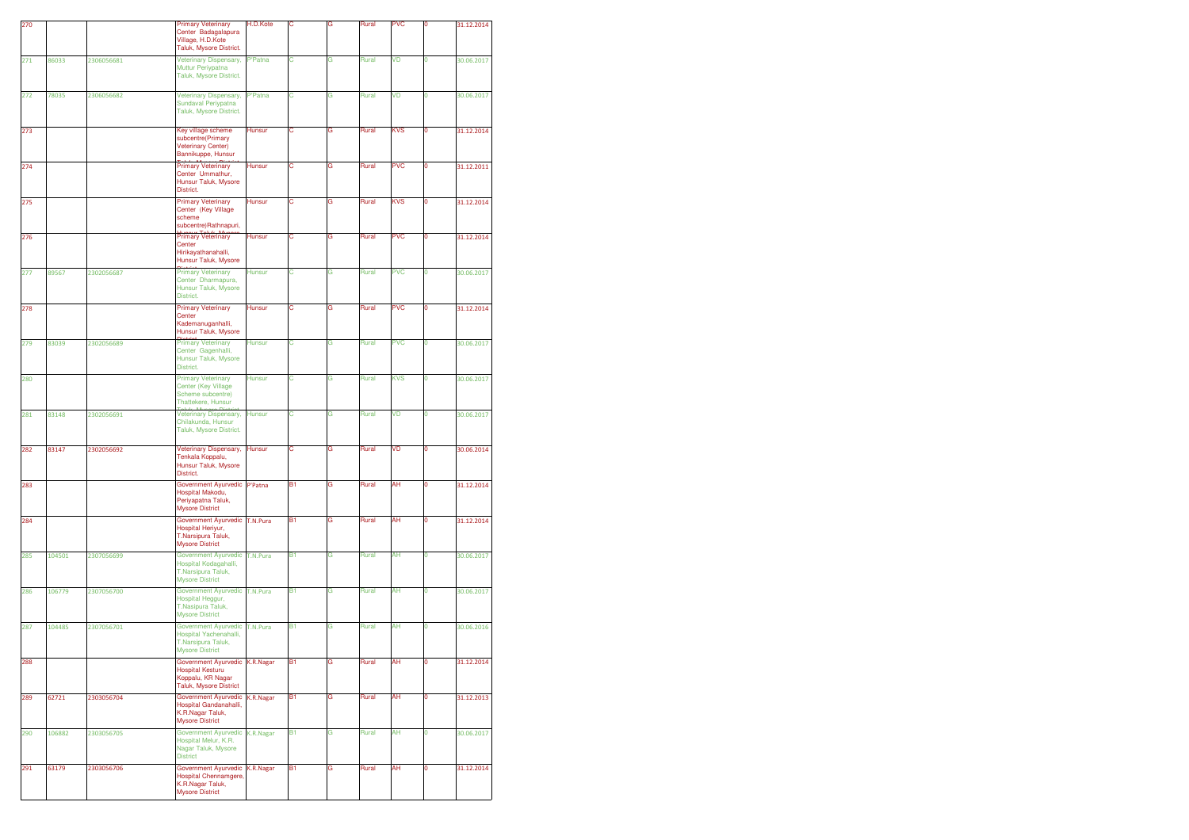| | | | | | | | | | | |
|---|---|---|---|---|---|---|---|---|---|---|
| 270 | | | Primary Veterinary Center Badagalapura Village, H.D.Kote Taluk, Mysore District. | H.D.Kote | C | G | Rural | PVC | 0 | 31.12.2014 |
| 271 | 86033 | 2306056681 | Veterinary Dispensary, Muttur Periyapatna Taluk, Mysore District. | P'Patna | C | G | Rural | VD | 0 | 30.06.2017 |
| 272 | 78035 | 2306056682 | Veterinary Dispensary, Sundaval Periyapatna Taluk, Mysore District. | P'Patna | C | G | Rural | VD | 0 | 30.06.2017 |
| 273 | | | Key village scheme subcentre(Primary Veterinary Center) Bannikuppe, Hunsur | Hunsur | C | G | Rural | KVS | 0 | 31.12.2014 |
| 274 | | | Primary Veterinary Center Ummathur, Hunsur Taluk, Mysore District. | Hunsur | C | G | Rural | PVC | 0 | 31.12.2011 |
| 275 | | | Primary Veterinary Center (Key Village scheme subcentre)Rathnapuri, | Hunsur | C | G | Rural | KVS | 0 | 31.12.2014 |
| 276 | | | Primary Veterinary Center Hirikayathanahalli, Hunsur Taluk, Mysore | Hunsur | C | G | Rural | PVC | 0 | 31.12.2014 |
| 277 | 89567 | 2302056687 | Primary Veterinary Center Dharmapura, Hunsur Taluk, Mysore District. | Hunsur | C | G | Rural | PVC | 0 | 30.06.2017 |
| 278 | | | Primary Veterinary Center Kademanuganhalli, Hunsur Taluk, Mysore | Hunsur | C | G | Rural | PVC | 0 | 31.12.2014 |
| 279 | 83039 | 2302056689 | Primary Veterinary Center Gagenhalli, Hunsur Taluk, Mysore District. | Hunsur | C | G | Rural | PVC | 0 | 30.06.2017 |
| 280 | | | Primary Veterinary Center (Key Village Scheme subcentre) Thattekere, Hunsur | Hunsur | C | G | Rural | KVS | 0 | 30.06.2017 |
| 281 | 83148 | 2302056691 | Veterinary Dispensary, Chilakunda, Hunsur Taluk, Mysore District. | Hunsur | C | G | Rural | VD | 0 | 30.06.2017 |
| 282 | 83147 | 2302056692 | Veterinary Dispensary, Tenkala Koppalu, Hunsur Taluk, Mysore District. | Hunsur | C | G | Rural | VD | 0 | 30.06.2014 |
| 283 | | | Government Ayurvedic Hospital Makodu, Periyapatna Taluk, Mysore District | P'Patna | B1 | G | Rural | AH | 0 | 31.12.2014 |
| 284 | | | Government Ayurvedic Hospital Heriyur, T.Narsipura Taluk, Mysore District | T.N.Pura | B1 | G | Rural | AH | 0 | 31.12.2014 |
| 285 | 104501 | 2307056699 | Government Ayurvedic Hospital Kodagahalli, T.Narsipura Taluk, Mysore District | T.N.Pura | B1 | G | Rural | AH | 0 | 30.06.2017 |
| 286 | 106779 | 2307056700 | Government Ayurvedic Hospital Heggur, T.Nasipura Taluk, Mysore District | T.N.Pura | B1 | G | Rural | AH | 0 | 30.06.2017 |
| 287 | 104485 | 2307056701 | Government Ayurvedic Hospital Yachenahalli, T.Narsipura Taluk, Mysore District | T.N.Pura | B1 | G | Rural | AH | 0 | 30.06.2016 |
| 288 | | | Government Ayurvedic Hospital Kesturu Koppalu, KR Nagar Taluk, Mysore District | K.R.Nagar | B1 | G | Rural | AH | 0 | 31.12.2014 |
| 289 | 62721 | 2303056704 | Government Ayurvedic Hospital Gandanahalli, K.R.Nagar Taluk, Mysore District | K.R.Nagar | B1 | G | Rural | AH | 0 | 31.12.2013 |
| 290 | 106882 | 2303056705 | Government Ayurvedic Hospital Melur, K.R. Nagar Taluk, Mysore District | K.R.Nagar | B1 | G | Rural | AH | 0 | 30.06.2017 |
| 291 | 63179 | 2303056706 | Government Ayurvedic Hospital Chennamgere, K.R.Nagar Taluk, Mysore District | K.R.Nagar | B1 | G | Rural | AH | 0 | 31.12.2014 |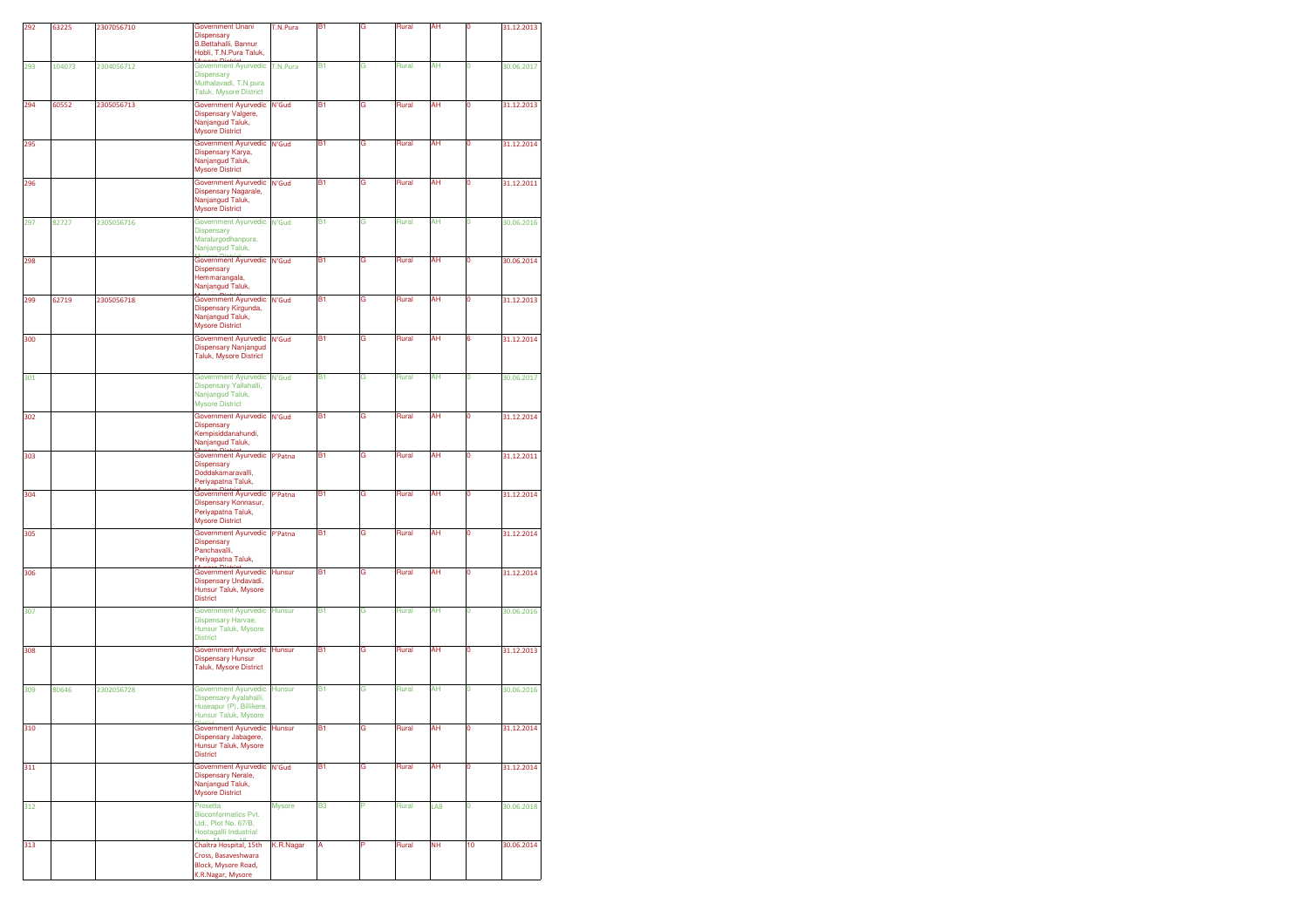| 292 | 63225 | 2307056710 | Government Unani Dispensary B.Bettahalli, Bannur Hobli, T.N.Pura Taluk, Mysore District | T.N.Pura | B1 | G | Rural | AH | 0 | 31.12.2013 |
|---|---|---|---|---|---|---|---|---|---|---|
| 293 | 104073 | 2304056712 | Government Ayurvedic Dispensary Muthalavadi, T.N.pura Taluk, Mysore District | T.N.Pura | B1 | G | Rural | AH | 0 | 30.06.2017 |
| 294 | 60552 | 2305056713 | Government Ayurvedic Dispensary Valgere, Nanjangud Taluk, Mysore District | N'Gud | B1 | G | Rural | AH | 0 | 31.12.2013 |
| 295 | | | Government Ayurvedic Dispensary Karya, Nanjangud Taluk, Mysore District | N'Gud | B1 | G | Rural | AH | 0 | 31.12.2014 |
| 296 | | | Government Ayurvedic Dispensary Nagarale, Nanjangud Taluk, Mysore District | N'Gud | B1 | G | Rural | AH | 0 | 31.12.2011 |
| 297 | 82727 | 2305056716 | Government Ayurvedic Dispensary Maralurgodhanpura, Nanjangud Taluk, Mysore District | N'Gud | B1 | G | Rural | AH | 0 | 30.06.2016 |
| 298 | | | Government Ayurvedic Dispensary Hemmarangala, Nanjangud Taluk, Mysore District | N'Gud | B1 | G | Rural | AH | 0 | 30.06.2014 |
| 299 | 62719 | 2305056718 | Government Ayurvedic Dispensary Kirgunda, Nanjangud Taluk, Mysore District | N'Gud | B1 | G | Rural | AH | 0 | 31.12.2013 |
| 300 | | | Government Ayurvedic Dispensary Nanjangud Taluk, Mysore District | N'Gud | B1 | G | Rural | AH | 6 | 31.12.2014 |
| 301 | | | Government Ayurvedic Dispensary Yallahalli, Nanjangud Taluk, Mysore District | N'Gud | B1 | G | Rural | AH | 0 | 30.06.2017 |
| 302 | | | Government Ayurvedic Dispensary Kempisiddanahundi, Nanjangud Taluk, Mysore District | N'Gud | B1 | G | Rural | AH | 0 | 31.12.2014 |
| 303 | | | Government Ayurvedic Dispensary Doddakamaravalli, Periyapatna Taluk, Mysore District | P'Patna | B1 | G | Rural | AH | 0 | 31.12.2011 |
| 304 | | | Government Ayurvedic Dispensary Konnasur, Periyapatna Taluk, Mysore District | P'Patna | B1 | G | Rural | AH | 0 | 31.12.2014 |
| 305 | | | Government Ayurvedic Dispensary Panchavalli, Periyapatna Taluk, Mysore District | P'Patna | B1 | G | Rural | AH | 0 | 31.12.2014 |
| 306 | | | Government Ayurvedic Dispensary Undavadi, Hunsur Taluk, Mysore District | Hunsur | B1 | G | Rural | AH | 0 | 31.12.2014 |
| 307 | | | Government Ayurvedic Dispensary Harvae, Hunsur Taluk, Mysore District | Hunsur | B1 | G | Rural | AH | 0 | 30.06.2016 |
| 308 | | | Government Ayurvedic Dispensary Hunsur Taluk, Mysore District | Hunsur | B1 | G | Rural | AH | 0 | 31.12.2013 |
| 309 | 80646 | 2302056728 | Government Ayurvedic Dispensary Ayalahalli, Huseapur (P), Billikere, Hunsur Taluk, Mysore District | Hunsur | B1 | G | Rural | AH | 0 | 30.06.2016 |
| 310 | | | Government Ayurvedic Dispensary Jabagere, Hunsur Taluk, Mysore District | Hunsur | B1 | G | Rural | AH | 0 | 31.12.2014 |
| 311 | | | Government Ayurvedic Dispensary Nerale, Nanjangud Taluk, Mysore District | N'Gud | B1 | G | Rural | AH | 0 | 31.12.2014 |
| 312 | | | Prosetta Bioconformatics Pvt. Ltd., Plot No. 67/B, Hootagalli Industrial Area, Mysore-18 | Mysore | B3 | P | Rural | LAB | 0 | 30.06.2018 |
| 313 | | | Chaitra Hospital, 15th Cross, Basaveshwara Block, Mysore Road, K.R.Nagar, Mysore | K.R.Nagar | A | P | Rural | NH | 10 | 30.06.2014 |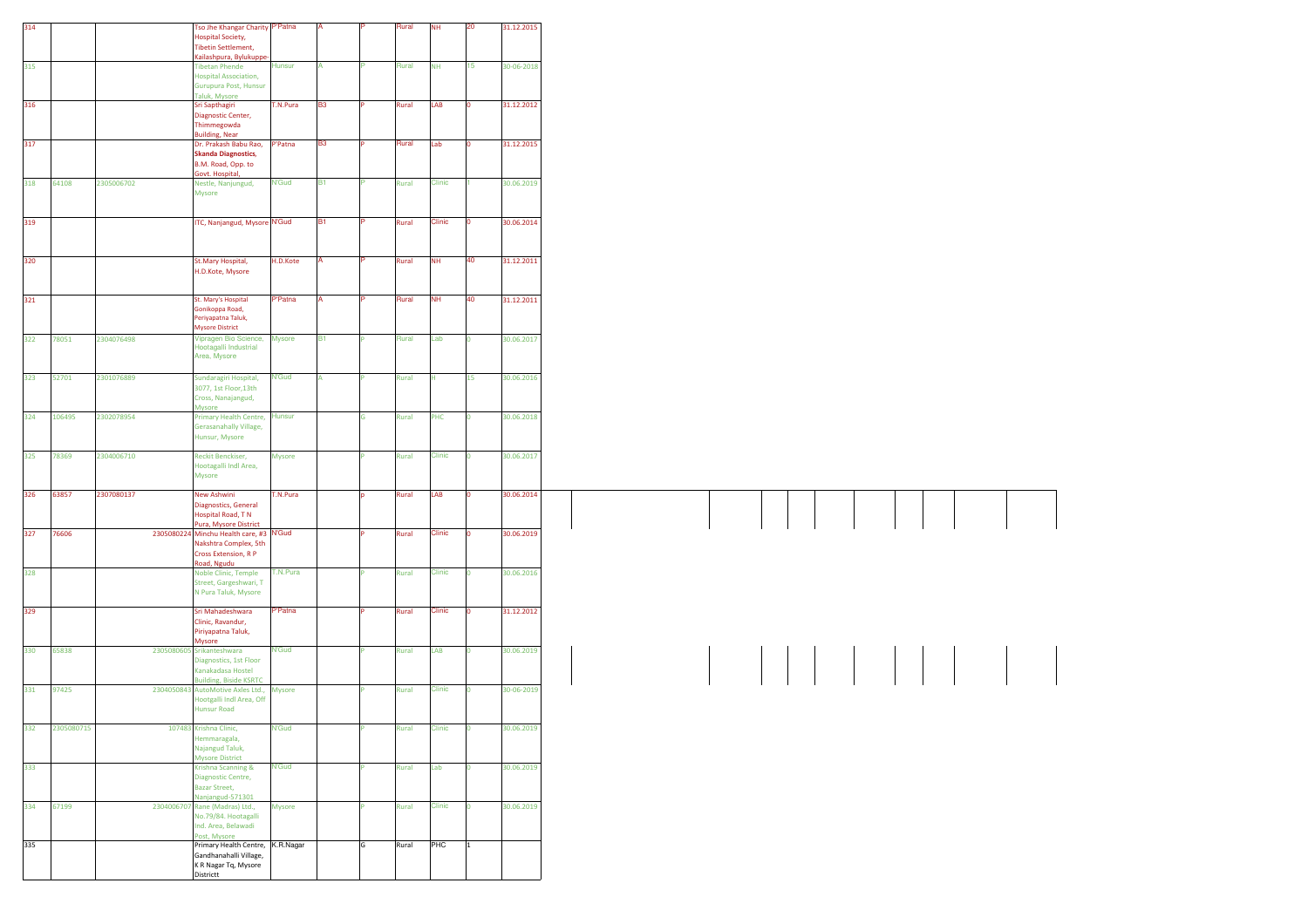| 314 | | | Tso Jhe Khangar Charity Hospital Society, Tibetin Settlement, Kailashpura, Bylukuppe- | P'Patna | A | P | Rural | NH | 20 | 31.12.2015 |
|---|---|---|---|---|---|---|---|---|---|---|
| 315 | | | Tibetan Phende Hospital Association, Gurupura Post, Hunsur Taluk, Mysore | Hunsur | A | P | Rural | NH | 15 | 30-06-2018 |
| 316 | | | Sri Sapthagiri Diagnostic Center, Thimmegowda Building, Near | T.N.Pura | B3 | P | Rural | LAB | 0 | 31.12.2012 |
| 317 | | | Dr. Prakash Babu Rao, **Skanda Diagnostics**, B.M. Road, Opp. to Govt. Hospital, | P'Patna | B3 | P | Rural | Lab | 0 | 31.12.2015 |
| 318 | 64108 | 2305006702 | Nestle, Nanjungud, Mysore | N'Gud | B1 | P | Rural | Clinic | 1 | 30.06.2019 |
| 319 | | | ITC, Nanjangud, Mysore | N'Gud | B1 | P | Rural | Clinic | 0 | 30.06.2014 |
| 320 | | | St.Mary Hospital, H.D.Kote, Mysore | H.D.Kote | A | P | Rural | NH | 40 | 31.12.2011 |
| 321 | | | St. Mary's Hospital Gonikoppa Road, Periyapatna Taluk, Mysore District | P'Patna | A | P | Rural | NH | 40 | 31.12.2011 |
| 322 | 78051 | 2304076498 | Vipragen Bio Science, Hootagalli Industrial Area, Mysore | Mysore | B1 | P | Rural | Lab | 0 | 30.06.2017 |
| 323 | 52701 | 2301076889 | Sundaragiri Hospital, 3077, 1st Floor,13th Cross, Nanajangud, Mysore | N'Gud | A | P | Rural | H | 15 | 30.06.2016 |
| 324 | 106495 | 2302078954 | Primary Health Centre, Gerasanahally Village, Hunsur, Mysore | Hunsur | | G | Rural | PHC | 0 | 30.06.2018 |
| 325 | 78369 | 2304006710 | Reckit Benckiser, Hootagalli Indl Area, Mysore | Mysore | | P | Rural | Clinic | 0 | 30.06.2017 |
| 326 | 63857 | 2307080137 | New Ashwini Diagnostics, General Hospital Road, T N Pura, Mysore District | T.N.Pura | | p | Rural | LAB | 0 | 30.06.2014 |
| 327 | 76606 | 2305080224 | Minchu Health care, #3 Nakshtra Complex, 5th Cross Extension, R P Road, Ngudu | N'Gud | | P | Rural | Clinic | 0 | 30.06.2019 |
| 328 | | | Noble Clinic, Temple Street, Gargeshwari, T N Pura Taluk, Mysore | T.N.Pura | | P | Rural | Clinic | 0 | 30.06.2016 |
| 329 | | | Sri Mahadeshwara Clinic, Ravandur, Piriyapatna Taluk, Mysore | P'Patna | | P | Rural | Clinic | 0 | 31.12.2012 |
| 330 | 65838 | 2305080605 | Srikanteshwara Diagnostics, 1st Floor Kanakadasa Hostel Building, Bside KSRTC | N'Gud | | P | Rural | LAB | 0 | 30.06.2019 |
| 331 | 97425 | 2304050843 | AutoMotive Axles Ltd., Hootgalli Indl Area, Off Hunsur Road | Mysore | | P | Rural | Clinic | 0 | 30-06-2019 |
| 332 | 2305080715 | 107483 | Krishna Clinic, Hemmaragala, Najangud Taluk, Mysore District | N'Gud | | P | Rural | Clinic | 0 | 30.06.2019 |
| 333 | | | Krishna Scanning & Diagnostic Centre, Bazar Street, Nanjangud-571301 | N'Gud | | P | Rural | Lab | 0 | 30.06.2019 |
| 334 | 67199 | 2304006707 | Rane (Madras) Ltd., No.79/84. Hootagalli Ind. Area, Belawadi Post, Mysore | Mysore | | P | Rural | Clinic | 0 | 30.06.2019 |
| 335 | | | Primary Health Centre, Gandhanahalli Village, K R Nagar Tq, Mysore Districtt | K.R.Nagar | | G | Rural | PHC | 1 | |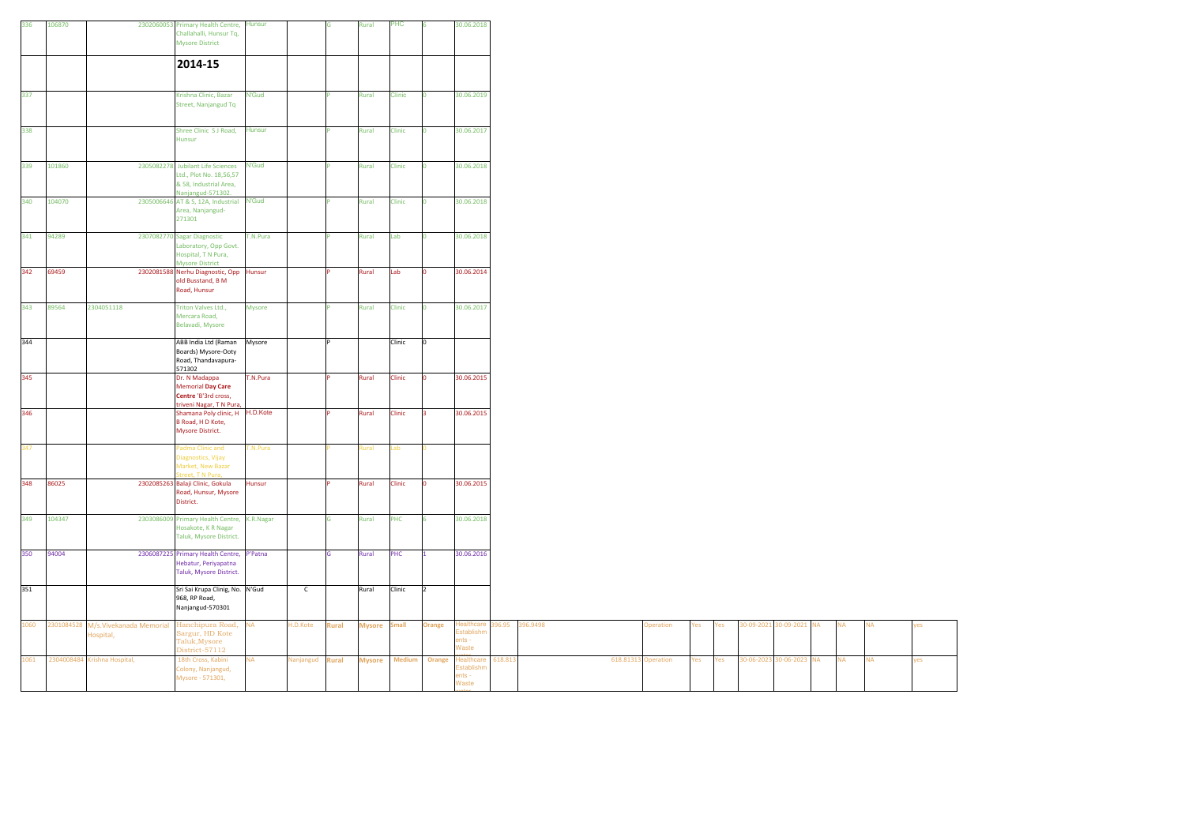| | | | | | | | | | | | | | | | | | | | | | | | |
|---|---|---|---|---|---|---|---|---|---|---|---|---|---|---|---|---|---|---|---|---|---|---|---|
| 336 | 106870 | | 2302060053 | Primary Health Centre, Challahalli, Hunsur Tq, Mysore District | Hunsur | | G | Rural | PHC | 6 | 30.06.2018 | | | | | | | | | | | | |
| | | | | **2014-15** | | | | | | | | | | | | | | | | | | | |
| 337 | | | | Krishna Clinic, Bazar Street, Nanjangud Tq | N'Gud | | P | Rural | Clinic | 0 | 30.06.2019 | | | | | | | | | | | | |
| 338 | | | | Shree Clinic S J Road, Hunsur | Hunsur | | P | Rural | Clinic | 0 | 30.06.2017 | | | | | | | | | | | | |
| 339 | 101860 | | 2305082278 | Jubilant Life Sciences Ltd., Plot No. 18,56,57 & 58, Industrial Area, Nanjangud-571302. | N'Gud | | P | Rural | Clinic | 0 | 30.06.2018 | | | | | | | | | | | | |
| 340 | 104070 | | 2305006646 | AT & S, 12A, Industrial Area, Nanjangud-271301 | N'Gud | | P | Rural | Clinic | 0 | 30.06.2018 | | | | | | | | | | | | |
| 341 | 94289 | | 2307082770 | Sagar Diagnostic Laboratory, Opp Govt. Hospital, T N Pura, Mysore District | T.N.Pura | | P | Rural | Lab | 0 | 30.06.2018 | | | | | | | | | | | | |
| 342 | 69459 | | 2302081588 | Nerhu Diagnostic, Opp old Busstand, B M Road, Hunsur | Hunsur | | P | Rural | Lab | 0 | 30.06.2014 | | | | | | | | | | | | |
| 343 | 89564 | 2304051118 | | Triton Valves Ltd., Mercara Road, Belavadi, Mysore | Mysore | | P | Rural | Clinic | 0 | 30.06.2017 | | | | | | | | | | | | |
| 344 | | | | ABB India Ltd (Raman Boards) Mysore-Ooty Road, Thandavapura-571302 | Mysore | | P | | Clinic | 0 | | | | | | | | | | | | | |
| 345 | | | | Dr. N Madappa Memorial **Day Care Centre** 'B'3rd cross, triveni Nagar, T N Pura, | T.N.Pura | | P | Rural | Clinic | 0 | 30.06.2015 | | | | | | | | | | | | |
| 346 | | | | Shamana Poly clinic, H B Road, H D Kote, Mysore District. | H.D.Kote | | P | Rural | Clinic | 3 | 30.06.2015 | | | | | | | | | | | | |
| 347 | | | | Padma Clinic and Diagnostics, Vijay Market, New Bazar Street, T N Pura | T.N.Pura | | P | Rural | Lab | 0 | | | | | | | | | | | | | |
| 348 | 86025 | | 2302085263 | Balaji Clinic, Gokula Road, Hunsur, Mysore District. | Hunsur | | P | Rural | Clinic | 0 | 30.06.2015 | | | | | | | | | | | | |
| 349 | 104347 | | 2303086009 | Primary Health Centre, Hosakote, K R Nagar Taluk, Mysore District. | K.R.Nagar | | G | Rural | PHC | 6 | 30.06.2018 | | | | | | | | | | | | |
| 350 | 94004 | | 2306087225 | Primary Health Centre, Hebatur, Periyapatna Taluk, Mysore District. | P'Patna | | G | Rural | PHC | 1 | 30.06.2016 | | | | | | | | | | | | |
| 351 | | | | Sri Sai Krupa Clinig, No. 968, RP Road, Nanjangud-570301 | N'Gud | C | | Rural | Clinic | 2 | | | | | | | | | | | | | |
| 1060 | 2301084528 | M/s.Vivekanada Memorial Hospital, | | Hanchipura Road, Sargur, HD Kote Taluk,Mysore District-57112 | NA | H.D.Kote | Rural | Mysore | Small | Orange | Healthcare Establishments - Waste | 396.95 | 396.9498 | | Operation | Yes | Yes | 30-09-2021 | 30-09-2021 | NA | NA | NA | yes |
| 1061 | 2304008484 | Krishna Hospital, | | 18th Cross, Kabini Colony, Nanjangud, Mysore - 571301, | NA | Nanjangud | Rural | Mysore | Medium | Orange | Healthcare Establishments - Waste | 618.813 | | 618.81313 | Operation | Yes | Yes | 30-06-2023 | 30-06-2023 | NA | NA | NA | yes |